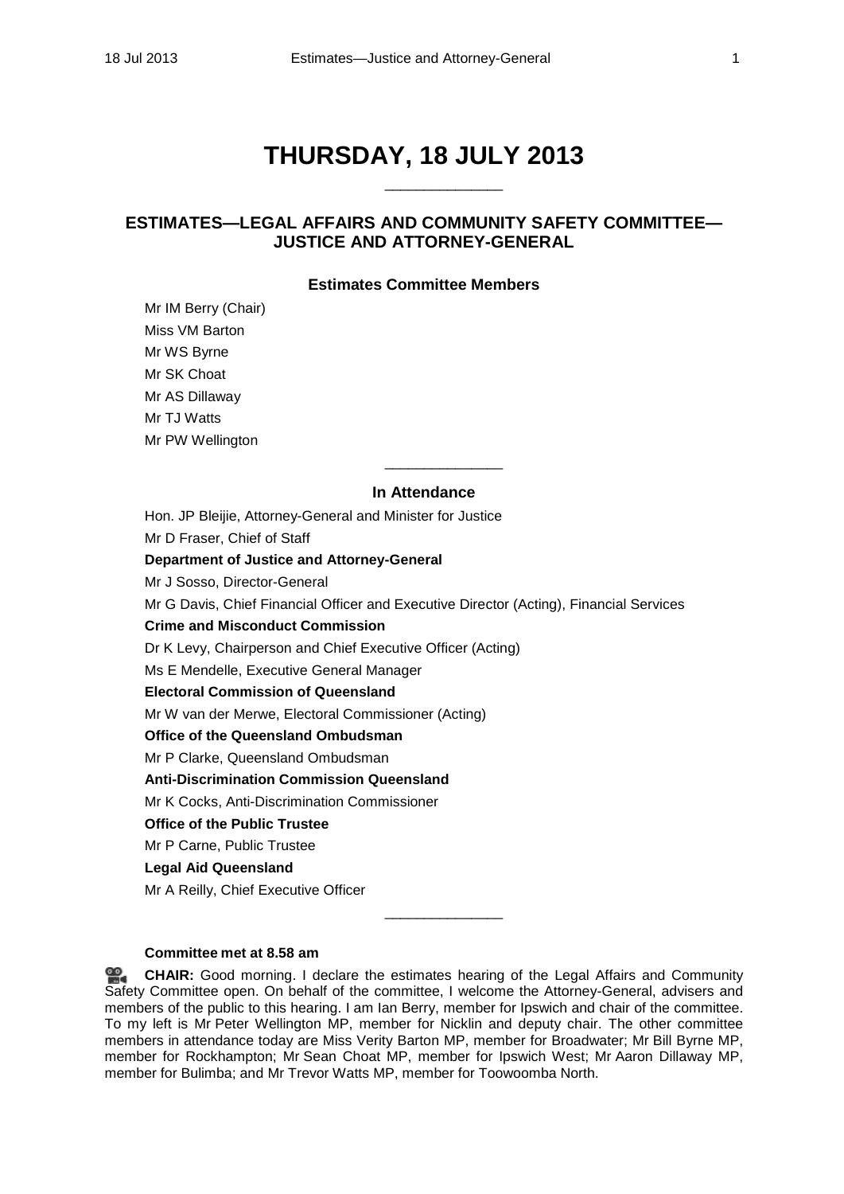# THURSDAY, 18 JULY 2013

\_\_\_\_\_\_\_\_\_\_\_\_\_\_\_

## ESTIMATES—LEGAL AFFAIRS AND COMMUNITY SAFETY COMMITTEE—JUSTICE AND ATTORNEY-GENERAL

### Estimates Committee Members

Mr IM Berry (Chair)
Miss VM Barton
Mr WS Byrne
Mr SK Choat
Mr AS Dillaway
Mr TJ Watts
Mr PW Wellington

\_\_\_\_\_\_\_\_\_\_\_\_\_\_\_

### In Attendance

Hon. JP Bleijie, Attorney-General and Minister for Justice
Mr D Fraser, Chief of Staff

**Department of Justice and Attorney-General**

Mr J Sosso, Director-General
Mr G Davis, Chief Financial Officer and Executive Director (Acting), Financial Services

**Crime and Misconduct Commission**

Dr K Levy, Chairperson and Chief Executive Officer (Acting)
Ms E Mendelle, Executive General Manager

**Electoral Commission of Queensland**

Mr W van der Merwe, Electoral Commissioner (Acting)

**Office of the Queensland Ombudsman**

Mr P Clarke, Queensland Ombudsman

**Anti-Discrimination Commission Queensland**

Mr K Cocks, Anti-Discrimination Commissioner

**Office of the Public Trustee**

Mr P Carne, Public Trustee

**Legal Aid Queensland**

Mr A Reilly, Chief Executive Officer

\_\_\_\_\_\_\_\_\_\_\_\_\_\_\_

**Committee met at 8.58 am**

**CHAIR:** Good morning. I declare the estimates hearing of the Legal Affairs and Community Safety Committee open. On behalf of the committee, I welcome the Attorney-General, advisers and members of the public to this hearing. I am Ian Berry, member for Ipswich and chair of the committee. To my left is Mr Peter Wellington MP, member for Nicklin and deputy chair. The other committee members in attendance today are Miss Verity Barton MP, member for Broadwater; Mr Bill Byrne MP, member for Rockhampton; Mr Sean Choat MP, member for Ipswich West; Mr Aaron Dillaway MP, member for Bulimba; and Mr Trevor Watts MP, member for Toowoomba North.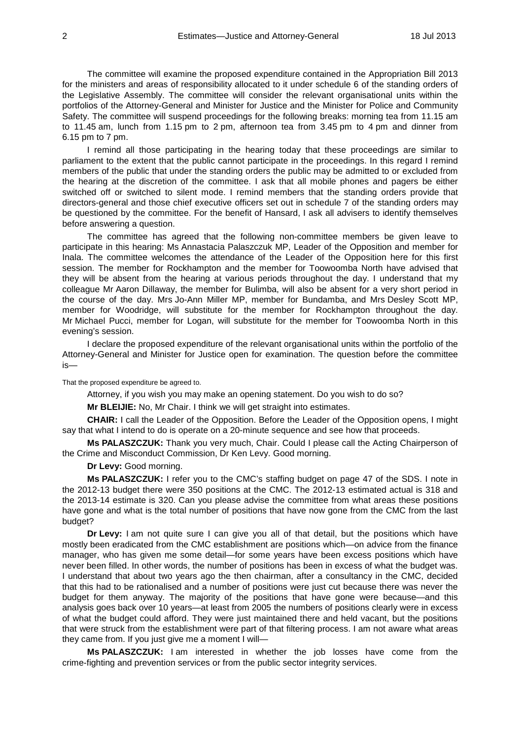The committee will examine the proposed expenditure contained in the Appropriation Bill 2013 for the ministers and areas of responsibility allocated to it under schedule 6 of the standing orders of the Legislative Assembly. The committee will consider the relevant organisational units within the portfolios of the Attorney-General and Minister for Justice and the Minister for Police and Community Safety. The committee will suspend proceedings for the following breaks: morning tea from 11.15 am to 11.45 am, lunch from 1.15 pm to 2 pm, afternoon tea from 3.45 pm to 4 pm and dinner from 6.15 pm to 7 pm.

I remind all those participating in the hearing today that these proceedings are similar to parliament to the extent that the public cannot participate in the proceedings. In this regard I remind members of the public that under the standing orders the public may be admitted to or excluded from the hearing at the discretion of the committee. I ask that all mobile phones and pagers be either switched off or switched to silent mode. I remind members that the standing orders provide that directors-general and those chief executive officers set out in schedule 7 of the standing orders may be questioned by the committee. For the benefit of Hansard, I ask all advisers to identify themselves before answering a question.

The committee has agreed that the following non-committee members be given leave to participate in this hearing: Ms Annastacia Palaszczuk MP, Leader of the Opposition and member for Inala. The committee welcomes the attendance of the Leader of the Opposition here for this first session. The member for Rockhampton and the member for Toowoomba North have advised that they will be absent from the hearing at various periods throughout the day. I understand that my colleague Mr Aaron Dillaway, the member for Bulimba, will also be absent for a very short period in the course of the day. Mrs Jo-Ann Miller MP, member for Bundamba, and Mrs Desley Scott MP, member for Woodridge, will substitute for the member for Rockhampton throughout the day. Mr Michael Pucci, member for Logan, will substitute for the member for Toowoomba North in this evening's session.

I declare the proposed expenditure of the relevant organisational units within the portfolio of the Attorney-General and Minister for Justice open for examination. The question before the committee is—

That the proposed expenditure be agreed to.

Attorney, if you wish you may make an opening statement. Do you wish to do so?

**Mr BLEIJIE:** No, Mr Chair. I think we will get straight into estimates.

**CHAIR:** I call the Leader of the Opposition. Before the Leader of the Opposition opens, I might say that what I intend to do is operate on a 20-minute sequence and see how that proceeds.

**Ms PALASZCZUK:** Thank you very much, Chair. Could I please call the Acting Chairperson of the Crime and Misconduct Commission, Dr Ken Levy. Good morning.

**Dr Levy:** Good morning.

**Ms PALASZCZUK:** I refer you to the CMC's staffing budget on page 47 of the SDS. I note in the 2012-13 budget there were 350 positions at the CMC. The 2012-13 estimated actual is 318 and the 2013-14 estimate is 320. Can you please advise the committee from what areas these positions have gone and what is the total number of positions that have now gone from the CMC from the last budget?

**Dr Levy:** I am not quite sure I can give you all of that detail, but the positions which have mostly been eradicated from the CMC establishment are positions which—on advice from the finance manager, who has given me some detail—for some years have been excess positions which have never been filled. In other words, the number of positions has been in excess of what the budget was. I understand that about two years ago the then chairman, after a consultancy in the CMC, decided that this had to be rationalised and a number of positions were just cut because there was never the budget for them anyway. The majority of the positions that have gone were because—and this analysis goes back over 10 years—at least from 2005 the numbers of positions clearly were in excess of what the budget could afford. They were just maintained there and held vacant, but the positions that were struck from the establishment were part of that filtering process. I am not aware what areas they came from. If you just give me a moment I will—

**Ms PALASZCZUK:** I am interested in whether the job losses have come from the crime-fighting and prevention services or from the public sector integrity services.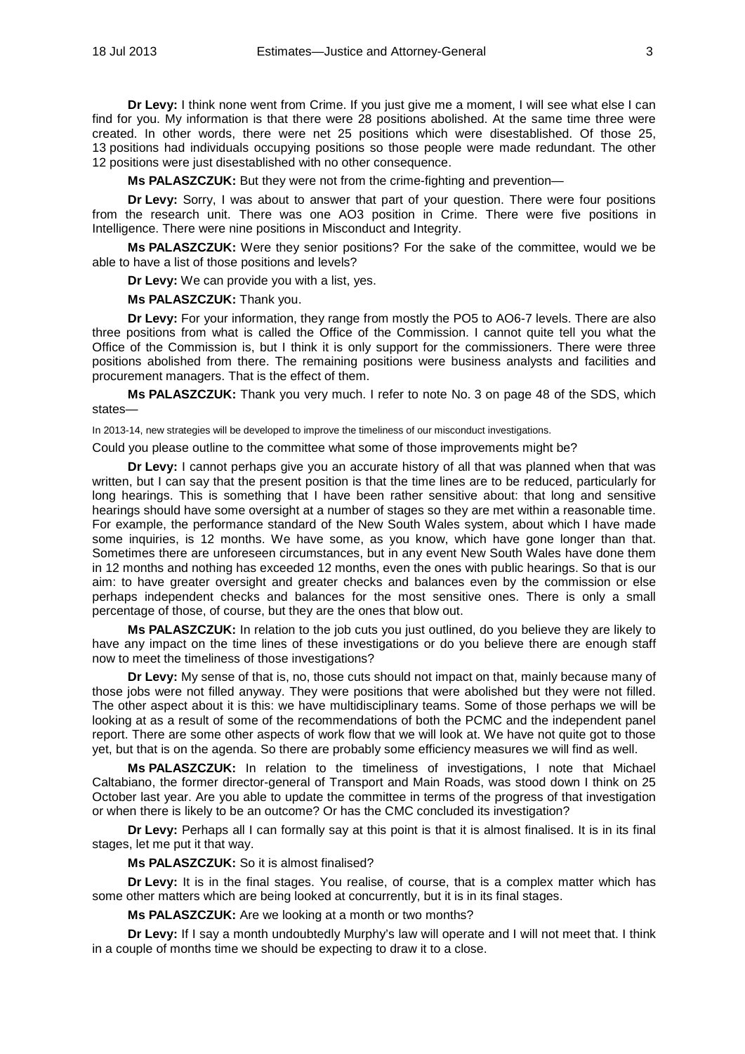**Dr Levy:** I think none went from Crime. If you just give me a moment, I will see what else I can find for you. My information is that there were 28 positions abolished. At the same time three were created. In other words, there were net 25 positions which were disestablished. Of those 25, 13 positions had individuals occupying positions so those people were made redundant. The other 12 positions were just disestablished with no other consequence.

**Ms PALASZCZUK:** But they were not from the crime-fighting and prevention—

**Dr Levy:** Sorry, I was about to answer that part of your question. There were four positions from the research unit. There was one AO3 position in Crime. There were five positions in Intelligence. There were nine positions in Misconduct and Integrity.

**Ms PALASZCZUK:** Were they senior positions? For the sake of the committee, would we be able to have a list of those positions and levels?

**Dr Levy:** We can provide you with a list, yes.

**Ms PALASZCZUK:** Thank you.

**Dr Levy:** For your information, they range from mostly the PO5 to AO6-7 levels. There are also three positions from what is called the Office of the Commission. I cannot quite tell you what the Office of the Commission is, but I think it is only support for the commissioners. There were three positions abolished from there. The remaining positions were business analysts and facilities and procurement managers. That is the effect of them.

**Ms PALASZCZUK:** Thank you very much. I refer to note No. 3 on page 48 of the SDS, which states—

In 2013-14, new strategies will be developed to improve the timeliness of our misconduct investigations.

Could you please outline to the committee what some of those improvements might be?

**Dr Levy:** I cannot perhaps give you an accurate history of all that was planned when that was written, but I can say that the present position is that the time lines are to be reduced, particularly for long hearings. This is something that I have been rather sensitive about: that long and sensitive hearings should have some oversight at a number of stages so they are met within a reasonable time. For example, the performance standard of the New South Wales system, about which I have made some inquiries, is 12 months. We have some, as you know, which have gone longer than that. Sometimes there are unforeseen circumstances, but in any event New South Wales have done them in 12 months and nothing has exceeded 12 months, even the ones with public hearings. So that is our aim: to have greater oversight and greater checks and balances even by the commission or else perhaps independent checks and balances for the most sensitive ones. There is only a small percentage of those, of course, but they are the ones that blow out.

**Ms PALASZCZUK:** In relation to the job cuts you just outlined, do you believe they are likely to have any impact on the time lines of these investigations or do you believe there are enough staff now to meet the timeliness of those investigations?

**Dr Levy:** My sense of that is, no, those cuts should not impact on that, mainly because many of those jobs were not filled anyway. They were positions that were abolished but they were not filled. The other aspect about it is this: we have multidisciplinary teams. Some of those perhaps we will be looking at as a result of some of the recommendations of both the PCMC and the independent panel report. There are some other aspects of work flow that we will look at. We have not quite got to those yet, but that is on the agenda. So there are probably some efficiency measures we will find as well.

**Ms PALASZCZUK:** In relation to the timeliness of investigations, I note that Michael Caltabiano, the former director-general of Transport and Main Roads, was stood down I think on 25 October last year. Are you able to update the committee in terms of the progress of that investigation or when there is likely to be an outcome? Or has the CMC concluded its investigation?

**Dr Levy:** Perhaps all I can formally say at this point is that it is almost finalised. It is in its final stages, let me put it that way.

**Ms PALASZCZUK:** So it is almost finalised?

**Dr Levy:** It is in the final stages. You realise, of course, that is a complex matter which has some other matters which are being looked at concurrently, but it is in its final stages.

**Ms PALASZCZUK:** Are we looking at a month or two months?

**Dr Levy:** If I say a month undoubtedly Murphy's law will operate and I will not meet that. I think in a couple of months time we should be expecting to draw it to a close.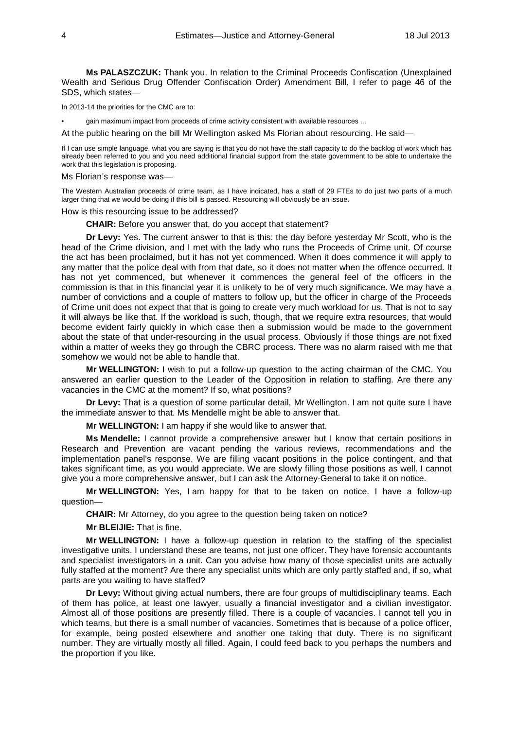**Ms PALASZCZUK:** Thank you. In relation to the Criminal Proceeds Confiscation (Unexplained Wealth and Serious Drug Offender Confiscation Order) Amendment Bill, I refer to page 46 of the SDS, which states—

In 2013-14 the priorities for the CMC are to:

- gain maximum impact from proceeds of crime activity consistent with available resources ...

At the public hearing on the bill Mr Wellington asked Ms Florian about resourcing. He said—

If I can use simple language, what you are saying is that you do not have the staff capacity to do the backlog of work which has already been referred to you and you need additional financial support from the state government to be able to undertake the work that this legislation is proposing.

Ms Florian's response was—

The Western Australian proceeds of crime team, as I have indicated, has a staff of 29 FTEs to do just two parts of a much larger thing that we would be doing if this bill is passed. Resourcing will obviously be an issue.

How is this resourcing issue to be addressed?

**CHAIR:** Before you answer that, do you accept that statement?

**Dr Levy:** Yes. The current answer to that is this: the day before yesterday Mr Scott, who is the head of the Crime division, and I met with the lady who runs the Proceeds of Crime unit. Of course the act has been proclaimed, but it has not yet commenced. When it does commence it will apply to any matter that the police deal with from that date, so it does not matter when the offence occurred. It has not yet commenced, but whenever it commences the general feel of the officers in the commission is that in this financial year it is unlikely to be of very much significance. We may have a number of convictions and a couple of matters to follow up, but the officer in charge of the Proceeds of Crime unit does not expect that that is going to create very much workload for us. That is not to say it will always be like that. If the workload is such, though, that we require extra resources, that would become evident fairly quickly in which case then a submission would be made to the government about the state of that under-resourcing in the usual process. Obviously if those things are not fixed within a matter of weeks they go through the CBRC process. There was no alarm raised with me that somehow we would not be able to handle that.

**Mr WELLINGTON:** I wish to put a follow-up question to the acting chairman of the CMC. You answered an earlier question to the Leader of the Opposition in relation to staffing. Are there any vacancies in the CMC at the moment? If so, what positions?

**Dr Levy:** That is a question of some particular detail, Mr Wellington. I am not quite sure I have the immediate answer to that. Ms Mendelle might be able to answer that.

**Mr WELLINGTON:** I am happy if she would like to answer that.

**Ms Mendelle:** I cannot provide a comprehensive answer but I know that certain positions in Research and Prevention are vacant pending the various reviews, recommendations and the implementation panel's response. We are filling vacant positions in the police contingent, and that takes significant time, as you would appreciate. We are slowly filling those positions as well. I cannot give you a more comprehensive answer, but I can ask the Attorney-General to take it on notice.

**Mr WELLINGTON:** Yes, I am happy for that to be taken on notice. I have a follow-up question—

**CHAIR:** Mr Attorney, do you agree to the question being taken on notice?

**Mr BLEIJIE:** That is fine.

**Mr WELLINGTON:** I have a follow-up question in relation to the staffing of the specialist investigative units. I understand these are teams, not just one officer. They have forensic accountants and specialist investigators in a unit. Can you advise how many of those specialist units are actually fully staffed at the moment? Are there any specialist units which are only partly staffed and, if so, what parts are you waiting to have staffed?

**Dr Levy:** Without giving actual numbers, there are four groups of multidisciplinary teams. Each of them has police, at least one lawyer, usually a financial investigator and a civilian investigator. Almost all of those positions are presently filled. There is a couple of vacancies. I cannot tell you in which teams, but there is a small number of vacancies. Sometimes that is because of a police officer, for example, being posted elsewhere and another one taking that duty. There is no significant number. They are virtually mostly all filled. Again, I could feed back to you perhaps the numbers and the proportion if you like.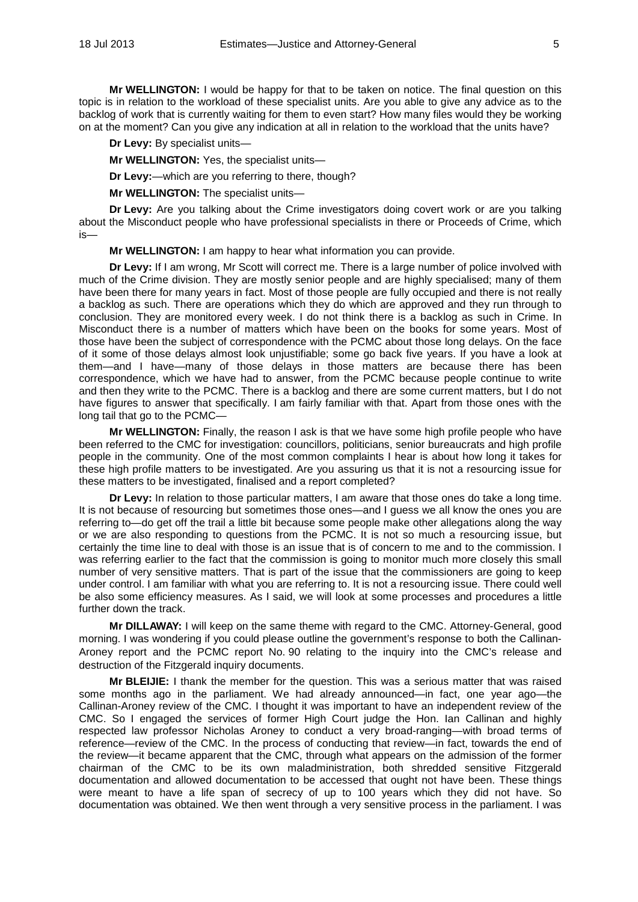**Mr WELLINGTON:** I would be happy for that to be taken on notice. The final question on this topic is in relation to the workload of these specialist units. Are you able to give any advice as to the backlog of work that is currently waiting for them to even start? How many files would they be working on at the moment? Can you give any indication at all in relation to the workload that the units have?

**Dr Levy:** By specialist units—

**Mr WELLINGTON:** Yes, the specialist units—

**Dr Levy:**—which are you referring to there, though?

**Mr WELLINGTON:** The specialist units—

**Dr Levy:** Are you talking about the Crime investigators doing covert work or are you talking about the Misconduct people who have professional specialists in there or Proceeds of Crime, which is—

**Mr WELLINGTON:** I am happy to hear what information you can provide.

**Dr Levy:** If I am wrong, Mr Scott will correct me. There is a large number of police involved with much of the Crime division. They are mostly senior people and are highly specialised; many of them have been there for many years in fact. Most of those people are fully occupied and there is not really a backlog as such. There are operations which they do which are approved and they run through to conclusion. They are monitored every week. I do not think there is a backlog as such in Crime. In Misconduct there is a number of matters which have been on the books for some years. Most of those have been the subject of correspondence with the PCMC about those long delays. On the face of it some of those delays almost look unjustifiable; some go back five years. If you have a look at them—and I have—many of those delays in those matters are because there has been correspondence, which we have had to answer, from the PCMC because people continue to write and then they write to the PCMC. There is a backlog and there are some current matters, but I do not have figures to answer that specifically. I am fairly familiar with that. Apart from those ones with the long tail that go to the PCMC—

**Mr WELLINGTON:** Finally, the reason I ask is that we have some high profile people who have been referred to the CMC for investigation: councillors, politicians, senior bureaucrats and high profile people in the community. One of the most common complaints I hear is about how long it takes for these high profile matters to be investigated. Are you assuring us that it is not a resourcing issue for these matters to be investigated, finalised and a report completed?

**Dr Levy:** In relation to those particular matters, I am aware that those ones do take a long time. It is not because of resourcing but sometimes those ones—and I guess we all know the ones you are referring to—do get off the trail a little bit because some people make other allegations along the way or we are also responding to questions from the PCMC. It is not so much a resourcing issue, but certainly the time line to deal with those is an issue that is of concern to me and to the commission. I was referring earlier to the fact that the commission is going to monitor much more closely this small number of very sensitive matters. That is part of the issue that the commissioners are going to keep under control. I am familiar with what you are referring to. It is not a resourcing issue. There could well be also some efficiency measures. As I said, we will look at some processes and procedures a little further down the track.

**Mr DILLAWAY:** I will keep on the same theme with regard to the CMC. Attorney-General, good morning. I was wondering if you could please outline the government's response to both the Callinan-Aroney report and the PCMC report No. 90 relating to the inquiry into the CMC's release and destruction of the Fitzgerald inquiry documents.

**Mr BLEIJIE:** I thank the member for the question. This was a serious matter that was raised some months ago in the parliament. We had already announced—in fact, one year ago—the Callinan-Aroney review of the CMC. I thought it was important to have an independent review of the CMC. So I engaged the services of former High Court judge the Hon. Ian Callinan and highly respected law professor Nicholas Aroney to conduct a very broad-ranging—with broad terms of reference—review of the CMC. In the process of conducting that review—in fact, towards the end of the review—it became apparent that the CMC, through what appears on the admission of the former chairman of the CMC to be its own maladministration, both shredded sensitive Fitzgerald documentation and allowed documentation to be accessed that ought not have been. These things were meant to have a life span of secrecy of up to 100 years which they did not have. So documentation was obtained. We then went through a very sensitive process in the parliament. I was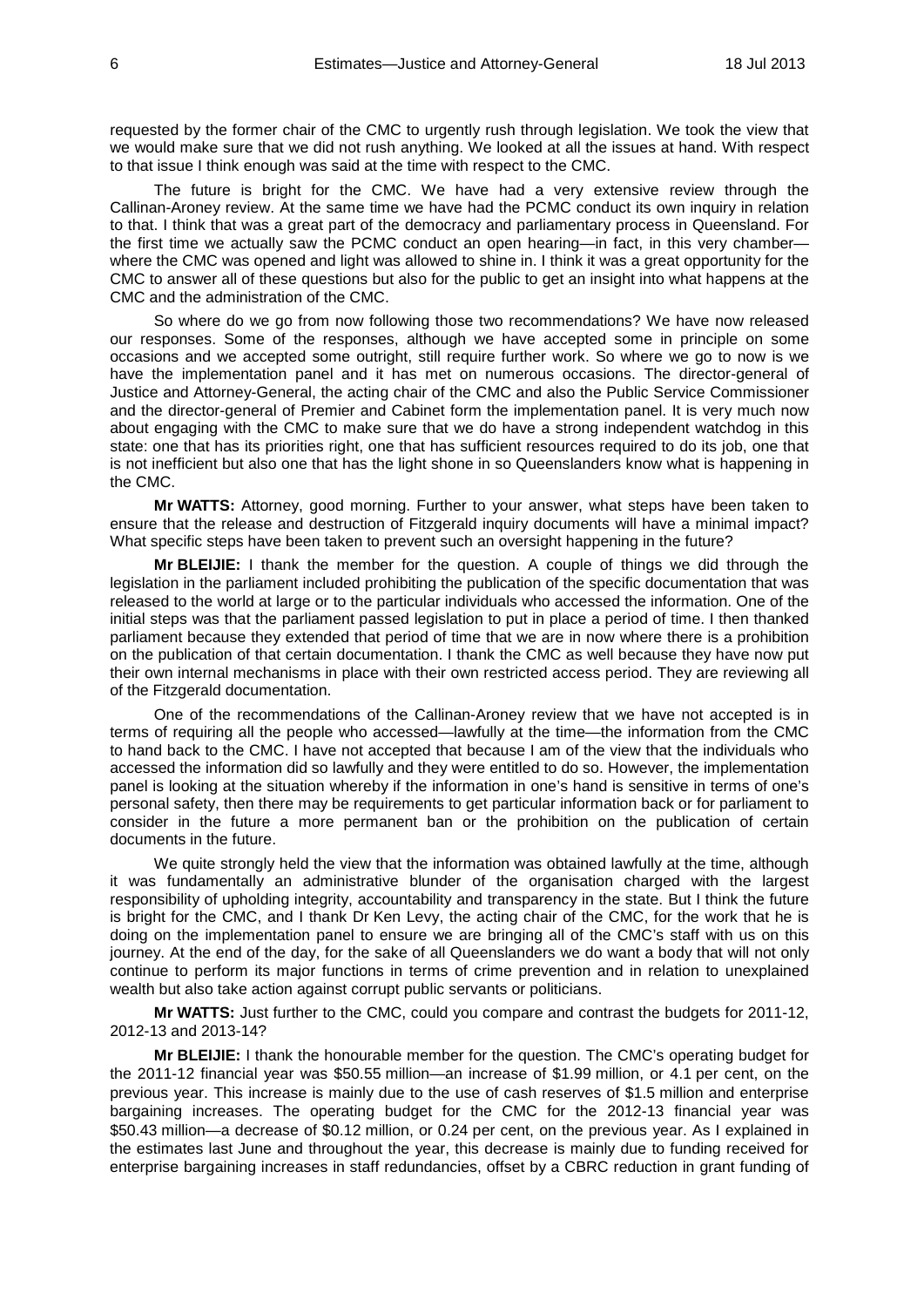requested by the former chair of the CMC to urgently rush through legislation. We took the view that we would make sure that we did not rush anything. We looked at all the issues at hand. With respect to that issue I think enough was said at the time with respect to the CMC.

The future is bright for the CMC. We have had a very extensive review through the Callinan-Aroney review. At the same time we have had the PCMC conduct its own inquiry in relation to that. I think that was a great part of the democracy and parliamentary process in Queensland. For the first time we actually saw the PCMC conduct an open hearing—in fact, in this very chamber—where the CMC was opened and light was allowed to shine in. I think it was a great opportunity for the CMC to answer all of these questions but also for the public to get an insight into what happens at the CMC and the administration of the CMC.

So where do we go from now following those two recommendations? We have now released our responses. Some of the responses, although we have accepted some in principle on some occasions and we accepted some outright, still require further work. So where we go to now is we have the implementation panel and it has met on numerous occasions. The director-general of Justice and Attorney-General, the acting chair of the CMC and also the Public Service Commissioner and the director-general of Premier and Cabinet form the implementation panel. It is very much now about engaging with the CMC to make sure that we do have a strong independent watchdog in this state: one that has its priorities right, one that has sufficient resources required to do its job, one that is not inefficient but also one that has the light shone in so Queenslanders know what is happening in the CMC.

**Mr WATTS:** Attorney, good morning. Further to your answer, what steps have been taken to ensure that the release and destruction of Fitzgerald inquiry documents will have a minimal impact? What specific steps have been taken to prevent such an oversight happening in the future?

**Mr BLEIJIE:** I thank the member for the question. A couple of things we did through the legislation in the parliament included prohibiting the publication of the specific documentation that was released to the world at large or to the particular individuals who accessed the information. One of the initial steps was that the parliament passed legislation to put in place a period of time. I then thanked parliament because they extended that period of time that we are in now where there is a prohibition on the publication of that certain documentation. I thank the CMC as well because they have now put their own internal mechanisms in place with their own restricted access period. They are reviewing all of the Fitzgerald documentation.

One of the recommendations of the Callinan-Aroney review that we have not accepted is in terms of requiring all the people who accessed—lawfully at the time—the information from the CMC to hand back to the CMC. I have not accepted that because I am of the view that the individuals who accessed the information did so lawfully and they were entitled to do so. However, the implementation panel is looking at the situation whereby if the information in one's hand is sensitive in terms of one's personal safety, then there may be requirements to get particular information back or for parliament to consider in the future a more permanent ban or the prohibition on the publication of certain documents in the future.

We quite strongly held the view that the information was obtained lawfully at the time, although it was fundamentally an administrative blunder of the organisation charged with the largest responsibility of upholding integrity, accountability and transparency in the state. But I think the future is bright for the CMC, and I thank Dr Ken Levy, the acting chair of the CMC, for the work that he is doing on the implementation panel to ensure we are bringing all of the CMC's staff with us on this journey. At the end of the day, for the sake of all Queenslanders we do want a body that will not only continue to perform its major functions in terms of crime prevention and in relation to unexplained wealth but also take action against corrupt public servants or politicians.

**Mr WATTS:** Just further to the CMC, could you compare and contrast the budgets for 2011-12, 2012-13 and 2013-14?

**Mr BLEIJIE:** I thank the honourable member for the question. The CMC's operating budget for the 2011-12 financial year was $50.55 million—an increase of $1.99 million, or 4.1 per cent, on the previous year. This increase is mainly due to the use of cash reserves of $1.5 million and enterprise bargaining increases. The operating budget for the CMC for the 2012-13 financial year was $50.43 million—a decrease of $0.12 million, or 0.24 per cent, on the previous year. As I explained in the estimates last June and throughout the year, this decrease is mainly due to funding received for enterprise bargaining increases in staff redundancies, offset by a CBRC reduction in grant funding of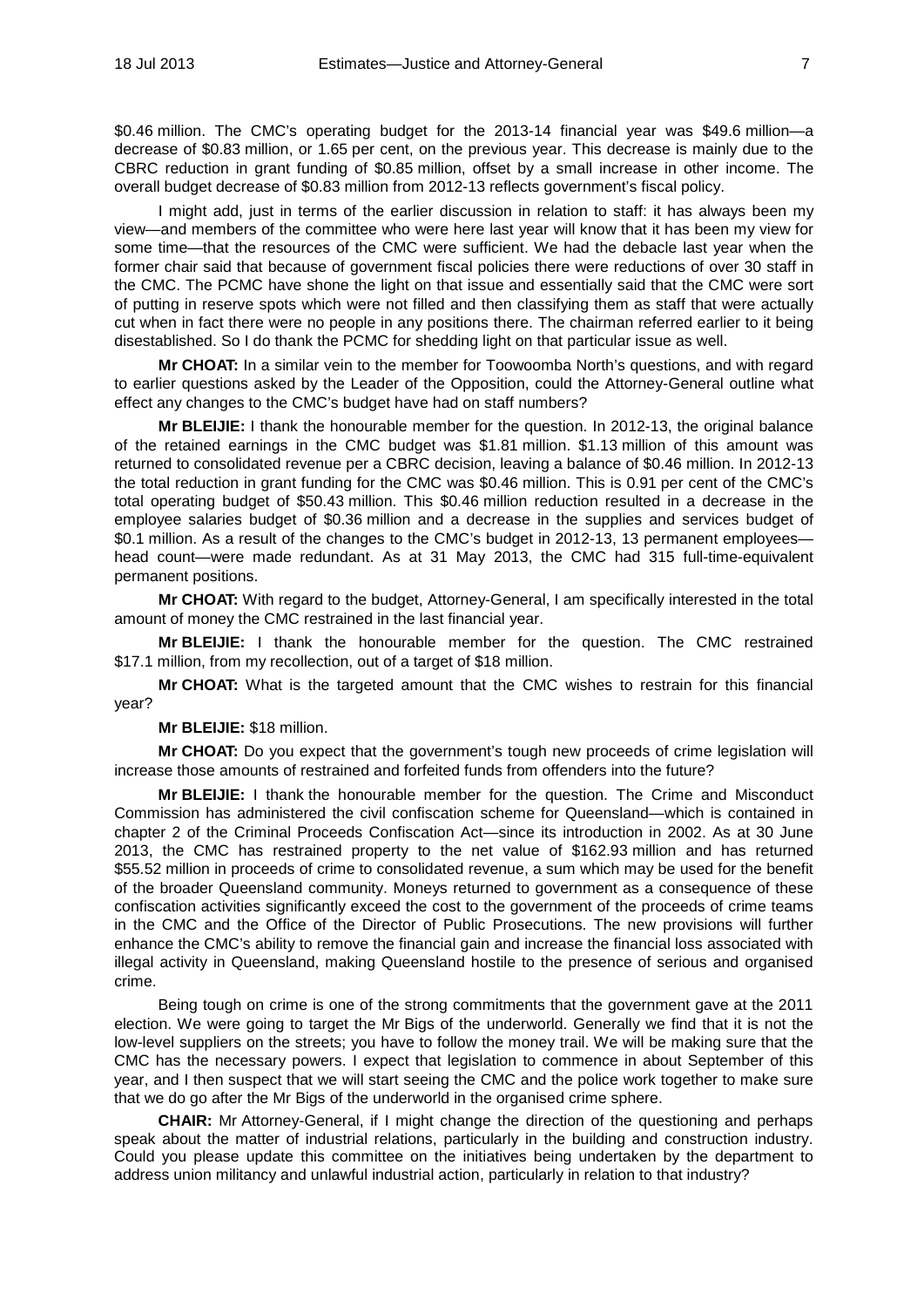$0.46 million. The CMC's operating budget for the 2013-14 financial year was $49.6 million—a decrease of $0.83 million, or 1.65 per cent, on the previous year. This decrease is mainly due to the CBRC reduction in grant funding of $0.85 million, offset by a small increase in other income. The overall budget decrease of $0.83 million from 2012-13 reflects government's fiscal policy.

I might add, just in terms of the earlier discussion in relation to staff: it has always been my view—and members of the committee who were here last year will know that it has been my view for some time—that the resources of the CMC were sufficient. We had the debacle last year when the former chair said that because of government fiscal policies there were reductions of over 30 staff in the CMC. The PCMC have shone the light on that issue and essentially said that the CMC were sort of putting in reserve spots which were not filled and then classifying them as staff that were actually cut when in fact there were no people in any positions there. The chairman referred earlier to it being disestablished. So I do thank the PCMC for shedding light on that particular issue as well.

**Mr CHOAT:** In a similar vein to the member for Toowoomba North's questions, and with regard to earlier questions asked by the Leader of the Opposition, could the Attorney-General outline what effect any changes to the CMC's budget have had on staff numbers?

**Mr BLEIJIE:** I thank the honourable member for the question. In 2012-13, the original balance of the retained earnings in the CMC budget was $1.81 million. $1.13 million of this amount was returned to consolidated revenue per a CBRC decision, leaving a balance of $0.46 million. In 2012-13 the total reduction in grant funding for the CMC was $0.46 million. This is 0.91 per cent of the CMC's total operating budget of $50.43 million. This $0.46 million reduction resulted in a decrease in the employee salaries budget of $0.36 million and a decrease in the supplies and services budget of $0.1 million. As a result of the changes to the CMC's budget in 2012-13, 13 permanent employees—head count—were made redundant. As at 31 May 2013, the CMC had 315 full-time-equivalent permanent positions.

**Mr CHOAT:** With regard to the budget, Attorney-General, I am specifically interested in the total amount of money the CMC restrained in the last financial year.

**Mr BLEIJIE:** I thank the honourable member for the question. The CMC restrained $17.1 million, from my recollection, out of a target of $18 million.

**Mr CHOAT:** What is the targeted amount that the CMC wishes to restrain for this financial year?

**Mr BLEIJIE:** $18 million.

**Mr CHOAT:** Do you expect that the government's tough new proceeds of crime legislation will increase those amounts of restrained and forfeited funds from offenders into the future?

**Mr BLEIJIE:** I thank the honourable member for the question. The Crime and Misconduct Commission has administered the civil confiscation scheme for Queensland—which is contained in chapter 2 of the Criminal Proceeds Confiscation Act—since its introduction in 2002. As at 30 June 2013, the CMC has restrained property to the net value of $162.93 million and has returned $55.52 million in proceeds of crime to consolidated revenue, a sum which may be used for the benefit of the broader Queensland community. Moneys returned to government as a consequence of these confiscation activities significantly exceed the cost to the government of the proceeds of crime teams in the CMC and the Office of the Director of Public Prosecutions. The new provisions will further enhance the CMC's ability to remove the financial gain and increase the financial loss associated with illegal activity in Queensland, making Queensland hostile to the presence of serious and organised crime.

Being tough on crime is one of the strong commitments that the government gave at the 2011 election. We were going to target the Mr Bigs of the underworld. Generally we find that it is not the low-level suppliers on the streets; you have to follow the money trail. We will be making sure that the CMC has the necessary powers. I expect that legislation to commence in about September of this year, and I then suspect that we will start seeing the CMC and the police work together to make sure that we do go after the Mr Bigs of the underworld in the organised crime sphere.

**CHAIR:** Mr Attorney-General, if I might change the direction of the questioning and perhaps speak about the matter of industrial relations, particularly in the building and construction industry. Could you please update this committee on the initiatives being undertaken by the department to address union militancy and unlawful industrial action, particularly in relation to that industry?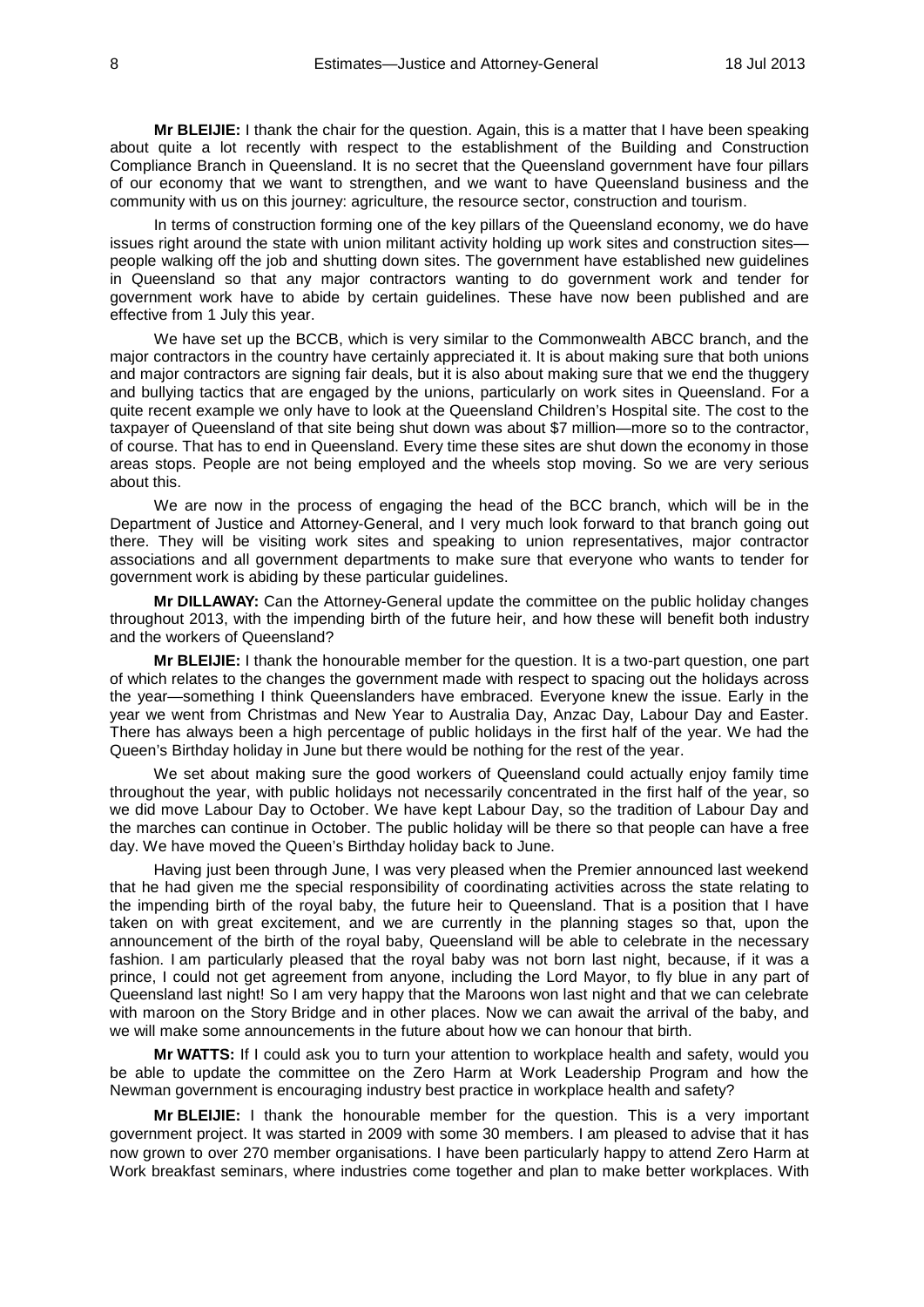**Mr BLEIJIE:** I thank the chair for the question. Again, this is a matter that I have been speaking about quite a lot recently with respect to the establishment of the Building and Construction Compliance Branch in Queensland. It is no secret that the Queensland government have four pillars of our economy that we want to strengthen, and we want to have Queensland business and the community with us on this journey: agriculture, the resource sector, construction and tourism.

In terms of construction forming one of the key pillars of the Queensland economy, we do have issues right around the state with union militant activity holding up work sites and construction sites—people walking off the job and shutting down sites. The government have established new guidelines in Queensland so that any major contractors wanting to do government work and tender for government work have to abide by certain guidelines. These have now been published and are effective from 1 July this year.

We have set up the BCCB, which is very similar to the Commonwealth ABCC branch, and the major contractors in the country have certainly appreciated it. It is about making sure that both unions and major contractors are signing fair deals, but it is also about making sure that we end the thuggery and bullying tactics that are engaged by the unions, particularly on work sites in Queensland. For a quite recent example we only have to look at the Queensland Children's Hospital site. The cost to the taxpayer of Queensland of that site being shut down was about $7 million—more so to the contractor, of course. That has to end in Queensland. Every time these sites are shut down the economy in those areas stops. People are not being employed and the wheels stop moving. So we are very serious about this.

We are now in the process of engaging the head of the BCC branch, which will be in the Department of Justice and Attorney-General, and I very much look forward to that branch going out there. They will be visiting work sites and speaking to union representatives, major contractor associations and all government departments to make sure that everyone who wants to tender for government work is abiding by these particular guidelines.

**Mr DILLAWAY:** Can the Attorney-General update the committee on the public holiday changes throughout 2013, with the impending birth of the future heir, and how these will benefit both industry and the workers of Queensland?

**Mr BLEIJIE:** I thank the honourable member for the question. It is a two-part question, one part of which relates to the changes the government made with respect to spacing out the holidays across the year—something I think Queenslanders have embraced. Everyone knew the issue. Early in the year we went from Christmas and New Year to Australia Day, Anzac Day, Labour Day and Easter. There has always been a high percentage of public holidays in the first half of the year. We had the Queen's Birthday holiday in June but there would be nothing for the rest of the year.

We set about making sure the good workers of Queensland could actually enjoy family time throughout the year, with public holidays not necessarily concentrated in the first half of the year, so we did move Labour Day to October. We have kept Labour Day, so the tradition of Labour Day and the marches can continue in October. The public holiday will be there so that people can have a free day. We have moved the Queen's Birthday holiday back to June.

Having just been through June, I was very pleased when the Premier announced last weekend that he had given me the special responsibility of coordinating activities across the state relating to the impending birth of the royal baby, the future heir to Queensland. That is a position that I have taken on with great excitement, and we are currently in the planning stages so that, upon the announcement of the birth of the royal baby, Queensland will be able to celebrate in the necessary fashion. I am particularly pleased that the royal baby was not born last night, because, if it was a prince, I could not get agreement from anyone, including the Lord Mayor, to fly blue in any part of Queensland last night! So I am very happy that the Maroons won last night and that we can celebrate with maroon on the Story Bridge and in other places. Now we can await the arrival of the baby, and we will make some announcements in the future about how we can honour that birth.

**Mr WATTS:** If I could ask you to turn your attention to workplace health and safety, would you be able to update the committee on the Zero Harm at Work Leadership Program and how the Newman government is encouraging industry best practice in workplace health and safety?

**Mr BLEIJIE:** I thank the honourable member for the question. This is a very important government project. It was started in 2009 with some 30 members. I am pleased to advise that it has now grown to over 270 member organisations. I have been particularly happy to attend Zero Harm at Work breakfast seminars, where industries come together and plan to make better workplaces. With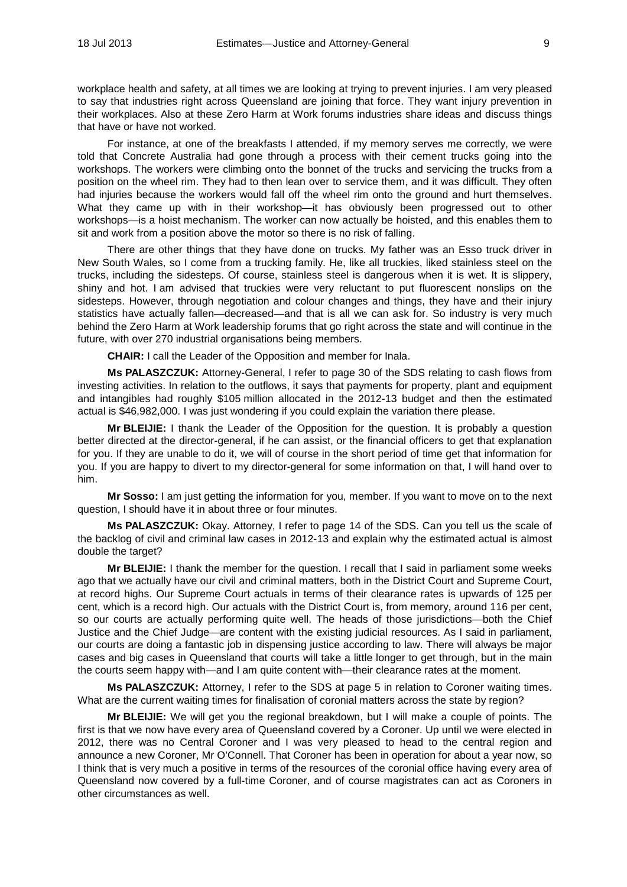workplace health and safety, at all times we are looking at trying to prevent injuries. I am very pleased to say that industries right across Queensland are joining that force. They want injury prevention in their workplaces. Also at these Zero Harm at Work forums industries share ideas and discuss things that have or have not worked.

For instance, at one of the breakfasts I attended, if my memory serves me correctly, we were told that Concrete Australia had gone through a process with their cement trucks going into the workshops. The workers were climbing onto the bonnet of the trucks and servicing the trucks from a position on the wheel rim. They had to then lean over to service them, and it was difficult. They often had injuries because the workers would fall off the wheel rim onto the ground and hurt themselves. What they came up with in their workshop—it has obviously been progressed out to other workshops—is a hoist mechanism. The worker can now actually be hoisted, and this enables them to sit and work from a position above the motor so there is no risk of falling.

There are other things that they have done on trucks. My father was an Esso truck driver in New South Wales, so I come from a trucking family. He, like all truckies, liked stainless steel on the trucks, including the sidesteps. Of course, stainless steel is dangerous when it is wet. It is slippery, shiny and hot. I am advised that truckies were very reluctant to put fluorescent nonslips on the sidesteps. However, through negotiation and colour changes and things, they have and their injury statistics have actually fallen—decreased—and that is all we can ask for. So industry is very much behind the Zero Harm at Work leadership forums that go right across the state and will continue in the future, with over 270 industrial organisations being members.

**CHAIR:** I call the Leader of the Opposition and member for Inala.

**Ms PALASZCZUK:** Attorney-General, I refer to page 30 of the SDS relating to cash flows from investing activities. In relation to the outflows, it says that payments for property, plant and equipment and intangibles had roughly $105 million allocated in the 2012-13 budget and then the estimated actual is $46,982,000. I was just wondering if you could explain the variation there please.

**Mr BLEIJIE:** I thank the Leader of the Opposition for the question. It is probably a question better directed at the director-general, if he can assist, or the financial officers to get that explanation for you. If they are unable to do it, we will of course in the short period of time get that information for you. If you are happy to divert to my director-general for some information on that, I will hand over to him.

**Mr Sosso:** I am just getting the information for you, member. If you want to move on to the next question, I should have it in about three or four minutes.

**Ms PALASZCZUK:** Okay. Attorney, I refer to page 14 of the SDS. Can you tell us the scale of the backlog of civil and criminal law cases in 2012-13 and explain why the estimated actual is almost double the target?

**Mr BLEIJIE:** I thank the member for the question. I recall that I said in parliament some weeks ago that we actually have our civil and criminal matters, both in the District Court and Supreme Court, at record highs. Our Supreme Court actuals in terms of their clearance rates is upwards of 125 per cent, which is a record high. Our actuals with the District Court is, from memory, around 116 per cent, so our courts are actually performing quite well. The heads of those jurisdictions—both the Chief Justice and the Chief Judge—are content with the existing judicial resources. As I said in parliament, our courts are doing a fantastic job in dispensing justice according to law. There will always be major cases and big cases in Queensland that courts will take a little longer to get through, but in the main the courts seem happy with—and I am quite content with—their clearance rates at the moment.

**Ms PALASZCZUK:** Attorney, I refer to the SDS at page 5 in relation to Coroner waiting times. What are the current waiting times for finalisation of coronial matters across the state by region?

**Mr BLEIJIE:** We will get you the regional breakdown, but I will make a couple of points. The first is that we now have every area of Queensland covered by a Coroner. Up until we were elected in 2012, there was no Central Coroner and I was very pleased to head to the central region and announce a new Coroner, Mr O'Connell. That Coroner has been in operation for about a year now, so I think that is very much a positive in terms of the resources of the coronial office having every area of Queensland now covered by a full-time Coroner, and of course magistrates can act as Coroners in other circumstances as well.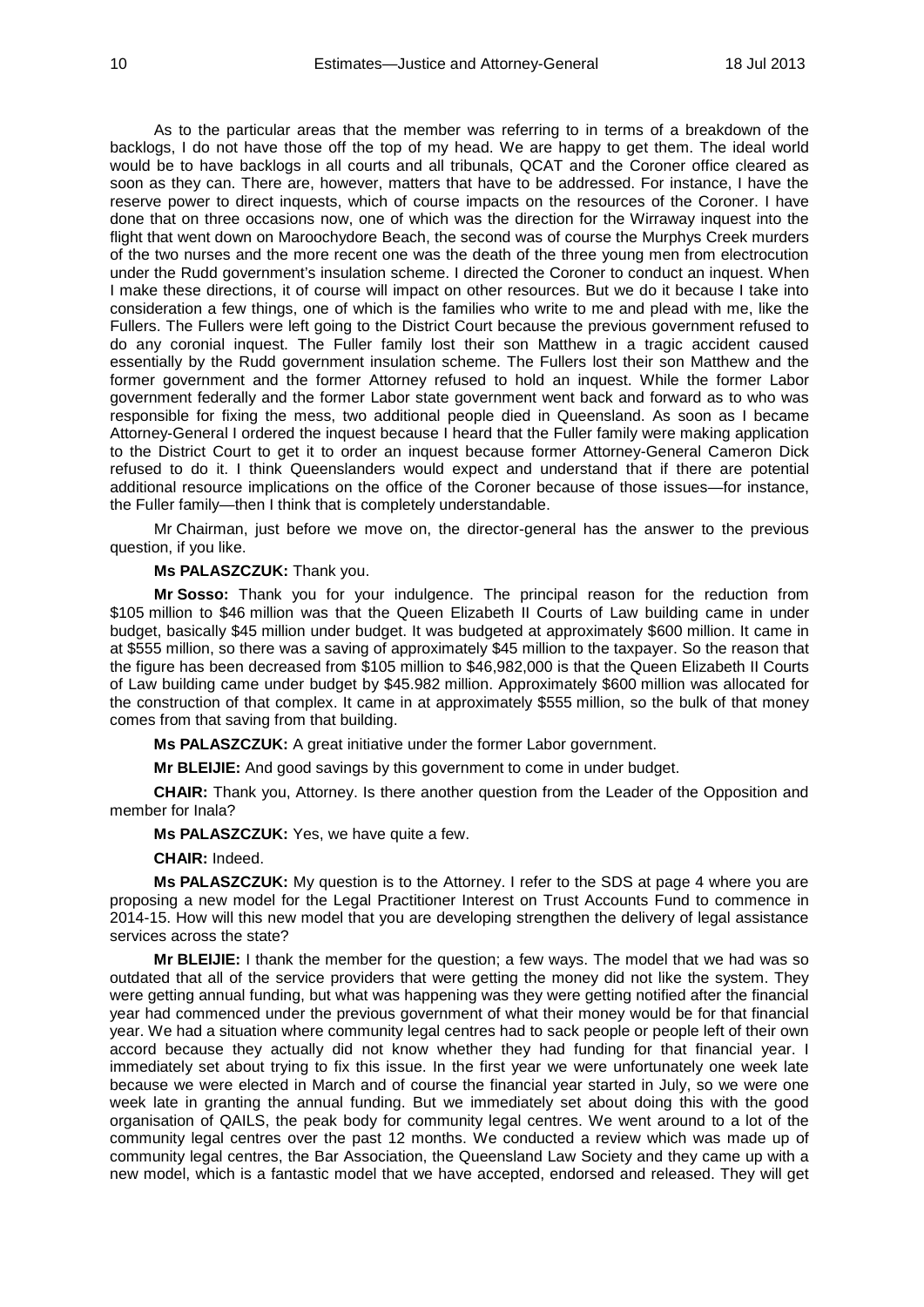As to the particular areas that the member was referring to in terms of a breakdown of the backlogs, I do not have those off the top of my head. We are happy to get them. The ideal world would be to have backlogs in all courts and all tribunals, QCAT and the Coroner office cleared as soon as they can. There are, however, matters that have to be addressed. For instance, I have the reserve power to direct inquests, which of course impacts on the resources of the Coroner. I have done that on three occasions now, one of which was the direction for the Wirraway inquest into the flight that went down on Maroochydore Beach, the second was of course the Murphys Creek murders of the two nurses and the more recent one was the death of the three young men from electrocution under the Rudd government's insulation scheme. I directed the Coroner to conduct an inquest. When I make these directions, it of course will impact on other resources. But we do it because I take into consideration a few things, one of which is the families who write to me and plead with me, like the Fullers. The Fullers were left going to the District Court because the previous government refused to do any coronial inquest. The Fuller family lost their son Matthew in a tragic accident caused essentially by the Rudd government insulation scheme. The Fullers lost their son Matthew and the former government and the former Attorney refused to hold an inquest. While the former Labor government federally and the former Labor state government went back and forward as to who was responsible for fixing the mess, two additional people died in Queensland. As soon as I became Attorney-General I ordered the inquest because I heard that the Fuller family were making application to the District Court to get it to order an inquest because former Attorney-General Cameron Dick refused to do it. I think Queenslanders would expect and understand that if there are potential additional resource implications on the office of the Coroner because of those issues—for instance, the Fuller family—then I think that is completely understandable.

Mr Chairman, just before we move on, the director-general has the answer to the previous question, if you like.

**Ms PALASZCZUK:** Thank you.

**Mr Sosso:** Thank you for your indulgence. The principal reason for the reduction from $105 million to $46 million was that the Queen Elizabeth II Courts of Law building came in under budget, basically $45 million under budget. It was budgeted at approximately $600 million. It came in at $555 million, so there was a saving of approximately $45 million to the taxpayer. So the reason that the figure has been decreased from $105 million to $46,982,000 is that the Queen Elizabeth II Courts of Law building came under budget by $45.982 million. Approximately $600 million was allocated for the construction of that complex. It came in at approximately $555 million, so the bulk of that money comes from that saving from that building.

**Ms PALASZCZUK:** A great initiative under the former Labor government.

**Mr BLEIJIE:** And good savings by this government to come in under budget.

**CHAIR:** Thank you, Attorney. Is there another question from the Leader of the Opposition and member for Inala?

**Ms PALASZCZUK:** Yes, we have quite a few.

**CHAIR:** Indeed.

**Ms PALASZCZUK:** My question is to the Attorney. I refer to the SDS at page 4 where you are proposing a new model for the Legal Practitioner Interest on Trust Accounts Fund to commence in 2014-15. How will this new model that you are developing strengthen the delivery of legal assistance services across the state?

**Mr BLEIJIE:** I thank the member for the question; a few ways. The model that we had was so outdated that all of the service providers that were getting the money did not like the system. They were getting annual funding, but what was happening was they were getting notified after the financial year had commenced under the previous government of what their money would be for that financial year. We had a situation where community legal centres had to sack people or people left of their own accord because they actually did not know whether they had funding for that financial year. I immediately set about trying to fix this issue. In the first year we were unfortunately one week late because we were elected in March and of course the financial year started in July, so we were one week late in granting the annual funding. But we immediately set about doing this with the good organisation of QAILS, the peak body for community legal centres. We went around to a lot of the community legal centres over the past 12 months. We conducted a review which was made up of community legal centres, the Bar Association, the Queensland Law Society and they came up with a new model, which is a fantastic model that we have accepted, endorsed and released. They will get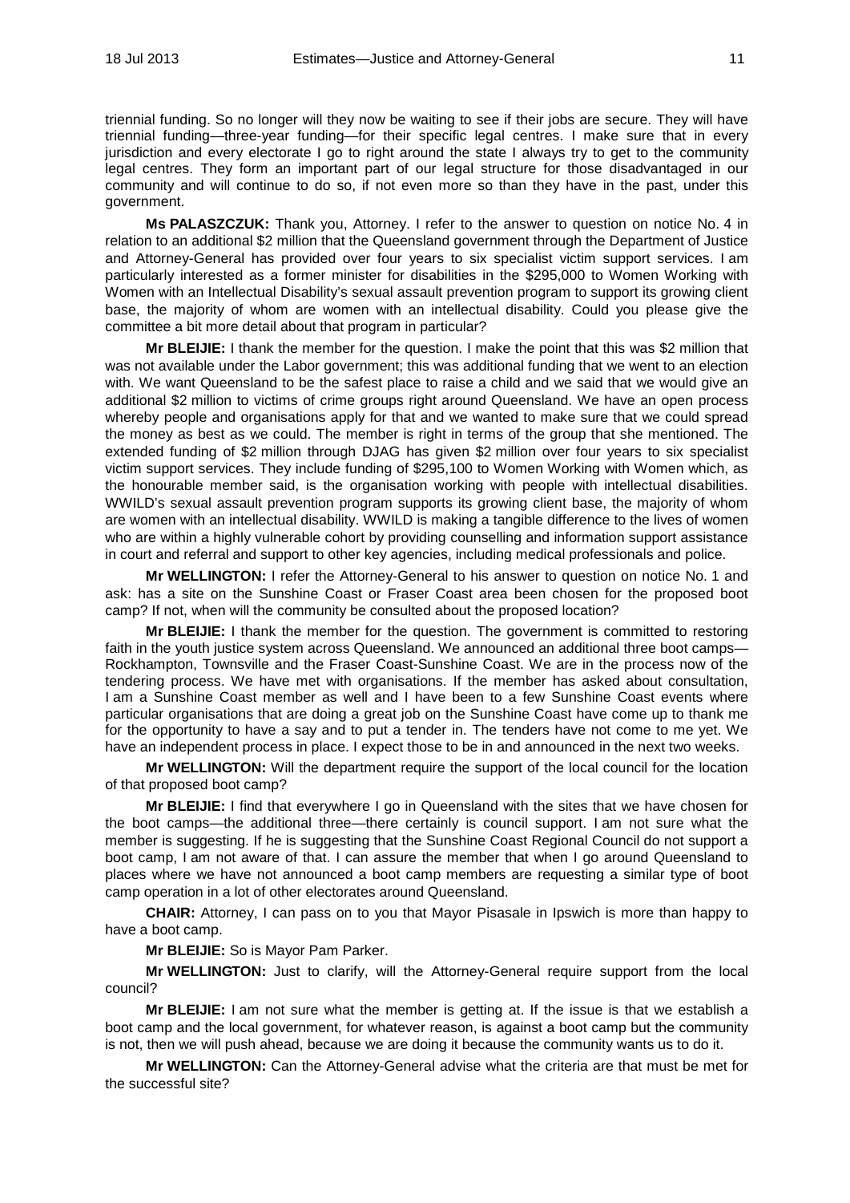triennial funding. So no longer will they now be waiting to see if their jobs are secure. They will have triennial funding—three-year funding—for their specific legal centres. I make sure that in every jurisdiction and every electorate I go to right around the state I always try to get to the community legal centres. They form an important part of our legal structure for those disadvantaged in our community and will continue to do so, if not even more so than they have in the past, under this government.

**Ms PALASZCZUK:** Thank you, Attorney. I refer to the answer to question on notice No. 4 in relation to an additional $2 million that the Queensland government through the Department of Justice and Attorney-General has provided over four years to six specialist victim support services. I am particularly interested as a former minister for disabilities in the $295,000 to Women Working with Women with an Intellectual Disability's sexual assault prevention program to support its growing client base, the majority of whom are women with an intellectual disability. Could you please give the committee a bit more detail about that program in particular?

**Mr BLEIJIE:** I thank the member for the question. I make the point that this was $2 million that was not available under the Labor government; this was additional funding that we went to an election with. We want Queensland to be the safest place to raise a child and we said that we would give an additional $2 million to victims of crime groups right around Queensland. We have an open process whereby people and organisations apply for that and we wanted to make sure that we could spread the money as best as we could. The member is right in terms of the group that she mentioned. The extended funding of $2 million through DJAG has given $2 million over four years to six specialist victim support services. They include funding of $295,100 to Women Working with Women which, as the honourable member said, is the organisation working with people with intellectual disabilities. WWILD's sexual assault prevention program supports its growing client base, the majority of whom are women with an intellectual disability. WWILD is making a tangible difference to the lives of women who are within a highly vulnerable cohort by providing counselling and information support assistance in court and referral and support to other key agencies, including medical professionals and police.

**Mr WELLINGTON:** I refer the Attorney-General to his answer to question on notice No. 1 and ask: has a site on the Sunshine Coast or Fraser Coast area been chosen for the proposed boot camp? If not, when will the community be consulted about the proposed location?

**Mr BLEIJIE:** I thank the member for the question. The government is committed to restoring faith in the youth justice system across Queensland. We announced an additional three boot camps—Rockhampton, Townsville and the Fraser Coast-Sunshine Coast. We are in the process now of the tendering process. We have met with organisations. If the member has asked about consultation, I am a Sunshine Coast member as well and I have been to a few Sunshine Coast events where particular organisations that are doing a great job on the Sunshine Coast have come up to thank me for the opportunity to have a say and to put a tender in. The tenders have not come to me yet. We have an independent process in place. I expect those to be in and announced in the next two weeks.

**Mr WELLINGTON:** Will the department require the support of the local council for the location of that proposed boot camp?

**Mr BLEIJIE:** I find that everywhere I go in Queensland with the sites that we have chosen for the boot camps—the additional three—there certainly is council support. I am not sure what the member is suggesting. If he is suggesting that the Sunshine Coast Regional Council do not support a boot camp, I am not aware of that. I can assure the member that when I go around Queensland to places where we have not announced a boot camp members are requesting a similar type of boot camp operation in a lot of other electorates around Queensland.

**CHAIR:** Attorney, I can pass on to you that Mayor Pisasale in Ipswich is more than happy to have a boot camp.

**Mr BLEIJIE:** So is Mayor Pam Parker.

**Mr WELLINGTON:** Just to clarify, will the Attorney-General require support from the local council?

**Mr BLEIJIE:** I am not sure what the member is getting at. If the issue is that we establish a boot camp and the local government, for whatever reason, is against a boot camp but the community is not, then we will push ahead, because we are doing it because the community wants us to do it.

**Mr WELLINGTON:** Can the Attorney-General advise what the criteria are that must be met for the successful site?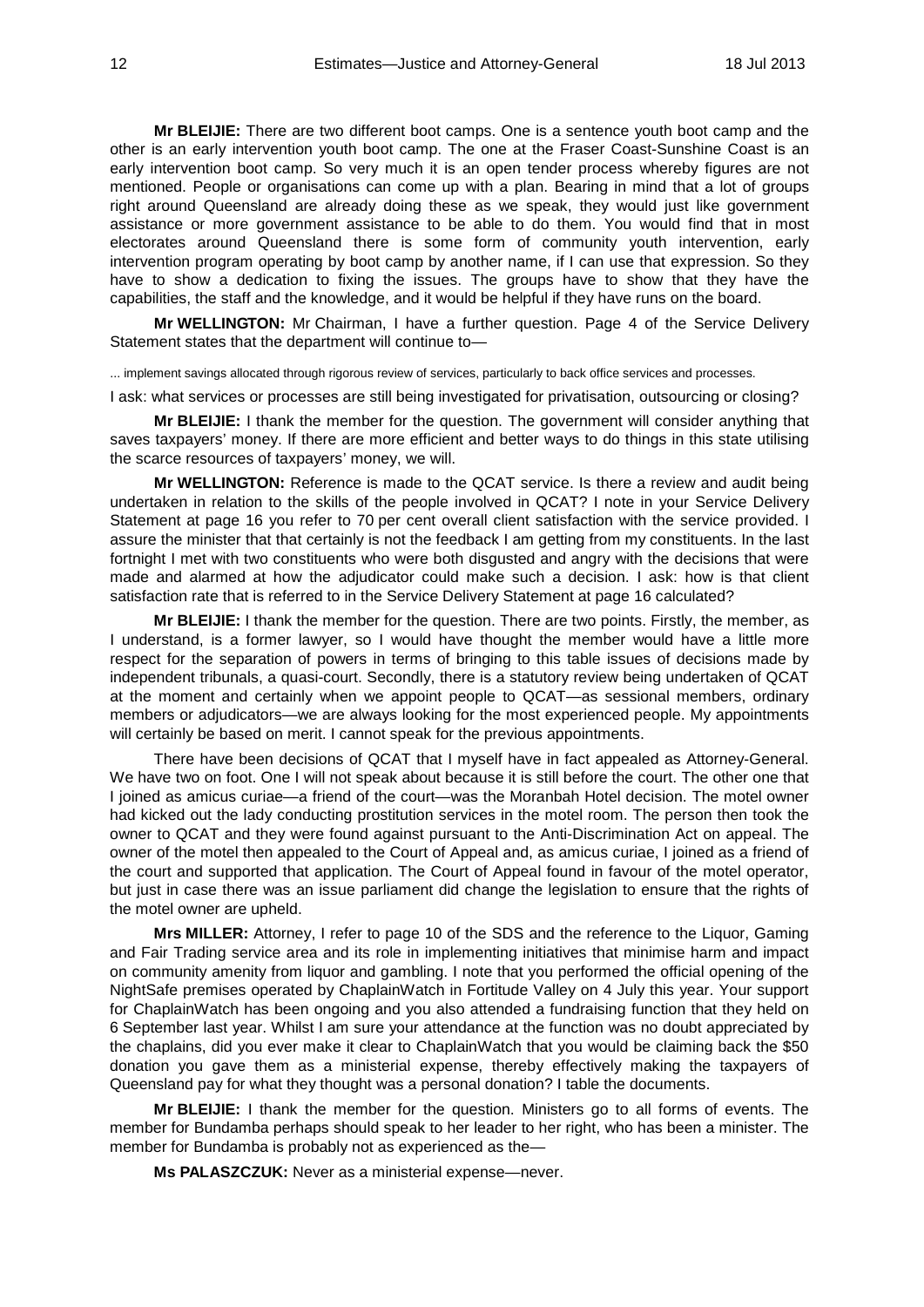**Mr BLEIJIE:** There are two different boot camps. One is a sentence youth boot camp and the other is an early intervention youth boot camp. The one at the Fraser Coast-Sunshine Coast is an early intervention boot camp. So very much it is an open tender process whereby figures are not mentioned. People or organisations can come up with a plan. Bearing in mind that a lot of groups right around Queensland are already doing these as we speak, they would just like government assistance or more government assistance to be able to do them. You would find that in most electorates around Queensland there is some form of community youth intervention, early intervention program operating by boot camp by another name, if I can use that expression. So they have to show a dedication to fixing the issues. The groups have to show that they have the capabilities, the staff and the knowledge, and it would be helpful if they have runs on the board.

**Mr WELLINGTON:** Mr Chairman, I have a further question. Page 4 of the Service Delivery Statement states that the department will continue to—

... implement savings allocated through rigorous review of services, particularly to back office services and processes.

I ask: what services or processes are still being investigated for privatisation, outsourcing or closing?

**Mr BLEIJIE:** I thank the member for the question. The government will consider anything that saves taxpayers' money. If there are more efficient and better ways to do things in this state utilising the scarce resources of taxpayers' money, we will.

**Mr WELLINGTON:** Reference is made to the QCAT service. Is there a review and audit being undertaken in relation to the skills of the people involved in QCAT? I note in your Service Delivery Statement at page 16 you refer to 70 per cent overall client satisfaction with the service provided. I assure the minister that that certainly is not the feedback I am getting from my constituents. In the last fortnight I met with two constituents who were both disgusted and angry with the decisions that were made and alarmed at how the adjudicator could make such a decision. I ask: how is that client satisfaction rate that is referred to in the Service Delivery Statement at page 16 calculated?

**Mr BLEIJIE:** I thank the member for the question. There are two points. Firstly, the member, as I understand, is a former lawyer, so I would have thought the member would have a little more respect for the separation of powers in terms of bringing to this table issues of decisions made by independent tribunals, a quasi-court. Secondly, there is a statutory review being undertaken of QCAT at the moment and certainly when we appoint people to QCAT—as sessional members, ordinary members or adjudicators—we are always looking for the most experienced people. My appointments will certainly be based on merit. I cannot speak for the previous appointments.

There have been decisions of QCAT that I myself have in fact appealed as Attorney-General. We have two on foot. One I will not speak about because it is still before the court. The other one that I joined as amicus curiae—a friend of the court—was the Moranbah Hotel decision. The motel owner had kicked out the lady conducting prostitution services in the motel room. The person then took the owner to QCAT and they were found against pursuant to the Anti-Discrimination Act on appeal. The owner of the motel then appealed to the Court of Appeal and, as amicus curiae, I joined as a friend of the court and supported that application. The Court of Appeal found in favour of the motel operator, but just in case there was an issue parliament did change the legislation to ensure that the rights of the motel owner are upheld.

**Mrs MILLER:** Attorney, I refer to page 10 of the SDS and the reference to the Liquor, Gaming and Fair Trading service area and its role in implementing initiatives that minimise harm and impact on community amenity from liquor and gambling. I note that you performed the official opening of the NightSafe premises operated by ChaplainWatch in Fortitude Valley on 4 July this year. Your support for ChaplainWatch has been ongoing and you also attended a fundraising function that they held on 6 September last year. Whilst I am sure your attendance at the function was no doubt appreciated by the chaplains, did you ever make it clear to ChaplainWatch that you would be claiming back the $50 donation you gave them as a ministerial expense, thereby effectively making the taxpayers of Queensland pay for what they thought was a personal donation? I table the documents.

**Mr BLEIJIE:** I thank the member for the question. Ministers go to all forms of events. The member for Bundamba perhaps should speak to her leader to her right, who has been a minister. The member for Bundamba is probably not as experienced as the—

**Ms PALASZCZUK:** Never as a ministerial expense—never.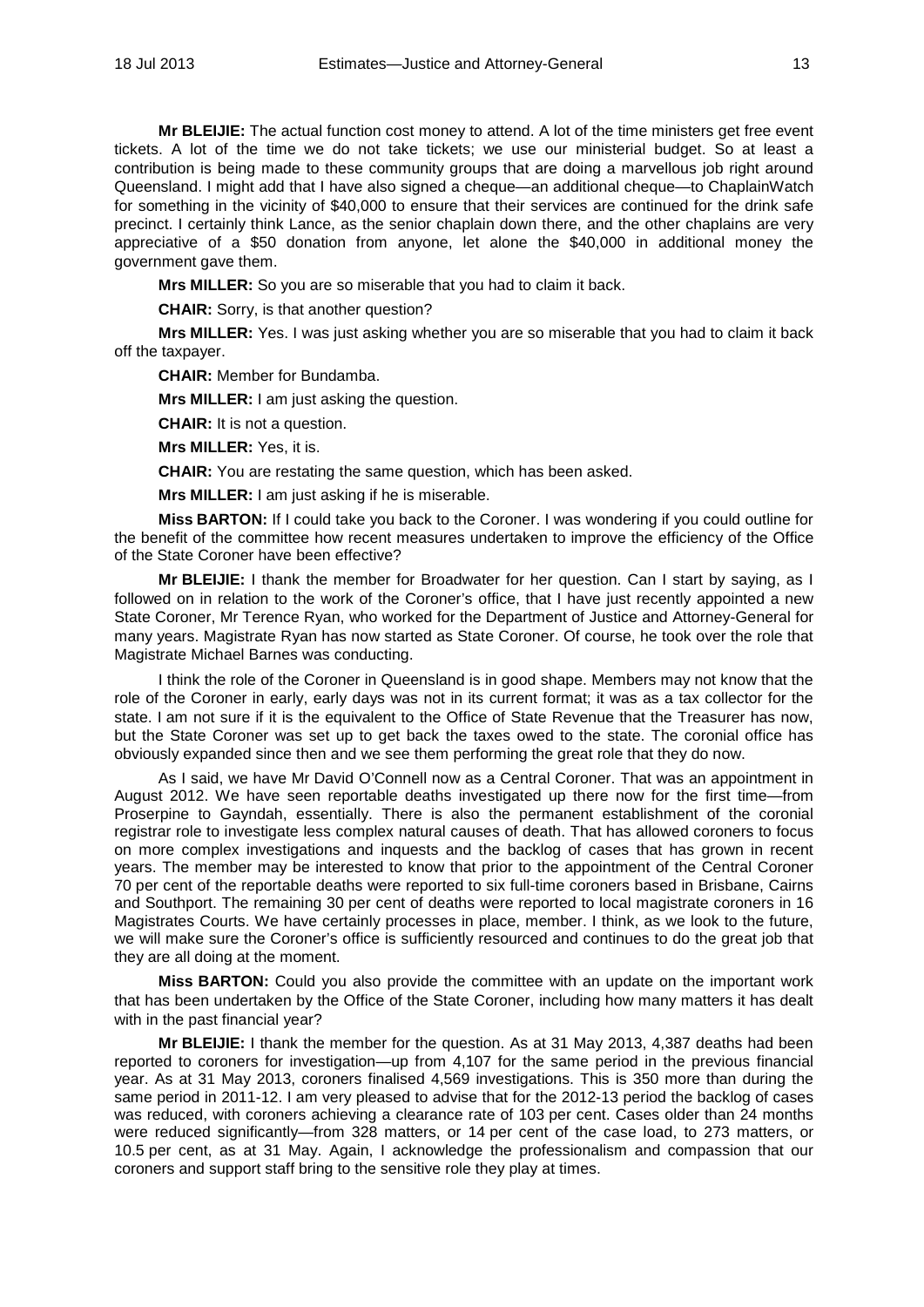**Mr BLEIJIE:** The actual function cost money to attend. A lot of the time ministers get free event tickets. A lot of the time we do not take tickets; we use our ministerial budget. So at least a contribution is being made to these community groups that are doing a marvellous job right around Queensland. I might add that I have also signed a cheque—an additional cheque—to ChaplainWatch for something in the vicinity of $40,000 to ensure that their services are continued for the drink safe precinct. I certainly think Lance, as the senior chaplain down there, and the other chaplains are very appreciative of a $50 donation from anyone, let alone the $40,000 in additional money the government gave them.

**Mrs MILLER:** So you are so miserable that you had to claim it back.

**CHAIR:** Sorry, is that another question?

**Mrs MILLER:** Yes. I was just asking whether you are so miserable that you had to claim it back off the taxpayer.

**CHAIR:** Member for Bundamba.

**Mrs MILLER:** I am just asking the question.

**CHAIR:** It is not a question.

**Mrs MILLER:** Yes, it is.

**CHAIR:** You are restating the same question, which has been asked.

**Mrs MILLER:** I am just asking if he is miserable.

**Miss BARTON:** If I could take you back to the Coroner. I was wondering if you could outline for the benefit of the committee how recent measures undertaken to improve the efficiency of the Office of the State Coroner have been effective?

**Mr BLEIJIE:** I thank the member for Broadwater for her question. Can I start by saying, as I followed on in relation to the work of the Coroner's office, that I have just recently appointed a new State Coroner, Mr Terence Ryan, who worked for the Department of Justice and Attorney-General for many years. Magistrate Ryan has now started as State Coroner. Of course, he took over the role that Magistrate Michael Barnes was conducting.

I think the role of the Coroner in Queensland is in good shape. Members may not know that the role of the Coroner in early, early days was not in its current format; it was as a tax collector for the state. I am not sure if it is the equivalent to the Office of State Revenue that the Treasurer has now, but the State Coroner was set up to get back the taxes owed to the state. The coronial office has obviously expanded since then and we see them performing the great role that they do now.

As I said, we have Mr David O'Connell now as a Central Coroner. That was an appointment in August 2012. We have seen reportable deaths investigated up there now for the first time—from Proserpine to Gayndah, essentially. There is also the permanent establishment of the coronial registrar role to investigate less complex natural causes of death. That has allowed coroners to focus on more complex investigations and inquests and the backlog of cases that has grown in recent years. The member may be interested to know that prior to the appointment of the Central Coroner 70 per cent of the reportable deaths were reported to six full-time coroners based in Brisbane, Cairns and Southport. The remaining 30 per cent of deaths were reported to local magistrate coroners in 16 Magistrates Courts. We have certainly processes in place, member. I think, as we look to the future, we will make sure the Coroner's office is sufficiently resourced and continues to do the great job that they are all doing at the moment.

**Miss BARTON:** Could you also provide the committee with an update on the important work that has been undertaken by the Office of the State Coroner, including how many matters it has dealt with in the past financial year?

**Mr BLEIJIE:** I thank the member for the question. As at 31 May 2013, 4,387 deaths had been reported to coroners for investigation—up from 4,107 for the same period in the previous financial year. As at 31 May 2013, coroners finalised 4,569 investigations. This is 350 more than during the same period in 2011-12. I am very pleased to advise that for the 2012-13 period the backlog of cases was reduced, with coroners achieving a clearance rate of 103 per cent. Cases older than 24 months were reduced significantly—from 328 matters, or 14 per cent of the case load, to 273 matters, or 10.5 per cent, as at 31 May. Again, I acknowledge the professionalism and compassion that our coroners and support staff bring to the sensitive role they play at times.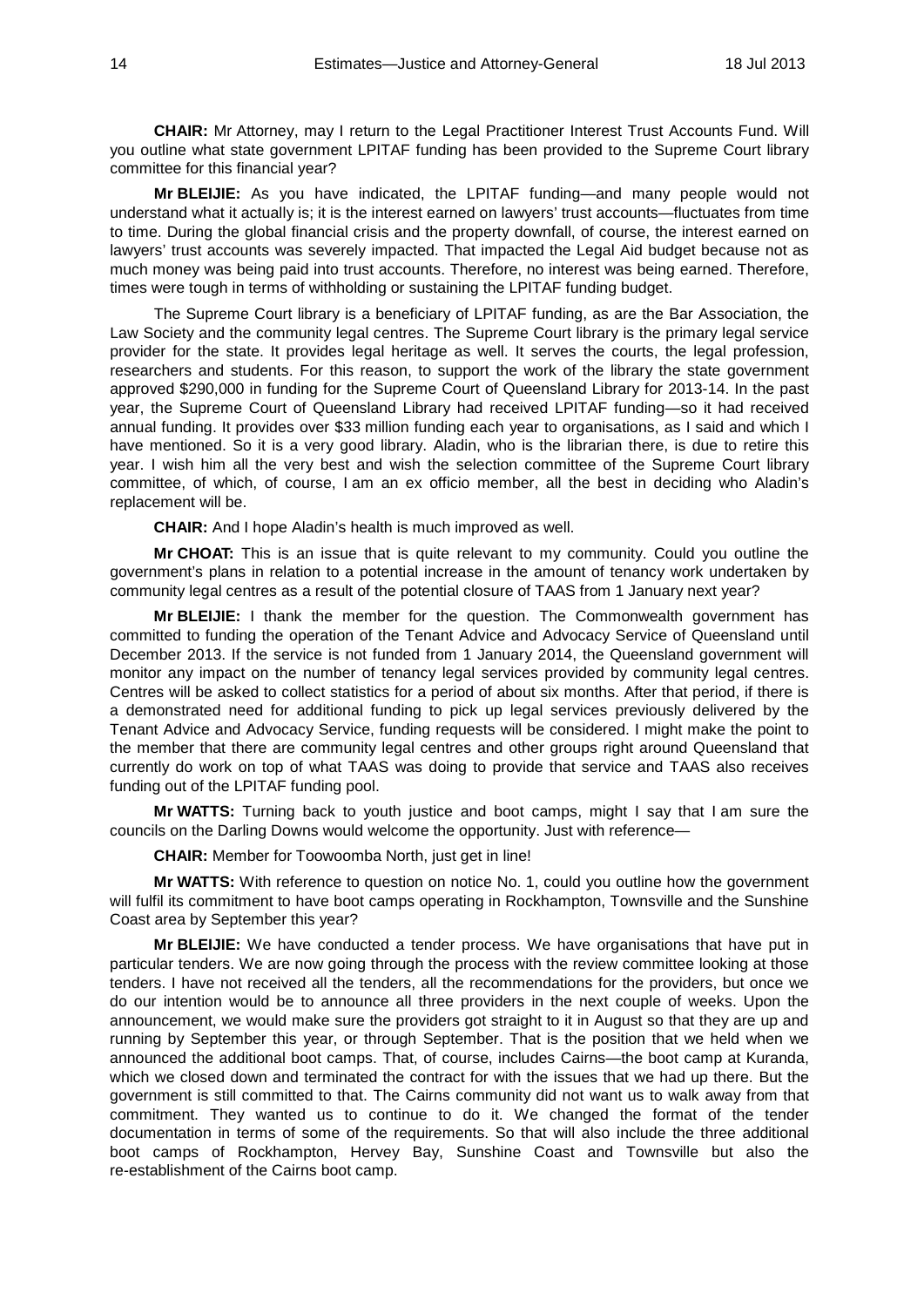**CHAIR:** Mr Attorney, may I return to the Legal Practitioner Interest Trust Accounts Fund. Will you outline what state government LPITAF funding has been provided to the Supreme Court library committee for this financial year?

**Mr BLEIJIE:** As you have indicated, the LPITAF funding—and many people would not understand what it actually is; it is the interest earned on lawyers' trust accounts—fluctuates from time to time. During the global financial crisis and the property downfall, of course, the interest earned on lawyers' trust accounts was severely impacted. That impacted the Legal Aid budget because not as much money was being paid into trust accounts. Therefore, no interest was being earned. Therefore, times were tough in terms of withholding or sustaining the LPITAF funding budget.

The Supreme Court library is a beneficiary of LPITAF funding, as are the Bar Association, the Law Society and the community legal centres. The Supreme Court library is the primary legal service provider for the state. It provides legal heritage as well. It serves the courts, the legal profession, researchers and students. For this reason, to support the work of the library the state government approved $290,000 in funding for the Supreme Court of Queensland Library for 2013-14. In the past year, the Supreme Court of Queensland Library had received LPITAF funding—so it had received annual funding. It provides over $33 million funding each year to organisations, as I said and which I have mentioned. So it is a very good library. Aladin, who is the librarian there, is due to retire this year. I wish him all the very best and wish the selection committee of the Supreme Court library committee, of which, of course, I am an ex officio member, all the best in deciding who Aladin's replacement will be.

**CHAIR:** And I hope Aladin's health is much improved as well.

**Mr CHOAT:** This is an issue that is quite relevant to my community. Could you outline the government's plans in relation to a potential increase in the amount of tenancy work undertaken by community legal centres as a result of the potential closure of TAAS from 1 January next year?

**Mr BLEIJIE:** I thank the member for the question. The Commonwealth government has committed to funding the operation of the Tenant Advice and Advocacy Service of Queensland until December 2013. If the service is not funded from 1 January 2014, the Queensland government will monitor any impact on the number of tenancy legal services provided by community legal centres. Centres will be asked to collect statistics for a period of about six months. After that period, if there is a demonstrated need for additional funding to pick up legal services previously delivered by the Tenant Advice and Advocacy Service, funding requests will be considered. I might make the point to the member that there are community legal centres and other groups right around Queensland that currently do work on top of what TAAS was doing to provide that service and TAAS also receives funding out of the LPITAF funding pool.

**Mr WATTS:** Turning back to youth justice and boot camps, might I say that I am sure the councils on the Darling Downs would welcome the opportunity. Just with reference—

**CHAIR:** Member for Toowoomba North, just get in line!

**Mr WATTS:** With reference to question on notice No. 1, could you outline how the government will fulfil its commitment to have boot camps operating in Rockhampton, Townsville and the Sunshine Coast area by September this year?

**Mr BLEIJIE:** We have conducted a tender process. We have organisations that have put in particular tenders. We are now going through the process with the review committee looking at those tenders. I have not received all the tenders, all the recommendations for the providers, but once we do our intention would be to announce all three providers in the next couple of weeks. Upon the announcement, we would make sure the providers got straight to it in August so that they are up and running by September this year, or through September. That is the position that we held when we announced the additional boot camps. That, of course, includes Cairns—the boot camp at Kuranda, which we closed down and terminated the contract for with the issues that we had up there. But the government is still committed to that. The Cairns community did not want us to walk away from that commitment. They wanted us to continue to do it. We changed the format of the tender documentation in terms of some of the requirements. So that will also include the three additional boot camps of Rockhampton, Hervey Bay, Sunshine Coast and Townsville but also the re-establishment of the Cairns boot camp.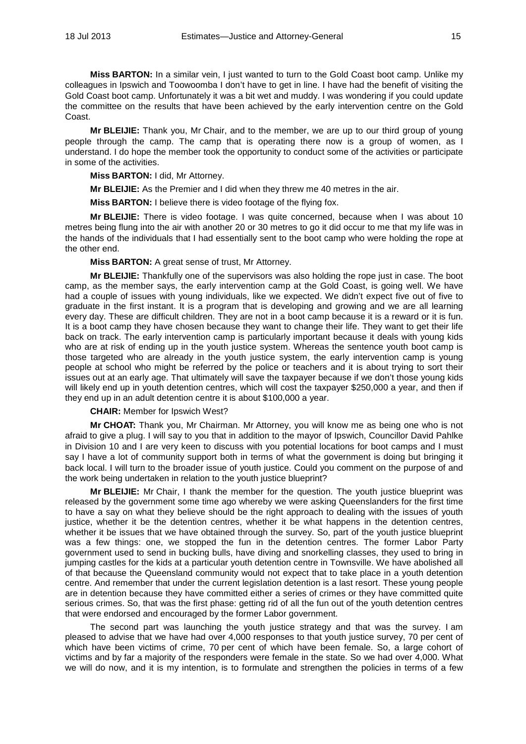**Miss BARTON:** In a similar vein, I just wanted to turn to the Gold Coast boot camp. Unlike my colleagues in Ipswich and Toowoomba I don't have to get in line. I have had the benefit of visiting the Gold Coast boot camp. Unfortunately it was a bit wet and muddy. I was wondering if you could update the committee on the results that have been achieved by the early intervention centre on the Gold Coast.

**Mr BLEIJIE:** Thank you, Mr Chair, and to the member, we are up to our third group of young people through the camp. The camp that is operating there now is a group of women, as I understand. I do hope the member took the opportunity to conduct some of the activities or participate in some of the activities.

**Miss BARTON:** I did, Mr Attorney.

**Mr BLEIJIE:** As the Premier and I did when they threw me 40 metres in the air.

**Miss BARTON:** I believe there is video footage of the flying fox.

**Mr BLEIJIE:** There is video footage. I was quite concerned, because when I was about 10 metres being flung into the air with another 20 or 30 metres to go it did occur to me that my life was in the hands of the individuals that I had essentially sent to the boot camp who were holding the rope at the other end.

**Miss BARTON:** A great sense of trust, Mr Attorney.

**Mr BLEIJIE:** Thankfully one of the supervisors was also holding the rope just in case. The boot camp, as the member says, the early intervention camp at the Gold Coast, is going well. We have had a couple of issues with young individuals, like we expected. We didn't expect five out of five to graduate in the first instant. It is a program that is developing and growing and we are all learning every day. These are difficult children. They are not in a boot camp because it is a reward or it is fun. It is a boot camp they have chosen because they want to change their life. They want to get their life back on track. The early intervention camp is particularly important because it deals with young kids who are at risk of ending up in the youth justice system. Whereas the sentence youth boot camp is those targeted who are already in the youth justice system, the early intervention camp is young people at school who might be referred by the police or teachers and it is about trying to sort their issues out at an early age. That ultimately will save the taxpayer because if we don't those young kids will likely end up in youth detention centres, which will cost the taxpayer $250,000 a year, and then if they end up in an adult detention centre it is about $100,000 a year.

**CHAIR:** Member for Ipswich West?

**Mr CHOAT:** Thank you, Mr Chairman. Mr Attorney, you will know me as being one who is not afraid to give a plug. I will say to you that in addition to the mayor of Ipswich, Councillor David Pahlke in Division 10 and I are very keen to discuss with you potential locations for boot camps and I must say I have a lot of community support both in terms of what the government is doing but bringing it back local. I will turn to the broader issue of youth justice. Could you comment on the purpose of and the work being undertaken in relation to the youth justice blueprint?

**Mr BLEIJIE:** Mr Chair, I thank the member for the question. The youth justice blueprint was released by the government some time ago whereby we were asking Queenslanders for the first time to have a say on what they believe should be the right approach to dealing with the issues of youth justice, whether it be the detention centres, whether it be what happens in the detention centres, whether it be issues that we have obtained through the survey. So, part of the youth justice blueprint was a few things: one, we stopped the fun in the detention centres. The former Labor Party government used to send in bucking bulls, have diving and snorkelling classes, they used to bring in jumping castles for the kids at a particular youth detention centre in Townsville. We have abolished all of that because the Queensland community would not expect that to take place in a youth detention centre. And remember that under the current legislation detention is a last resort. These young people are in detention because they have committed either a series of crimes or they have committed quite serious crimes. So, that was the first phase: getting rid of all the fun out of the youth detention centres that were endorsed and encouraged by the former Labor government.

The second part was launching the youth justice strategy and that was the survey. I am pleased to advise that we have had over 4,000 responses to that youth justice survey, 70 per cent of which have been victims of crime, 70 per cent of which have been female. So, a large cohort of victims and by far a majority of the responders were female in the state. So we had over 4,000. What we will do now, and it is my intention, is to formulate and strengthen the policies in terms of a few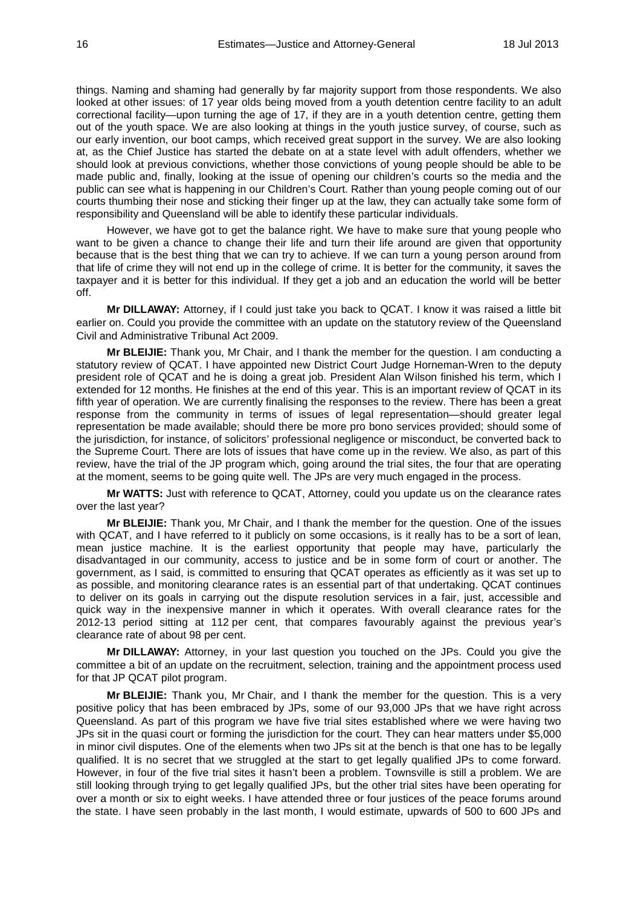things. Naming and shaming had generally by far majority support from those respondents. We also looked at other issues: of 17 year olds being moved from a youth detention centre facility to an adult correctional facility—upon turning the age of 17, if they are in a youth detention centre, getting them out of the youth space. We are also looking at things in the youth justice survey, of course, such as our early invention, our boot camps, which received great support in the survey. We are also looking at, as the Chief Justice has started the debate on at a state level with adult offenders, whether we should look at previous convictions, whether those convictions of young people should be able to be made public and, finally, looking at the issue of opening our children's courts so the media and the public can see what is happening in our Children's Court. Rather than young people coming out of our courts thumbing their nose and sticking their finger up at the law, they can actually take some form of responsibility and Queensland will be able to identify these particular individuals.

However, we have got to get the balance right. We have to make sure that young people who want to be given a chance to change their life and turn their life around are given that opportunity because that is the best thing that we can try to achieve. If we can turn a young person around from that life of crime they will not end up in the college of crime. It is better for the community, it saves the taxpayer and it is better for this individual. If they get a job and an education the world will be better off.

**Mr DILLAWAY:** Attorney, if I could just take you back to QCAT. I know it was raised a little bit earlier on. Could you provide the committee with an update on the statutory review of the Queensland Civil and Administrative Tribunal Act 2009.

**Mr BLEIJIE:** Thank you, Mr Chair, and I thank the member for the question. I am conducting a statutory review of QCAT. I have appointed new District Court Judge Horneman-Wren to the deputy president role of QCAT and he is doing a great job. President Alan Wilson finished his term, which I extended for 12 months. He finishes at the end of this year. This is an important review of QCAT in its fifth year of operation. We are currently finalising the responses to the review. There has been a great response from the community in terms of issues of legal representation—should greater legal representation be made available; should there be more pro bono services provided; should some of the jurisdiction, for instance, of solicitors' professional negligence or misconduct, be converted back to the Supreme Court. There are lots of issues that have come up in the review. We also, as part of this review, have the trial of the JP program which, going around the trial sites, the four that are operating at the moment, seems to be going quite well. The JPs are very much engaged in the process.

**Mr WATTS:** Just with reference to QCAT, Attorney, could you update us on the clearance rates over the last year?

**Mr BLEIJIE:** Thank you, Mr Chair, and I thank the member for the question. One of the issues with QCAT, and I have referred to it publicly on some occasions, is it really has to be a sort of lean, mean justice machine. It is the earliest opportunity that people may have, particularly the disadvantaged in our community, access to justice and be in some form of court or another. The government, as I said, is committed to ensuring that QCAT operates as efficiently as it was set up to as possible, and monitoring clearance rates is an essential part of that undertaking. QCAT continues to deliver on its goals in carrying out the dispute resolution services in a fair, just, accessible and quick way in the inexpensive manner in which it operates. With overall clearance rates for the 2012-13 period sitting at 112 per cent, that compares favourably against the previous year's clearance rate of about 98 per cent.

**Mr DILLAWAY:** Attorney, in your last question you touched on the JPs. Could you give the committee a bit of an update on the recruitment, selection, training and the appointment process used for that JP QCAT pilot program.

**Mr BLEIJIE:** Thank you, Mr Chair, and I thank the member for the question. This is a very positive policy that has been embraced by JPs, some of our 93,000 JPs that we have right across Queensland. As part of this program we have five trial sites established where we were having two JPs sit in the quasi court or forming the jurisdiction for the court. They can hear matters under $5,000 in minor civil disputes. One of the elements when two JPs sit at the bench is that one has to be legally qualified. It is no secret that we struggled at the start to get legally qualified JPs to come forward. However, in four of the five trial sites it hasn't been a problem. Townsville is still a problem. We are still looking through trying to get legally qualified JPs, but the other trial sites have been operating for over a month or six to eight weeks. I have attended three or four justices of the peace forums around the state. I have seen probably in the last month, I would estimate, upwards of 500 to 600 JPs and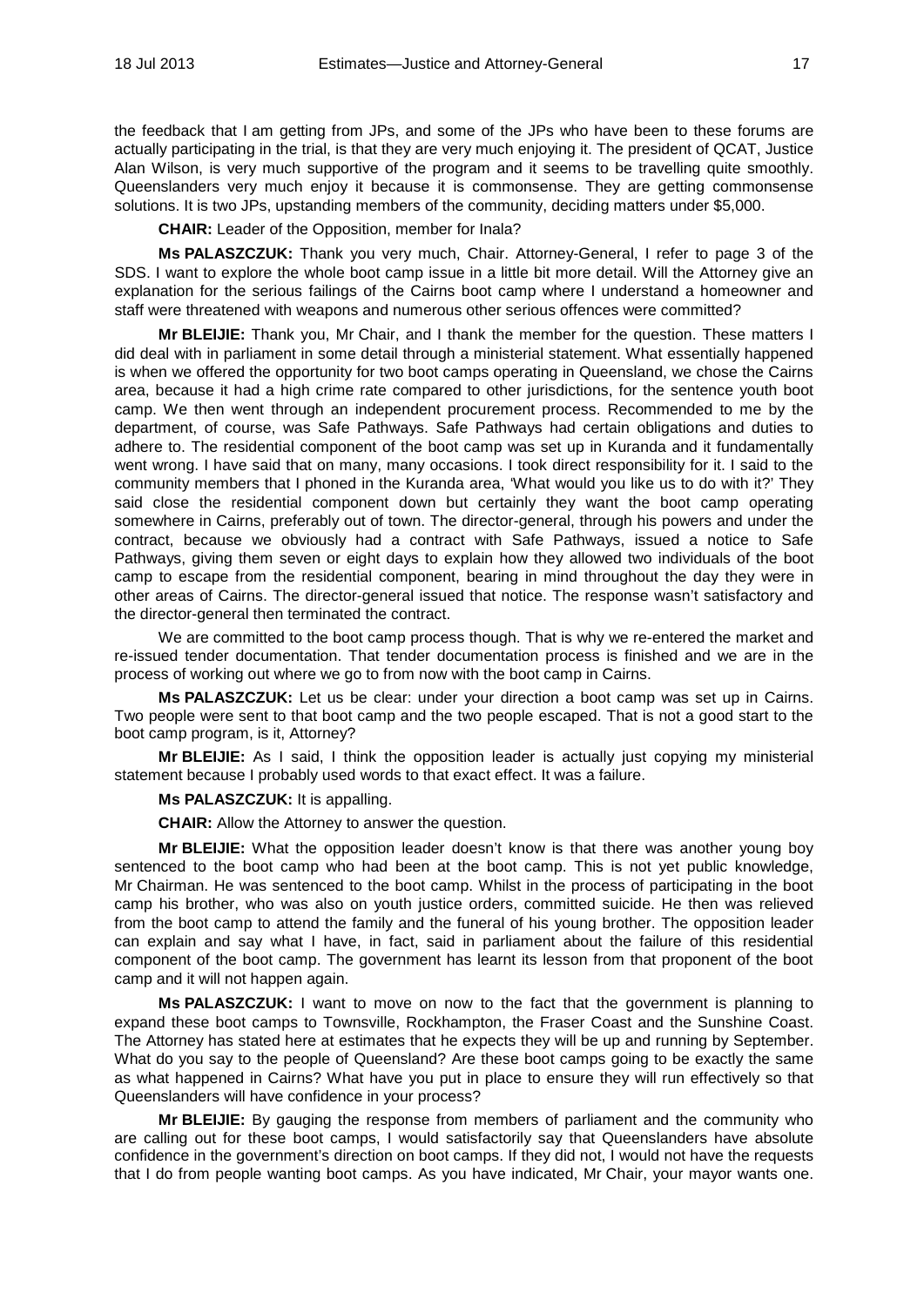the feedback that I am getting from JPs, and some of the JPs who have been to these forums are actually participating in the trial, is that they are very much enjoying it. The president of QCAT, Justice Alan Wilson, is very much supportive of the program and it seems to be travelling quite smoothly. Queenslanders very much enjoy it because it is commonsense. They are getting commonsense solutions. It is two JPs, upstanding members of the community, deciding matters under $5,000.

**CHAIR:** Leader of the Opposition, member for Inala?

**Ms PALASZCZUK:** Thank you very much, Chair. Attorney-General, I refer to page 3 of the SDS. I want to explore the whole boot camp issue in a little bit more detail. Will the Attorney give an explanation for the serious failings of the Cairns boot camp where I understand a homeowner and staff were threatened with weapons and numerous other serious offences were committed?

**Mr BLEIJIE:** Thank you, Mr Chair, and I thank the member for the question. These matters I did deal with in parliament in some detail through a ministerial statement. What essentially happened is when we offered the opportunity for two boot camps operating in Queensland, we chose the Cairns area, because it had a high crime rate compared to other jurisdictions, for the sentence youth boot camp. We then went through an independent procurement process. Recommended to me by the department, of course, was Safe Pathways. Safe Pathways had certain obligations and duties to adhere to. The residential component of the boot camp was set up in Kuranda and it fundamentally went wrong. I have said that on many, many occasions. I took direct responsibility for it. I said to the community members that I phoned in the Kuranda area, 'What would you like us to do with it?' They said close the residential component down but certainly they want the boot camp operating somewhere in Cairns, preferably out of town. The director-general, through his powers and under the contract, because we obviously had a contract with Safe Pathways, issued a notice to Safe Pathways, giving them seven or eight days to explain how they allowed two individuals of the boot camp to escape from the residential component, bearing in mind throughout the day they were in other areas of Cairns. The director-general issued that notice. The response wasn't satisfactory and the director-general then terminated the contract.

We are committed to the boot camp process though. That is why we re-entered the market and re-issued tender documentation. That tender documentation process is finished and we are in the process of working out where we go to from now with the boot camp in Cairns.

**Ms PALASZCZUK:** Let us be clear: under your direction a boot camp was set up in Cairns. Two people were sent to that boot camp and the two people escaped. That is not a good start to the boot camp program, is it, Attorney?

**Mr BLEIJIE:** As I said, I think the opposition leader is actually just copying my ministerial statement because I probably used words to that exact effect. It was a failure.

**Ms PALASZCZUK:** It is appalling.

**CHAIR:** Allow the Attorney to answer the question.

**Mr BLEIJIE:** What the opposition leader doesn't know is that there was another young boy sentenced to the boot camp who had been at the boot camp. This is not yet public knowledge, Mr Chairman. He was sentenced to the boot camp. Whilst in the process of participating in the boot camp his brother, who was also on youth justice orders, committed suicide. He then was relieved from the boot camp to attend the family and the funeral of his young brother. The opposition leader can explain and say what I have, in fact, said in parliament about the failure of this residential component of the boot camp. The government has learnt its lesson from that proponent of the boot camp and it will not happen again.

**Ms PALASZCZUK:** I want to move on now to the fact that the government is planning to expand these boot camps to Townsville, Rockhampton, the Fraser Coast and the Sunshine Coast. The Attorney has stated here at estimates that he expects they will be up and running by September. What do you say to the people of Queensland? Are these boot camps going to be exactly the same as what happened in Cairns? What have you put in place to ensure they will run effectively so that Queenslanders will have confidence in your process?

**Mr BLEIJIE:** By gauging the response from members of parliament and the community who are calling out for these boot camps, I would satisfactorily say that Queenslanders have absolute confidence in the government's direction on boot camps. If they did not, I would not have the requests that I do from people wanting boot camps. As you have indicated, Mr Chair, your mayor wants one.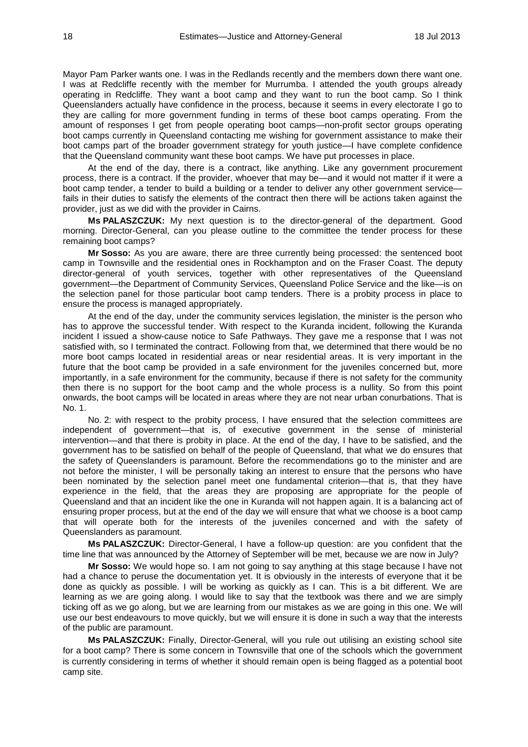Mayor Pam Parker wants one. I was in the Redlands recently and the members down there want one. I was at Redcliffe recently with the member for Murrumba. I attended the youth groups already operating in Redcliffe. They want a boot camp and they want to run the boot camp. So I think Queenslanders actually have confidence in the process, because it seems in every electorate I go to they are calling for more government funding in terms of these boot camps operating. From the amount of responses I get from people operating boot camps—non-profit sector groups operating boot camps currently in Queensland contacting me wishing for government assistance to make their boot camps part of the broader government strategy for youth justice—I have complete confidence that the Queensland community want these boot camps. We have put processes in place.

At the end of the day, there is a contract, like anything. Like any government procurement process, there is a contract. If the provider, whoever that may be—and it would not matter if it were a boot camp tender, a tender to build a building or a tender to deliver any other government service—fails in their duties to satisfy the elements of the contract then there will be actions taken against the provider, just as we did with the provider in Cairns.

**Ms PALASZCZUK:** My next question is to the director-general of the department. Good morning. Director-General, can you please outline to the committee the tender process for these remaining boot camps?

**Mr Sosso:** As you are aware, there are three currently being processed: the sentenced boot camp in Townsville and the residential ones in Rockhampton and on the Fraser Coast. The deputy director-general of youth services, together with other representatives of the Queensland government—the Department of Community Services, Queensland Police Service and the like—is on the selection panel for those particular boot camp tenders. There is a probity process in place to ensure the process is managed appropriately.

At the end of the day, under the community services legislation, the minister is the person who has to approve the successful tender. With respect to the Kuranda incident, following the Kuranda incident I issued a show-cause notice to Safe Pathways. They gave me a response that I was not satisfied with, so I terminated the contract. Following from that, we determined that there would be no more boot camps located in residential areas or near residential areas. It is very important in the future that the boot camp be provided in a safe environment for the juveniles concerned but, more importantly, in a safe environment for the community, because if there is not safety for the community then there is no support for the boot camp and the whole process is a nullity. So from this point onwards, the boot camps will be located in areas where they are not near urban conurbations. That is No. 1.

No. 2: with respect to the probity process, I have ensured that the selection committees are independent of government—that is, of executive government in the sense of ministerial intervention—and that there is probity in place. At the end of the day, I have to be satisfied, and the government has to be satisfied on behalf of the people of Queensland, that what we do ensures that the safety of Queenslanders is paramount. Before the recommendations go to the minister and are not before the minister, I will be personally taking an interest to ensure that the persons who have been nominated by the selection panel meet one fundamental criterion—that is, that they have experience in the field, that the areas they are proposing are appropriate for the people of Queensland and that an incident like the one in Kuranda will not happen again. It is a balancing act of ensuring proper process, but at the end of the day we will ensure that what we choose is a boot camp that will operate both for the interests of the juveniles concerned and with the safety of Queenslanders as paramount.

**Ms PALASZCZUK:** Director-General, I have a follow-up question: are you confident that the time line that was announced by the Attorney of September will be met, because we are now in July?

**Mr Sosso:** We would hope so. I am not going to say anything at this stage because I have not had a chance to peruse the documentation yet. It is obviously in the interests of everyone that it be done as quickly as possible. I will be working as quickly as I can. This is a bit different. We are learning as we are going along. I would like to say that the textbook was there and we are simply ticking off as we go along, but we are learning from our mistakes as we are going in this one. We will use our best endeavours to move quickly, but we will ensure it is done in such a way that the interests of the public are paramount.

**Ms PALASZCZUK:** Finally, Director-General, will you rule out utilising an existing school site for a boot camp? There is some concern in Townsville that one of the schools which the government is currently considering in terms of whether it should remain open is being flagged as a potential boot camp site.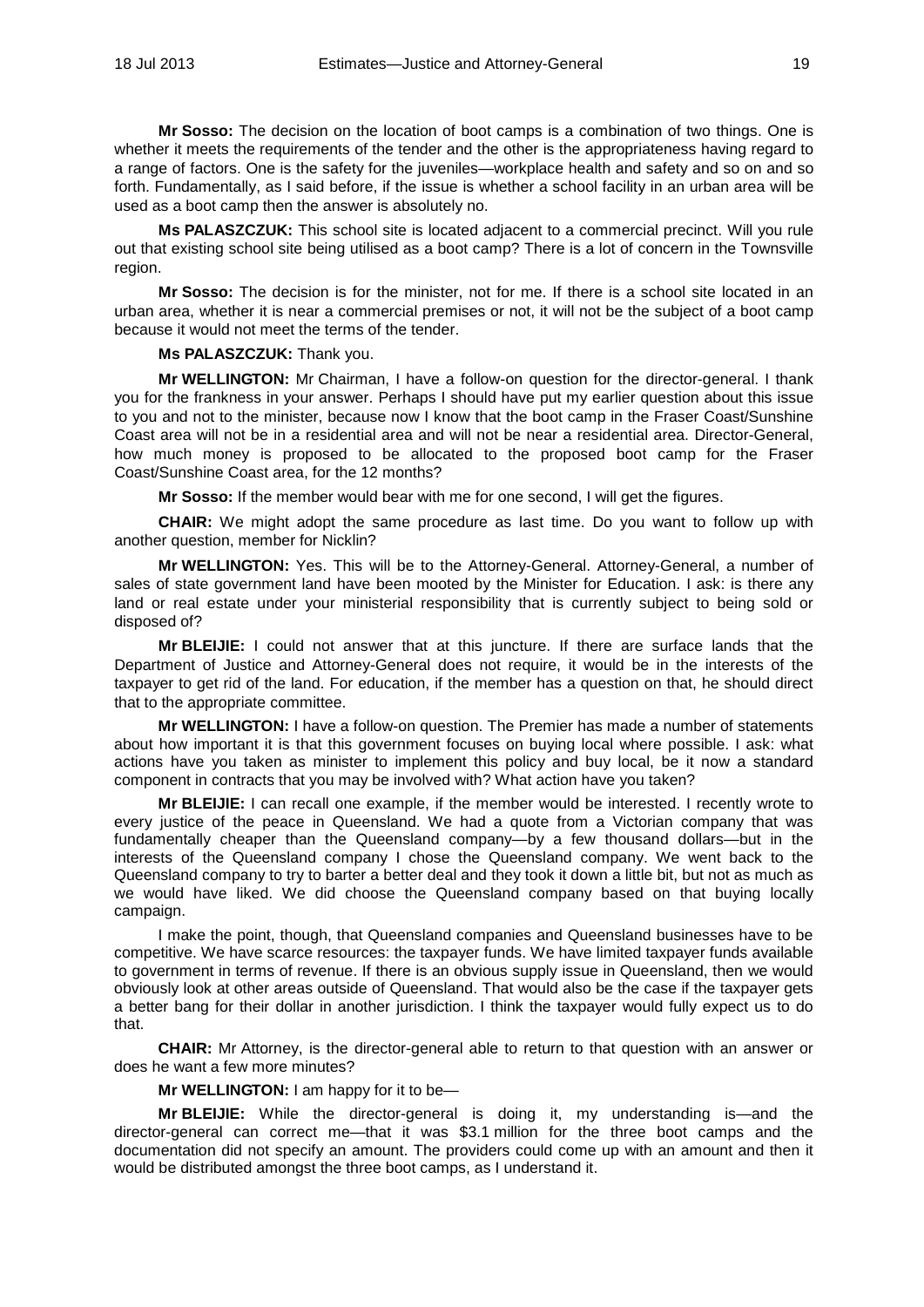**Mr Sosso:** The decision on the location of boot camps is a combination of two things. One is whether it meets the requirements of the tender and the other is the appropriateness having regard to a range of factors. One is the safety for the juveniles—workplace health and safety and so on and so forth. Fundamentally, as I said before, if the issue is whether a school facility in an urban area will be used as a boot camp then the answer is absolutely no.

**Ms PALASZCZUK:** This school site is located adjacent to a commercial precinct. Will you rule out that existing school site being utilised as a boot camp? There is a lot of concern in the Townsville region.

**Mr Sosso:** The decision is for the minister, not for me. If there is a school site located in an urban area, whether it is near a commercial premises or not, it will not be the subject of a boot camp because it would not meet the terms of the tender.

**Ms PALASZCZUK:** Thank you.

**Mr WELLINGTON:** Mr Chairman, I have a follow-on question for the director-general. I thank you for the frankness in your answer. Perhaps I should have put my earlier question about this issue to you and not to the minister, because now I know that the boot camp in the Fraser Coast/Sunshine Coast area will not be in a residential area and will not be near a residential area. Director-General, how much money is proposed to be allocated to the proposed boot camp for the Fraser Coast/Sunshine Coast area, for the 12 months?

**Mr Sosso:** If the member would bear with me for one second, I will get the figures.

**CHAIR:** We might adopt the same procedure as last time. Do you want to follow up with another question, member for Nicklin?

**Mr WELLINGTON:** Yes. This will be to the Attorney-General. Attorney-General, a number of sales of state government land have been mooted by the Minister for Education. I ask: is there any land or real estate under your ministerial responsibility that is currently subject to being sold or disposed of?

**Mr BLEIJIE:** I could not answer that at this juncture. If there are surface lands that the Department of Justice and Attorney-General does not require, it would be in the interests of the taxpayer to get rid of the land. For education, if the member has a question on that, he should direct that to the appropriate committee.

**Mr WELLINGTON:** I have a follow-on question. The Premier has made a number of statements about how important it is that this government focuses on buying local where possible. I ask: what actions have you taken as minister to implement this policy and buy local, be it now a standard component in contracts that you may be involved with? What action have you taken?

**Mr BLEIJIE:** I can recall one example, if the member would be interested. I recently wrote to every justice of the peace in Queensland. We had a quote from a Victorian company that was fundamentally cheaper than the Queensland company—by a few thousand dollars—but in the interests of the Queensland company I chose the Queensland company. We went back to the Queensland company to try to barter a better deal and they took it down a little bit, but not as much as we would have liked. We did choose the Queensland company based on that buying locally campaign.

I make the point, though, that Queensland companies and Queensland businesses have to be competitive. We have scarce resources: the taxpayer funds. We have limited taxpayer funds available to government in terms of revenue. If there is an obvious supply issue in Queensland, then we would obviously look at other areas outside of Queensland. That would also be the case if the taxpayer gets a better bang for their dollar in another jurisdiction. I think the taxpayer would fully expect us to do that.

**CHAIR:** Mr Attorney, is the director-general able to return to that question with an answer or does he want a few more minutes?

**Mr WELLINGTON:** I am happy for it to be—

**Mr BLEIJIE:** While the director-general is doing it, my understanding is—and the director-general can correct me—that it was $3.1 million for the three boot camps and the documentation did not specify an amount. The providers could come up with an amount and then it would be distributed amongst the three boot camps, as I understand it.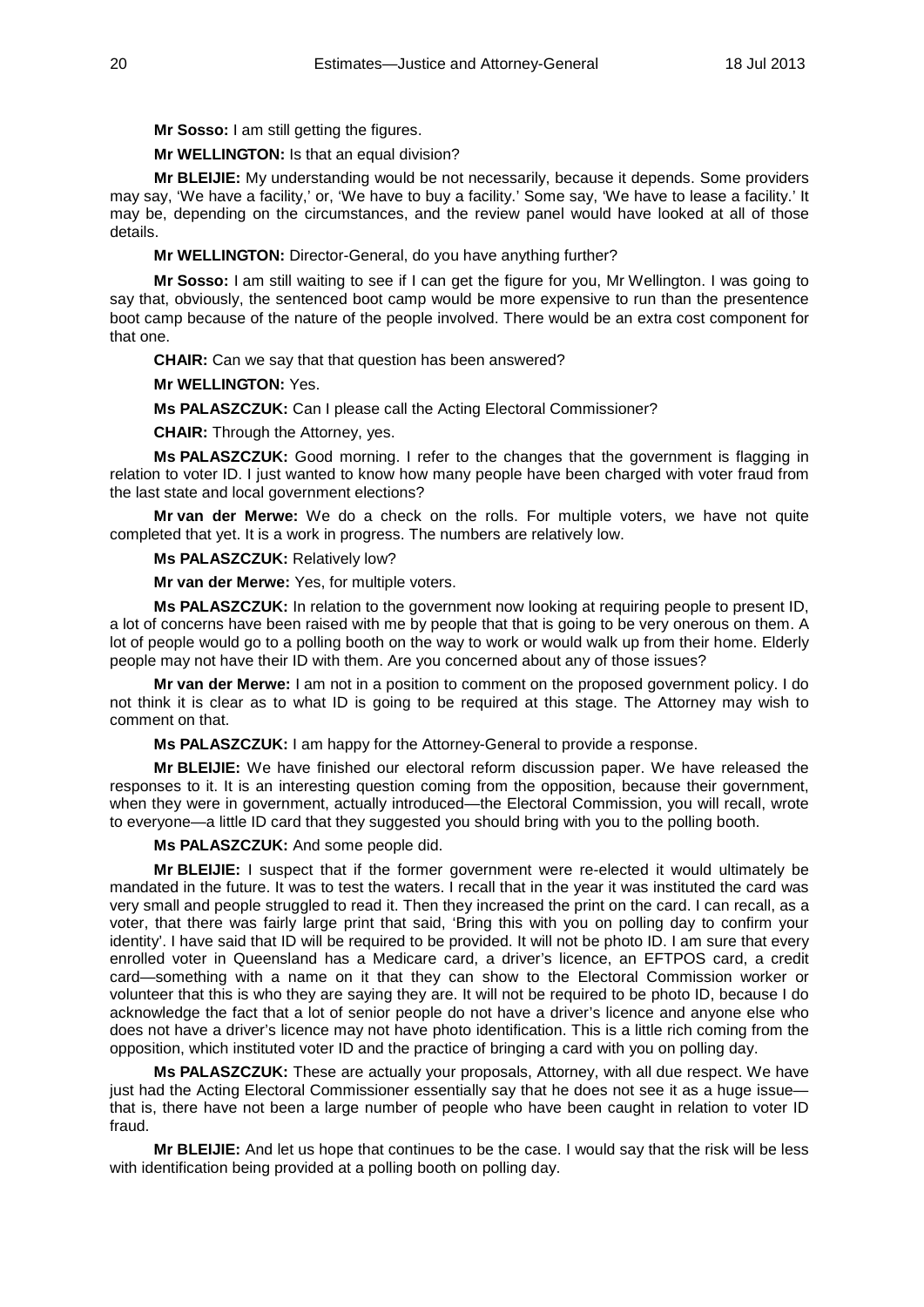**Mr Sosso:** I am still getting the figures.

**Mr WELLINGTON:** Is that an equal division?

**Mr BLEIJIE:** My understanding would be not necessarily, because it depends. Some providers may say, 'We have a facility,' or, 'We have to buy a facility.' Some say, 'We have to lease a facility.' It may be, depending on the circumstances, and the review panel would have looked at all of those details.

**Mr WELLINGTON:** Director-General, do you have anything further?

**Mr Sosso:** I am still waiting to see if I can get the figure for you, Mr Wellington. I was going to say that, obviously, the sentenced boot camp would be more expensive to run than the presentence boot camp because of the nature of the people involved. There would be an extra cost component for that one.

**CHAIR:** Can we say that that question has been answered?

**Mr WELLINGTON:** Yes.

**Ms PALASZCZUK:** Can I please call the Acting Electoral Commissioner?

**CHAIR:** Through the Attorney, yes.

**Ms PALASZCZUK:** Good morning. I refer to the changes that the government is flagging in relation to voter ID. I just wanted to know how many people have been charged with voter fraud from the last state and local government elections?

**Mr van der Merwe:** We do a check on the rolls. For multiple voters, we have not quite completed that yet. It is a work in progress. The numbers are relatively low.

**Ms PALASZCZUK:** Relatively low?

**Mr van der Merwe:** Yes, for multiple voters.

**Ms PALASZCZUK:** In relation to the government now looking at requiring people to present ID, a lot of concerns have been raised with me by people that that is going to be very onerous on them. A lot of people would go to a polling booth on the way to work or would walk up from their home. Elderly people may not have their ID with them. Are you concerned about any of those issues?

**Mr van der Merwe:** I am not in a position to comment on the proposed government policy. I do not think it is clear as to what ID is going to be required at this stage. The Attorney may wish to comment on that.

**Ms PALASZCZUK:** I am happy for the Attorney-General to provide a response.

**Mr BLEIJIE:** We have finished our electoral reform discussion paper. We have released the responses to it. It is an interesting question coming from the opposition, because their government, when they were in government, actually introduced—the Electoral Commission, you will recall, wrote to everyone—a little ID card that they suggested you should bring with you to the polling booth.

**Ms PALASZCZUK:** And some people did.

**Mr BLEIJIE:** I suspect that if the former government were re-elected it would ultimately be mandated in the future. It was to test the waters. I recall that in the year it was instituted the card was very small and people struggled to read it. Then they increased the print on the card. I can recall, as a voter, that there was fairly large print that said, 'Bring this with you on polling day to confirm your identity'. I have said that ID will be required to be provided. It will not be photo ID. I am sure that every enrolled voter in Queensland has a Medicare card, a driver's licence, an EFTPOS card, a credit card—something with a name on it that they can show to the Electoral Commission worker or volunteer that this is who they are saying they are. It will not be required to be photo ID, because I do acknowledge the fact that a lot of senior people do not have a driver's licence and anyone else who does not have a driver's licence may not have photo identification. This is a little rich coming from the opposition, which instituted voter ID and the practice of bringing a card with you on polling day.

**Ms PALASZCZUK:** These are actually your proposals, Attorney, with all due respect. We have just had the Acting Electoral Commissioner essentially say that he does not see it as a huge issue—that is, there have not been a large number of people who have been caught in relation to voter ID fraud.

**Mr BLEIJIE:** And let us hope that continues to be the case. I would say that the risk will be less with identification being provided at a polling booth on polling day.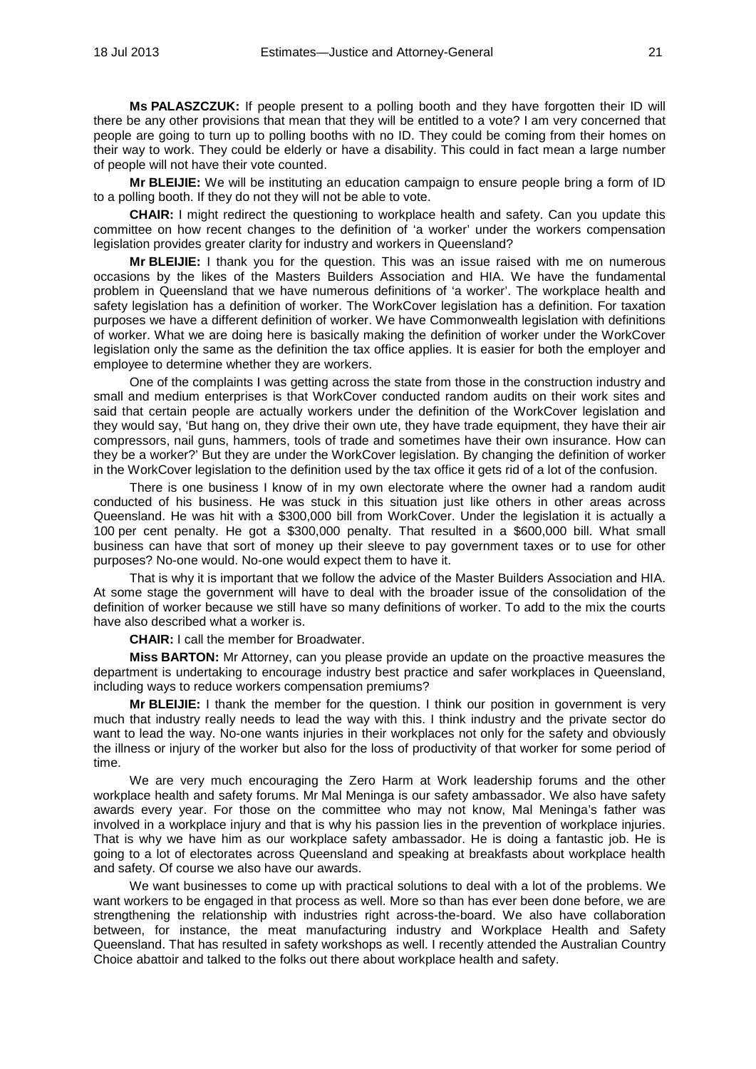**Ms PALASZCZUK:** If people present to a polling booth and they have forgotten their ID will there be any other provisions that mean that they will be entitled to a vote? I am very concerned that people are going to turn up to polling booths with no ID. They could be coming from their homes on their way to work. They could be elderly or have a disability. This could in fact mean a large number of people will not have their vote counted.

**Mr BLEIJIE:** We will be instituting an education campaign to ensure people bring a form of ID to a polling booth. If they do not they will not be able to vote.

**CHAIR:** I might redirect the questioning to workplace health and safety. Can you update this committee on how recent changes to the definition of 'a worker' under the workers compensation legislation provides greater clarity for industry and workers in Queensland?

**Mr BLEIJIE:** I thank you for the question. This was an issue raised with me on numerous occasions by the likes of the Masters Builders Association and HIA. We have the fundamental problem in Queensland that we have numerous definitions of 'a worker'. The workplace health and safety legislation has a definition of worker. The WorkCover legislation has a definition. For taxation purposes we have a different definition of worker. We have Commonwealth legislation with definitions of worker. What we are doing here is basically making the definition of worker under the WorkCover legislation only the same as the definition the tax office applies. It is easier for both the employer and employee to determine whether they are workers.

One of the complaints I was getting across the state from those in the construction industry and small and medium enterprises is that WorkCover conducted random audits on their work sites and said that certain people are actually workers under the definition of the WorkCover legislation and they would say, 'But hang on, they drive their own ute, they have trade equipment, they have their air compressors, nail guns, hammers, tools of trade and sometimes have their own insurance. How can they be a worker?' But they are under the WorkCover legislation. By changing the definition of worker in the WorkCover legislation to the definition used by the tax office it gets rid of a lot of the confusion.

There is one business I know of in my own electorate where the owner had a random audit conducted of his business. He was stuck in this situation just like others in other areas across Queensland. He was hit with a $300,000 bill from WorkCover. Under the legislation it is actually a 100 per cent penalty. He got a $300,000 penalty. That resulted in a $600,000 bill. What small business can have that sort of money up their sleeve to pay government taxes or to use for other purposes? No-one would. No-one would expect them to have it.

That is why it is important that we follow the advice of the Master Builders Association and HIA. At some stage the government will have to deal with the broader issue of the consolidation of the definition of worker because we still have so many definitions of worker. To add to the mix the courts have also described what a worker is.

**CHAIR:** I call the member for Broadwater.

**Miss BARTON:** Mr Attorney, can you please provide an update on the proactive measures the department is undertaking to encourage industry best practice and safer workplaces in Queensland, including ways to reduce workers compensation premiums?

**Mr BLEIJIE:** I thank the member for the question. I think our position in government is very much that industry really needs to lead the way with this. I think industry and the private sector do want to lead the way. No-one wants injuries in their workplaces not only for the safety and obviously the illness or injury of the worker but also for the loss of productivity of that worker for some period of time.

We are very much encouraging the Zero Harm at Work leadership forums and the other workplace health and safety forums. Mr Mal Meninga is our safety ambassador. We also have safety awards every year. For those on the committee who may not know, Mal Meninga's father was involved in a workplace injury and that is why his passion lies in the prevention of workplace injuries. That is why we have him as our workplace safety ambassador. He is doing a fantastic job. He is going to a lot of electorates across Queensland and speaking at breakfasts about workplace health and safety. Of course we also have our awards.

We want businesses to come up with practical solutions to deal with a lot of the problems. We want workers to be engaged in that process as well. More so than has ever been done before, we are strengthening the relationship with industries right across-the-board. We also have collaboration between, for instance, the meat manufacturing industry and Workplace Health and Safety Queensland. That has resulted in safety workshops as well. I recently attended the Australian Country Choice abattoir and talked to the folks out there about workplace health and safety.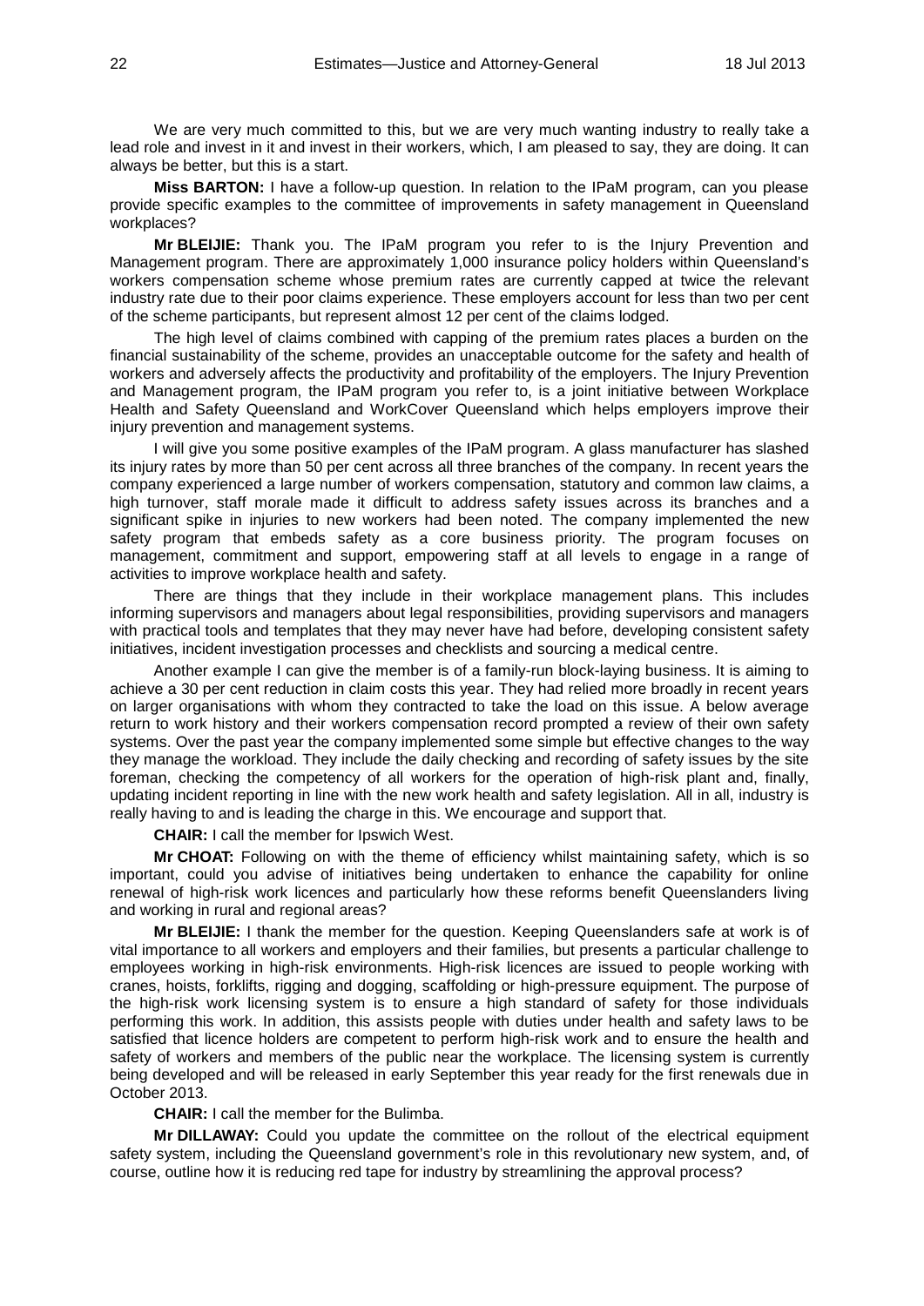We are very much committed to this, but we are very much wanting industry to really take a lead role and invest in it and invest in their workers, which, I am pleased to say, they are doing. It can always be better, but this is a start.

**Miss BARTON:** I have a follow-up question. In relation to the IPaM program, can you please provide specific examples to the committee of improvements in safety management in Queensland workplaces?

**Mr BLEIJIE:** Thank you. The IPaM program you refer to is the Injury Prevention and Management program. There are approximately 1,000 insurance policy holders within Queensland's workers compensation scheme whose premium rates are currently capped at twice the relevant industry rate due to their poor claims experience. These employers account for less than two per cent of the scheme participants, but represent almost 12 per cent of the claims lodged.

The high level of claims combined with capping of the premium rates places a burden on the financial sustainability of the scheme, provides an unacceptable outcome for the safety and health of workers and adversely affects the productivity and profitability of the employers. The Injury Prevention and Management program, the IPaM program you refer to, is a joint initiative between Workplace Health and Safety Queensland and WorkCover Queensland which helps employers improve their injury prevention and management systems.

I will give you some positive examples of the IPaM program. A glass manufacturer has slashed its injury rates by more than 50 per cent across all three branches of the company. In recent years the company experienced a large number of workers compensation, statutory and common law claims, a high turnover, staff morale made it difficult to address safety issues across its branches and a significant spike in injuries to new workers had been noted. The company implemented the new safety program that embeds safety as a core business priority. The program focuses on management, commitment and support, empowering staff at all levels to engage in a range of activities to improve workplace health and safety.

There are things that they include in their workplace management plans. This includes informing supervisors and managers about legal responsibilities, providing supervisors and managers with practical tools and templates that they may never have had before, developing consistent safety initiatives, incident investigation processes and checklists and sourcing a medical centre.

Another example I can give the member is of a family-run block-laying business. It is aiming to achieve a 30 per cent reduction in claim costs this year. They had relied more broadly in recent years on larger organisations with whom they contracted to take the load on this issue. A below average return to work history and their workers compensation record prompted a review of their own safety systems. Over the past year the company implemented some simple but effective changes to the way they manage the workload. They include the daily checking and recording of safety issues by the site foreman, checking the competency of all workers for the operation of high-risk plant and, finally, updating incident reporting in line with the new work health and safety legislation. All in all, industry is really having to and is leading the charge in this. We encourage and support that.

**CHAIR:** I call the member for Ipswich West.

**Mr CHOAT:** Following on with the theme of efficiency whilst maintaining safety, which is so important, could you advise of initiatives being undertaken to enhance the capability for online renewal of high-risk work licences and particularly how these reforms benefit Queenslanders living and working in rural and regional areas?

**Mr BLEIJIE:** I thank the member for the question. Keeping Queenslanders safe at work is of vital importance to all workers and employers and their families, but presents a particular challenge to employees working in high-risk environments. High-risk licences are issued to people working with cranes, hoists, forklifts, rigging and dogging, scaffolding or high-pressure equipment. The purpose of the high-risk work licensing system is to ensure a high standard of safety for those individuals performing this work. In addition, this assists people with duties under health and safety laws to be satisfied that licence holders are competent to perform high-risk work and to ensure the health and safety of workers and members of the public near the workplace. The licensing system is currently being developed and will be released in early September this year ready for the first renewals due in October 2013.

**CHAIR:** I call the member for the Bulimba.

**Mr DILLAWAY:** Could you update the committee on the rollout of the electrical equipment safety system, including the Queensland government's role in this revolutionary new system, and, of course, outline how it is reducing red tape for industry by streamlining the approval process?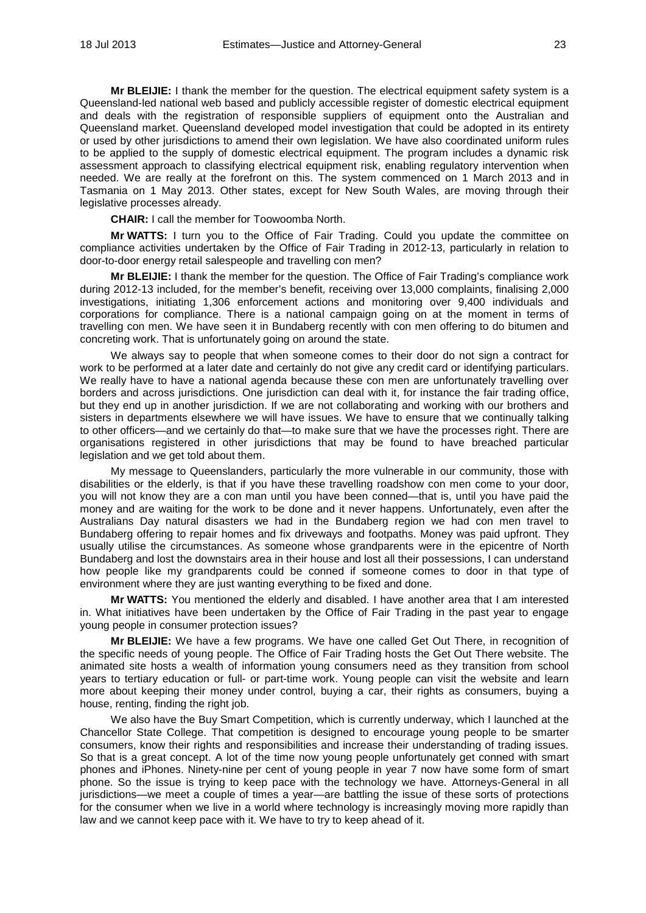**Mr BLEIJIE:** I thank the member for the question. The electrical equipment safety system is a Queensland-led national web based and publicly accessible register of domestic electrical equipment and deals with the registration of responsible suppliers of equipment onto the Australian and Queensland market. Queensland developed model investigation that could be adopted in its entirety or used by other jurisdictions to amend their own legislation. We have also coordinated uniform rules to be applied to the supply of domestic electrical equipment. The program includes a dynamic risk assessment approach to classifying electrical equipment risk, enabling regulatory intervention when needed. We are really at the forefront on this. The system commenced on 1 March 2013 and in Tasmania on 1 May 2013. Other states, except for New South Wales, are moving through their legislative processes already.

**CHAIR:** I call the member for Toowoomba North.

**Mr WATTS:** I turn you to the Office of Fair Trading. Could you update the committee on compliance activities undertaken by the Office of Fair Trading in 2012-13, particularly in relation to door-to-door energy retail salespeople and travelling con men?

**Mr BLEIJIE:** I thank the member for the question. The Office of Fair Trading's compliance work during 2012-13 included, for the member's benefit, receiving over 13,000 complaints, finalising 2,000 investigations, initiating 1,306 enforcement actions and monitoring over 9,400 individuals and corporations for compliance. There is a national campaign going on at the moment in terms of travelling con men. We have seen it in Bundaberg recently with con men offering to do bitumen and concreting work. That is unfortunately going on around the state.

We always say to people that when someone comes to their door do not sign a contract for work to be performed at a later date and certainly do not give any credit card or identifying particulars. We really have to have a national agenda because these con men are unfortunately travelling over borders and across jurisdictions. One jurisdiction can deal with it, for instance the fair trading office, but they end up in another jurisdiction. If we are not collaborating and working with our brothers and sisters in departments elsewhere we will have issues. We have to ensure that we continually talking to other officers—and we certainly do that—to make sure that we have the processes right. There are organisations registered in other jurisdictions that may be found to have breached particular legislation and we get told about them.

My message to Queenslanders, particularly the more vulnerable in our community, those with disabilities or the elderly, is that if you have these travelling roadshow con men come to your door, you will not know they are a con man until you have been conned—that is, until you have paid the money and are waiting for the work to be done and it never happens. Unfortunately, even after the Australians Day natural disasters we had in the Bundaberg region we had con men travel to Bundaberg offering to repair homes and fix driveways and footpaths. Money was paid upfront. They usually utilise the circumstances. As someone whose grandparents were in the epicentre of North Bundaberg and lost the downstairs area in their house and lost all their possessions, I can understand how people like my grandparents could be conned if someone comes to door in that type of environment where they are just wanting everything to be fixed and done.

**Mr WATTS:** You mentioned the elderly and disabled. I have another area that I am interested in. What initiatives have been undertaken by the Office of Fair Trading in the past year to engage young people in consumer protection issues?

**Mr BLEIJIE:** We have a few programs. We have one called Get Out There, in recognition of the specific needs of young people. The Office of Fair Trading hosts the Get Out There website. The animated site hosts a wealth of information young consumers need as they transition from school years to tertiary education or full- or part-time work. Young people can visit the website and learn more about keeping their money under control, buying a car, their rights as consumers, buying a house, renting, finding the right job.

We also have the Buy Smart Competition, which is currently underway, which I launched at the Chancellor State College. That competition is designed to encourage young people to be smarter consumers, know their rights and responsibilities and increase their understanding of trading issues. So that is a great concept. A lot of the time now young people unfortunately get conned with smart phones and iPhones. Ninety-nine per cent of young people in year 7 now have some form of smart phone. So the issue is trying to keep pace with the technology we have. Attorneys-General in all jurisdictions—we meet a couple of times a year—are battling the issue of these sorts of protections for the consumer when we live in a world where technology is increasingly moving more rapidly than law and we cannot keep pace with it. We have to try to keep ahead of it.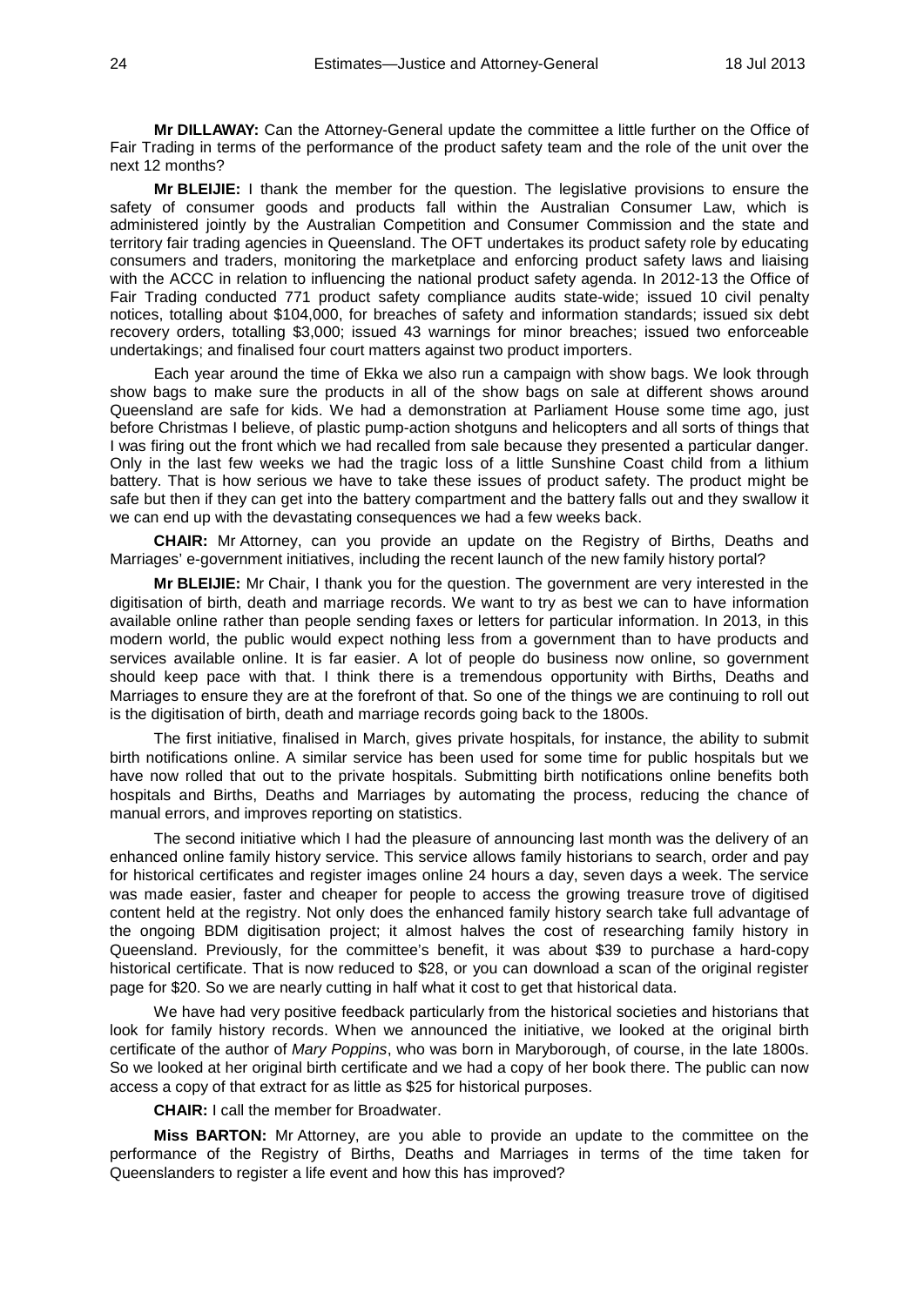**Mr DILLAWAY:** Can the Attorney-General update the committee a little further on the Office of Fair Trading in terms of the performance of the product safety team and the role of the unit over the next 12 months?

**Mr BLEIJIE:** I thank the member for the question. The legislative provisions to ensure the safety of consumer goods and products fall within the Australian Consumer Law, which is administered jointly by the Australian Competition and Consumer Commission and the state and territory fair trading agencies in Queensland. The OFT undertakes its product safety role by educating consumers and traders, monitoring the marketplace and enforcing product safety laws and liaising with the ACCC in relation to influencing the national product safety agenda. In 2012-13 the Office of Fair Trading conducted 771 product safety compliance audits state-wide; issued 10 civil penalty notices, totalling about $104,000, for breaches of safety and information standards; issued six debt recovery orders, totalling $3,000; issued 43 warnings for minor breaches; issued two enforceable undertakings; and finalised four court matters against two product importers.

Each year around the time of Ekka we also run a campaign with show bags. We look through show bags to make sure the products in all of the show bags on sale at different shows around Queensland are safe for kids. We had a demonstration at Parliament House some time ago, just before Christmas I believe, of plastic pump-action shotguns and helicopters and all sorts of things that I was firing out the front which we had recalled from sale because they presented a particular danger. Only in the last few weeks we had the tragic loss of a little Sunshine Coast child from a lithium battery. That is how serious we have to take these issues of product safety. The product might be safe but then if they can get into the battery compartment and the battery falls out and they swallow it we can end up with the devastating consequences we had a few weeks back.

**CHAIR:** Mr Attorney, can you provide an update on the Registry of Births, Deaths and Marriages' e-government initiatives, including the recent launch of the new family history portal?

**Mr BLEIJIE:** Mr Chair, I thank you for the question. The government are very interested in the digitisation of birth, death and marriage records. We want to try as best we can to have information available online rather than people sending faxes or letters for particular information. In 2013, in this modern world, the public would expect nothing less from a government than to have products and services available online. It is far easier. A lot of people do business now online, so government should keep pace with that. I think there is a tremendous opportunity with Births, Deaths and Marriages to ensure they are at the forefront of that. So one of the things we are continuing to roll out is the digitisation of birth, death and marriage records going back to the 1800s.

The first initiative, finalised in March, gives private hospitals, for instance, the ability to submit birth notifications online. A similar service has been used for some time for public hospitals but we have now rolled that out to the private hospitals. Submitting birth notifications online benefits both hospitals and Births, Deaths and Marriages by automating the process, reducing the chance of manual errors, and improves reporting on statistics.

The second initiative which I had the pleasure of announcing last month was the delivery of an enhanced online family history service. This service allows family historians to search, order and pay for historical certificates and register images online 24 hours a day, seven days a week. The service was made easier, faster and cheaper for people to access the growing treasure trove of digitised content held at the registry. Not only does the enhanced family history search take full advantage of the ongoing BDM digitisation project; it almost halves the cost of researching family history in Queensland. Previously, for the committee's benefit, it was about $39 to purchase a hard-copy historical certificate. That is now reduced to $28, or you can download a scan of the original register page for $20. So we are nearly cutting in half what it cost to get that historical data.

We have had very positive feedback particularly from the historical societies and historians that look for family history records. When we announced the initiative, we looked at the original birth certificate of the author of *Mary Poppins*, who was born in Maryborough, of course, in the late 1800s. So we looked at her original birth certificate and we had a copy of her book there. The public can now access a copy of that extract for as little as $25 for historical purposes.

**CHAIR:** I call the member for Broadwater.

**Miss BARTON:** Mr Attorney, are you able to provide an update to the committee on the performance of the Registry of Births, Deaths and Marriages in terms of the time taken for Queenslanders to register a life event and how this has improved?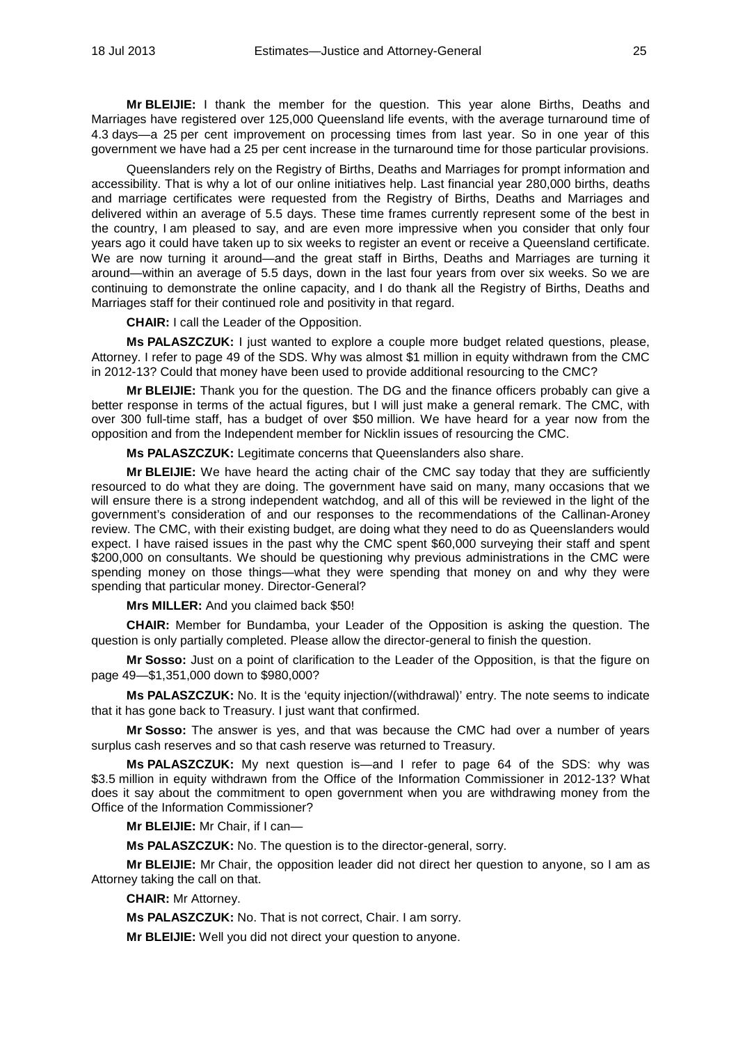**Mr BLEIJIE:** I thank the member for the question. This year alone Births, Deaths and Marriages have registered over 125,000 Queensland life events, with the average turnaround time of 4.3 days—a 25 per cent improvement on processing times from last year. So in one year of this government we have had a 25 per cent increase in the turnaround time for those particular provisions.

Queenslanders rely on the Registry of Births, Deaths and Marriages for prompt information and accessibility. That is why a lot of our online initiatives help. Last financial year 280,000 births, deaths and marriage certificates were requested from the Registry of Births, Deaths and Marriages and delivered within an average of 5.5 days. These time frames currently represent some of the best in the country, I am pleased to say, and are even more impressive when you consider that only four years ago it could have taken up to six weeks to register an event or receive a Queensland certificate. We are now turning it around—and the great staff in Births, Deaths and Marriages are turning it around—within an average of 5.5 days, down in the last four years from over six weeks. So we are continuing to demonstrate the online capacity, and I do thank all the Registry of Births, Deaths and Marriages staff for their continued role and positivity in that regard.

**CHAIR:** I call the Leader of the Opposition.

**Ms PALASZCZUK:** I just wanted to explore a couple more budget related questions, please, Attorney. I refer to page 49 of the SDS. Why was almost $1 million in equity withdrawn from the CMC in 2012-13? Could that money have been used to provide additional resourcing to the CMC?

**Mr BLEIJIE:** Thank you for the question. The DG and the finance officers probably can give a better response in terms of the actual figures, but I will just make a general remark. The CMC, with over 300 full-time staff, has a budget of over $50 million. We have heard for a year now from the opposition and from the Independent member for Nicklin issues of resourcing the CMC.

**Ms PALASZCZUK:** Legitimate concerns that Queenslanders also share.

**Mr BLEIJIE:** We have heard the acting chair of the CMC say today that they are sufficiently resourced to do what they are doing. The government have said on many, many occasions that we will ensure there is a strong independent watchdog, and all of this will be reviewed in the light of the government's consideration of and our responses to the recommendations of the Callinan-Aroney review. The CMC, with their existing budget, are doing what they need to do as Queenslanders would expect. I have raised issues in the past why the CMC spent $60,000 surveying their staff and spent $200,000 on consultants. We should be questioning why previous administrations in the CMC were spending money on those things—what they were spending that money on and why they were spending that particular money. Director-General?

**Mrs MILLER:** And you claimed back $50!

**CHAIR:** Member for Bundamba, your Leader of the Opposition is asking the question. The question is only partially completed. Please allow the director-general to finish the question.

**Mr Sosso:** Just on a point of clarification to the Leader of the Opposition, is that the figure on page 49—$1,351,000 down to $980,000?

**Ms PALASZCZUK:** No. It is the 'equity injection/(withdrawal)' entry. The note seems to indicate that it has gone back to Treasury. I just want that confirmed.

**Mr Sosso:** The answer is yes, and that was because the CMC had over a number of years surplus cash reserves and so that cash reserve was returned to Treasury.

**Ms PALASZCZUK:** My next question is—and I refer to page 64 of the SDS: why was $3.5 million in equity withdrawn from the Office of the Information Commissioner in 2012-13? What does it say about the commitment to open government when you are withdrawing money from the Office of the Information Commissioner?

**Mr BLEIJIE:** Mr Chair, if I can—

**Ms PALASZCZUK:** No. The question is to the director-general, sorry.

**Mr BLEIJIE:** Mr Chair, the opposition leader did not direct her question to anyone, so I am as Attorney taking the call on that.

**CHAIR:** Mr Attorney.

**Ms PALASZCZUK:** No. That is not correct, Chair. I am sorry.

**Mr BLEIJIE:** Well you did not direct your question to anyone.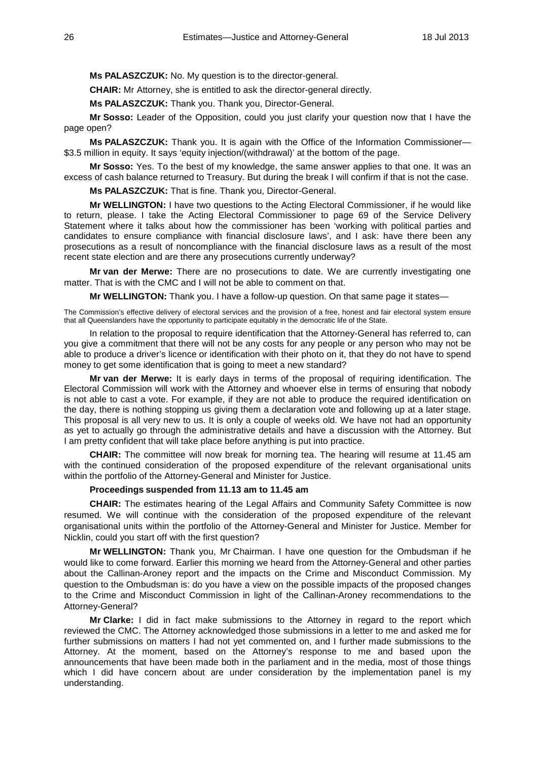**Ms PALASZCZUK:** No. My question is to the director-general.

**CHAIR:** Mr Attorney, she is entitled to ask the director-general directly.

**Ms PALASZCZUK:** Thank you. Thank you, Director-General.

**Mr Sosso:** Leader of the Opposition, could you just clarify your question now that I have the page open?

**Ms PALASZCZUK:** Thank you. It is again with the Office of the Information Commissioner—$3.5 million in equity. It says 'equity injection/(withdrawal)' at the bottom of the page.

**Mr Sosso:** Yes. To the best of my knowledge, the same answer applies to that one. It was an excess of cash balance returned to Treasury. But during the break I will confirm if that is not the case.

**Ms PALASZCZUK:** That is fine. Thank you, Director-General.

**Mr WELLINGTON:** I have two questions to the Acting Electoral Commissioner, if he would like to return, please. I take the Acting Electoral Commissioner to page 69 of the Service Delivery Statement where it talks about how the commissioner has been 'working with political parties and candidates to ensure compliance with financial disclosure laws', and I ask: have there been any prosecutions as a result of noncompliance with the financial disclosure laws as a result of the most recent state election and are there any prosecutions currently underway?

**Mr van der Merwe:** There are no prosecutions to date. We are currently investigating one matter. That is with the CMC and I will not be able to comment on that.

**Mr WELLINGTON:** Thank you. I have a follow-up question. On that same page it states—

The Commission's effective delivery of electoral services and the provision of a free, honest and fair electoral system ensure that all Queenslanders have the opportunity to participate equitably in the democratic life of the State.

In relation to the proposal to require identification that the Attorney-General has referred to, can you give a commitment that there will not be any costs for any people or any person who may not be able to produce a driver's licence or identification with their photo on it, that they do not have to spend money to get some identification that is going to meet a new standard?

**Mr van der Merwe:** It is early days in terms of the proposal of requiring identification. The Electoral Commission will work with the Attorney and whoever else in terms of ensuring that nobody is not able to cast a vote. For example, if they are not able to produce the required identification on the day, there is nothing stopping us giving them a declaration vote and following up at a later stage. This proposal is all very new to us. It is only a couple of weeks old. We have not had an opportunity as yet to actually go through the administrative details and have a discussion with the Attorney. But I am pretty confident that will take place before anything is put into practice.

**CHAIR:** The committee will now break for morning tea. The hearing will resume at 11.45 am with the continued consideration of the proposed expenditure of the relevant organisational units within the portfolio of the Attorney-General and Minister for Justice.

**Proceedings suspended from 11.13 am to 11.45 am**

**CHAIR:** The estimates hearing of the Legal Affairs and Community Safety Committee is now resumed. We will continue with the consideration of the proposed expenditure of the relevant organisational units within the portfolio of the Attorney-General and Minister for Justice. Member for Nicklin, could you start off with the first question?

**Mr WELLINGTON:** Thank you, Mr Chairman. I have one question for the Ombudsman if he would like to come forward. Earlier this morning we heard from the Attorney-General and other parties about the Callinan-Aroney report and the impacts on the Crime and Misconduct Commission. My question to the Ombudsman is: do you have a view on the possible impacts of the proposed changes to the Crime and Misconduct Commission in light of the Callinan-Aroney recommendations to the Attorney-General?

**Mr Clarke:** I did in fact make submissions to the Attorney in regard to the report which reviewed the CMC. The Attorney acknowledged those submissions in a letter to me and asked me for further submissions on matters I had not yet commented on, and I further made submissions to the Attorney. At the moment, based on the Attorney's response to me and based upon the announcements that have been made both in the parliament and in the media, most of those things which I did have concern about are under consideration by the implementation panel is my understanding.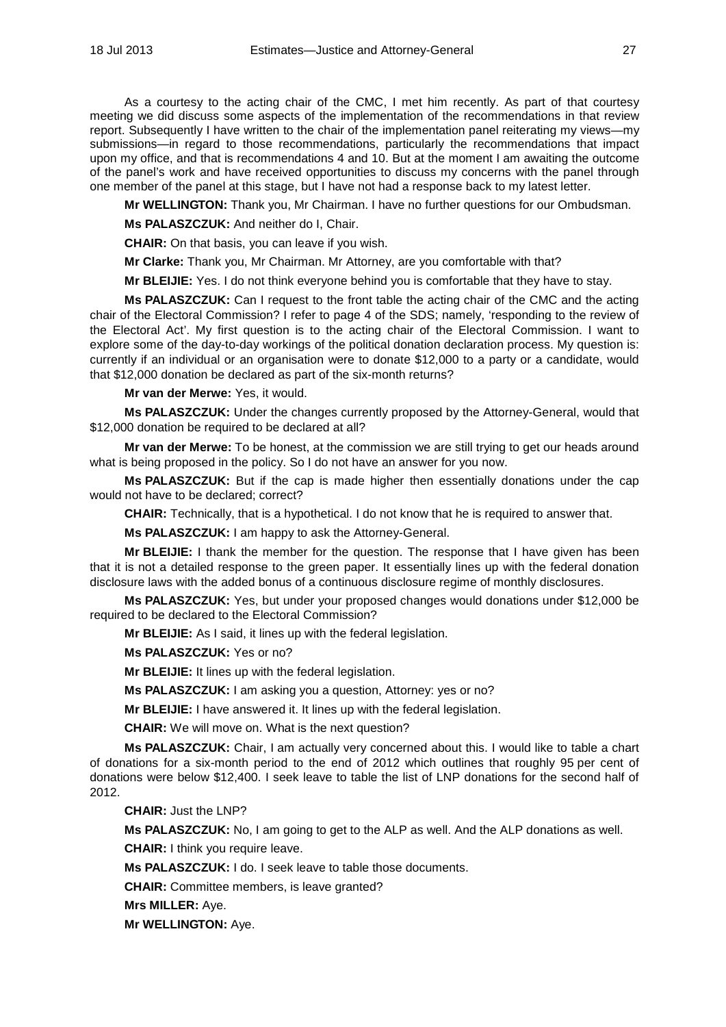As a courtesy to the acting chair of the CMC, I met him recently. As part of that courtesy meeting we did discuss some aspects of the implementation of the recommendations in that review report. Subsequently I have written to the chair of the implementation panel reiterating my views—my submissions—in regard to those recommendations, particularly the recommendations that impact upon my office, and that is recommendations 4 and 10. But at the moment I am awaiting the outcome of the panel's work and have received opportunities to discuss my concerns with the panel through one member of the panel at this stage, but I have not had a response back to my latest letter.

**Mr WELLINGTON:** Thank you, Mr Chairman. I have no further questions for our Ombudsman.

**Ms PALASZCZUK:** And neither do I, Chair.

**CHAIR:** On that basis, you can leave if you wish.

**Mr Clarke:** Thank you, Mr Chairman. Mr Attorney, are you comfortable with that?

**Mr BLEIJIE:** Yes. I do not think everyone behind you is comfortable that they have to stay.

**Ms PALASZCZUK:** Can I request to the front table the acting chair of the CMC and the acting chair of the Electoral Commission? I refer to page 4 of the SDS; namely, 'responding to the review of the Electoral Act'. My first question is to the acting chair of the Electoral Commission. I want to explore some of the day-to-day workings of the political donation declaration process. My question is: currently if an individual or an organisation were to donate $12,000 to a party or a candidate, would that $12,000 donation be declared as part of the six-month returns?

**Mr van der Merwe:** Yes, it would.

**Ms PALASZCZUK:** Under the changes currently proposed by the Attorney-General, would that $12,000 donation be required to be declared at all?

**Mr van der Merwe:** To be honest, at the commission we are still trying to get our heads around what is being proposed in the policy. So I do not have an answer for you now.

**Ms PALASZCZUK:** But if the cap is made higher then essentially donations under the cap would not have to be declared; correct?

**CHAIR:** Technically, that is a hypothetical. I do not know that he is required to answer that.

**Ms PALASZCZUK:** I am happy to ask the Attorney-General.

**Mr BLEIJIE:** I thank the member for the question. The response that I have given has been that it is not a detailed response to the green paper. It essentially lines up with the federal donation disclosure laws with the added bonus of a continuous disclosure regime of monthly disclosures.

**Ms PALASZCZUK:** Yes, but under your proposed changes would donations under $12,000 be required to be declared to the Electoral Commission?

**Mr BLEIJIE:** As I said, it lines up with the federal legislation.

**Ms PALASZCZUK:** Yes or no?

**Mr BLEIJIE:** It lines up with the federal legislation.

**Ms PALASZCZUK:** I am asking you a question, Attorney: yes or no?

**Mr BLEIJIE:** I have answered it. It lines up with the federal legislation.

**CHAIR:** We will move on. What is the next question?

**Ms PALASZCZUK:** Chair, I am actually very concerned about this. I would like to table a chart of donations for a six-month period to the end of 2012 which outlines that roughly 95 per cent of donations were below $12,400. I seek leave to table the list of LNP donations for the second half of 2012.

**CHAIR:** Just the LNP?

**Ms PALASZCZUK:** No, I am going to get to the ALP as well. And the ALP donations as well.

**CHAIR:** I think you require leave.

**Ms PALASZCZUK:** I do. I seek leave to table those documents.

**CHAIR:** Committee members, is leave granted?

**Mrs MILLER:** Aye.

**Mr WELLINGTON:** Aye.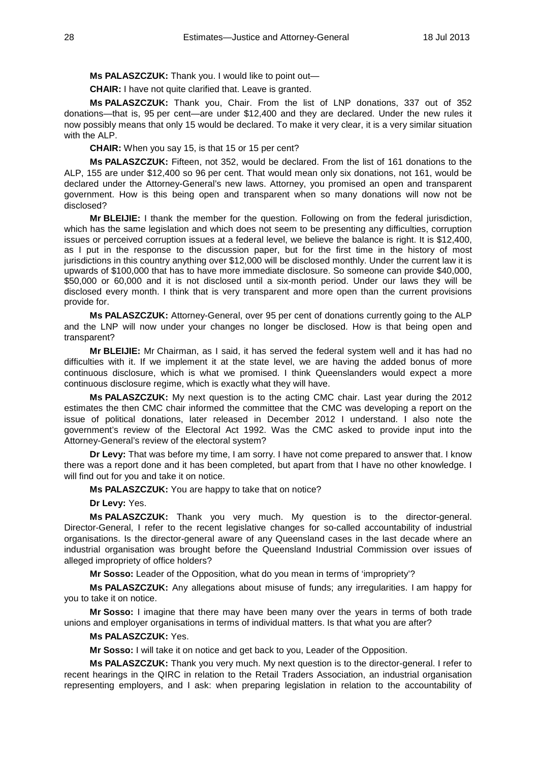**Ms PALASZCZUK:** Thank you. I would like to point out—

**CHAIR:** I have not quite clarified that. Leave is granted.

**Ms PALASZCZUK:** Thank you, Chair. From the list of LNP donations, 337 out of 352 donations—that is, 95 per cent—are under $12,400 and they are declared. Under the new rules it now possibly means that only 15 would be declared. To make it very clear, it is a very similar situation with the ALP.

**CHAIR:** When you say 15, is that 15 or 15 per cent?

**Ms PALASZCZUK:** Fifteen, not 352, would be declared. From the list of 161 donations to the ALP, 155 are under $12,400 so 96 per cent. That would mean only six donations, not 161, would be declared under the Attorney-General's new laws. Attorney, you promised an open and transparent government. How is this being open and transparent when so many donations will now not be disclosed?

**Mr BLEIJIE:** I thank the member for the question. Following on from the federal jurisdiction, which has the same legislation and which does not seem to be presenting any difficulties, corruption issues or perceived corruption issues at a federal level, we believe the balance is right. It is $12,400, as I put in the response to the discussion paper, but for the first time in the history of most jurisdictions in this country anything over $12,000 will be disclosed monthly. Under the current law it is upwards of $100,000 that has to have more immediate disclosure. So someone can provide $40,000, $50,000 or 60,000 and it is not disclosed until a six-month period. Under our laws they will be disclosed every month. I think that is very transparent and more open than the current provisions provide for.

**Ms PALASZCZUK:** Attorney-General, over 95 per cent of donations currently going to the ALP and the LNP will now under your changes no longer be disclosed. How is that being open and transparent?

**Mr BLEIJIE:** Mr Chairman, as I said, it has served the federal system well and it has had no difficulties with it. If we implement it at the state level, we are having the added bonus of more continuous disclosure, which is what we promised. I think Queenslanders would expect a more continuous disclosure regime, which is exactly what they will have.

**Ms PALASZCZUK:** My next question is to the acting CMC chair. Last year during the 2012 estimates the then CMC chair informed the committee that the CMC was developing a report on the issue of political donations, later released in December 2012 I understand. I also note the government's review of the Electoral Act 1992. Was the CMC asked to provide input into the Attorney-General's review of the electoral system?

**Dr Levy:** That was before my time, I am sorry. I have not come prepared to answer that. I know there was a report done and it has been completed, but apart from that I have no other knowledge. I will find out for you and take it on notice.

**Ms PALASZCZUK:** You are happy to take that on notice?

**Dr Levy:** Yes.

**Ms PALASZCZUK:** Thank you very much. My question is to the director-general. Director-General, I refer to the recent legislative changes for so-called accountability of industrial organisations. Is the director-general aware of any Queensland cases in the last decade where an industrial organisation was brought before the Queensland Industrial Commission over issues of alleged impropriety of office holders?

**Mr Sosso:** Leader of the Opposition, what do you mean in terms of 'impropriety'?

**Ms PALASZCZUK:** Any allegations about misuse of funds; any irregularities. I am happy for you to take it on notice.

**Mr Sosso:** I imagine that there may have been many over the years in terms of both trade unions and employer organisations in terms of individual matters. Is that what you are after?

**Ms PALASZCZUK:** Yes.

**Mr Sosso:** I will take it on notice and get back to you, Leader of the Opposition.

**Ms PALASZCZUK:** Thank you very much. My next question is to the director-general. I refer to recent hearings in the QIRC in relation to the Retail Traders Association, an industrial organisation representing employers, and I ask: when preparing legislation in relation to the accountability of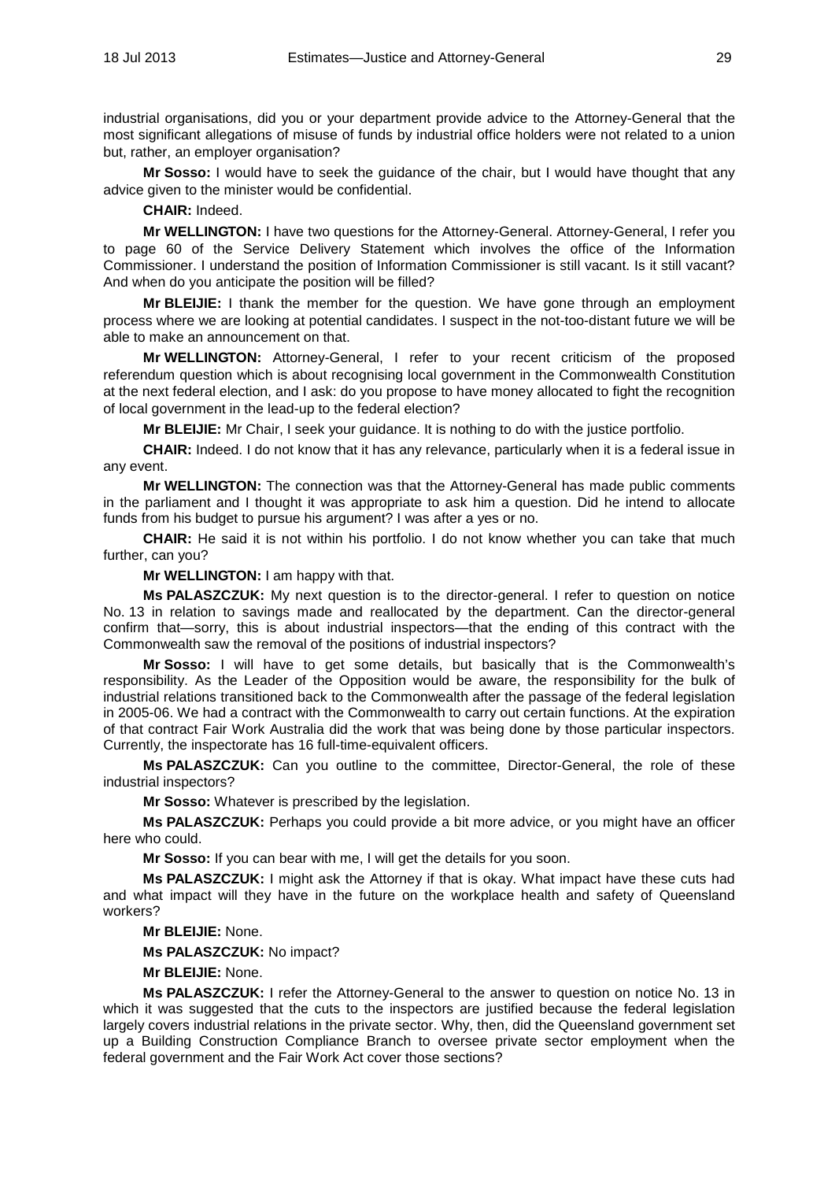industrial organisations, did you or your department provide advice to the Attorney-General that the most significant allegations of misuse of funds by industrial office holders were not related to a union but, rather, an employer organisation?

**Mr Sosso:** I would have to seek the guidance of the chair, but I would have thought that any advice given to the minister would be confidential.

**CHAIR:** Indeed.

**Mr WELLINGTON:** I have two questions for the Attorney-General. Attorney-General, I refer you to page 60 of the Service Delivery Statement which involves the office of the Information Commissioner. I understand the position of Information Commissioner is still vacant. Is it still vacant? And when do you anticipate the position will be filled?

**Mr BLEIJIE:** I thank the member for the question. We have gone through an employment process where we are looking at potential candidates. I suspect in the not-too-distant future we will be able to make an announcement on that.

**Mr WELLINGTON:** Attorney-General, I refer to your recent criticism of the proposed referendum question which is about recognising local government in the Commonwealth Constitution at the next federal election, and I ask: do you propose to have money allocated to fight the recognition of local government in the lead-up to the federal election?

**Mr BLEIJIE:** Mr Chair, I seek your guidance. It is nothing to do with the justice portfolio.

**CHAIR:** Indeed. I do not know that it has any relevance, particularly when it is a federal issue in any event.

**Mr WELLINGTON:** The connection was that the Attorney-General has made public comments in the parliament and I thought it was appropriate to ask him a question. Did he intend to allocate funds from his budget to pursue his argument? I was after a yes or no.

**CHAIR:** He said it is not within his portfolio. I do not know whether you can take that much further, can you?

**Mr WELLINGTON:** I am happy with that.

**Ms PALASZCZUK:** My next question is to the director-general. I refer to question on notice No. 13 in relation to savings made and reallocated by the department. Can the director-general confirm that—sorry, this is about industrial inspectors—that the ending of this contract with the Commonwealth saw the removal of the positions of industrial inspectors?

**Mr Sosso:** I will have to get some details, but basically that is the Commonwealth's responsibility. As the Leader of the Opposition would be aware, the responsibility for the bulk of industrial relations transitioned back to the Commonwealth after the passage of the federal legislation in 2005-06. We had a contract with the Commonwealth to carry out certain functions. At the expiration of that contract Fair Work Australia did the work that was being done by those particular inspectors. Currently, the inspectorate has 16 full-time-equivalent officers.

**Ms PALASZCZUK:** Can you outline to the committee, Director-General, the role of these industrial inspectors?

**Mr Sosso:** Whatever is prescribed by the legislation.

**Ms PALASZCZUK:** Perhaps you could provide a bit more advice, or you might have an officer here who could.

**Mr Sosso:** If you can bear with me, I will get the details for you soon.

**Ms PALASZCZUK:** I might ask the Attorney if that is okay. What impact have these cuts had and what impact will they have in the future on the workplace health and safety of Queensland workers?

**Mr BLEIJIE:** None.

**Ms PALASZCZUK:** No impact?

**Mr BLEIJIE:** None.

**Ms PALASZCZUK:** I refer the Attorney-General to the answer to question on notice No. 13 in which it was suggested that the cuts to the inspectors are justified because the federal legislation largely covers industrial relations in the private sector. Why, then, did the Queensland government set up a Building Construction Compliance Branch to oversee private sector employment when the federal government and the Fair Work Act cover those sections?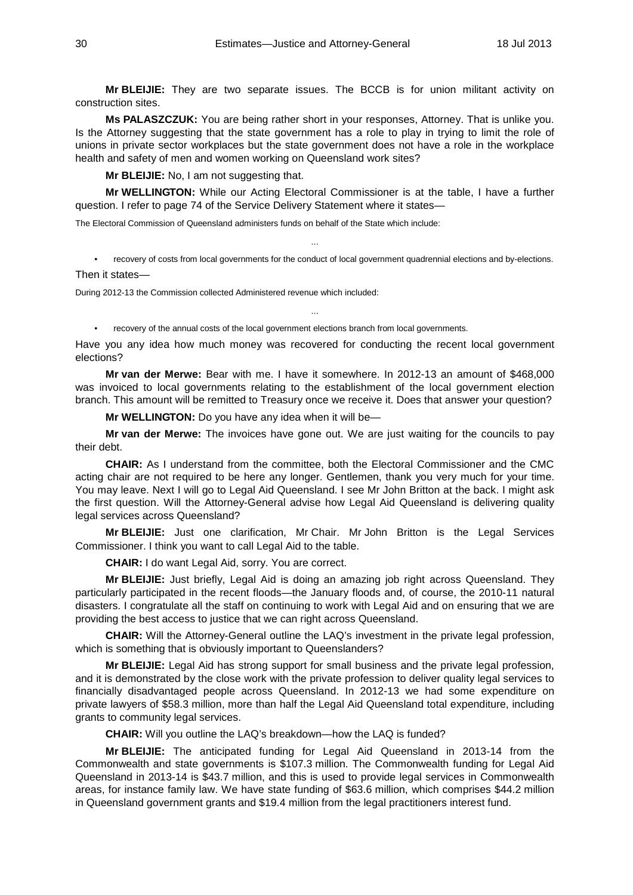**Mr BLEIJIE:** They are two separate issues. The BCCB is for union militant activity on construction sites.

**Ms PALASZCZUK:** You are being rather short in your responses, Attorney. That is unlike you. Is the Attorney suggesting that the state government has a role to play in trying to limit the role of unions in private sector workplaces but the state government does not have a role in the workplace health and safety of men and women working on Queensland work sites?

**Mr BLEIJIE:** No, I am not suggesting that.

**Mr WELLINGTON:** While our Acting Electoral Commissioner is at the table, I have a further question. I refer to page 74 of the Service Delivery Statement where it states—

The Electoral Commission of Queensland administers funds on behalf of the State which include:

...

- recovery of costs from local governments for the conduct of local government quadrennial elections and by-elections.

Then it states—

During 2012-13 the Commission collected Administered revenue which included:

...

- recovery of the annual costs of the local government elections branch from local governments.

Have you any idea how much money was recovered for conducting the recent local government elections?

**Mr van der Merwe:** Bear with me. I have it somewhere. In 2012-13 an amount of $468,000 was invoiced to local governments relating to the establishment of the local government election branch. This amount will be remitted to Treasury once we receive it. Does that answer your question?

**Mr WELLINGTON:** Do you have any idea when it will be—

**Mr van der Merwe:** The invoices have gone out. We are just waiting for the councils to pay their debt.

**CHAIR:** As I understand from the committee, both the Electoral Commissioner and the CMC acting chair are not required to be here any longer. Gentlemen, thank you very much for your time. You may leave. Next I will go to Legal Aid Queensland. I see Mr John Britton at the back. I might ask the first question. Will the Attorney-General advise how Legal Aid Queensland is delivering quality legal services across Queensland?

**Mr BLEIJIE:** Just one clarification, Mr Chair. Mr John Britton is the Legal Services Commissioner. I think you want to call Legal Aid to the table.

**CHAIR:** I do want Legal Aid, sorry. You are correct.

**Mr BLEIJIE:** Just briefly, Legal Aid is doing an amazing job right across Queensland. They particularly participated in the recent floods—the January floods and, of course, the 2010-11 natural disasters. I congratulate all the staff on continuing to work with Legal Aid and on ensuring that we are providing the best access to justice that we can right across Queensland.

**CHAIR:** Will the Attorney-General outline the LAQ's investment in the private legal profession, which is something that is obviously important to Queenslanders?

**Mr BLEIJIE:** Legal Aid has strong support for small business and the private legal profession, and it is demonstrated by the close work with the private profession to deliver quality legal services to financially disadvantaged people across Queensland. In 2012-13 we had some expenditure on private lawyers of $58.3 million, more than half the Legal Aid Queensland total expenditure, including grants to community legal services.

**CHAIR:** Will you outline the LAQ's breakdown—how the LAQ is funded?

**Mr BLEIJIE:** The anticipated funding for Legal Aid Queensland in 2013-14 from the Commonwealth and state governments is $107.3 million. The Commonwealth funding for Legal Aid Queensland in 2013-14 is $43.7 million, and this is used to provide legal services in Commonwealth areas, for instance family law. We have state funding of $63.6 million, which comprises $44.2 million in Queensland government grants and $19.4 million from the legal practitioners interest fund.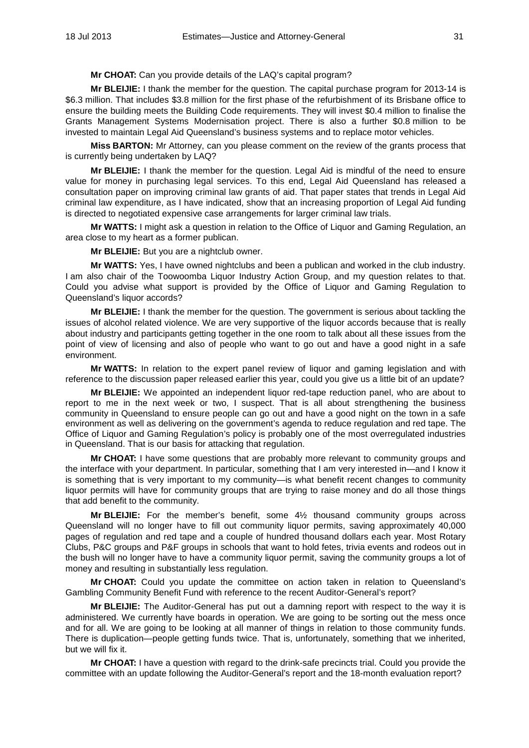**Mr CHOAT:** Can you provide details of the LAQ's capital program?

**Mr BLEIJIE:** I thank the member for the question. The capital purchase program for 2013-14 is $6.3 million. That includes $3.8 million for the first phase of the refurbishment of its Brisbane office to ensure the building meets the Building Code requirements. They will invest $0.4 million to finalise the Grants Management Systems Modernisation project. There is also a further $0.8 million to be invested to maintain Legal Aid Queensland's business systems and to replace motor vehicles.

**Miss BARTON:** Mr Attorney, can you please comment on the review of the grants process that is currently being undertaken by LAQ?

**Mr BLEIJIE:** I thank the member for the question. Legal Aid is mindful of the need to ensure value for money in purchasing legal services. To this end, Legal Aid Queensland has released a consultation paper on improving criminal law grants of aid. That paper states that trends in Legal Aid criminal law expenditure, as I have indicated, show that an increasing proportion of Legal Aid funding is directed to negotiated expensive case arrangements for larger criminal law trials.

**Mr WATTS:** I might ask a question in relation to the Office of Liquor and Gaming Regulation, an area close to my heart as a former publican.

**Mr BLEIJIE:** But you are a nightclub owner.

**Mr WATTS:** Yes, I have owned nightclubs and been a publican and worked in the club industry. I am also chair of the Toowoomba Liquor Industry Action Group, and my question relates to that. Could you advise what support is provided by the Office of Liquor and Gaming Regulation to Queensland's liquor accords?

**Mr BLEIJIE:** I thank the member for the question. The government is serious about tackling the issues of alcohol related violence. We are very supportive of the liquor accords because that is really about industry and participants getting together in the one room to talk about all these issues from the point of view of licensing and also of people who want to go out and have a good night in a safe environment.

**Mr WATTS:** In relation to the expert panel review of liquor and gaming legislation and with reference to the discussion paper released earlier this year, could you give us a little bit of an update?

**Mr BLEIJIE:** We appointed an independent liquor red-tape reduction panel, who are about to report to me in the next week or two, I suspect. That is all about strengthening the business community in Queensland to ensure people can go out and have a good night on the town in a safe environment as well as delivering on the government's agenda to reduce regulation and red tape. The Office of Liquor and Gaming Regulation's policy is probably one of the most overregulated industries in Queensland. That is our basis for attacking that regulation.

**Mr CHOAT:** I have some questions that are probably more relevant to community groups and the interface with your department. In particular, something that I am very interested in—and I know it is something that is very important to my community—is what benefit recent changes to community liquor permits will have for community groups that are trying to raise money and do all those things that add benefit to the community.

**Mr BLEIJIE:** For the member's benefit, some 4½ thousand community groups across Queensland will no longer have to fill out community liquor permits, saving approximately 40,000 pages of regulation and red tape and a couple of hundred thousand dollars each year. Most Rotary Clubs, P&C groups and P&F groups in schools that want to hold fetes, trivia events and rodeos out in the bush will no longer have to have a community liquor permit, saving the community groups a lot of money and resulting in substantially less regulation.

**Mr CHOAT:** Could you update the committee on action taken in relation to Queensland's Gambling Community Benefit Fund with reference to the recent Auditor-General's report?

**Mr BLEIJIE:** The Auditor-General has put out a damning report with respect to the way it is administered. We currently have boards in operation. We are going to be sorting out the mess once and for all. We are going to be looking at all manner of things in relation to those community funds. There is duplication—people getting funds twice. That is, unfortunately, something that we inherited, but we will fix it.

**Mr CHOAT:** I have a question with regard to the drink-safe precincts trial. Could you provide the committee with an update following the Auditor-General's report and the 18-month evaluation report?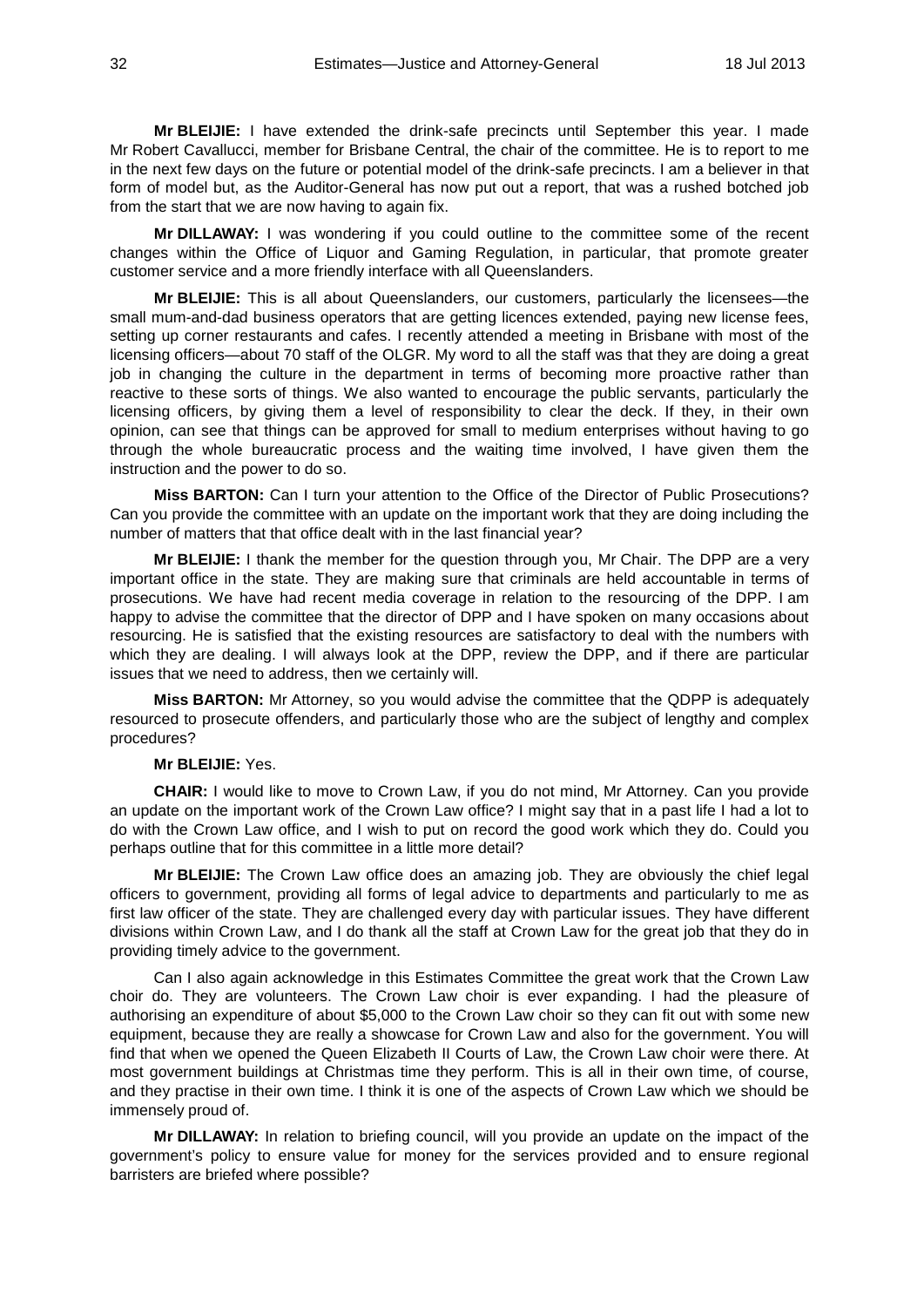**Mr BLEIJIE:** I have extended the drink-safe precincts until September this year. I made Mr Robert Cavallucci, member for Brisbane Central, the chair of the committee. He is to report to me in the next few days on the future or potential model of the drink-safe precincts. I am a believer in that form of model but, as the Auditor-General has now put out a report, that was a rushed botched job from the start that we are now having to again fix.

**Mr DILLAWAY:** I was wondering if you could outline to the committee some of the recent changes within the Office of Liquor and Gaming Regulation, in particular, that promote greater customer service and a more friendly interface with all Queenslanders.

**Mr BLEIJIE:** This is all about Queenslanders, our customers, particularly the licensees—the small mum-and-dad business operators that are getting licences extended, paying new license fees, setting up corner restaurants and cafes. I recently attended a meeting in Brisbane with most of the licensing officers—about 70 staff of the OLGR. My word to all the staff was that they are doing a great job in changing the culture in the department in terms of becoming more proactive rather than reactive to these sorts of things. We also wanted to encourage the public servants, particularly the licensing officers, by giving them a level of responsibility to clear the deck. If they, in their own opinion, can see that things can be approved for small to medium enterprises without having to go through the whole bureaucratic process and the waiting time involved, I have given them the instruction and the power to do so.

**Miss BARTON:** Can I turn your attention to the Office of the Director of Public Prosecutions? Can you provide the committee with an update on the important work that they are doing including the number of matters that that office dealt with in the last financial year?

**Mr BLEIJIE:** I thank the member for the question through you, Mr Chair. The DPP are a very important office in the state. They are making sure that criminals are held accountable in terms of prosecutions. We have had recent media coverage in relation to the resourcing of the DPP. I am happy to advise the committee that the director of DPP and I have spoken on many occasions about resourcing. He is satisfied that the existing resources are satisfactory to deal with the numbers with which they are dealing. I will always look at the DPP, review the DPP, and if there are particular issues that we need to address, then we certainly will.

**Miss BARTON:** Mr Attorney, so you would advise the committee that the QDPP is adequately resourced to prosecute offenders, and particularly those who are the subject of lengthy and complex procedures?

**Mr BLEIJIE:** Yes.

**CHAIR:** I would like to move to Crown Law, if you do not mind, Mr Attorney. Can you provide an update on the important work of the Crown Law office? I might say that in a past life I had a lot to do with the Crown Law office, and I wish to put on record the good work which they do. Could you perhaps outline that for this committee in a little more detail?

**Mr BLEIJIE:** The Crown Law office does an amazing job. They are obviously the chief legal officers to government, providing all forms of legal advice to departments and particularly to me as first law officer of the state. They are challenged every day with particular issues. They have different divisions within Crown Law, and I do thank all the staff at Crown Law for the great job that they do in providing timely advice to the government.

Can I also again acknowledge in this Estimates Committee the great work that the Crown Law choir do. They are volunteers. The Crown Law choir is ever expanding. I had the pleasure of authorising an expenditure of about $5,000 to the Crown Law choir so they can fit out with some new equipment, because they are really a showcase for Crown Law and also for the government. You will find that when we opened the Queen Elizabeth II Courts of Law, the Crown Law choir were there. At most government buildings at Christmas time they perform. This is all in their own time, of course, and they practise in their own time. I think it is one of the aspects of Crown Law which we should be immensely proud of.

**Mr DILLAWAY:** In relation to briefing council, will you provide an update on the impact of the government's policy to ensure value for money for the services provided and to ensure regional barristers are briefed where possible?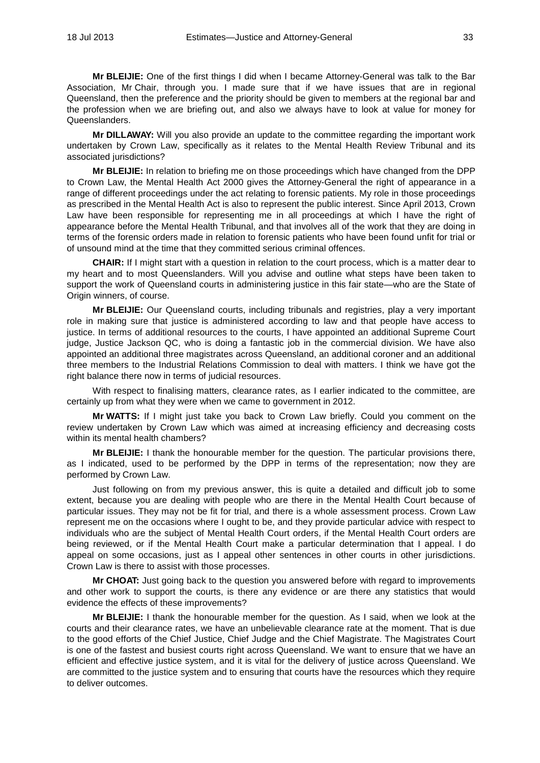**Mr BLEIJIE:** One of the first things I did when I became Attorney-General was talk to the Bar Association, Mr Chair, through you. I made sure that if we have issues that are in regional Queensland, then the preference and the priority should be given to members at the regional bar and the profession when we are briefing out, and also we always have to look at value for money for Queenslanders.

**Mr DILLAWAY:** Will you also provide an update to the committee regarding the important work undertaken by Crown Law, specifically as it relates to the Mental Health Review Tribunal and its associated jurisdictions?

**Mr BLEIJIE:** In relation to briefing me on those proceedings which have changed from the DPP to Crown Law, the Mental Health Act 2000 gives the Attorney-General the right of appearance in a range of different proceedings under the act relating to forensic patients. My role in those proceedings as prescribed in the Mental Health Act is also to represent the public interest. Since April 2013, Crown Law have been responsible for representing me in all proceedings at which I have the right of appearance before the Mental Health Tribunal, and that involves all of the work that they are doing in terms of the forensic orders made in relation to forensic patients who have been found unfit for trial or of unsound mind at the time that they committed serious criminal offences.

**CHAIR:** If I might start with a question in relation to the court process, which is a matter dear to my heart and to most Queenslanders. Will you advise and outline what steps have been taken to support the work of Queensland courts in administering justice in this fair state—who are the State of Origin winners, of course.

**Mr BLEIJIE:** Our Queensland courts, including tribunals and registries, play a very important role in making sure that justice is administered according to law and that people have access to justice. In terms of additional resources to the courts, I have appointed an additional Supreme Court judge, Justice Jackson QC, who is doing a fantastic job in the commercial division. We have also appointed an additional three magistrates across Queensland, an additional coroner and an additional three members to the Industrial Relations Commission to deal with matters. I think we have got the right balance there now in terms of judicial resources.

With respect to finalising matters, clearance rates, as I earlier indicated to the committee, are certainly up from what they were when we came to government in 2012.

**Mr WATTS:** If I might just take you back to Crown Law briefly. Could you comment on the review undertaken by Crown Law which was aimed at increasing efficiency and decreasing costs within its mental health chambers?

**Mr BLEIJIE:** I thank the honourable member for the question. The particular provisions there, as I indicated, used to be performed by the DPP in terms of the representation; now they are performed by Crown Law.

Just following on from my previous answer, this is quite a detailed and difficult job to some extent, because you are dealing with people who are there in the Mental Health Court because of particular issues. They may not be fit for trial, and there is a whole assessment process. Crown Law represent me on the occasions where I ought to be, and they provide particular advice with respect to individuals who are the subject of Mental Health Court orders, if the Mental Health Court orders are being reviewed, or if the Mental Health Court make a particular determination that I appeal. I do appeal on some occasions, just as I appeal other sentences in other courts in other jurisdictions. Crown Law is there to assist with those processes.

**Mr CHOAT:** Just going back to the question you answered before with regard to improvements and other work to support the courts, is there any evidence or are there any statistics that would evidence the effects of these improvements?

**Mr BLEIJIE:** I thank the honourable member for the question. As I said, when we look at the courts and their clearance rates, we have an unbelievable clearance rate at the moment. That is due to the good efforts of the Chief Justice, Chief Judge and the Chief Magistrate. The Magistrates Court is one of the fastest and busiest courts right across Queensland. We want to ensure that we have an efficient and effective justice system, and it is vital for the delivery of justice across Queensland. We are committed to the justice system and to ensuring that courts have the resources which they require to deliver outcomes.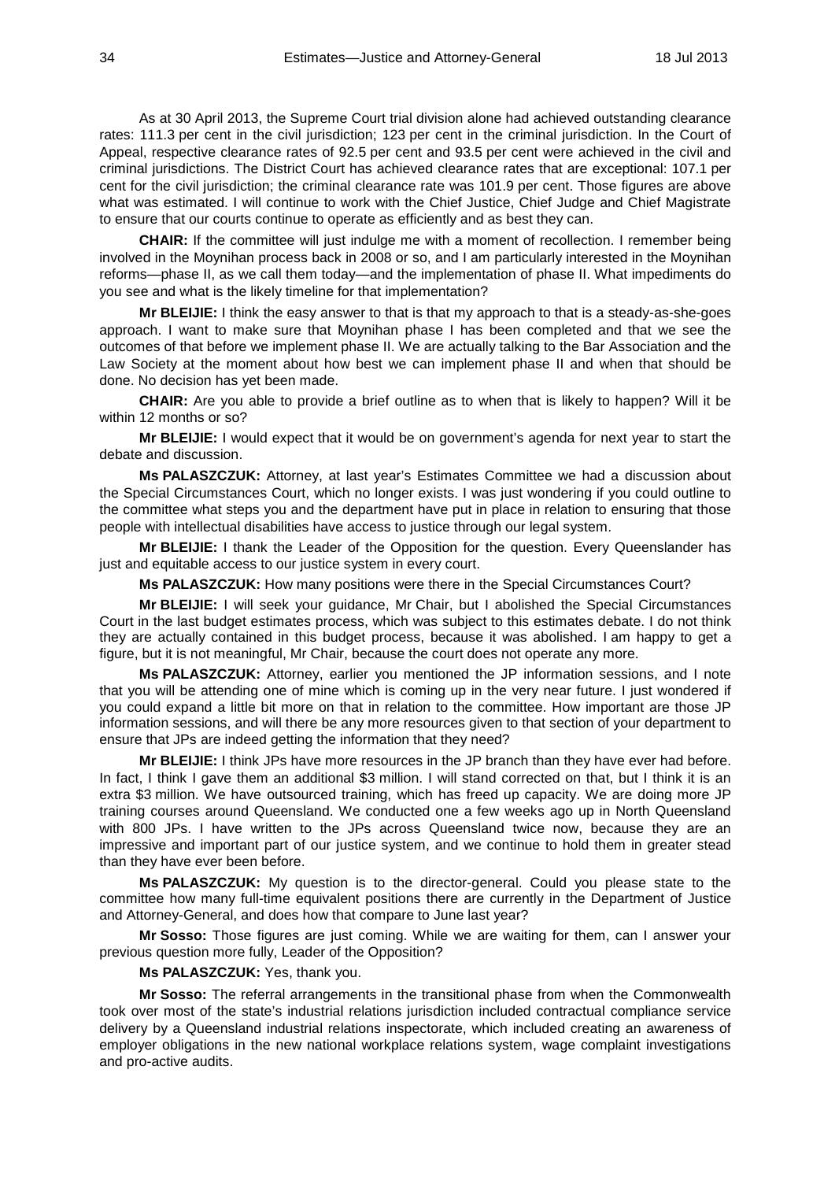As at 30 April 2013, the Supreme Court trial division alone had achieved outstanding clearance rates: 111.3 per cent in the civil jurisdiction; 123 per cent in the criminal jurisdiction. In the Court of Appeal, respective clearance rates of 92.5 per cent and 93.5 per cent were achieved in the civil and criminal jurisdictions. The District Court has achieved clearance rates that are exceptional: 107.1 per cent for the civil jurisdiction; the criminal clearance rate was 101.9 per cent. Those figures are above what was estimated. I will continue to work with the Chief Justice, Chief Judge and Chief Magistrate to ensure that our courts continue to operate as efficiently and as best they can.

**CHAIR:** If the committee will just indulge me with a moment of recollection. I remember being involved in the Moynihan process back in 2008 or so, and I am particularly interested in the Moynihan reforms—phase II, as we call them today—and the implementation of phase II. What impediments do you see and what is the likely timeline for that implementation?

**Mr BLEIJIE:** I think the easy answer to that is that my approach to that is a steady-as-she-goes approach. I want to make sure that Moynihan phase I has been completed and that we see the outcomes of that before we implement phase II. We are actually talking to the Bar Association and the Law Society at the moment about how best we can implement phase II and when that should be done. No decision has yet been made.

**CHAIR:** Are you able to provide a brief outline as to when that is likely to happen? Will it be within 12 months or so?

**Mr BLEIJIE:** I would expect that it would be on government's agenda for next year to start the debate and discussion.

**Ms PALASZCZUK:** Attorney, at last year's Estimates Committee we had a discussion about the Special Circumstances Court, which no longer exists. I was just wondering if you could outline to the committee what steps you and the department have put in place in relation to ensuring that those people with intellectual disabilities have access to justice through our legal system.

**Mr BLEIJIE:** I thank the Leader of the Opposition for the question. Every Queenslander has just and equitable access to our justice system in every court.

**Ms PALASZCZUK:** How many positions were there in the Special Circumstances Court?

**Mr BLEIJIE:** I will seek your guidance, Mr Chair, but I abolished the Special Circumstances Court in the last budget estimates process, which was subject to this estimates debate. I do not think they are actually contained in this budget process, because it was abolished. I am happy to get a figure, but it is not meaningful, Mr Chair, because the court does not operate any more.

**Ms PALASZCZUK:** Attorney, earlier you mentioned the JP information sessions, and I note that you will be attending one of mine which is coming up in the very near future. I just wondered if you could expand a little bit more on that in relation to the committee. How important are those JP information sessions, and will there be any more resources given to that section of your department to ensure that JPs are indeed getting the information that they need?

**Mr BLEIJIE:** I think JPs have more resources in the JP branch than they have ever had before. In fact, I think I gave them an additional $3 million. I will stand corrected on that, but I think it is an extra $3 million. We have outsourced training, which has freed up capacity. We are doing more JP training courses around Queensland. We conducted one a few weeks ago up in North Queensland with 800 JPs. I have written to the JPs across Queensland twice now, because they are an impressive and important part of our justice system, and we continue to hold them in greater stead than they have ever been before.

**Ms PALASZCZUK:** My question is to the director-general. Could you please state to the committee how many full-time equivalent positions there are currently in the Department of Justice and Attorney-General, and does how that compare to June last year?

**Mr Sosso:** Those figures are just coming. While we are waiting for them, can I answer your previous question more fully, Leader of the Opposition?

**Ms PALASZCZUK:** Yes, thank you.

**Mr Sosso:** The referral arrangements in the transitional phase from when the Commonwealth took over most of the state's industrial relations jurisdiction included contractual compliance service delivery by a Queensland industrial relations inspectorate, which included creating an awareness of employer obligations in the new national workplace relations system, wage complaint investigations and pro-active audits.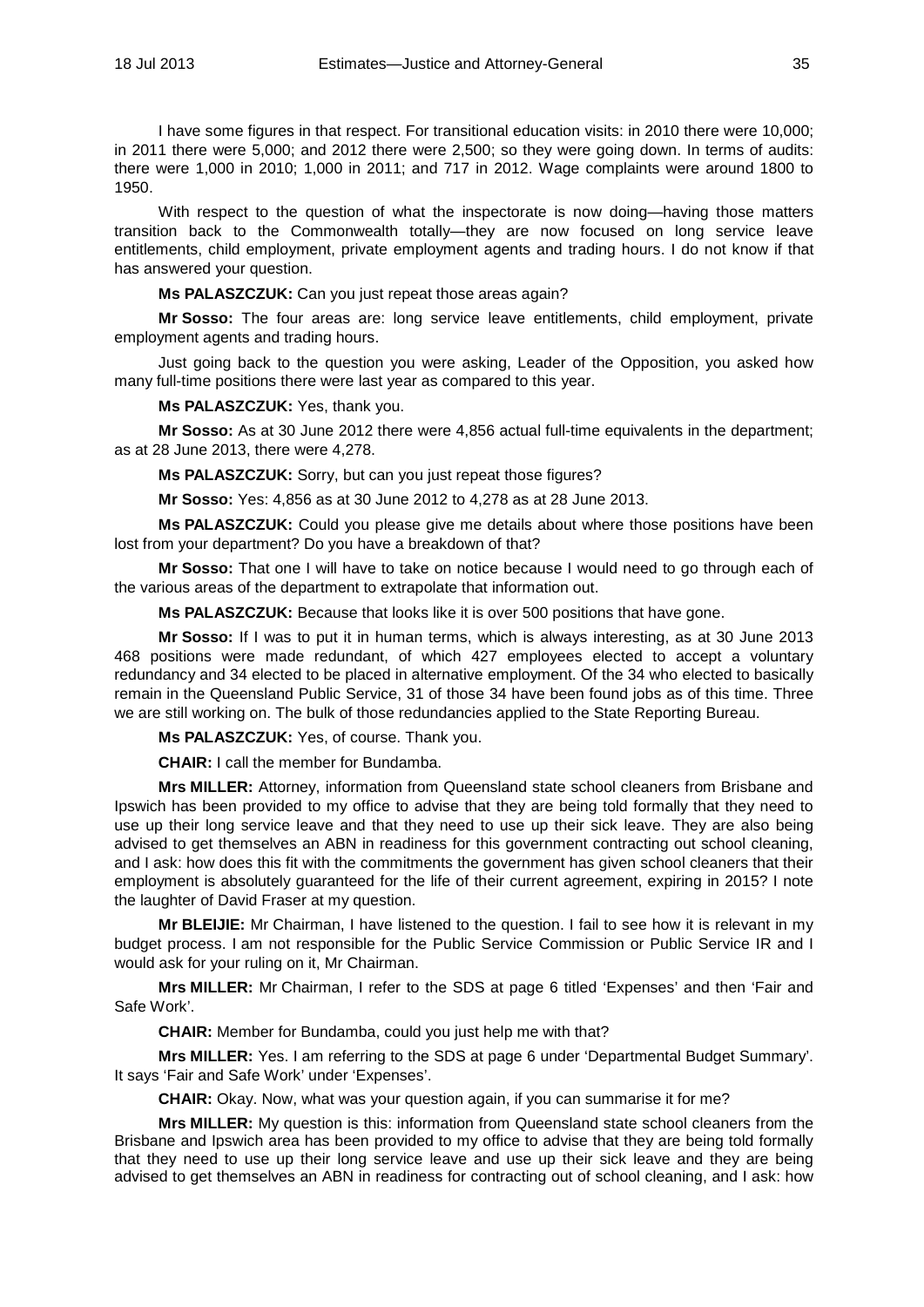I have some figures in that respect. For transitional education visits: in 2010 there were 10,000; in 2011 there were 5,000; and 2012 there were 2,500; so they were going down. In terms of audits: there were 1,000 in 2010; 1,000 in 2011; and 717 in 2012. Wage complaints were around 1800 to 1950.

With respect to the question of what the inspectorate is now doing—having those matters transition back to the Commonwealth totally—they are now focused on long service leave entitlements, child employment, private employment agents and trading hours. I do not know if that has answered your question.

**Ms PALASZCZUK:** Can you just repeat those areas again?

**Mr Sosso:** The four areas are: long service leave entitlements, child employment, private employment agents and trading hours.

Just going back to the question you were asking, Leader of the Opposition, you asked how many full-time positions there were last year as compared to this year.

**Ms PALASZCZUK:** Yes, thank you.

**Mr Sosso:** As at 30 June 2012 there were 4,856 actual full-time equivalents in the department; as at 28 June 2013, there were 4,278.

**Ms PALASZCZUK:** Sorry, but can you just repeat those figures?

**Mr Sosso:** Yes: 4,856 as at 30 June 2012 to 4,278 as at 28 June 2013.

**Ms PALASZCZUK:** Could you please give me details about where those positions have been lost from your department? Do you have a breakdown of that?

**Mr Sosso:** That one I will have to take on notice because I would need to go through each of the various areas of the department to extrapolate that information out.

**Ms PALASZCZUK:** Because that looks like it is over 500 positions that have gone.

**Mr Sosso:** If I was to put it in human terms, which is always interesting, as at 30 June 2013 468 positions were made redundant, of which 427 employees elected to accept a voluntary redundancy and 34 elected to be placed in alternative employment. Of the 34 who elected to basically remain in the Queensland Public Service, 31 of those 34 have been found jobs as of this time. Three we are still working on. The bulk of those redundancies applied to the State Reporting Bureau.

**Ms PALASZCZUK:** Yes, of course. Thank you.

**CHAIR:** I call the member for Bundamba.

**Mrs MILLER:** Attorney, information from Queensland state school cleaners from Brisbane and Ipswich has been provided to my office to advise that they are being told formally that they need to use up their long service leave and that they need to use up their sick leave. They are also being advised to get themselves an ABN in readiness for this government contracting out school cleaning, and I ask: how does this fit with the commitments the government has given school cleaners that their employment is absolutely guaranteed for the life of their current agreement, expiring in 2015? I note the laughter of David Fraser at my question.

**Mr BLEIJIE:** Mr Chairman, I have listened to the question. I fail to see how it is relevant in my budget process. I am not responsible for the Public Service Commission or Public Service IR and I would ask for your ruling on it, Mr Chairman.

**Mrs MILLER:** Mr Chairman, I refer to the SDS at page 6 titled 'Expenses' and then 'Fair and Safe Work'.

**CHAIR:** Member for Bundamba, could you just help me with that?

**Mrs MILLER:** Yes. I am referring to the SDS at page 6 under 'Departmental Budget Summary'. It says 'Fair and Safe Work' under 'Expenses'.

**CHAIR:** Okay. Now, what was your question again, if you can summarise it for me?

**Mrs MILLER:** My question is this: information from Queensland state school cleaners from the Brisbane and Ipswich area has been provided to my office to advise that they are being told formally that they need to use up their long service leave and use up their sick leave and they are being advised to get themselves an ABN in readiness for contracting out of school cleaning, and I ask: how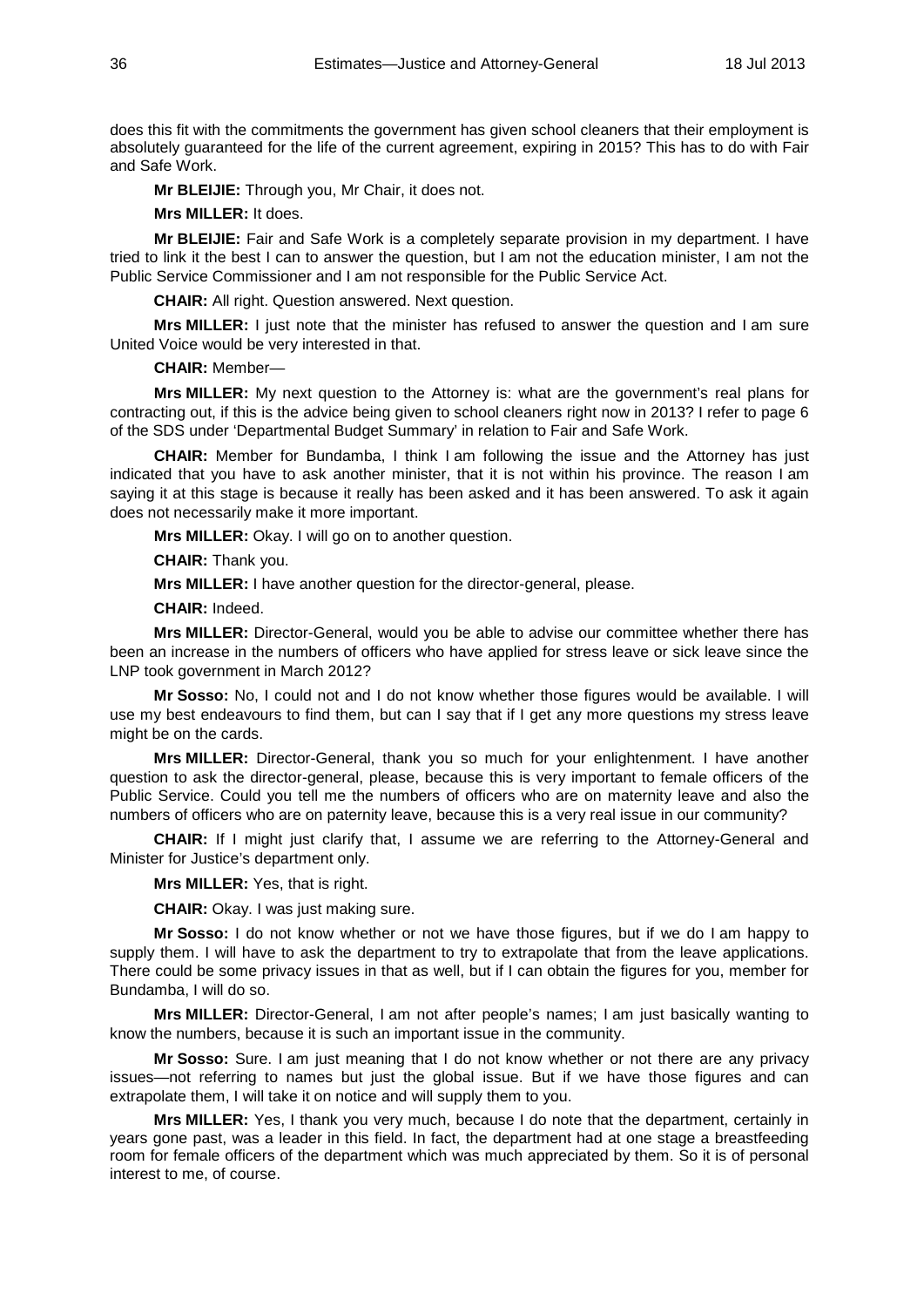does this fit with the commitments the government has given school cleaners that their employment is absolutely guaranteed for the life of the current agreement, expiring in 2015? This has to do with Fair and Safe Work.

**Mr BLEIJIE:** Through you, Mr Chair, it does not.

**Mrs MILLER:** It does.

**Mr BLEIJIE:** Fair and Safe Work is a completely separate provision in my department. I have tried to link it the best I can to answer the question, but I am not the education minister, I am not the Public Service Commissioner and I am not responsible for the Public Service Act.

**CHAIR:** All right. Question answered. Next question.

**Mrs MILLER:** I just note that the minister has refused to answer the question and I am sure United Voice would be very interested in that.

**CHAIR:** Member—

**Mrs MILLER:** My next question to the Attorney is: what are the government's real plans for contracting out, if this is the advice being given to school cleaners right now in 2013? I refer to page 6 of the SDS under 'Departmental Budget Summary' in relation to Fair and Safe Work.

**CHAIR:** Member for Bundamba, I think I am following the issue and the Attorney has just indicated that you have to ask another minister, that it is not within his province. The reason I am saying it at this stage is because it really has been asked and it has been answered. To ask it again does not necessarily make it more important.

**Mrs MILLER:** Okay. I will go on to another question.

**CHAIR:** Thank you.

**Mrs MILLER:** I have another question for the director-general, please.

**CHAIR:** Indeed.

**Mrs MILLER:** Director-General, would you be able to advise our committee whether there has been an increase in the numbers of officers who have applied for stress leave or sick leave since the LNP took government in March 2012?

**Mr Sosso:** No, I could not and I do not know whether those figures would be available. I will use my best endeavours to find them, but can I say that if I get any more questions my stress leave might be on the cards.

**Mrs MILLER:** Director-General, thank you so much for your enlightenment. I have another question to ask the director-general, please, because this is very important to female officers of the Public Service. Could you tell me the numbers of officers who are on maternity leave and also the numbers of officers who are on paternity leave, because this is a very real issue in our community?

**CHAIR:** If I might just clarify that, I assume we are referring to the Attorney-General and Minister for Justice's department only.

**Mrs MILLER:** Yes, that is right.

**CHAIR:** Okay. I was just making sure.

**Mr Sosso:** I do not know whether or not we have those figures, but if we do I am happy to supply them. I will have to ask the department to try to extrapolate that from the leave applications. There could be some privacy issues in that as well, but if I can obtain the figures for you, member for Bundamba, I will do so.

**Mrs MILLER:** Director-General, I am not after people's names; I am just basically wanting to know the numbers, because it is such an important issue in the community.

**Mr Sosso:** Sure. I am just meaning that I do not know whether or not there are any privacy issues—not referring to names but just the global issue. But if we have those figures and can extrapolate them, I will take it on notice and will supply them to you.

**Mrs MILLER:** Yes, I thank you very much, because I do note that the department, certainly in years gone past, was a leader in this field. In fact, the department had at one stage a breastfeeding room for female officers of the department which was much appreciated by them. So it is of personal interest to me, of course.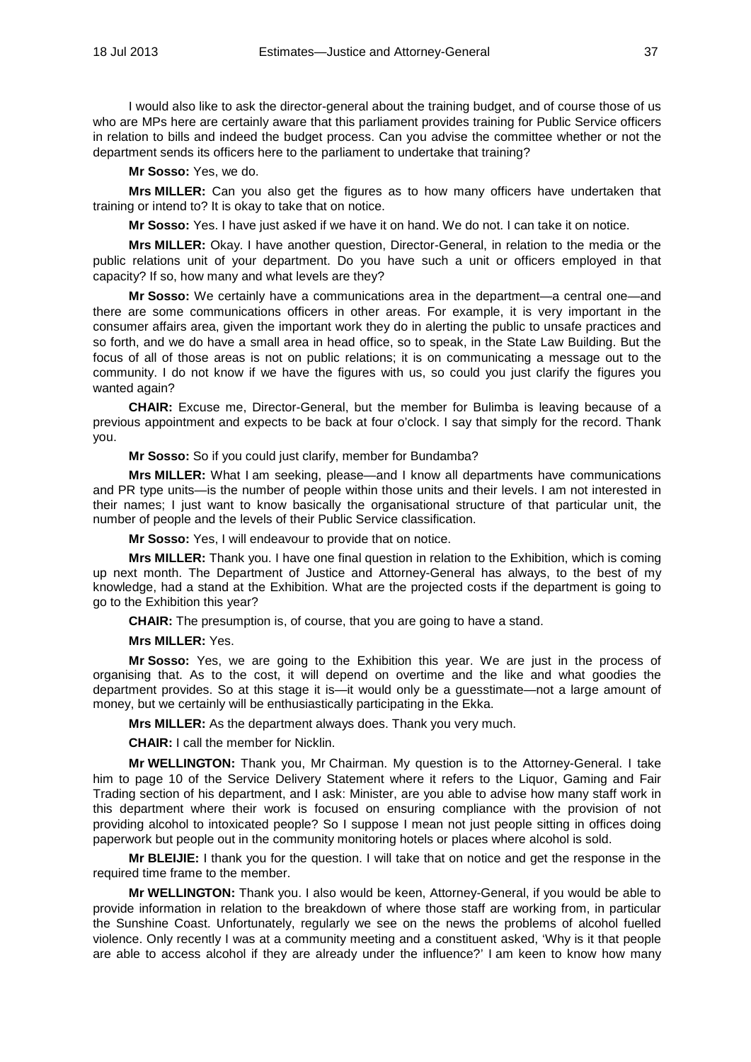I would also like to ask the director-general about the training budget, and of course those of us who are MPs here are certainly aware that this parliament provides training for Public Service officers in relation to bills and indeed the budget process. Can you advise the committee whether or not the department sends its officers here to the parliament to undertake that training?

**Mr Sosso:** Yes, we do.

**Mrs MILLER:** Can you also get the figures as to how many officers have undertaken that training or intend to? It is okay to take that on notice.

**Mr Sosso:** Yes. I have just asked if we have it on hand. We do not. I can take it on notice.

**Mrs MILLER:** Okay. I have another question, Director-General, in relation to the media or the public relations unit of your department. Do you have such a unit or officers employed in that capacity? If so, how many and what levels are they?

**Mr Sosso:** We certainly have a communications area in the department—a central one—and there are some communications officers in other areas. For example, it is very important in the consumer affairs area, given the important work they do in alerting the public to unsafe practices and so forth, and we do have a small area in head office, so to speak, in the State Law Building. But the focus of all of those areas is not on public relations; it is on communicating a message out to the community. I do not know if we have the figures with us, so could you just clarify the figures you wanted again?

**CHAIR:** Excuse me, Director-General, but the member for Bulimba is leaving because of a previous appointment and expects to be back at four o'clock. I say that simply for the record. Thank you.

**Mr Sosso:** So if you could just clarify, member for Bundamba?

**Mrs MILLER:** What I am seeking, please—and I know all departments have communications and PR type units—is the number of people within those units and their levels. I am not interested in their names; I just want to know basically the organisational structure of that particular unit, the number of people and the levels of their Public Service classification.

**Mr Sosso:** Yes, I will endeavour to provide that on notice.

**Mrs MILLER:** Thank you. I have one final question in relation to the Exhibition, which is coming up next month. The Department of Justice and Attorney-General has always, to the best of my knowledge, had a stand at the Exhibition. What are the projected costs if the department is going to go to the Exhibition this year?

**CHAIR:** The presumption is, of course, that you are going to have a stand.

**Mrs MILLER:** Yes.

**Mr Sosso:** Yes, we are going to the Exhibition this year. We are just in the process of organising that. As to the cost, it will depend on overtime and the like and what goodies the department provides. So at this stage it is—it would only be a guesstimate—not a large amount of money, but we certainly will be enthusiastically participating in the Ekka.

**Mrs MILLER:** As the department always does. Thank you very much.

**CHAIR:** I call the member for Nicklin.

**Mr WELLINGTON:** Thank you, Mr Chairman. My question is to the Attorney-General. I take him to page 10 of the Service Delivery Statement where it refers to the Liquor, Gaming and Fair Trading section of his department, and I ask: Minister, are you able to advise how many staff work in this department where their work is focused on ensuring compliance with the provision of not providing alcohol to intoxicated people? So I suppose I mean not just people sitting in offices doing paperwork but people out in the community monitoring hotels or places where alcohol is sold.

**Mr BLEIJIE:** I thank you for the question. I will take that on notice and get the response in the required time frame to the member.

**Mr WELLINGTON:** Thank you. I also would be keen, Attorney-General, if you would be able to provide information in relation to the breakdown of where those staff are working from, in particular the Sunshine Coast. Unfortunately, regularly we see on the news the problems of alcohol fuelled violence. Only recently I was at a community meeting and a constituent asked, 'Why is it that people are able to access alcohol if they are already under the influence?' I am keen to know how many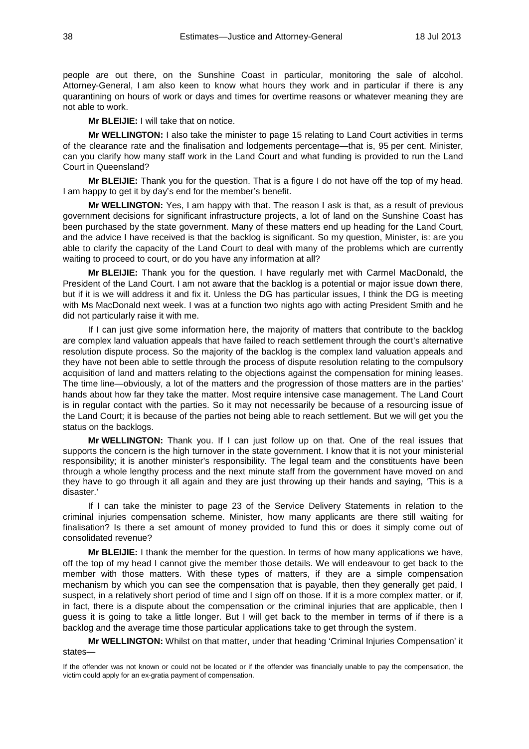people are out there, on the Sunshine Coast in particular, monitoring the sale of alcohol. Attorney-General, I am also keen to know what hours they work and in particular if there is any quarantining on hours of work or days and times for overtime reasons or whatever meaning they are not able to work.

**Mr BLEIJIE:** I will take that on notice.

**Mr WELLINGTON:** I also take the minister to page 15 relating to Land Court activities in terms of the clearance rate and the finalisation and lodgements percentage—that is, 95 per cent. Minister, can you clarify how many staff work in the Land Court and what funding is provided to run the Land Court in Queensland?

**Mr BLEIJIE:** Thank you for the question. That is a figure I do not have off the top of my head. I am happy to get it by day's end for the member's benefit.

**Mr WELLINGTON:** Yes, I am happy with that. The reason I ask is that, as a result of previous government decisions for significant infrastructure projects, a lot of land on the Sunshine Coast has been purchased by the state government. Many of these matters end up heading for the Land Court, and the advice I have received is that the backlog is significant. So my question, Minister, is: are you able to clarify the capacity of the Land Court to deal with many of the problems which are currently waiting to proceed to court, or do you have any information at all?

**Mr BLEIJIE:** Thank you for the question. I have regularly met with Carmel MacDonald, the President of the Land Court. I am not aware that the backlog is a potential or major issue down there, but if it is we will address it and fix it. Unless the DG has particular issues, I think the DG is meeting with Ms MacDonald next week. I was at a function two nights ago with acting President Smith and he did not particularly raise it with me.

If I can just give some information here, the majority of matters that contribute to the backlog are complex land valuation appeals that have failed to reach settlement through the court's alternative resolution dispute process. So the majority of the backlog is the complex land valuation appeals and they have not been able to settle through the process of dispute resolution relating to the compulsory acquisition of land and matters relating to the objections against the compensation for mining leases. The time line—obviously, a lot of the matters and the progression of those matters are in the parties' hands about how far they take the matter. Most require intensive case management. The Land Court is in regular contact with the parties. So it may not necessarily be because of a resourcing issue of the Land Court; it is because of the parties not being able to reach settlement. But we will get you the status on the backlogs.

**Mr WELLINGTON:** Thank you. If I can just follow up on that. One of the real issues that supports the concern is the high turnover in the state government. I know that it is not your ministerial responsibility; it is another minister's responsibility. The legal team and the constituents have been through a whole lengthy process and the next minute staff from the government have moved on and they have to go through it all again and they are just throwing up their hands and saying, 'This is a disaster.'

If I can take the minister to page 23 of the Service Delivery Statements in relation to the criminal injuries compensation scheme. Minister, how many applicants are there still waiting for finalisation? Is there a set amount of money provided to fund this or does it simply come out of consolidated revenue?

**Mr BLEIJIE:** I thank the member for the question. In terms of how many applications we have, off the top of my head I cannot give the member those details. We will endeavour to get back to the member with those matters. With these types of matters, if they are a simple compensation mechanism by which you can see the compensation that is payable, then they generally get paid, I suspect, in a relatively short period of time and I sign off on those. If it is a more complex matter, or if, in fact, there is a dispute about the compensation or the criminal injuries that are applicable, then I guess it is going to take a little longer. But I will get back to the member in terms of if there is a backlog and the average time those particular applications take to get through the system.

**Mr WELLINGTON:** Whilst on that matter, under that heading 'Criminal Injuries Compensation' it states—

If the offender was not known or could not be located or if the offender was financially unable to pay the compensation, the victim could apply for an ex-gratia payment of compensation.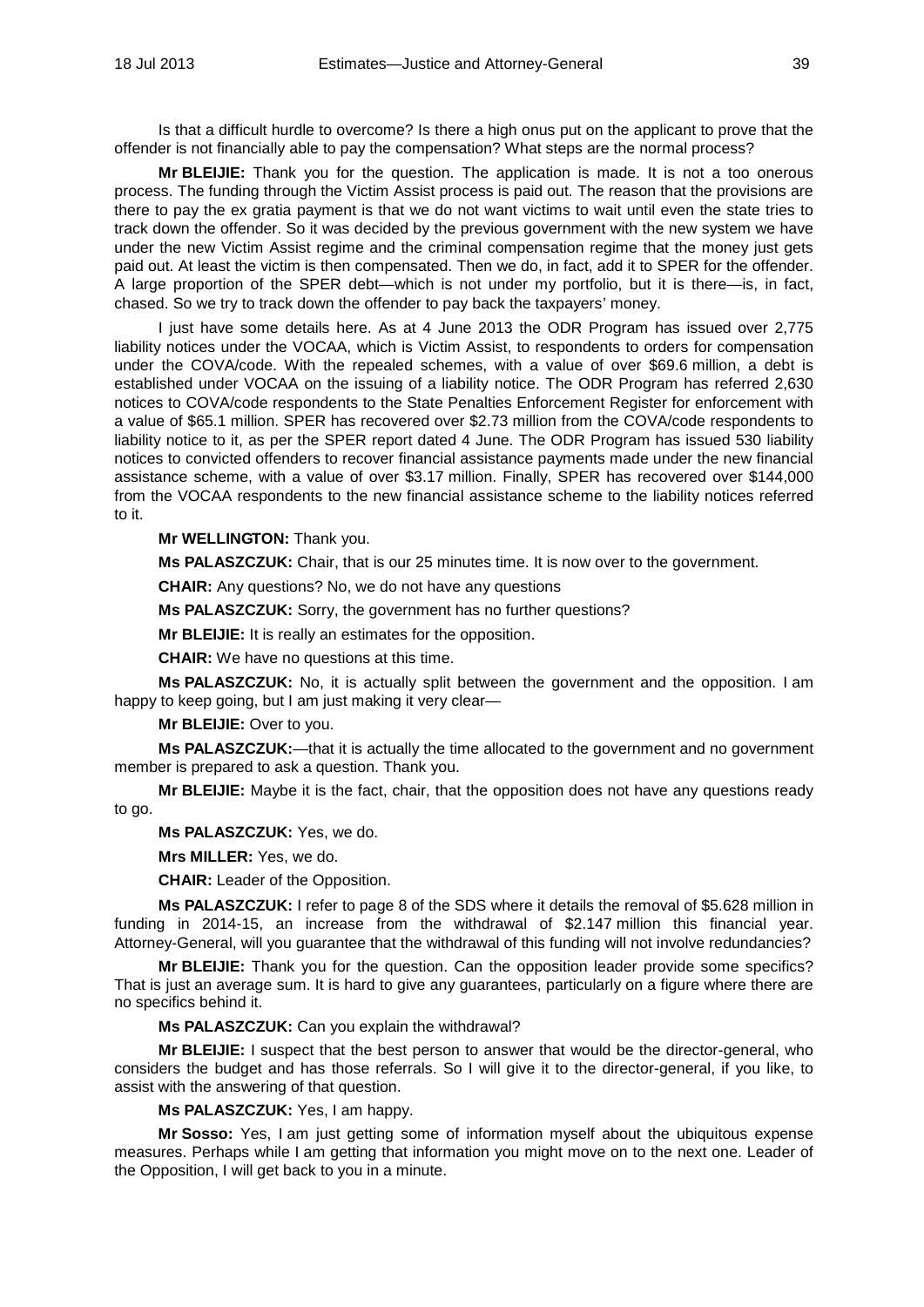Is that a difficult hurdle to overcome? Is there a high onus put on the applicant to prove that the offender is not financially able to pay the compensation? What steps are the normal process?

**Mr BLEIJIE:** Thank you for the question. The application is made. It is not a too onerous process. The funding through the Victim Assist process is paid out. The reason that the provisions are there to pay the ex gratia payment is that we do not want victims to wait until even the state tries to track down the offender. So it was decided by the previous government with the new system we have under the new Victim Assist regime and the criminal compensation regime that the money just gets paid out. At least the victim is then compensated. Then we do, in fact, add it to SPER for the offender. A large proportion of the SPER debt—which is not under my portfolio, but it is there—is, in fact, chased. So we try to track down the offender to pay back the taxpayers' money.

I just have some details here. As at 4 June 2013 the ODR Program has issued over 2,775 liability notices under the VOCAA, which is Victim Assist, to respondents to orders for compensation under the COVA/code. With the repealed schemes, with a value of over $69.6 million, a debt is established under VOCAA on the issuing of a liability notice. The ODR Program has referred 2,630 notices to COVA/code respondents to the State Penalties Enforcement Register for enforcement with a value of $65.1 million. SPER has recovered over $2.73 million from the COVA/code respondents to liability notice to it, as per the SPER report dated 4 June. The ODR Program has issued 530 liability notices to convicted offenders to recover financial assistance payments made under the new financial assistance scheme, with a value of over $3.17 million. Finally, SPER has recovered over $144,000 from the VOCAA respondents to the new financial assistance scheme to the liability notices referred to it.

**Mr WELLINGTON:** Thank you.

**Ms PALASZCZUK:** Chair, that is our 25 minutes time. It is now over to the government.

**CHAIR:** Any questions? No, we do not have any questions

**Ms PALASZCZUK:** Sorry, the government has no further questions?

**Mr BLEIJIE:** It is really an estimates for the opposition.

**CHAIR:** We have no questions at this time.

**Ms PALASZCZUK:** No, it is actually split between the government and the opposition. I am happy to keep going, but I am just making it very clear—

**Mr BLEIJIE:** Over to you.

**Ms PALASZCZUK:**—that it is actually the time allocated to the government and no government member is prepared to ask a question. Thank you.

**Mr BLEIJIE:** Maybe it is the fact, chair, that the opposition does not have any questions ready to go.

**Ms PALASZCZUK:** Yes, we do.

**Mrs MILLER:** Yes, we do.

**CHAIR:** Leader of the Opposition.

**Ms PALASZCZUK:** I refer to page 8 of the SDS where it details the removal of $5.628 million in funding in 2014-15, an increase from the withdrawal of $2.147 million this financial year. Attorney-General, will you guarantee that the withdrawal of this funding will not involve redundancies?

**Mr BLEIJIE:** Thank you for the question. Can the opposition leader provide some specifics? That is just an average sum. It is hard to give any guarantees, particularly on a figure where there are no specifics behind it.

**Ms PALASZCZUK:** Can you explain the withdrawal?

**Mr BLEIJIE:** I suspect that the best person to answer that would be the director-general, who considers the budget and has those referrals. So I will give it to the director-general, if you like, to assist with the answering of that question.

**Ms PALASZCZUK:** Yes, I am happy.

**Mr Sosso:** Yes, I am just getting some of information myself about the ubiquitous expense measures. Perhaps while I am getting that information you might move on to the next one. Leader of the Opposition, I will get back to you in a minute.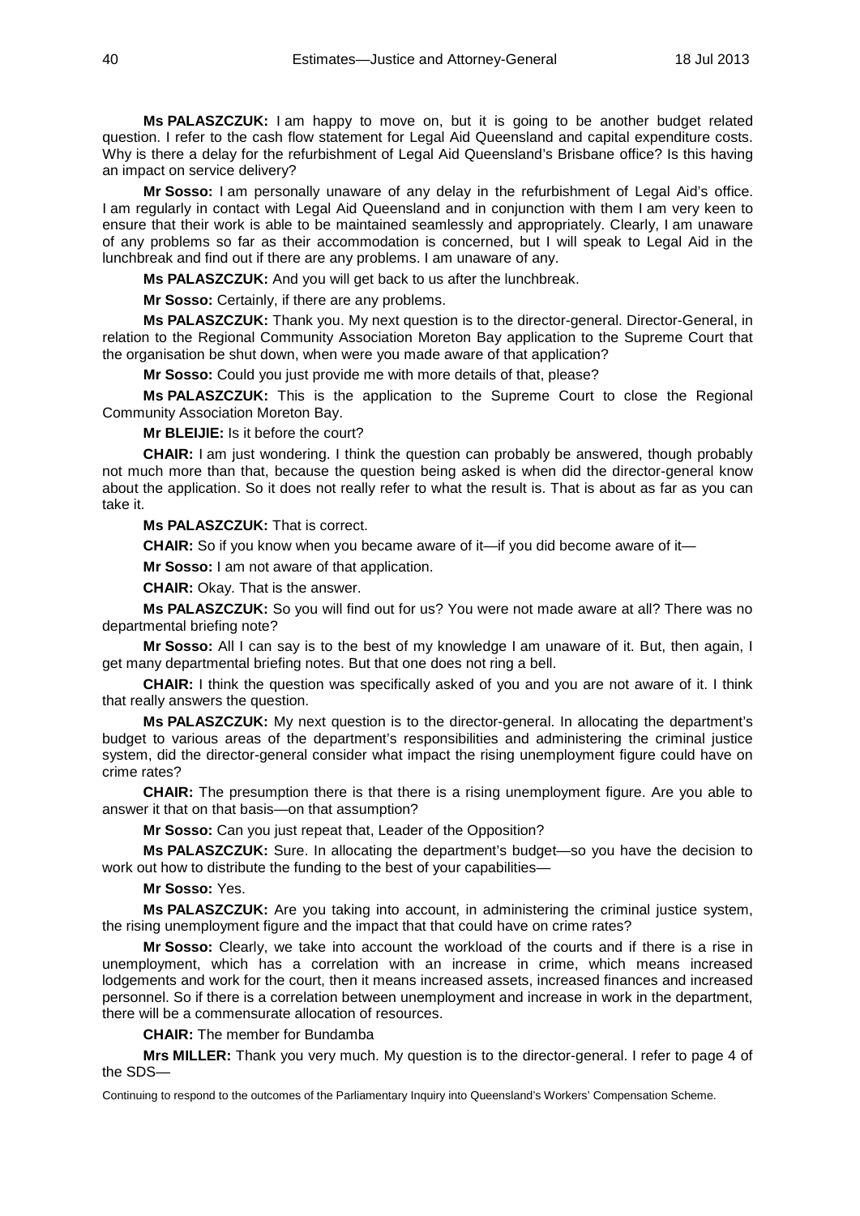**Ms PALASZCZUK:** I am happy to move on, but it is going to be another budget related question. I refer to the cash flow statement for Legal Aid Queensland and capital expenditure costs. Why is there a delay for the refurbishment of Legal Aid Queensland's Brisbane office? Is this having an impact on service delivery?

**Mr Sosso:** I am personally unaware of any delay in the refurbishment of Legal Aid's office. I am regularly in contact with Legal Aid Queensland and in conjunction with them I am very keen to ensure that their work is able to be maintained seamlessly and appropriately. Clearly, I am unaware of any problems so far as their accommodation is concerned, but I will speak to Legal Aid in the lunchbreak and find out if there are any problems. I am unaware of any.

**Ms PALASZCZUK:** And you will get back to us after the lunchbreak.

**Mr Sosso:** Certainly, if there are any problems.

**Ms PALASZCZUK:** Thank you. My next question is to the director-general. Director-General, in relation to the Regional Community Association Moreton Bay application to the Supreme Court that the organisation be shut down, when were you made aware of that application?

**Mr Sosso:** Could you just provide me with more details of that, please?

**Ms PALASZCZUK:** This is the application to the Supreme Court to close the Regional Community Association Moreton Bay.

**Mr BLEIJIE:** Is it before the court?

**CHAIR:** I am just wondering. I think the question can probably be answered, though probably not much more than that, because the question being asked is when did the director-general know about the application. So it does not really refer to what the result is. That is about as far as you can take it.

**Ms PALASZCZUK:** That is correct.

**CHAIR:** So if you know when you became aware of it—if you did become aware of it—

**Mr Sosso:** I am not aware of that application.

**CHAIR:** Okay. That is the answer.

**Ms PALASZCZUK:** So you will find out for us? You were not made aware at all? There was no departmental briefing note?

**Mr Sosso:** All I can say is to the best of my knowledge I am unaware of it. But, then again, I get many departmental briefing notes. But that one does not ring a bell.

**CHAIR:** I think the question was specifically asked of you and you are not aware of it. I think that really answers the question.

**Ms PALASZCZUK:** My next question is to the director-general. In allocating the department's budget to various areas of the department's responsibilities and administering the criminal justice system, did the director-general consider what impact the rising unemployment figure could have on crime rates?

**CHAIR:** The presumption there is that there is a rising unemployment figure. Are you able to answer it that on that basis—on that assumption?

**Mr Sosso:** Can you just repeat that, Leader of the Opposition?

**Ms PALASZCZUK:** Sure. In allocating the department's budget—so you have the decision to work out how to distribute the funding to the best of your capabilities—

**Mr Sosso:** Yes.

**Ms PALASZCZUK:** Are you taking into account, in administering the criminal justice system, the rising unemployment figure and the impact that that could have on crime rates?

**Mr Sosso:** Clearly, we take into account the workload of the courts and if there is a rise in unemployment, which has a correlation with an increase in crime, which means increased lodgements and work for the court, then it means increased assets, increased finances and increased personnel. So if there is a correlation between unemployment and increase in work in the department, there will be a commensurate allocation of resources.

**CHAIR:** The member for Bundamba

**Mrs MILLER:** Thank you very much. My question is to the director-general. I refer to page 4 of the SDS—

Continuing to respond to the outcomes of the Parliamentary Inquiry into Queensland's Workers' Compensation Scheme.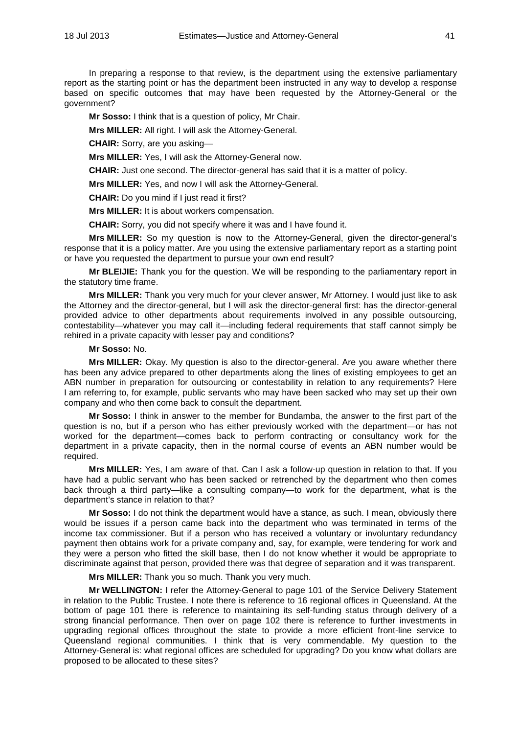In preparing a response to that review, is the department using the extensive parliamentary report as the starting point or has the department been instructed in any way to develop a response based on specific outcomes that may have been requested by the Attorney-General or the government?

**Mr Sosso:** I think that is a question of policy, Mr Chair.

**Mrs MILLER:** All right. I will ask the Attorney-General.

**CHAIR:** Sorry, are you asking—

**Mrs MILLER:** Yes, I will ask the Attorney-General now.

**CHAIR:** Just one second. The director-general has said that it is a matter of policy.

**Mrs MILLER:** Yes, and now I will ask the Attorney-General.

**CHAIR:** Do you mind if I just read it first?

**Mrs MILLER:** It is about workers compensation.

**CHAIR:** Sorry, you did not specify where it was and I have found it.

**Mrs MILLER:** So my question is now to the Attorney-General, given the director-general's response that it is a policy matter. Are you using the extensive parliamentary report as a starting point or have you requested the department to pursue your own end result?

**Mr BLEIJIE:** Thank you for the question. We will be responding to the parliamentary report in the statutory time frame.

**Mrs MILLER:** Thank you very much for your clever answer, Mr Attorney. I would just like to ask the Attorney and the director-general, but I will ask the director-general first: has the director-general provided advice to other departments about requirements involved in any possible outsourcing, contestability—whatever you may call it—including federal requirements that staff cannot simply be rehired in a private capacity with lesser pay and conditions?

**Mr Sosso:** No.

**Mrs MILLER:** Okay. My question is also to the director-general. Are you aware whether there has been any advice prepared to other departments along the lines of existing employees to get an ABN number in preparation for outsourcing or contestability in relation to any requirements? Here I am referring to, for example, public servants who may have been sacked who may set up their own company and who then come back to consult the department.

**Mr Sosso:** I think in answer to the member for Bundamba, the answer to the first part of the question is no, but if a person who has either previously worked with the department—or has not worked for the department—comes back to perform contracting or consultancy work for the department in a private capacity, then in the normal course of events an ABN number would be required.

**Mrs MILLER:** Yes, I am aware of that. Can I ask a follow-up question in relation to that. If you have had a public servant who has been sacked or retrenched by the department who then comes back through a third party—like a consulting company—to work for the department, what is the department's stance in relation to that?

**Mr Sosso:** I do not think the department would have a stance, as such. I mean, obviously there would be issues if a person came back into the department who was terminated in terms of the income tax commissioner. But if a person who has received a voluntary or involuntary redundancy payment then obtains work for a private company and, say, for example, were tendering for work and they were a person who fitted the skill base, then I do not know whether it would be appropriate to discriminate against that person, provided there was that degree of separation and it was transparent.

**Mrs MILLER:** Thank you so much. Thank you very much.

**Mr WELLINGTON:** I refer the Attorney-General to page 101 of the Service Delivery Statement in relation to the Public Trustee. I note there is reference to 16 regional offices in Queensland. At the bottom of page 101 there is reference to maintaining its self-funding status through delivery of a strong financial performance. Then over on page 102 there is reference to further investments in upgrading regional offices throughout the state to provide a more efficient front-line service to Queensland regional communities. I think that is very commendable. My question to the Attorney-General is: what regional offices are scheduled for upgrading? Do you know what dollars are proposed to be allocated to these sites?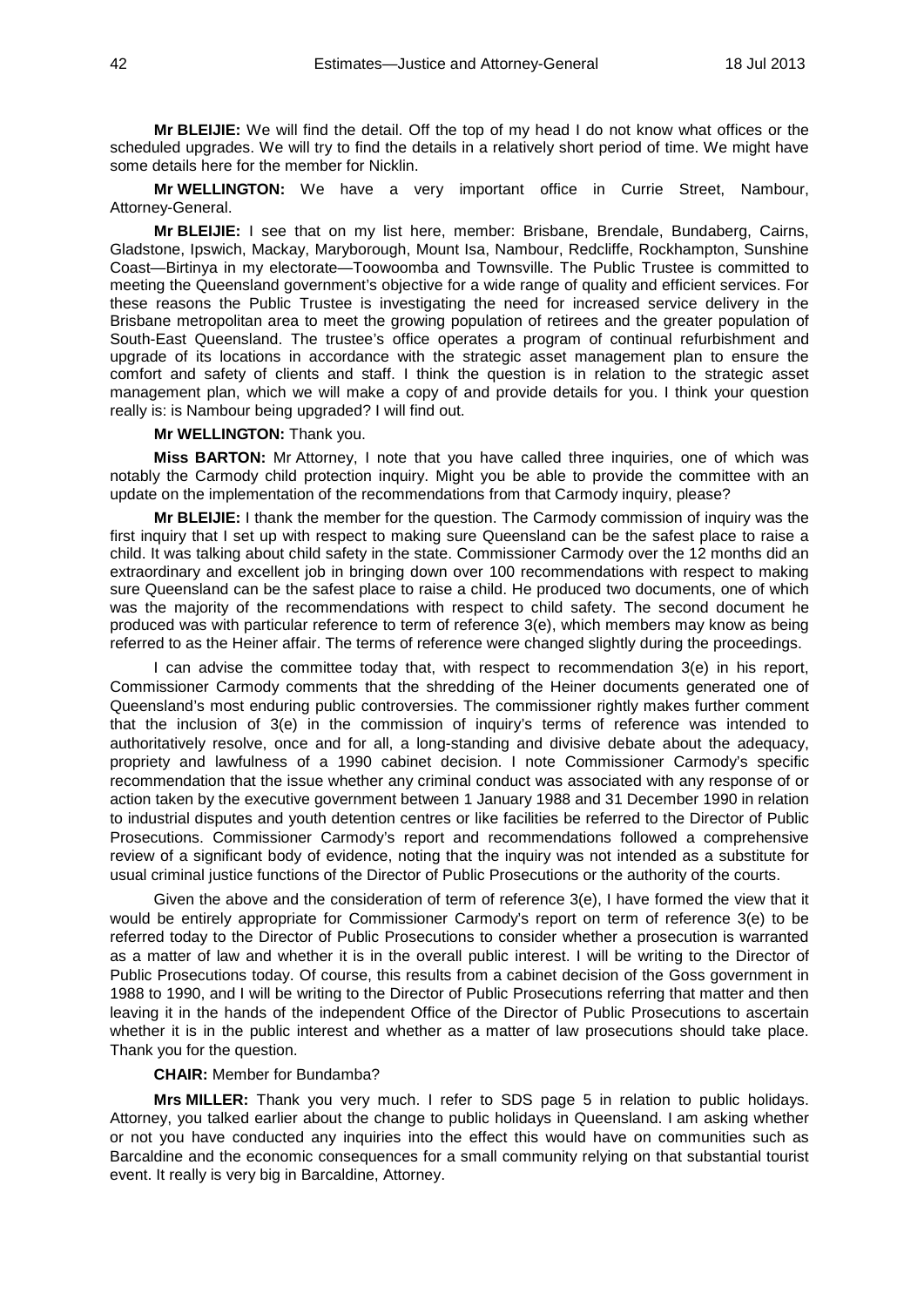**Mr BLEIJIE:** We will find the detail. Off the top of my head I do not know what offices or the scheduled upgrades. We will try to find the details in a relatively short period of time. We might have some details here for the member for Nicklin.

**Mr WELLINGTON:** We have a very important office in Currie Street, Nambour, Attorney-General.

**Mr BLEIJIE:** I see that on my list here, member: Brisbane, Brendale, Bundaberg, Cairns, Gladstone, Ipswich, Mackay, Maryborough, Mount Isa, Nambour, Redcliffe, Rockhampton, Sunshine Coast—Birtinya in my electorate—Toowoomba and Townsville. The Public Trustee is committed to meeting the Queensland government's objective for a wide range of quality and efficient services. For these reasons the Public Trustee is investigating the need for increased service delivery in the Brisbane metropolitan area to meet the growing population of retirees and the greater population of South-East Queensland. The trustee's office operates a program of continual refurbishment and upgrade of its locations in accordance with the strategic asset management plan to ensure the comfort and safety of clients and staff. I think the question is in relation to the strategic asset management plan, which we will make a copy of and provide details for you. I think your question really is: is Nambour being upgraded? I will find out.

**Mr WELLINGTON:** Thank you.

**Miss BARTON:** Mr Attorney, I note that you have called three inquiries, one of which was notably the Carmody child protection inquiry. Might you be able to provide the committee with an update on the implementation of the recommendations from that Carmody inquiry, please?

**Mr BLEIJIE:** I thank the member for the question. The Carmody commission of inquiry was the first inquiry that I set up with respect to making sure Queensland can be the safest place to raise a child. It was talking about child safety in the state. Commissioner Carmody over the 12 months did an extraordinary and excellent job in bringing down over 100 recommendations with respect to making sure Queensland can be the safest place to raise a child. He produced two documents, one of which was the majority of the recommendations with respect to child safety. The second document he produced was with particular reference to term of reference 3(e), which members may know as being referred to as the Heiner affair. The terms of reference were changed slightly during the proceedings.

I can advise the committee today that, with respect to recommendation 3(e) in his report, Commissioner Carmody comments that the shredding of the Heiner documents generated one of Queensland's most enduring public controversies. The commissioner rightly makes further comment that the inclusion of 3(e) in the commission of inquiry's terms of reference was intended to authoritatively resolve, once and for all, a long-standing and divisive debate about the adequacy, propriety and lawfulness of a 1990 cabinet decision. I note Commissioner Carmody's specific recommendation that the issue whether any criminal conduct was associated with any response of or action taken by the executive government between 1 January 1988 and 31 December 1990 in relation to industrial disputes and youth detention centres or like facilities be referred to the Director of Public Prosecutions. Commissioner Carmody's report and recommendations followed a comprehensive review of a significant body of evidence, noting that the inquiry was not intended as a substitute for usual criminal justice functions of the Director of Public Prosecutions or the authority of the courts.

Given the above and the consideration of term of reference 3(e), I have formed the view that it would be entirely appropriate for Commissioner Carmody's report on term of reference 3(e) to be referred today to the Director of Public Prosecutions to consider whether a prosecution is warranted as a matter of law and whether it is in the overall public interest. I will be writing to the Director of Public Prosecutions today. Of course, this results from a cabinet decision of the Goss government in 1988 to 1990, and I will be writing to the Director of Public Prosecutions referring that matter and then leaving it in the hands of the independent Office of the Director of Public Prosecutions to ascertain whether it is in the public interest and whether as a matter of law prosecutions should take place. Thank you for the question.

**CHAIR:** Member for Bundamba?

**Mrs MILLER:** Thank you very much. I refer to SDS page 5 in relation to public holidays. Attorney, you talked earlier about the change to public holidays in Queensland. I am asking whether or not you have conducted any inquiries into the effect this would have on communities such as Barcaldine and the economic consequences for a small community relying on that substantial tourist event. It really is very big in Barcaldine, Attorney.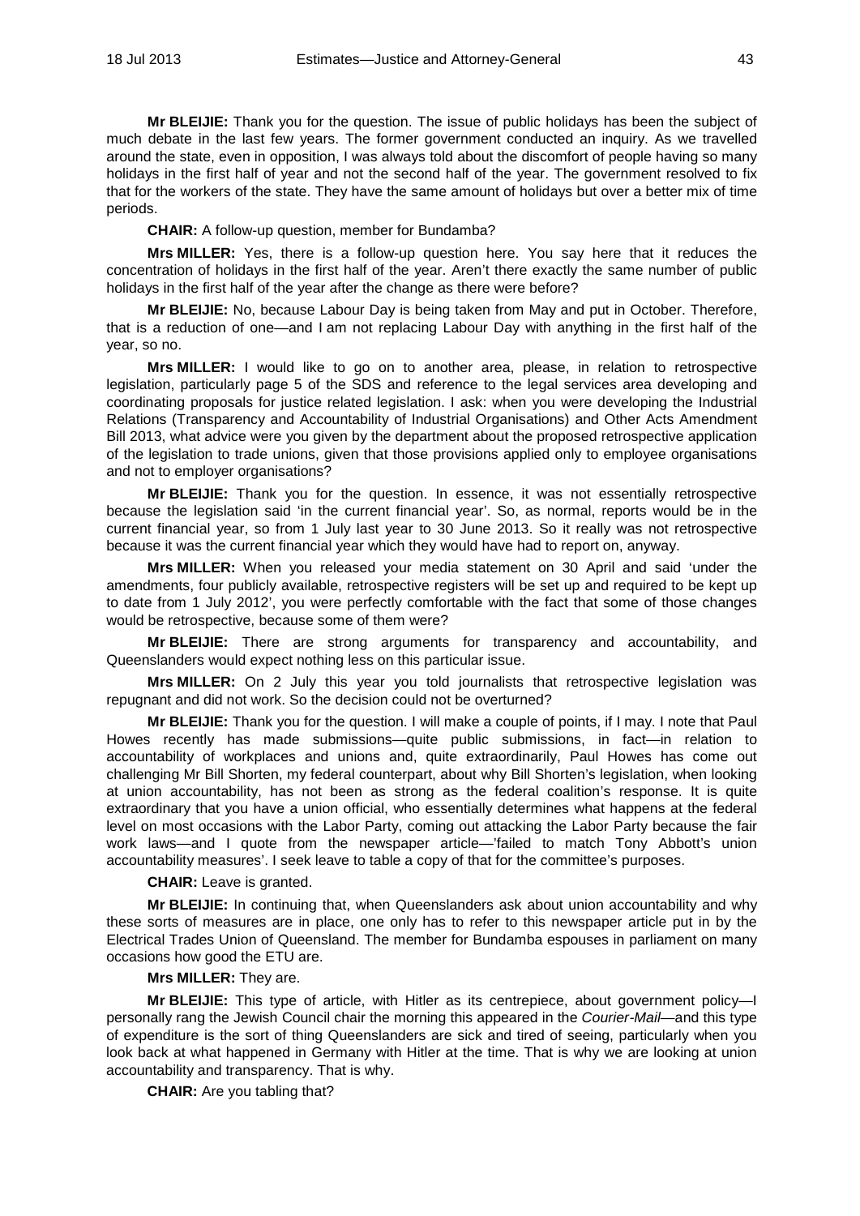**Mr BLEIJIE:** Thank you for the question. The issue of public holidays has been the subject of much debate in the last few years. The former government conducted an inquiry. As we travelled around the state, even in opposition, I was always told about the discomfort of people having so many holidays in the first half of year and not the second half of the year. The government resolved to fix that for the workers of the state. They have the same amount of holidays but over a better mix of time periods.

**CHAIR:** A follow-up question, member for Bundamba?

**Mrs MILLER:** Yes, there is a follow-up question here. You say here that it reduces the concentration of holidays in the first half of the year. Aren't there exactly the same number of public holidays in the first half of the year after the change as there were before?

**Mr BLEIJIE:** No, because Labour Day is being taken from May and put in October. Therefore, that is a reduction of one—and I am not replacing Labour Day with anything in the first half of the year, so no.

**Mrs MILLER:** I would like to go on to another area, please, in relation to retrospective legislation, particularly page 5 of the SDS and reference to the legal services area developing and coordinating proposals for justice related legislation. I ask: when you were developing the Industrial Relations (Transparency and Accountability of Industrial Organisations) and Other Acts Amendment Bill 2013, what advice were you given by the department about the proposed retrospective application of the legislation to trade unions, given that those provisions applied only to employee organisations and not to employer organisations?

**Mr BLEIJIE:** Thank you for the question. In essence, it was not essentially retrospective because the legislation said 'in the current financial year'. So, as normal, reports would be in the current financial year, so from 1 July last year to 30 June 2013. So it really was not retrospective because it was the current financial year which they would have had to report on, anyway.

**Mrs MILLER:** When you released your media statement on 30 April and said 'under the amendments, four publicly available, retrospective registers will be set up and required to be kept up to date from 1 July 2012', you were perfectly comfortable with the fact that some of those changes would be retrospective, because some of them were?

**Mr BLEIJIE:** There are strong arguments for transparency and accountability, and Queenslanders would expect nothing less on this particular issue.

**Mrs MILLER:** On 2 July this year you told journalists that retrospective legislation was repugnant and did not work. So the decision could not be overturned?

**Mr BLEIJIE:** Thank you for the question. I will make a couple of points, if I may. I note that Paul Howes recently has made submissions—quite public submissions, in fact—in relation to accountability of workplaces and unions and, quite extraordinarily, Paul Howes has come out challenging Mr Bill Shorten, my federal counterpart, about why Bill Shorten's legislation, when looking at union accountability, has not been as strong as the federal coalition's response. It is quite extraordinary that you have a union official, who essentially determines what happens at the federal level on most occasions with the Labor Party, coming out attacking the Labor Party because the fair work laws—and I quote from the newspaper article—'failed to match Tony Abbott's union accountability measures'. I seek leave to table a copy of that for the committee's purposes.

**CHAIR:** Leave is granted.

**Mr BLEIJIE:** In continuing that, when Queenslanders ask about union accountability and why these sorts of measures are in place, one only has to refer to this newspaper article put in by the Electrical Trades Union of Queensland. The member for Bundamba espouses in parliament on many occasions how good the ETU are.

**Mrs MILLER:** They are.

**Mr BLEIJIE:** This type of article, with Hitler as its centrepiece, about government policy—I personally rang the Jewish Council chair the morning this appeared in the *Courier-Mail*—and this type of expenditure is the sort of thing Queenslanders are sick and tired of seeing, particularly when you look back at what happened in Germany with Hitler at the time. That is why we are looking at union accountability and transparency. That is why.

**CHAIR:** Are you tabling that?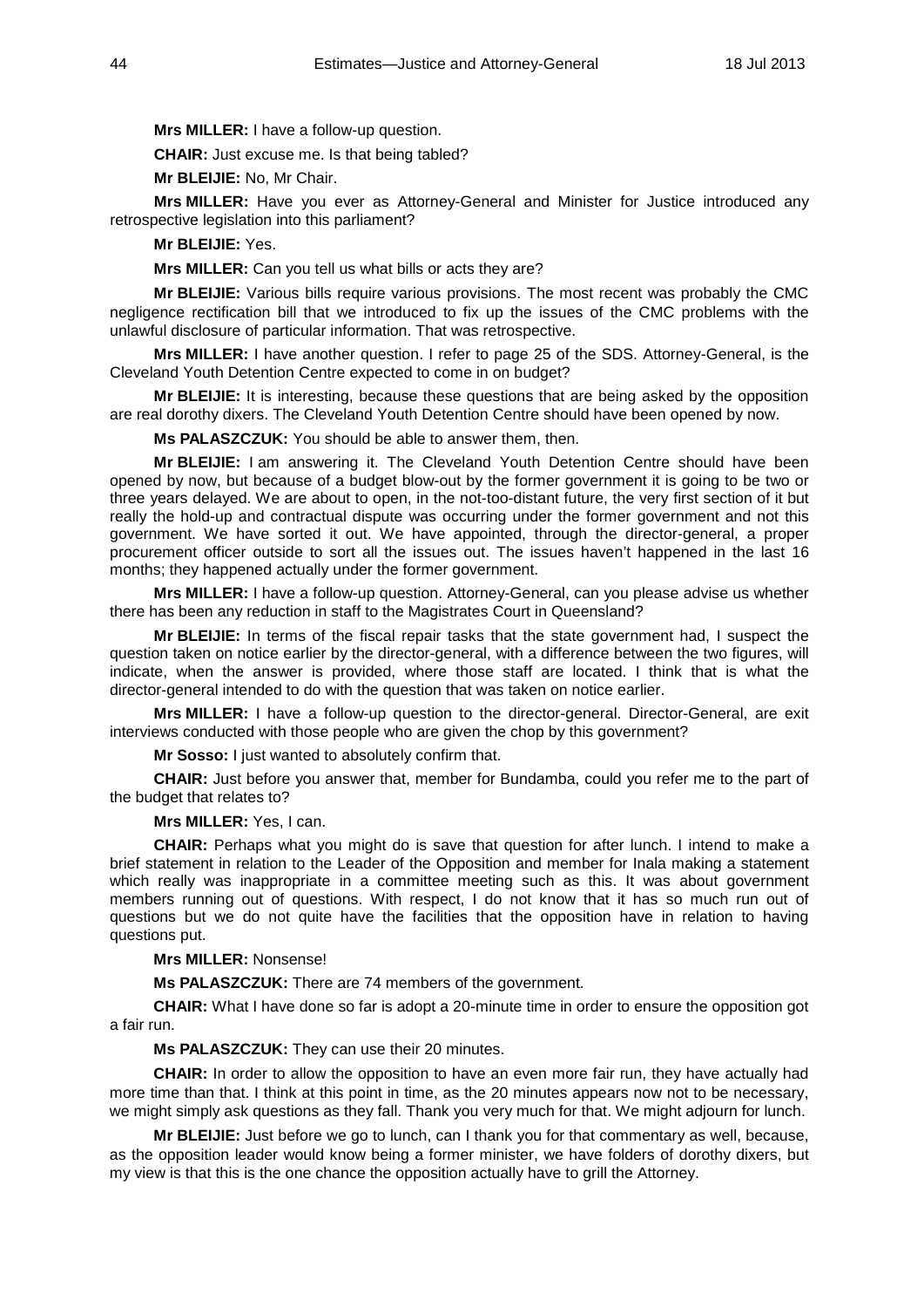**Mrs MILLER:** I have a follow-up question.

**CHAIR:** Just excuse me. Is that being tabled?

**Mr BLEIJIE:** No, Mr Chair.

**Mrs MILLER:** Have you ever as Attorney-General and Minister for Justice introduced any retrospective legislation into this parliament?

**Mr BLEIJIE:** Yes.

**Mrs MILLER:** Can you tell us what bills or acts they are?

**Mr BLEIJIE:** Various bills require various provisions. The most recent was probably the CMC negligence rectification bill that we introduced to fix up the issues of the CMC problems with the unlawful disclosure of particular information. That was retrospective.

**Mrs MILLER:** I have another question. I refer to page 25 of the SDS. Attorney-General, is the Cleveland Youth Detention Centre expected to come in on budget?

**Mr BLEIJIE:** It is interesting, because these questions that are being asked by the opposition are real dorothy dixers. The Cleveland Youth Detention Centre should have been opened by now.

**Ms PALASZCZUK:** You should be able to answer them, then.

**Mr BLEIJIE:** I am answering it. The Cleveland Youth Detention Centre should have been opened by now, but because of a budget blow-out by the former government it is going to be two or three years delayed. We are about to open, in the not-too-distant future, the very first section of it but really the hold-up and contractual dispute was occurring under the former government and not this government. We have sorted it out. We have appointed, through the director-general, a proper procurement officer outside to sort all the issues out. The issues haven't happened in the last 16 months; they happened actually under the former government.

**Mrs MILLER:** I have a follow-up question. Attorney-General, can you please advise us whether there has been any reduction in staff to the Magistrates Court in Queensland?

**Mr BLEIJIE:** In terms of the fiscal repair tasks that the state government had, I suspect the question taken on notice earlier by the director-general, with a difference between the two figures, will indicate, when the answer is provided, where those staff are located. I think that is what the director-general intended to do with the question that was taken on notice earlier.

**Mrs MILLER:** I have a follow-up question to the director-general. Director-General, are exit interviews conducted with those people who are given the chop by this government?

**Mr Sosso:** I just wanted to absolutely confirm that.

**CHAIR:** Just before you answer that, member for Bundamba, could you refer me to the part of the budget that relates to?

**Mrs MILLER:** Yes, I can.

**CHAIR:** Perhaps what you might do is save that question for after lunch. I intend to make a brief statement in relation to the Leader of the Opposition and member for Inala making a statement which really was inappropriate in a committee meeting such as this. It was about government members running out of questions. With respect, I do not know that it has so much run out of questions but we do not quite have the facilities that the opposition have in relation to having questions put.

**Mrs MILLER:** Nonsense!

**Ms PALASZCZUK:** There are 74 members of the government.

**CHAIR:** What I have done so far is adopt a 20-minute time in order to ensure the opposition got a fair run.

**Ms PALASZCZUK:** They can use their 20 minutes.

**CHAIR:** In order to allow the opposition to have an even more fair run, they have actually had more time than that. I think at this point in time, as the 20 minutes appears now not to be necessary, we might simply ask questions as they fall. Thank you very much for that. We might adjourn for lunch.

**Mr BLEIJIE:** Just before we go to lunch, can I thank you for that commentary as well, because, as the opposition leader would know being a former minister, we have folders of dorothy dixers, but my view is that this is the one chance the opposition actually have to grill the Attorney.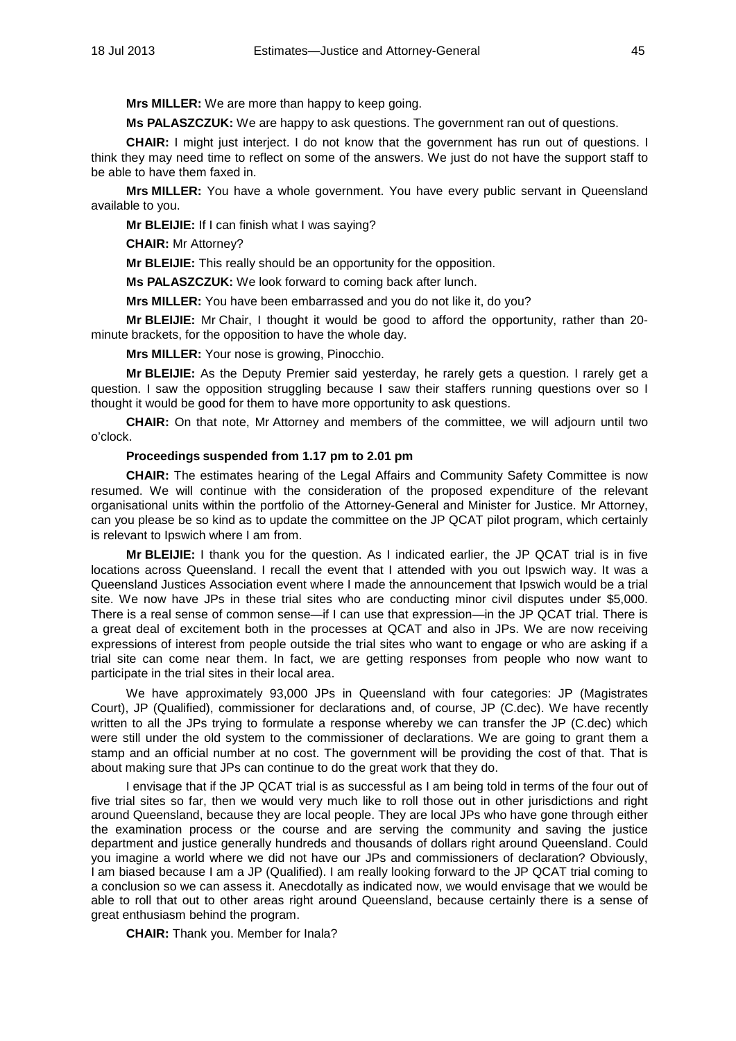**Mrs MILLER:** We are more than happy to keep going.

**Ms PALASZCZUK:** We are happy to ask questions. The government ran out of questions.

**CHAIR:** I might just interject. I do not know that the government has run out of questions. I think they may need time to reflect on some of the answers. We just do not have the support staff to be able to have them faxed in.

**Mrs MILLER:** You have a whole government. You have every public servant in Queensland available to you.

**Mr BLEIJIE:** If I can finish what I was saying?

**CHAIR:** Mr Attorney?

**Mr BLEIJIE:** This really should be an opportunity for the opposition.

**Ms PALASZCZUK:** We look forward to coming back after lunch.

**Mrs MILLER:** You have been embarrassed and you do not like it, do you?

**Mr BLEIJIE:** Mr Chair, I thought it would be good to afford the opportunity, rather than 20-minute brackets, for the opposition to have the whole day.

**Mrs MILLER:** Your nose is growing, Pinocchio.

**Mr BLEIJIE:** As the Deputy Premier said yesterday, he rarely gets a question. I rarely get a question. I saw the opposition struggling because I saw their staffers running questions over so I thought it would be good for them to have more opportunity to ask questions.

**CHAIR:** On that note, Mr Attorney and members of the committee, we will adjourn until two o'clock.

**Proceedings suspended from 1.17 pm to 2.01 pm**

**CHAIR:** The estimates hearing of the Legal Affairs and Community Safety Committee is now resumed. We will continue with the consideration of the proposed expenditure of the relevant organisational units within the portfolio of the Attorney-General and Minister for Justice. Mr Attorney, can you please be so kind as to update the committee on the JP QCAT pilot program, which certainly is relevant to Ipswich where I am from.

**Mr BLEIJIE:** I thank you for the question. As I indicated earlier, the JP QCAT trial is in five locations across Queensland. I recall the event that I attended with you out Ipswich way. It was a Queensland Justices Association event where I made the announcement that Ipswich would be a trial site. We now have JPs in these trial sites who are conducting minor civil disputes under $5,000. There is a real sense of common sense—if I can use that expression—in the JP QCAT trial. There is a great deal of excitement both in the processes at QCAT and also in JPs. We are now receiving expressions of interest from people outside the trial sites who want to engage or who are asking if a trial site can come near them. In fact, we are getting responses from people who now want to participate in the trial sites in their local area.

We have approximately 93,000 JPs in Queensland with four categories: JP (Magistrates Court), JP (Qualified), commissioner for declarations and, of course, JP (C.dec). We have recently written to all the JPs trying to formulate a response whereby we can transfer the JP (C.dec) which were still under the old system to the commissioner of declarations. We are going to grant them a stamp and an official number at no cost. The government will be providing the cost of that. That is about making sure that JPs can continue to do the great work that they do.

I envisage that if the JP QCAT trial is as successful as I am being told in terms of the four out of five trial sites so far, then we would very much like to roll those out in other jurisdictions and right around Queensland, because they are local people. They are local JPs who have gone through either the examination process or the course and are serving the community and saving the justice department and justice generally hundreds and thousands of dollars right around Queensland. Could you imagine a world where we did not have our JPs and commissioners of declaration? Obviously, I am biased because I am a JP (Qualified). I am really looking forward to the JP QCAT trial coming to a conclusion so we can assess it. Anecdotally as indicated now, we would envisage that we would be able to roll that out to other areas right around Queensland, because certainly there is a sense of great enthusiasm behind the program.

**CHAIR:** Thank you. Member for Inala?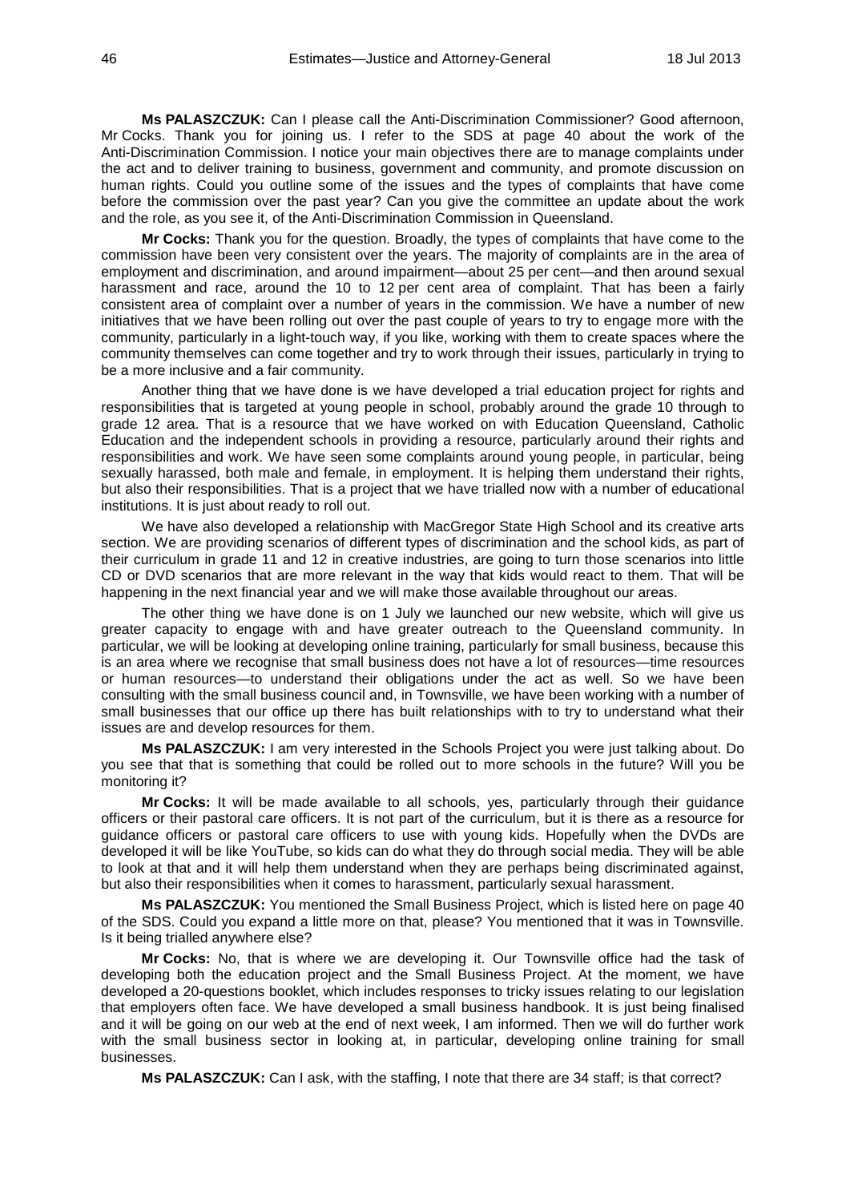**Ms PALASZCZUK:** Can I please call the Anti-Discrimination Commissioner? Good afternoon, Mr Cocks. Thank you for joining us. I refer to the SDS at page 40 about the work of the Anti-Discrimination Commission. I notice your main objectives there are to manage complaints under the act and to deliver training to business, government and community, and promote discussion on human rights. Could you outline some of the issues and the types of complaints that have come before the commission over the past year? Can you give the committee an update about the work and the role, as you see it, of the Anti-Discrimination Commission in Queensland.

**Mr Cocks:** Thank you for the question. Broadly, the types of complaints that have come to the commission have been very consistent over the years. The majority of complaints are in the area of employment and discrimination, and around impairment—about 25 per cent—and then around sexual harassment and race, around the 10 to 12 per cent area of complaint. That has been a fairly consistent area of complaint over a number of years in the commission. We have a number of new initiatives that we have been rolling out over the past couple of years to try to engage more with the community, particularly in a light-touch way, if you like, working with them to create spaces where the community themselves can come together and try to work through their issues, particularly in trying to be a more inclusive and a fair community.

Another thing that we have done is we have developed a trial education project for rights and responsibilities that is targeted at young people in school, probably around the grade 10 through to grade 12 area. That is a resource that we have worked on with Education Queensland, Catholic Education and the independent schools in providing a resource, particularly around their rights and responsibilities and work. We have seen some complaints around young people, in particular, being sexually harassed, both male and female, in employment. It is helping them understand their rights, but also their responsibilities. That is a project that we have trialled now with a number of educational institutions. It is just about ready to roll out.

We have also developed a relationship with MacGregor State High School and its creative arts section. We are providing scenarios of different types of discrimination and the school kids, as part of their curriculum in grade 11 and 12 in creative industries, are going to turn those scenarios into little CD or DVD scenarios that are more relevant in the way that kids would react to them. That will be happening in the next financial year and we will make those available throughout our areas.

The other thing we have done is on 1 July we launched our new website, which will give us greater capacity to engage with and have greater outreach to the Queensland community. In particular, we will be looking at developing online training, particularly for small business, because this is an area where we recognise that small business does not have a lot of resources—time resources or human resources—to understand their obligations under the act as well. So we have been consulting with the small business council and, in Townsville, we have been working with a number of small businesses that our office up there has built relationships with to try to understand what their issues are and develop resources for them.

**Ms PALASZCZUK:** I am very interested in the Schools Project you were just talking about. Do you see that that is something that could be rolled out to more schools in the future? Will you be monitoring it?

**Mr Cocks:** It will be made available to all schools, yes, particularly through their guidance officers or their pastoral care officers. It is not part of the curriculum, but it is there as a resource for guidance officers or pastoral care officers to use with young kids. Hopefully when the DVDs are developed it will be like YouTube, so kids can do what they do through social media. They will be able to look at that and it will help them understand when they are perhaps being discriminated against, but also their responsibilities when it comes to harassment, particularly sexual harassment.

**Ms PALASZCZUK:** You mentioned the Small Business Project, which is listed here on page 40 of the SDS. Could you expand a little more on that, please? You mentioned that it was in Townsville. Is it being trialled anywhere else?

**Mr Cocks:** No, that is where we are developing it. Our Townsville office had the task of developing both the education project and the Small Business Project. At the moment, we have developed a 20-questions booklet, which includes responses to tricky issues relating to our legislation that employers often face. We have developed a small business handbook. It is just being finalised and it will be going on our web at the end of next week, I am informed. Then we will do further work with the small business sector in looking at, in particular, developing online training for small businesses.

**Ms PALASZCZUK:** Can I ask, with the staffing, I note that there are 34 staff; is that correct?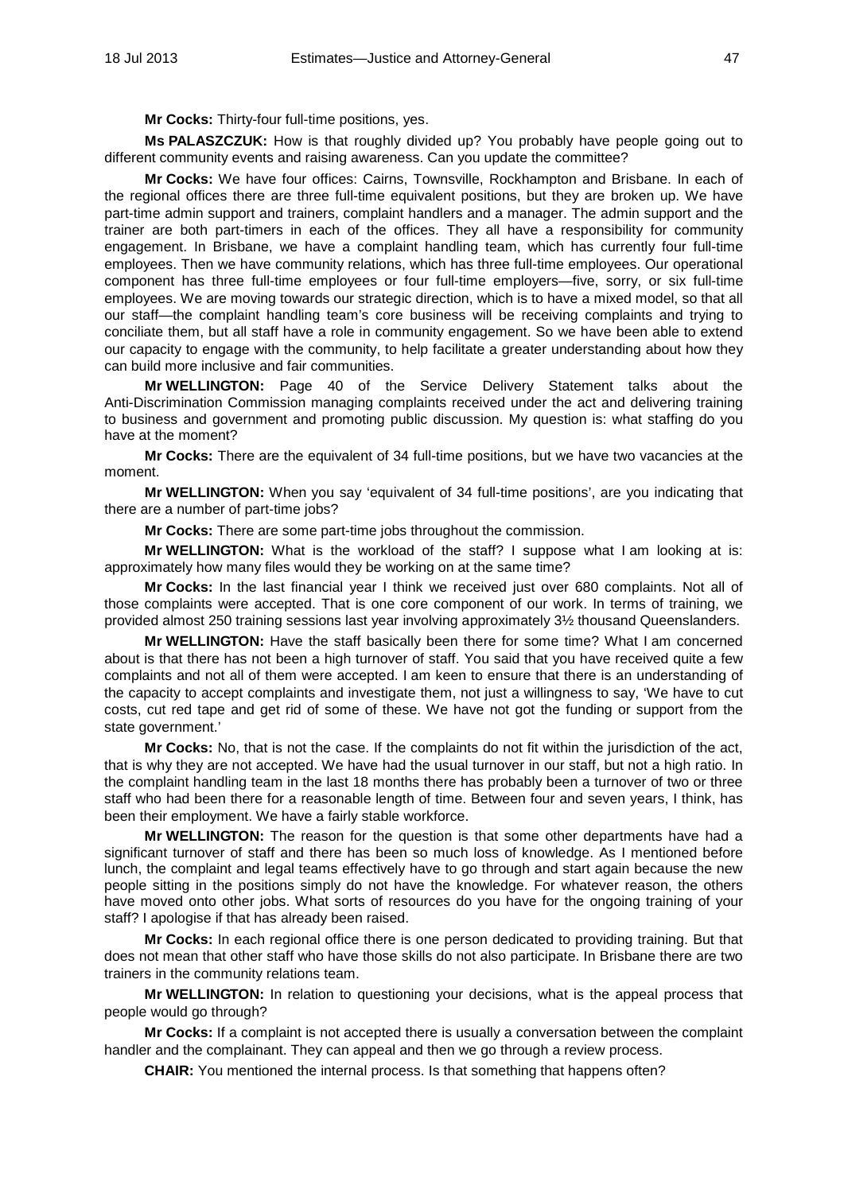**Mr Cocks:** Thirty-four full-time positions, yes.

**Ms PALASZCZUK:** How is that roughly divided up? You probably have people going out to different community events and raising awareness. Can you update the committee?

**Mr Cocks:** We have four offices: Cairns, Townsville, Rockhampton and Brisbane. In each of the regional offices there are three full-time equivalent positions, but they are broken up. We have part-time admin support and trainers, complaint handlers and a manager. The admin support and the trainer are both part-timers in each of the offices. They all have a responsibility for community engagement. In Brisbane, we have a complaint handling team, which has currently four full-time employees. Then we have community relations, which has three full-time employees. Our operational component has three full-time employees or four full-time employers—five, sorry, or six full-time employees. We are moving towards our strategic direction, which is to have a mixed model, so that all our staff—the complaint handling team's core business will be receiving complaints and trying to conciliate them, but all staff have a role in community engagement. So we have been able to extend our capacity to engage with the community, to help facilitate a greater understanding about how they can build more inclusive and fair communities.

**Mr WELLINGTON:** Page 40 of the Service Delivery Statement talks about the Anti-Discrimination Commission managing complaints received under the act and delivering training to business and government and promoting public discussion. My question is: what staffing do you have at the moment?

**Mr Cocks:** There are the equivalent of 34 full-time positions, but we have two vacancies at the moment.

**Mr WELLINGTON:** When you say 'equivalent of 34 full-time positions', are you indicating that there are a number of part-time jobs?

**Mr Cocks:** There are some part-time jobs throughout the commission.

**Mr WELLINGTON:** What is the workload of the staff? I suppose what I am looking at is: approximately how many files would they be working on at the same time?

**Mr Cocks:** In the last financial year I think we received just over 680 complaints. Not all of those complaints were accepted. That is one core component of our work. In terms of training, we provided almost 250 training sessions last year involving approximately 3½ thousand Queenslanders.

**Mr WELLINGTON:** Have the staff basically been there for some time? What I am concerned about is that there has not been a high turnover of staff. You said that you have received quite a few complaints and not all of them were accepted. I am keen to ensure that there is an understanding of the capacity to accept complaints and investigate them, not just a willingness to say, 'We have to cut costs, cut red tape and get rid of some of these. We have not got the funding or support from the state government.'

**Mr Cocks:** No, that is not the case. If the complaints do not fit within the jurisdiction of the act, that is why they are not accepted. We have had the usual turnover in our staff, but not a high ratio. In the complaint handling team in the last 18 months there has probably been a turnover of two or three staff who had been there for a reasonable length of time. Between four and seven years, I think, has been their employment. We have a fairly stable workforce.

**Mr WELLINGTON:** The reason for the question is that some other departments have had a significant turnover of staff and there has been so much loss of knowledge. As I mentioned before lunch, the complaint and legal teams effectively have to go through and start again because the new people sitting in the positions simply do not have the knowledge. For whatever reason, the others have moved onto other jobs. What sorts of resources do you have for the ongoing training of your staff? I apologise if that has already been raised.

**Mr Cocks:** In each regional office there is one person dedicated to providing training. But that does not mean that other staff who have those skills do not also participate. In Brisbane there are two trainers in the community relations team.

**Mr WELLINGTON:** In relation to questioning your decisions, what is the appeal process that people would go through?

**Mr Cocks:** If a complaint is not accepted there is usually a conversation between the complaint handler and the complainant. They can appeal and then we go through a review process.

**CHAIR:** You mentioned the internal process. Is that something that happens often?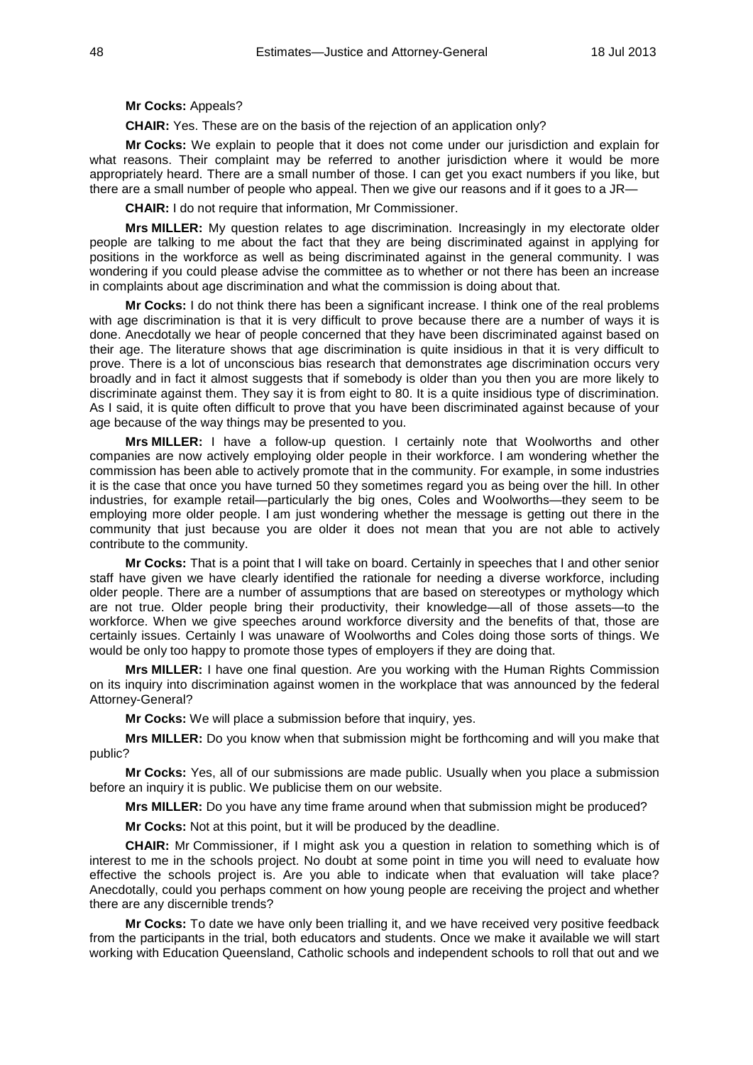**Mr Cocks:** Appeals?

**CHAIR:** Yes. These are on the basis of the rejection of an application only?

**Mr Cocks:** We explain to people that it does not come under our jurisdiction and explain for what reasons. Their complaint may be referred to another jurisdiction where it would be more appropriately heard. There are a small number of those. I can get you exact numbers if you like, but there are a small number of people who appeal. Then we give our reasons and if it goes to a JR—

**CHAIR:** I do not require that information, Mr Commissioner.

**Mrs MILLER:** My question relates to age discrimination. Increasingly in my electorate older people are talking to me about the fact that they are being discriminated against in applying for positions in the workforce as well as being discriminated against in the general community. I was wondering if you could please advise the committee as to whether or not there has been an increase in complaints about age discrimination and what the commission is doing about that.

**Mr Cocks:** I do not think there has been a significant increase. I think one of the real problems with age discrimination is that it is very difficult to prove because there are a number of ways it is done. Anecdotally we hear of people concerned that they have been discriminated against based on their age. The literature shows that age discrimination is quite insidious in that it is very difficult to prove. There is a lot of unconscious bias research that demonstrates age discrimination occurs very broadly and in fact it almost suggests that if somebody is older than you then you are more likely to discriminate against them. They say it is from eight to 80. It is a quite insidious type of discrimination. As I said, it is quite often difficult to prove that you have been discriminated against because of your age because of the way things may be presented to you.

**Mrs MILLER:** I have a follow-up question. I certainly note that Woolworths and other companies are now actively employing older people in their workforce. I am wondering whether the commission has been able to actively promote that in the community. For example, in some industries it is the case that once you have turned 50 they sometimes regard you as being over the hill. In other industries, for example retail—particularly the big ones, Coles and Woolworths—they seem to be employing more older people. I am just wondering whether the message is getting out there in the community that just because you are older it does not mean that you are not able to actively contribute to the community.

**Mr Cocks:** That is a point that I will take on board. Certainly in speeches that I and other senior staff have given we have clearly identified the rationale for needing a diverse workforce, including older people. There are a number of assumptions that are based on stereotypes or mythology which are not true. Older people bring their productivity, their knowledge—all of those assets—to the workforce. When we give speeches around workforce diversity and the benefits of that, those are certainly issues. Certainly I was unaware of Woolworths and Coles doing those sorts of things. We would be only too happy to promote those types of employers if they are doing that.

**Mrs MILLER:** I have one final question. Are you working with the Human Rights Commission on its inquiry into discrimination against women in the workplace that was announced by the federal Attorney-General?

**Mr Cocks:** We will place a submission before that inquiry, yes.

**Mrs MILLER:** Do you know when that submission might be forthcoming and will you make that public?

**Mr Cocks:** Yes, all of our submissions are made public. Usually when you place a submission before an inquiry it is public. We publicise them on our website.

**Mrs MILLER:** Do you have any time frame around when that submission might be produced?

**Mr Cocks:** Not at this point, but it will be produced by the deadline.

**CHAIR:** Mr Commissioner, if I might ask you a question in relation to something which is of interest to me in the schools project. No doubt at some point in time you will need to evaluate how effective the schools project is. Are you able to indicate when that evaluation will take place? Anecdotally, could you perhaps comment on how young people are receiving the project and whether there are any discernible trends?

**Mr Cocks:** To date we have only been trialling it, and we have received very positive feedback from the participants in the trial, both educators and students. Once we make it available we will start working with Education Queensland, Catholic schools and independent schools to roll that out and we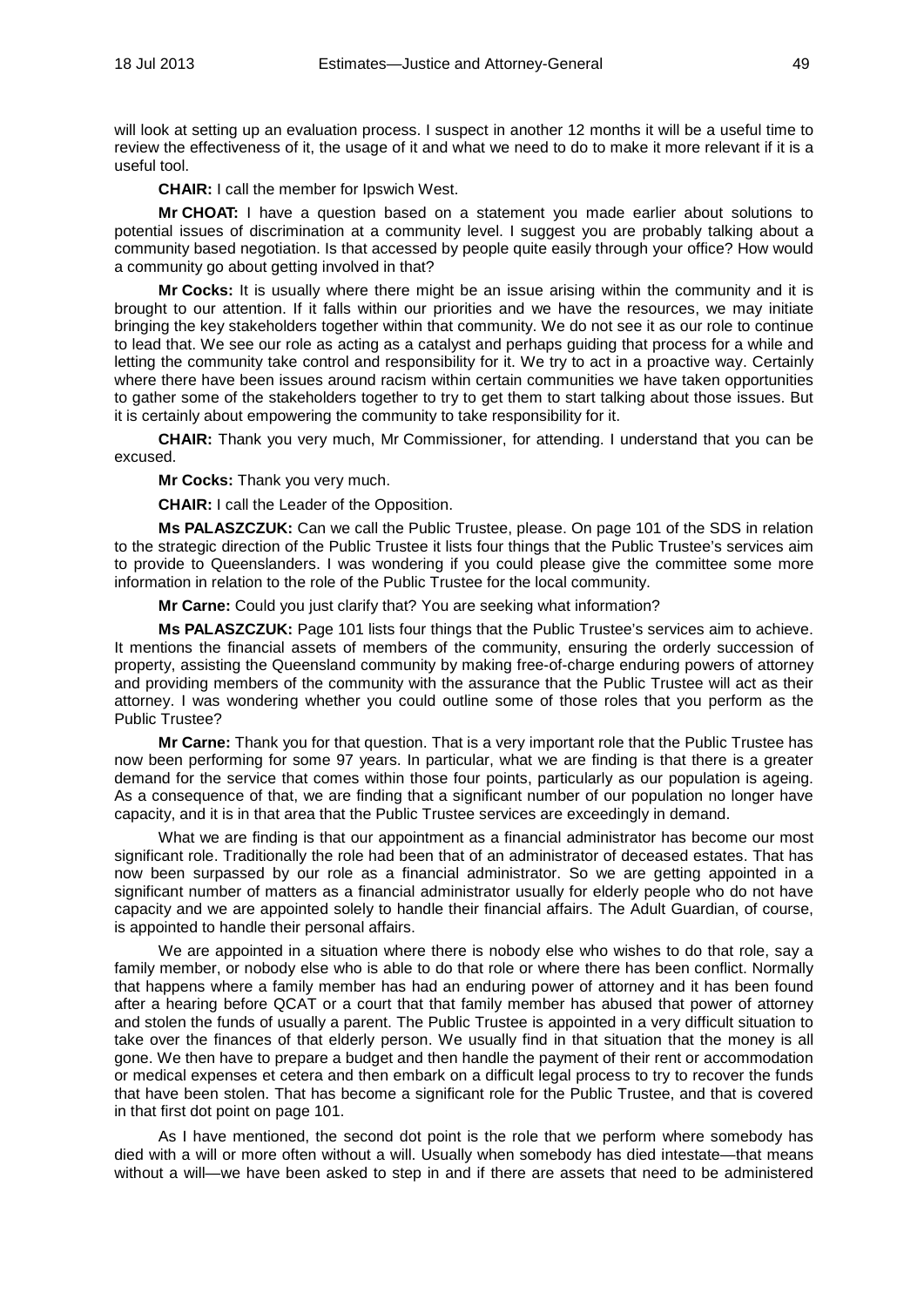will look at setting up an evaluation process. I suspect in another 12 months it will be a useful time to review the effectiveness of it, the usage of it and what we need to do to make it more relevant if it is a useful tool.

**CHAIR:** I call the member for Ipswich West.

**Mr CHOAT:** I have a question based on a statement you made earlier about solutions to potential issues of discrimination at a community level. I suggest you are probably talking about a community based negotiation. Is that accessed by people quite easily through your office? How would a community go about getting involved in that?

**Mr Cocks:** It is usually where there might be an issue arising within the community and it is brought to our attention. If it falls within our priorities and we have the resources, we may initiate bringing the key stakeholders together within that community. We do not see it as our role to continue to lead that. We see our role as acting as a catalyst and perhaps guiding that process for a while and letting the community take control and responsibility for it. We try to act in a proactive way. Certainly where there have been issues around racism within certain communities we have taken opportunities to gather some of the stakeholders together to try to get them to start talking about those issues. But it is certainly about empowering the community to take responsibility for it.

**CHAIR:** Thank you very much, Mr Commissioner, for attending. I understand that you can be excused.

**Mr Cocks:** Thank you very much.

**CHAIR:** I call the Leader of the Opposition.

**Ms PALASZCZUK:** Can we call the Public Trustee, please. On page 101 of the SDS in relation to the strategic direction of the Public Trustee it lists four things that the Public Trustee's services aim to provide to Queenslanders. I was wondering if you could please give the committee some more information in relation to the role of the Public Trustee for the local community.

**Mr Carne:** Could you just clarify that? You are seeking what information?

**Ms PALASZCZUK:** Page 101 lists four things that the Public Trustee's services aim to achieve. It mentions the financial assets of members of the community, ensuring the orderly succession of property, assisting the Queensland community by making free-of-charge enduring powers of attorney and providing members of the community with the assurance that the Public Trustee will act as their attorney. I was wondering whether you could outline some of those roles that you perform as the Public Trustee?

**Mr Carne:** Thank you for that question. That is a very important role that the Public Trustee has now been performing for some 97 years. In particular, what we are finding is that there is a greater demand for the service that comes within those four points, particularly as our population is ageing. As a consequence of that, we are finding that a significant number of our population no longer have capacity, and it is in that area that the Public Trustee services are exceedingly in demand.

What we are finding is that our appointment as a financial administrator has become our most significant role. Traditionally the role had been that of an administrator of deceased estates. That has now been surpassed by our role as a financial administrator. So we are getting appointed in a significant number of matters as a financial administrator usually for elderly people who do not have capacity and we are appointed solely to handle their financial affairs. The Adult Guardian, of course, is appointed to handle their personal affairs.

We are appointed in a situation where there is nobody else who wishes to do that role, say a family member, or nobody else who is able to do that role or where there has been conflict. Normally that happens where a family member has had an enduring power of attorney and it has been found after a hearing before QCAT or a court that that family member has abused that power of attorney and stolen the funds of usually a parent. The Public Trustee is appointed in a very difficult situation to take over the finances of that elderly person. We usually find in that situation that the money is all gone. We then have to prepare a budget and then handle the payment of their rent or accommodation or medical expenses et cetera and then embark on a difficult legal process to try to recover the funds that have been stolen. That has become a significant role for the Public Trustee, and that is covered in that first dot point on page 101.

As I have mentioned, the second dot point is the role that we perform where somebody has died with a will or more often without a will. Usually when somebody has died intestate—that means without a will—we have been asked to step in and if there are assets that need to be administered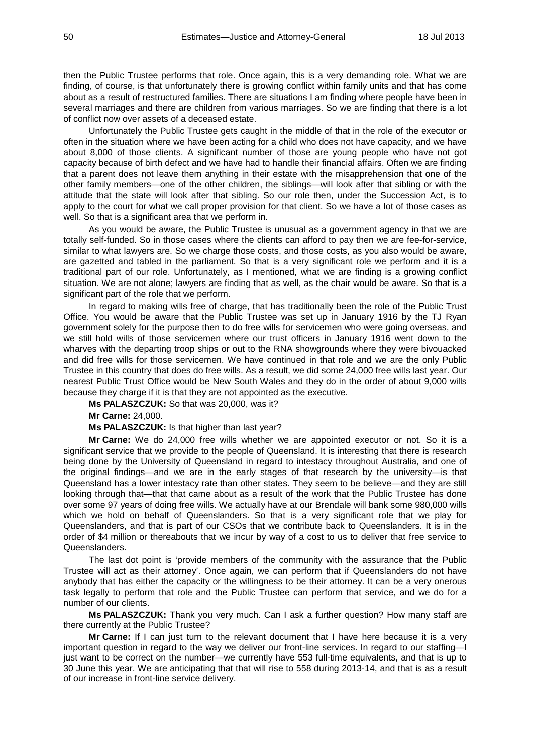then the Public Trustee performs that role. Once again, this is a very demanding role. What we are finding, of course, is that unfortunately there is growing conflict within family units and that has come about as a result of restructured families. There are situations I am finding where people have been in several marriages and there are children from various marriages. So we are finding that there is a lot of conflict now over assets of a deceased estate.

Unfortunately the Public Trustee gets caught in the middle of that in the role of the executor or often in the situation where we have been acting for a child who does not have capacity, and we have about 8,000 of those clients. A significant number of those are young people who have not got capacity because of birth defect and we have had to handle their financial affairs. Often we are finding that a parent does not leave them anything in their estate with the misapprehension that one of the other family members—one of the other children, the siblings—will look after that sibling or with the attitude that the state will look after that sibling. So our role then, under the Succession Act, is to apply to the court for what we call proper provision for that client. So we have a lot of those cases as well. So that is a significant area that we perform in.

As you would be aware, the Public Trustee is unusual as a government agency in that we are totally self-funded. So in those cases where the clients can afford to pay then we are fee-for-service, similar to what lawyers are. So we charge those costs, and those costs, as you also would be aware, are gazetted and tabled in the parliament. So that is a very significant role we perform and it is a traditional part of our role. Unfortunately, as I mentioned, what we are finding is a growing conflict situation. We are not alone; lawyers are finding that as well, as the chair would be aware. So that is a significant part of the role that we perform.

In regard to making wills free of charge, that has traditionally been the role of the Public Trust Office. You would be aware that the Public Trustee was set up in January 1916 by the TJ Ryan government solely for the purpose then to do free wills for servicemen who were going overseas, and we still hold wills of those servicemen where our trust officers in January 1916 went down to the wharves with the departing troop ships or out to the RNA showgrounds where they were bivouacked and did free wills for those servicemen. We have continued in that role and we are the only Public Trustee in this country that does do free wills. As a result, we did some 24,000 free wills last year. Our nearest Public Trust Office would be New South Wales and they do in the order of about 9,000 wills because they charge if it is that they are not appointed as the executive.

**Ms PALASZCZUK:** So that was 20,000, was it?

**Mr Carne:** 24,000.

**Ms PALASZCZUK:** Is that higher than last year?

**Mr Carne:** We do 24,000 free wills whether we are appointed executor or not. So it is a significant service that we provide to the people of Queensland. It is interesting that there is research being done by the University of Queensland in regard to intestacy throughout Australia, and one of the original findings—and we are in the early stages of that research by the university—is that Queensland has a lower intestacy rate than other states. They seem to be believe—and they are still looking through that—that that came about as a result of the work that the Public Trustee has done over some 97 years of doing free wills. We actually have at our Brendale will bank some 980,000 wills which we hold on behalf of Queenslanders. So that is a very significant role that we play for Queenslanders, and that is part of our CSOs that we contribute back to Queenslanders. It is in the order of $4 million or thereabouts that we incur by way of a cost to us to deliver that free service to Queenslanders.

The last dot point is 'provide members of the community with the assurance that the Public Trustee will act as their attorney'. Once again, we can perform that if Queenslanders do not have anybody that has either the capacity or the willingness to be their attorney. It can be a very onerous task legally to perform that role and the Public Trustee can perform that service, and we do for a number of our clients.

**Ms PALASZCZUK:** Thank you very much. Can I ask a further question? How many staff are there currently at the Public Trustee?

**Mr Carne:** If I can just turn to the relevant document that I have here because it is a very important question in regard to the way we deliver our front-line services. In regard to our staffing—I just want to be correct on the number—we currently have 553 full-time equivalents, and that is up to 30 June this year. We are anticipating that that will rise to 558 during 2013-14, and that is as a result of our increase in front-line service delivery.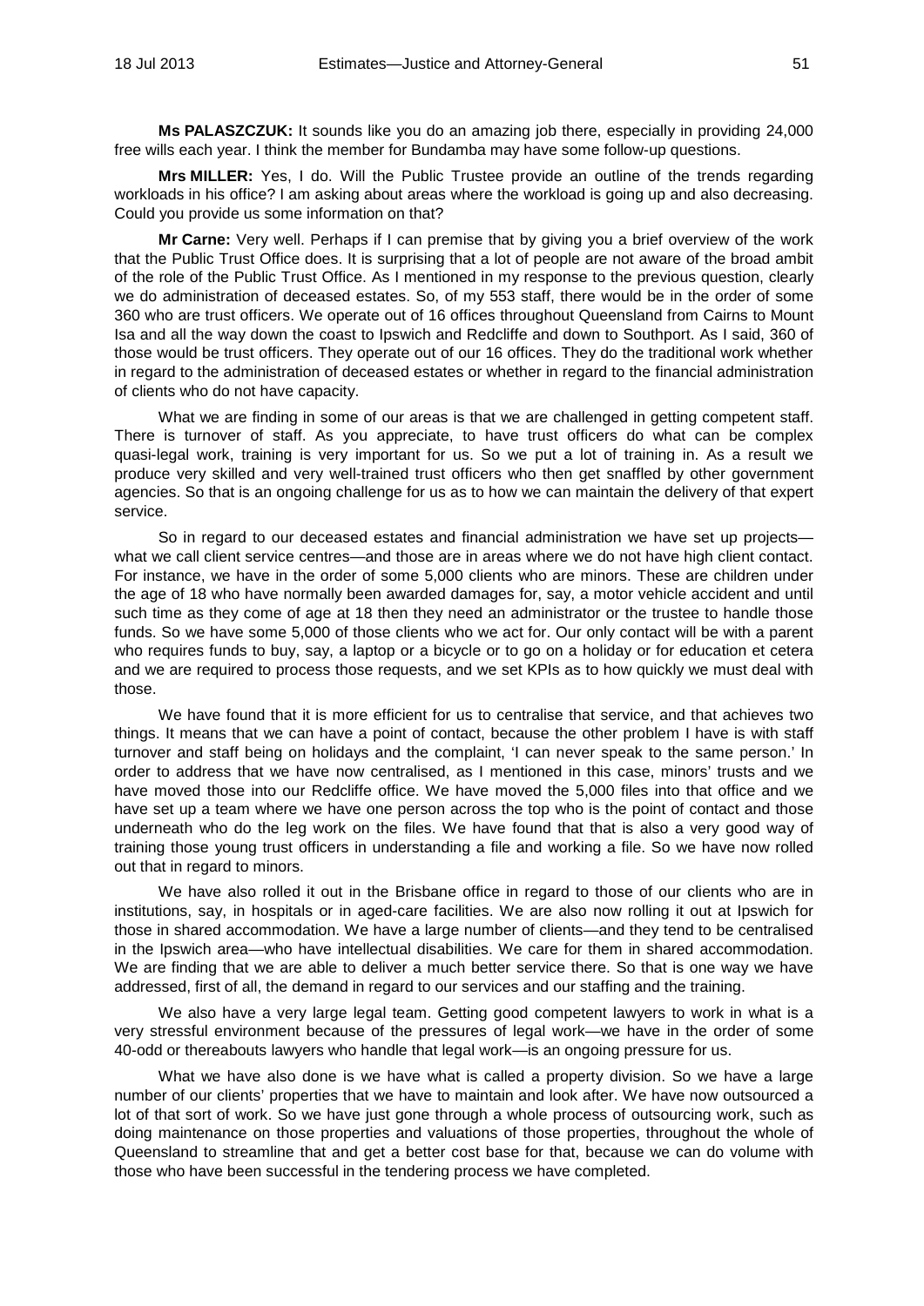**Ms PALASZCZUK:** It sounds like you do an amazing job there, especially in providing 24,000 free wills each year. I think the member for Bundamba may have some follow-up questions.

**Mrs MILLER:** Yes, I do. Will the Public Trustee provide an outline of the trends regarding workloads in his office? I am asking about areas where the workload is going up and also decreasing. Could you provide us some information on that?

**Mr Carne:** Very well. Perhaps if I can premise that by giving you a brief overview of the work that the Public Trust Office does. It is surprising that a lot of people are not aware of the broad ambit of the role of the Public Trust Office. As I mentioned in my response to the previous question, clearly we do administration of deceased estates. So, of my 553 staff, there would be in the order of some 360 who are trust officers. We operate out of 16 offices throughout Queensland from Cairns to Mount Isa and all the way down the coast to Ipswich and Redcliffe and down to Southport. As I said, 360 of those would be trust officers. They operate out of our 16 offices. They do the traditional work whether in regard to the administration of deceased estates or whether in regard to the financial administration of clients who do not have capacity.

What we are finding in some of our areas is that we are challenged in getting competent staff. There is turnover of staff. As you appreciate, to have trust officers do what can be complex quasi-legal work, training is very important for us. So we put a lot of training in. As a result we produce very skilled and very well-trained trust officers who then get snaffled by other government agencies. So that is an ongoing challenge for us as to how we can maintain the delivery of that expert service.

So in regard to our deceased estates and financial administration we have set up projects—what we call client service centres—and those are in areas where we do not have high client contact. For instance, we have in the order of some 5,000 clients who are minors. These are children under the age of 18 who have normally been awarded damages for, say, a motor vehicle accident and until such time as they come of age at 18 then they need an administrator or the trustee to handle those funds. So we have some 5,000 of those clients who we act for. Our only contact will be with a parent who requires funds to buy, say, a laptop or a bicycle or to go on a holiday or for education et cetera and we are required to process those requests, and we set KPIs as to how quickly we must deal with those.

We have found that it is more efficient for us to centralise that service, and that achieves two things. It means that we can have a point of contact, because the other problem I have is with staff turnover and staff being on holidays and the complaint, 'I can never speak to the same person.' In order to address that we have now centralised, as I mentioned in this case, minors' trusts and we have moved those into our Redcliffe office. We have moved the 5,000 files into that office and we have set up a team where we have one person across the top who is the point of contact and those underneath who do the leg work on the files. We have found that that is also a very good way of training those young trust officers in understanding a file and working a file. So we have now rolled out that in regard to minors.

We have also rolled it out in the Brisbane office in regard to those of our clients who are in institutions, say, in hospitals or in aged-care facilities. We are also now rolling it out at Ipswich for those in shared accommodation. We have a large number of clients—and they tend to be centralised in the Ipswich area—who have intellectual disabilities. We care for them in shared accommodation. We are finding that we are able to deliver a much better service there. So that is one way we have addressed, first of all, the demand in regard to our services and our staffing and the training.

We also have a very large legal team. Getting good competent lawyers to work in what is a very stressful environment because of the pressures of legal work—we have in the order of some 40-odd or thereabouts lawyers who handle that legal work—is an ongoing pressure for us.

What we have also done is we have what is called a property division. So we have a large number of our clients' properties that we have to maintain and look after. We have now outsourced a lot of that sort of work. So we have just gone through a whole process of outsourcing work, such as doing maintenance on those properties and valuations of those properties, throughout the whole of Queensland to streamline that and get a better cost base for that, because we can do volume with those who have been successful in the tendering process we have completed.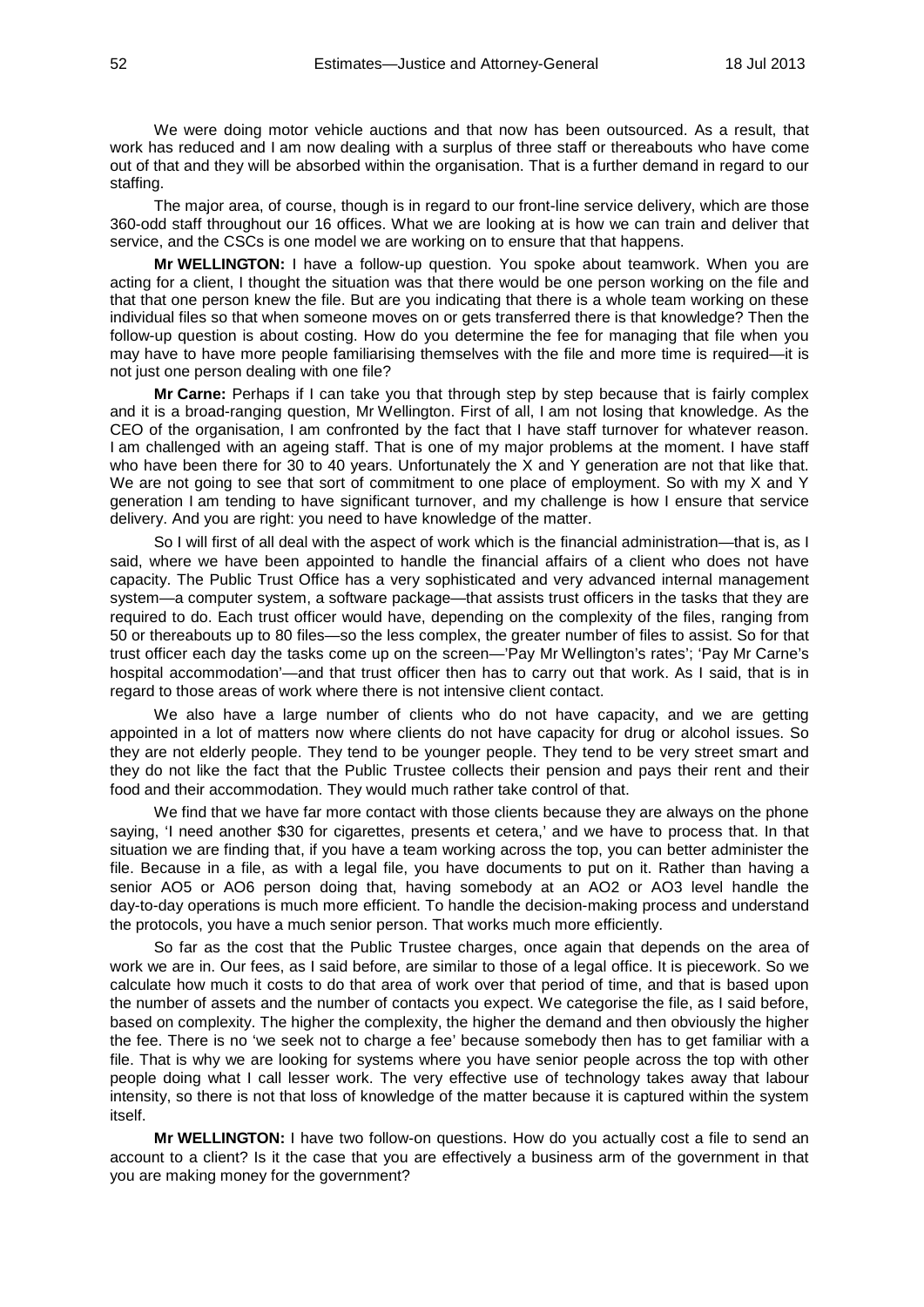We were doing motor vehicle auctions and that now has been outsourced. As a result, that work has reduced and I am now dealing with a surplus of three staff or thereabouts who have come out of that and they will be absorbed within the organisation. That is a further demand in regard to our staffing.

The major area, of course, though is in regard to our front-line service delivery, which are those 360-odd staff throughout our 16 offices. What we are looking at is how we can train and deliver that service, and the CSCs is one model we are working on to ensure that that happens.

**Mr WELLINGTON:** I have a follow-up question. You spoke about teamwork. When you are acting for a client, I thought the situation was that there would be one person working on the file and that that one person knew the file. But are you indicating that there is a whole team working on these individual files so that when someone moves on or gets transferred there is that knowledge? Then the follow-up question is about costing. How do you determine the fee for managing that file when you may have to have more people familiarising themselves with the file and more time is required—it is not just one person dealing with one file?

**Mr Carne:** Perhaps if I can take you that through step by step because that is fairly complex and it is a broad-ranging question, Mr Wellington. First of all, I am not losing that knowledge. As the CEO of the organisation, I am confronted by the fact that I have staff turnover for whatever reason. I am challenged with an ageing staff. That is one of my major problems at the moment. I have staff who have been there for 30 to 40 years. Unfortunately the X and Y generation are not that like that. We are not going to see that sort of commitment to one place of employment. So with my X and Y generation I am tending to have significant turnover, and my challenge is how I ensure that service delivery. And you are right: you need to have knowledge of the matter.

So I will first of all deal with the aspect of work which is the financial administration—that is, as I said, where we have been appointed to handle the financial affairs of a client who does not have capacity. The Public Trust Office has a very sophisticated and very advanced internal management system—a computer system, a software package—that assists trust officers in the tasks that they are required to do. Each trust officer would have, depending on the complexity of the files, ranging from 50 or thereabouts up to 80 files—so the less complex, the greater number of files to assist. So for that trust officer each day the tasks come up on the screen—'Pay Mr Wellington's rates'; 'Pay Mr Carne's hospital accommodation'—and that trust officer then has to carry out that work. As I said, that is in regard to those areas of work where there is not intensive client contact.

We also have a large number of clients who do not have capacity, and we are getting appointed in a lot of matters now where clients do not have capacity for drug or alcohol issues. So they are not elderly people. They tend to be younger people. They tend to be very street smart and they do not like the fact that the Public Trustee collects their pension and pays their rent and their food and their accommodation. They would much rather take control of that.

We find that we have far more contact with those clients because they are always on the phone saying, 'I need another $30 for cigarettes, presents et cetera,' and we have to process that. In that situation we are finding that, if you have a team working across the top, you can better administer the file. Because in a file, as with a legal file, you have documents to put on it. Rather than having a senior AO5 or AO6 person doing that, having somebody at an AO2 or AO3 level handle the day-to-day operations is much more efficient. To handle the decision-making process and understand the protocols, you have a much senior person. That works much more efficiently.

So far as the cost that the Public Trustee charges, once again that depends on the area of work we are in. Our fees, as I said before, are similar to those of a legal office. It is piecework. So we calculate how much it costs to do that area of work over that period of time, and that is based upon the number of assets and the number of contacts you expect. We categorise the file, as I said before, based on complexity. The higher the complexity, the higher the demand and then obviously the higher the fee. There is no 'we seek not to charge a fee' because somebody then has to get familiar with a file. That is why we are looking for systems where you have senior people across the top with other people doing what I call lesser work. The very effective use of technology takes away that labour intensity, so there is not that loss of knowledge of the matter because it is captured within the system itself.

**Mr WELLINGTON:** I have two follow-on questions. How do you actually cost a file to send an account to a client? Is it the case that you are effectively a business arm of the government in that you are making money for the government?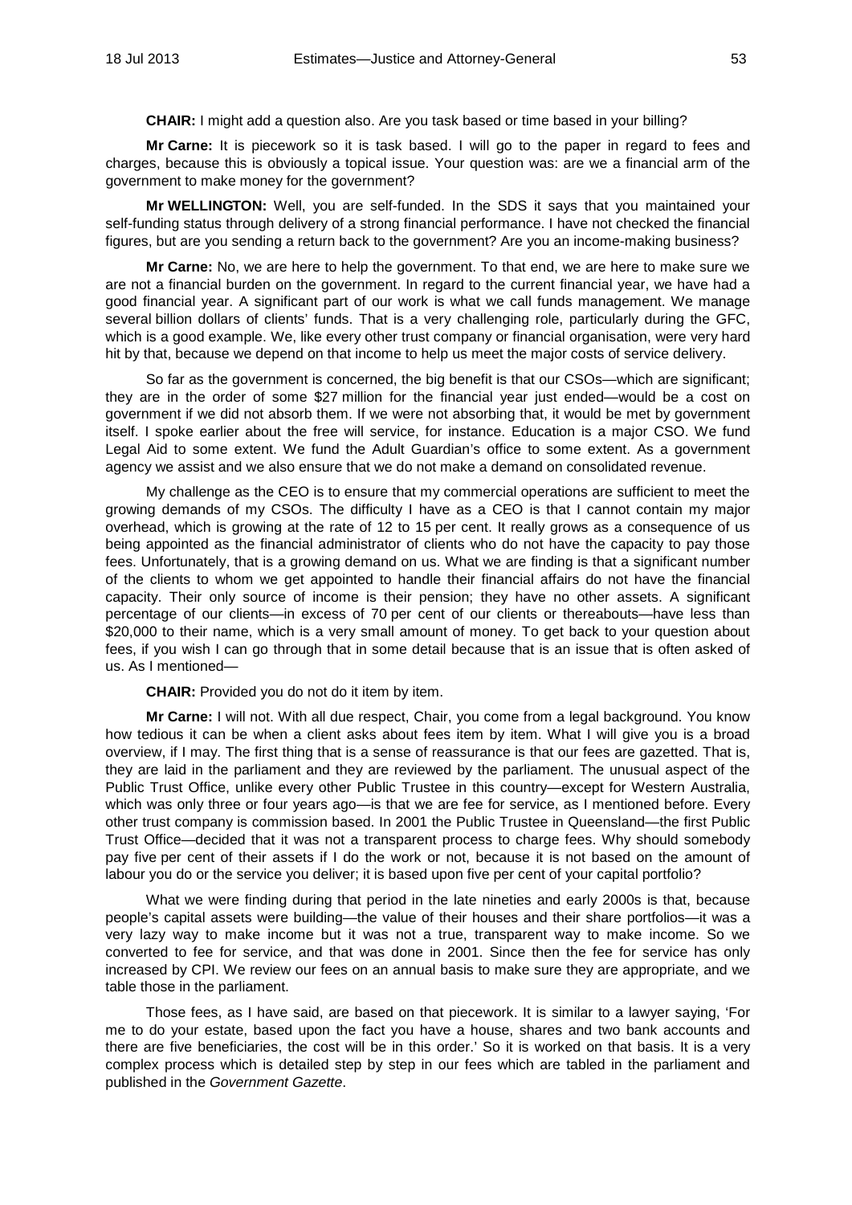**CHAIR:** I might add a question also. Are you task based or time based in your billing?

**Mr Carne:** It is piecework so it is task based. I will go to the paper in regard to fees and charges, because this is obviously a topical issue. Your question was: are we a financial arm of the government to make money for the government?

**Mr WELLINGTON:** Well, you are self-funded. In the SDS it says that you maintained your self-funding status through delivery of a strong financial performance. I have not checked the financial figures, but are you sending a return back to the government? Are you an income-making business?

**Mr Carne:** No, we are here to help the government. To that end, we are here to make sure we are not a financial burden on the government. In regard to the current financial year, we have had a good financial year. A significant part of our work is what we call funds management. We manage several billion dollars of clients' funds. That is a very challenging role, particularly during the GFC, which is a good example. We, like every other trust company or financial organisation, were very hard hit by that, because we depend on that income to help us meet the major costs of service delivery.

So far as the government is concerned, the big benefit is that our CSOs—which are significant; they are in the order of some $27 million for the financial year just ended—would be a cost on government if we did not absorb them. If we were not absorbing that, it would be met by government itself. I spoke earlier about the free will service, for instance. Education is a major CSO. We fund Legal Aid to some extent. We fund the Adult Guardian's office to some extent. As a government agency we assist and we also ensure that we do not make a demand on consolidated revenue.

My challenge as the CEO is to ensure that my commercial operations are sufficient to meet the growing demands of my CSOs. The difficulty I have as a CEO is that I cannot contain my major overhead, which is growing at the rate of 12 to 15 per cent. It really grows as a consequence of us being appointed as the financial administrator of clients who do not have the capacity to pay those fees. Unfortunately, that is a growing demand on us. What we are finding is that a significant number of the clients to whom we get appointed to handle their financial affairs do not have the financial capacity. Their only source of income is their pension; they have no other assets. A significant percentage of our clients—in excess of 70 per cent of our clients or thereabouts—have less than $20,000 to their name, which is a very small amount of money. To get back to your question about fees, if you wish I can go through that in some detail because that is an issue that is often asked of us. As I mentioned—

**CHAIR:** Provided you do not do it item by item.

**Mr Carne:** I will not. With all due respect, Chair, you come from a legal background. You know how tedious it can be when a client asks about fees item by item. What I will give you is a broad overview, if I may. The first thing that is a sense of reassurance is that our fees are gazetted. That is, they are laid in the parliament and they are reviewed by the parliament. The unusual aspect of the Public Trust Office, unlike every other Public Trustee in this country—except for Western Australia, which was only three or four years ago—is that we are fee for service, as I mentioned before. Every other trust company is commission based. In 2001 the Public Trustee in Queensland—the first Public Trust Office—decided that it was not a transparent process to charge fees. Why should somebody pay five per cent of their assets if I do the work or not, because it is not based on the amount of labour you do or the service you deliver; it is based upon five per cent of your capital portfolio?

What we were finding during that period in the late nineties and early 2000s is that, because people's capital assets were building—the value of their houses and their share portfolios—it was a very lazy way to make income but it was not a true, transparent way to make income. So we converted to fee for service, and that was done in 2001. Since then the fee for service has only increased by CPI. We review our fees on an annual basis to make sure they are appropriate, and we table those in the parliament.

Those fees, as I have said, are based on that piecework. It is similar to a lawyer saying, 'For me to do your estate, based upon the fact you have a house, shares and two bank accounts and there are five beneficiaries, the cost will be in this order.' So it is worked on that basis. It is a very complex process which is detailed step by step in our fees which are tabled in the parliament and published in the *Government Gazette*.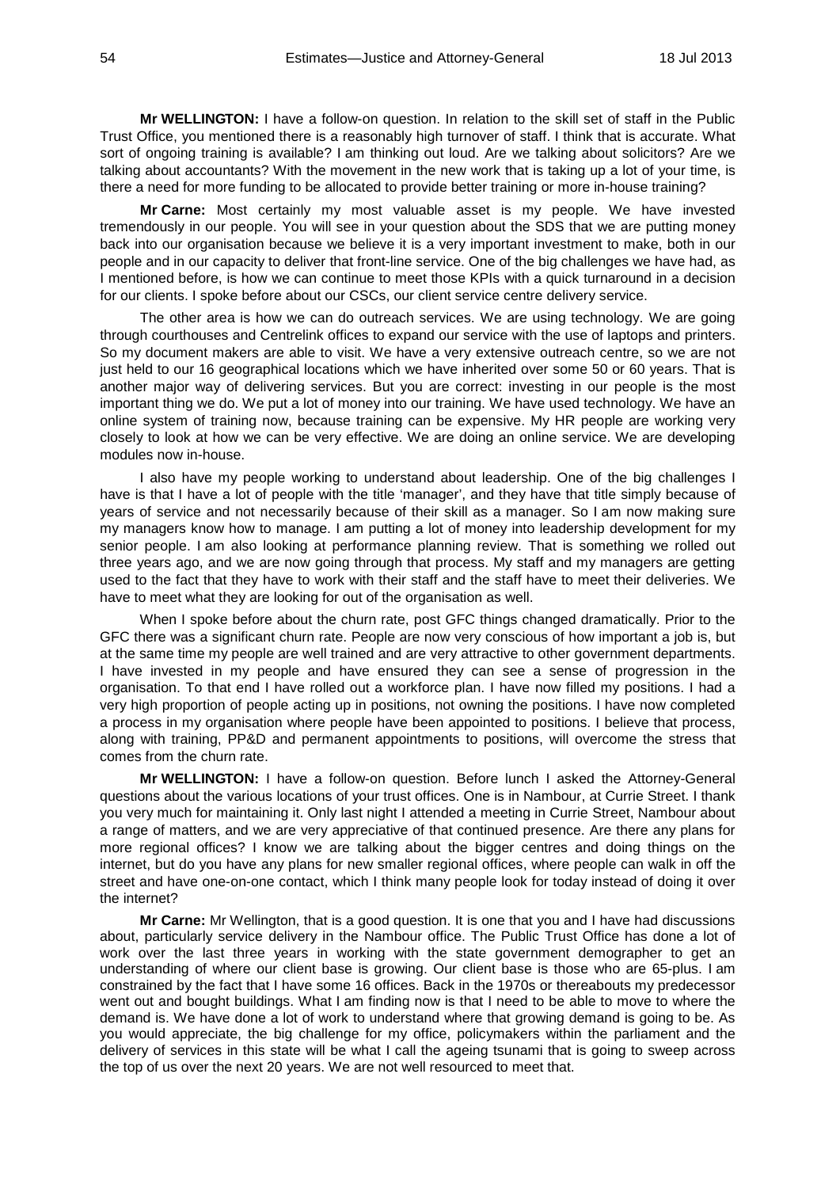**Mr WELLINGTON:** I have a follow-on question. In relation to the skill set of staff in the Public Trust Office, you mentioned there is a reasonably high turnover of staff. I think that is accurate. What sort of ongoing training is available? I am thinking out loud. Are we talking about solicitors? Are we talking about accountants? With the movement in the new work that is taking up a lot of your time, is there a need for more funding to be allocated to provide better training or more in-house training?

**Mr Carne:** Most certainly my most valuable asset is my people. We have invested tremendously in our people. You will see in your question about the SDS that we are putting money back into our organisation because we believe it is a very important investment to make, both in our people and in our capacity to deliver that front-line service. One of the big challenges we have had, as I mentioned before, is how we can continue to meet those KPIs with a quick turnaround in a decision for our clients. I spoke before about our CSCs, our client service centre delivery service.

The other area is how we can do outreach services. We are using technology. We are going through courthouses and Centrelink offices to expand our service with the use of laptops and printers. So my document makers are able to visit. We have a very extensive outreach centre, so we are not just held to our 16 geographical locations which we have inherited over some 50 or 60 years. That is another major way of delivering services. But you are correct: investing in our people is the most important thing we do. We put a lot of money into our training. We have used technology. We have an online system of training now, because training can be expensive. My HR people are working very closely to look at how we can be very effective. We are doing an online service. We are developing modules now in-house.

I also have my people working to understand about leadership. One of the big challenges I have is that I have a lot of people with the title 'manager', and they have that title simply because of years of service and not necessarily because of their skill as a manager. So I am now making sure my managers know how to manage. I am putting a lot of money into leadership development for my senior people. I am also looking at performance planning review. That is something we rolled out three years ago, and we are now going through that process. My staff and my managers are getting used to the fact that they have to work with their staff and the staff have to meet their deliveries. We have to meet what they are looking for out of the organisation as well.

When I spoke before about the churn rate, post GFC things changed dramatically. Prior to the GFC there was a significant churn rate. People are now very conscious of how important a job is, but at the same time my people are well trained and are very attractive to other government departments. I have invested in my people and have ensured they can see a sense of progression in the organisation. To that end I have rolled out a workforce plan. I have now filled my positions. I had a very high proportion of people acting up in positions, not owning the positions. I have now completed a process in my organisation where people have been appointed to positions. I believe that process, along with training, PP&D and permanent appointments to positions, will overcome the stress that comes from the churn rate.

**Mr WELLINGTON:** I have a follow-on question. Before lunch I asked the Attorney-General questions about the various locations of your trust offices. One is in Nambour, at Currie Street. I thank you very much for maintaining it. Only last night I attended a meeting in Currie Street, Nambour about a range of matters, and we are very appreciative of that continued presence. Are there any plans for more regional offices? I know we are talking about the bigger centres and doing things on the internet, but do you have any plans for new smaller regional offices, where people can walk in off the street and have one-on-one contact, which I think many people look for today instead of doing it over the internet?

**Mr Carne:** Mr Wellington, that is a good question. It is one that you and I have had discussions about, particularly service delivery in the Nambour office. The Public Trust Office has done a lot of work over the last three years in working with the state government demographer to get an understanding of where our client base is growing. Our client base is those who are 65-plus. I am constrained by the fact that I have some 16 offices. Back in the 1970s or thereabouts my predecessor went out and bought buildings. What I am finding now is that I need to be able to move to where the demand is. We have done a lot of work to understand where that growing demand is going to be. As you would appreciate, the big challenge for my office, policymakers within the parliament and the delivery of services in this state will be what I call the ageing tsunami that is going to sweep across the top of us over the next 20 years. We are not well resourced to meet that.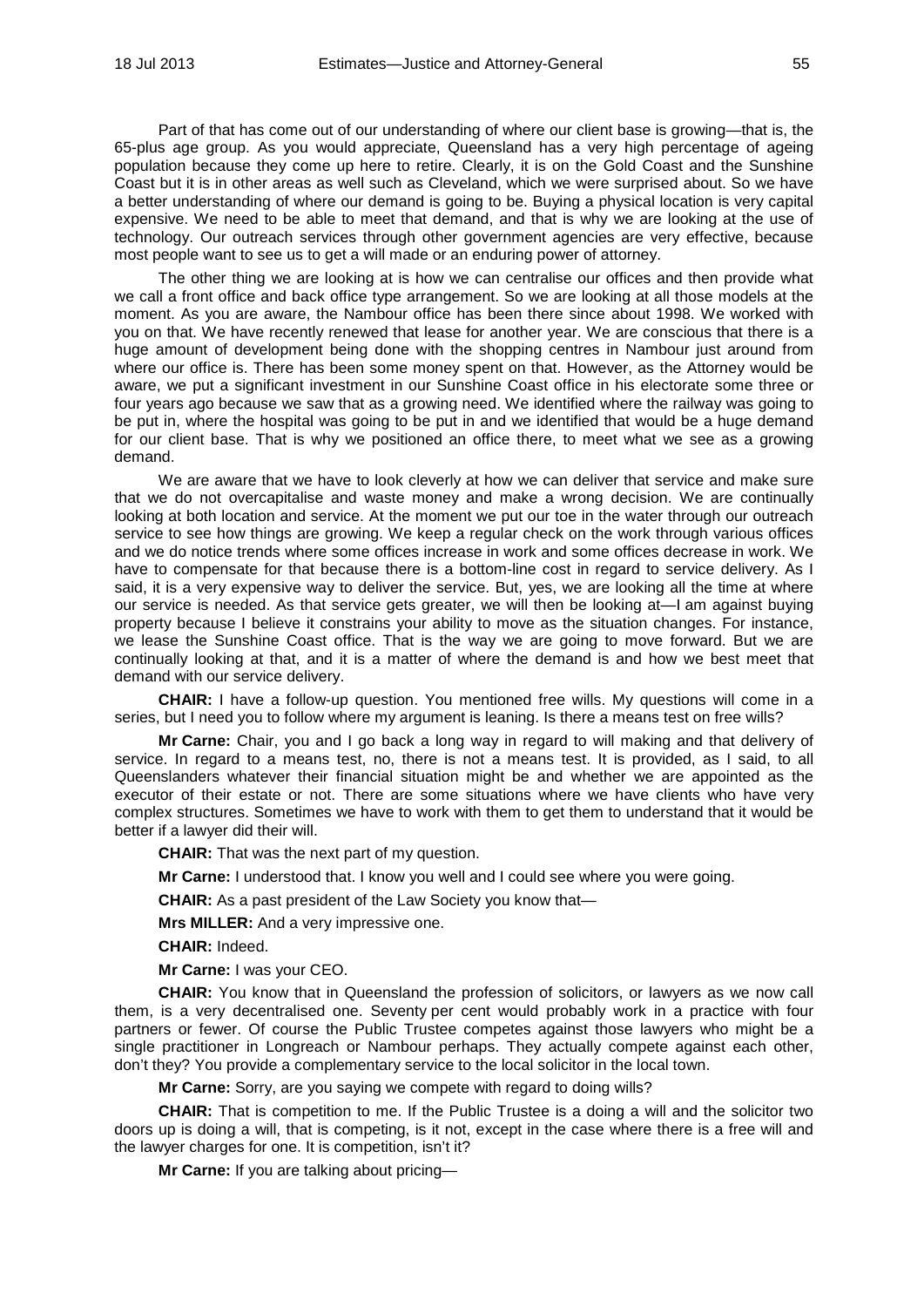Part of that has come out of our understanding of where our client base is growing—that is, the 65-plus age group. As you would appreciate, Queensland has a very high percentage of ageing population because they come up here to retire. Clearly, it is on the Gold Coast and the Sunshine Coast but it is in other areas as well such as Cleveland, which we were surprised about. So we have a better understanding of where our demand is going to be. Buying a physical location is very capital expensive. We need to be able to meet that demand, and that is why we are looking at the use of technology. Our outreach services through other government agencies are very effective, because most people want to see us to get a will made or an enduring power of attorney.

The other thing we are looking at is how we can centralise our offices and then provide what we call a front office and back office type arrangement. So we are looking at all those models at the moment. As you are aware, the Nambour office has been there since about 1998. We worked with you on that. We have recently renewed that lease for another year. We are conscious that there is a huge amount of development being done with the shopping centres in Nambour just around from where our office is. There has been some money spent on that. However, as the Attorney would be aware, we put a significant investment in our Sunshine Coast office in his electorate some three or four years ago because we saw that as a growing need. We identified where the railway was going to be put in, where the hospital was going to be put in and we identified that would be a huge demand for our client base. That is why we positioned an office there, to meet what we see as a growing demand.

We are aware that we have to look cleverly at how we can deliver that service and make sure that we do not overcapitalise and waste money and make a wrong decision. We are continually looking at both location and service. At the moment we put our toe in the water through our outreach service to see how things are growing. We keep a regular check on the work through various offices and we do notice trends where some offices increase in work and some offices decrease in work. We have to compensate for that because there is a bottom-line cost in regard to service delivery. As I said, it is a very expensive way to deliver the service. But, yes, we are looking all the time at where our service is needed. As that service gets greater, we will then be looking at—I am against buying property because I believe it constrains your ability to move as the situation changes. For instance, we lease the Sunshine Coast office. That is the way we are going to move forward. But we are continually looking at that, and it is a matter of where the demand is and how we best meet that demand with our service delivery.

**CHAIR:** I have a follow-up question. You mentioned free wills. My questions will come in a series, but I need you to follow where my argument is leaning. Is there a means test on free wills?

**Mr Carne:** Chair, you and I go back a long way in regard to will making and that delivery of service. In regard to a means test, no, there is not a means test. It is provided, as I said, to all Queenslanders whatever their financial situation might be and whether we are appointed as the executor of their estate or not. There are some situations where we have clients who have very complex structures. Sometimes we have to work with them to get them to understand that it would be better if a lawyer did their will.

**CHAIR:** That was the next part of my question.

**Mr Carne:** I understood that. I know you well and I could see where you were going.

**CHAIR:** As a past president of the Law Society you know that—

**Mrs MILLER:** And a very impressive one.

**CHAIR:** Indeed.

**Mr Carne:** I was your CEO.

**CHAIR:** You know that in Queensland the profession of solicitors, or lawyers as we now call them, is a very decentralised one. Seventy per cent would probably work in a practice with four partners or fewer. Of course the Public Trustee competes against those lawyers who might be a single practitioner in Longreach or Nambour perhaps. They actually compete against each other, don't they? You provide a complementary service to the local solicitor in the local town.

**Mr Carne:** Sorry, are you saying we compete with regard to doing wills?

**CHAIR:** That is competition to me. If the Public Trustee is a doing a will and the solicitor two doors up is doing a will, that is competing, is it not, except in the case where there is a free will and the lawyer charges for one. It is competition, isn't it?

**Mr Carne:** If you are talking about pricing—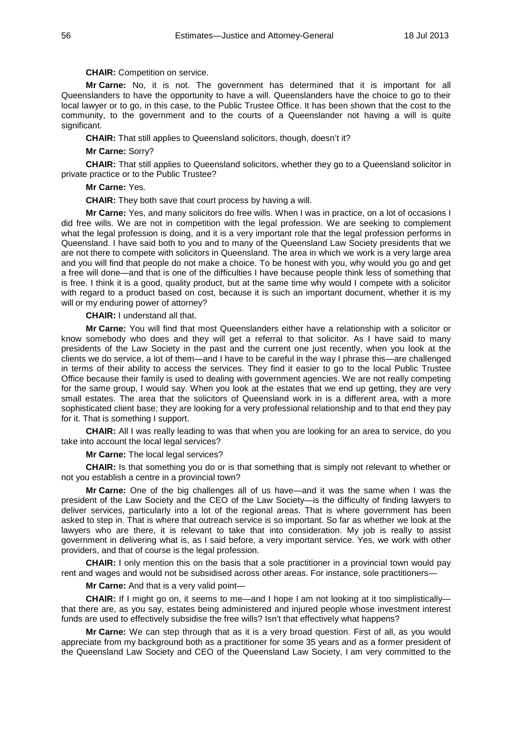**CHAIR:** Competition on service.

**Mr Carne:** No, it is not. The government has determined that it is important for all Queenslanders to have the opportunity to have a will. Queenslanders have the choice to go to their local lawyer or to go, in this case, to the Public Trustee Office. It has been shown that the cost to the community, to the government and to the courts of a Queenslander not having a will is quite significant.

**CHAIR:** That still applies to Queensland solicitors, though, doesn't it?

**Mr Carne:** Sorry?

**CHAIR:** That still applies to Queensland solicitors, whether they go to a Queensland solicitor in private practice or to the Public Trustee?

**Mr Carne:** Yes.

**CHAIR:** They both save that court process by having a will.

**Mr Carne:** Yes, and many solicitors do free wills. When I was in practice, on a lot of occasions I did free wills. We are not in competition with the legal profession. We are seeking to complement what the legal profession is doing, and it is a very important role that the legal profession performs in Queensland. I have said both to you and to many of the Queensland Law Society presidents that we are not there to compete with solicitors in Queensland. The area in which we work is a very large area and you will find that people do not make a choice. To be honest with you, why would you go and get a free will done—and that is one of the difficulties I have because people think less of something that is free. I think it is a good, quality product, but at the same time why would I compete with a solicitor with regard to a product based on cost, because it is such an important document, whether it is my will or my enduring power of attorney?

**CHAIR:** I understand all that.

**Mr Carne:** You will find that most Queenslanders either have a relationship with a solicitor or know somebody who does and they will get a referral to that solicitor. As I have said to many presidents of the Law Society in the past and the current one just recently, when you look at the clients we do service, a lot of them—and I have to be careful in the way I phrase this—are challenged in terms of their ability to access the services. They find it easier to go to the local Public Trustee Office because their family is used to dealing with government agencies. We are not really competing for the same group, I would say. When you look at the estates that we end up getting, they are very small estates. The area that the solicitors of Queensland work in is a different area, with a more sophisticated client base; they are looking for a very professional relationship and to that end they pay for it. That is something I support.

**CHAIR:** All I was really leading to was that when you are looking for an area to service, do you take into account the local legal services?

**Mr Carne:** The local legal services?

**CHAIR:** Is that something you do or is that something that is simply not relevant to whether or not you establish a centre in a provincial town?

**Mr Carne:** One of the big challenges all of us have—and it was the same when I was the president of the Law Society and the CEO of the Law Society—is the difficulty of finding lawyers to deliver services, particularly into a lot of the regional areas. That is where government has been asked to step in. That is where that outreach service is so important. So far as whether we look at the lawyers who are there, it is relevant to take that into consideration. My job is really to assist government in delivering what is, as I said before, a very important service. Yes, we work with other providers, and that of course is the legal profession.

**CHAIR:** I only mention this on the basis that a sole practitioner in a provincial town would pay rent and wages and would not be subsidised across other areas. For instance, sole practitioners—

**Mr Carne:** And that is a very valid point—

**CHAIR:** If I might go on, it seems to me—and I hope I am not looking at it too simplistically—that there are, as you say, estates being administered and injured people whose investment interest funds are used to effectively subsidise the free wills? Isn't that effectively what happens?

**Mr Carne:** We can step through that as it is a very broad question. First of all, as you would appreciate from my background both as a practitioner for some 35 years and as a former president of the Queensland Law Society and CEO of the Queensland Law Society, I am very committed to the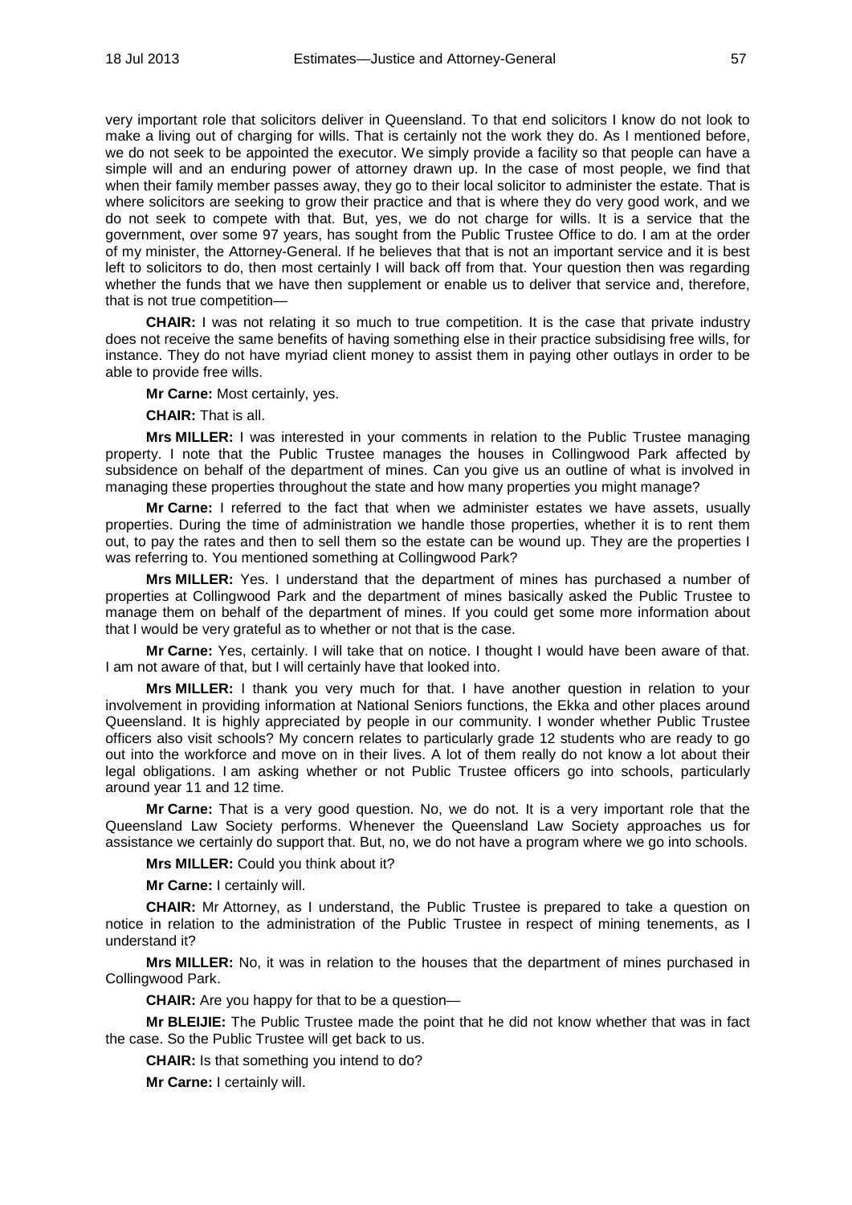very important role that solicitors deliver in Queensland. To that end solicitors I know do not look to make a living out of charging for wills. That is certainly not the work they do. As I mentioned before, we do not seek to be appointed the executor. We simply provide a facility so that people can have a simple will and an enduring power of attorney drawn up. In the case of most people, we find that when their family member passes away, they go to their local solicitor to administer the estate. That is where solicitors are seeking to grow their practice and that is where they do very good work, and we do not seek to compete with that. But, yes, we do not charge for wills. It is a service that the government, over some 97 years, has sought from the Public Trustee Office to do. I am at the order of my minister, the Attorney-General. If he believes that that is not an important service and it is best left to solicitors to do, then most certainly I will back off from that. Your question then was regarding whether the funds that we have then supplement or enable us to deliver that service and, therefore, that is not true competition—

**CHAIR:** I was not relating it so much to true competition. It is the case that private industry does not receive the same benefits of having something else in their practice subsidising free wills, for instance. They do not have myriad client money to assist them in paying other outlays in order to be able to provide free wills.

**Mr Carne:** Most certainly, yes.

**CHAIR:** That is all.

**Mrs MILLER:** I was interested in your comments in relation to the Public Trustee managing property. I note that the Public Trustee manages the houses in Collingwood Park affected by subsidence on behalf of the department of mines. Can you give us an outline of what is involved in managing these properties throughout the state and how many properties you might manage?

**Mr Carne:** I referred to the fact that when we administer estates we have assets, usually properties. During the time of administration we handle those properties, whether it is to rent them out, to pay the rates and then to sell them so the estate can be wound up. They are the properties I was referring to. You mentioned something at Collingwood Park?

**Mrs MILLER:** Yes. I understand that the department of mines has purchased a number of properties at Collingwood Park and the department of mines basically asked the Public Trustee to manage them on behalf of the department of mines. If you could get some more information about that I would be very grateful as to whether or not that is the case.

**Mr Carne:** Yes, certainly. I will take that on notice. I thought I would have been aware of that. I am not aware of that, but I will certainly have that looked into.

**Mrs MILLER:** I thank you very much for that. I have another question in relation to your involvement in providing information at National Seniors functions, the Ekka and other places around Queensland. It is highly appreciated by people in our community. I wonder whether Public Trustee officers also visit schools? My concern relates to particularly grade 12 students who are ready to go out into the workforce and move on in their lives. A lot of them really do not know a lot about their legal obligations. I am asking whether or not Public Trustee officers go into schools, particularly around year 11 and 12 time.

**Mr Carne:** That is a very good question. No, we do not. It is a very important role that the Queensland Law Society performs. Whenever the Queensland Law Society approaches us for assistance we certainly do support that. But, no, we do not have a program where we go into schools.

**Mrs MILLER:** Could you think about it?

**Mr Carne:** I certainly will.

**CHAIR:** Mr Attorney, as I understand, the Public Trustee is prepared to take a question on notice in relation to the administration of the Public Trustee in respect of mining tenements, as I understand it?

**Mrs MILLER:** No, it was in relation to the houses that the department of mines purchased in Collingwood Park.

**CHAIR:** Are you happy for that to be a question—

**Mr BLEIJIE:** The Public Trustee made the point that he did not know whether that was in fact the case. So the Public Trustee will get back to us.

**CHAIR:** Is that something you intend to do?

**Mr Carne:** I certainly will.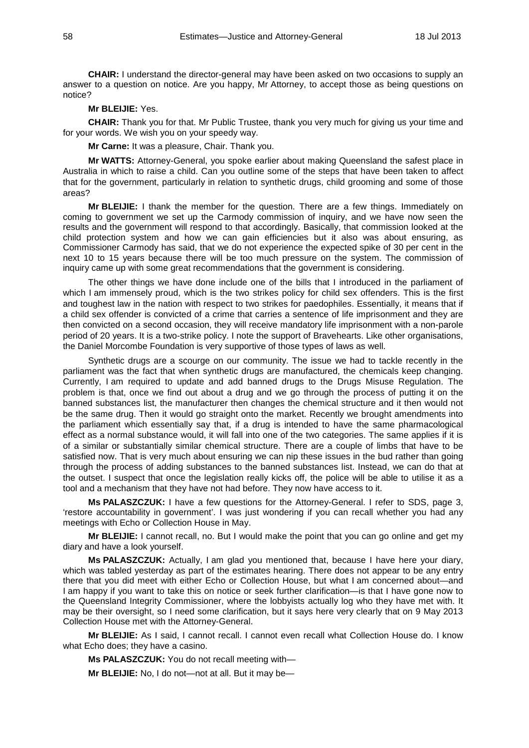**CHAIR:** I understand the director-general may have been asked on two occasions to supply an answer to a question on notice. Are you happy, Mr Attorney, to accept those as being questions on notice?

**Mr BLEIJIE:** Yes.

**CHAIR:** Thank you for that. Mr Public Trustee, thank you very much for giving us your time and for your words. We wish you on your speedy way.

**Mr Carne:** It was a pleasure, Chair. Thank you.

**Mr WATTS:** Attorney-General, you spoke earlier about making Queensland the safest place in Australia in which to raise a child. Can you outline some of the steps that have been taken to affect that for the government, particularly in relation to synthetic drugs, child grooming and some of those areas?

**Mr BLEIJIE:** I thank the member for the question. There are a few things. Immediately on coming to government we set up the Carmody commission of inquiry, and we have now seen the results and the government will respond to that accordingly. Basically, that commission looked at the child protection system and how we can gain efficiencies but it also was about ensuring, as Commissioner Carmody has said, that we do not experience the expected spike of 30 per cent in the next 10 to 15 years because there will be too much pressure on the system. The commission of inquiry came up with some great recommendations that the government is considering.

The other things we have done include one of the bills that I introduced in the parliament of which I am immensely proud, which is the two strikes policy for child sex offenders. This is the first and toughest law in the nation with respect to two strikes for paedophiles. Essentially, it means that if a child sex offender is convicted of a crime that carries a sentence of life imprisonment and they are then convicted on a second occasion, they will receive mandatory life imprisonment with a non-parole period of 20 years. It is a two-strike policy. I note the support of Bravehearts. Like other organisations, the Daniel Morcombe Foundation is very supportive of those types of laws as well.

Synthetic drugs are a scourge on our community. The issue we had to tackle recently in the parliament was the fact that when synthetic drugs are manufactured, the chemicals keep changing. Currently, I am required to update and add banned drugs to the Drugs Misuse Regulation. The problem is that, once we find out about a drug and we go through the process of putting it on the banned substances list, the manufacturer then changes the chemical structure and it then would not be the same drug. Then it would go straight onto the market. Recently we brought amendments into the parliament which essentially say that, if a drug is intended to have the same pharmacological effect as a normal substance would, it will fall into one of the two categories. The same applies if it is of a similar or substantially similar chemical structure. There are a couple of limbs that have to be satisfied now. That is very much about ensuring we can nip these issues in the bud rather than going through the process of adding substances to the banned substances list. Instead, we can do that at the outset. I suspect that once the legislation really kicks off, the police will be able to utilise it as a tool and a mechanism that they have not had before. They now have access to it.

**Ms PALASZCZUK:** I have a few questions for the Attorney-General. I refer to SDS, page 3, 'restore accountability in government'. I was just wondering if you can recall whether you had any meetings with Echo or Collection House in May.

**Mr BLEIJIE:** I cannot recall, no. But I would make the point that you can go online and get my diary and have a look yourself.

**Ms PALASZCZUK:** Actually, I am glad you mentioned that, because I have here your diary, which was tabled yesterday as part of the estimates hearing. There does not appear to be any entry there that you did meet with either Echo or Collection House, but what I am concerned about—and I am happy if you want to take this on notice or seek further clarification—is that I have gone now to the Queensland Integrity Commissioner, where the lobbyists actually log who they have met with. It may be their oversight, so I need some clarification, but it says here very clearly that on 9 May 2013 Collection House met with the Attorney-General.

**Mr BLEIJIE:** As I said, I cannot recall. I cannot even recall what Collection House do. I know what Echo does; they have a casino.

**Ms PALASZCZUK:** You do not recall meeting with—

**Mr BLEIJIE:** No, I do not—not at all. But it may be—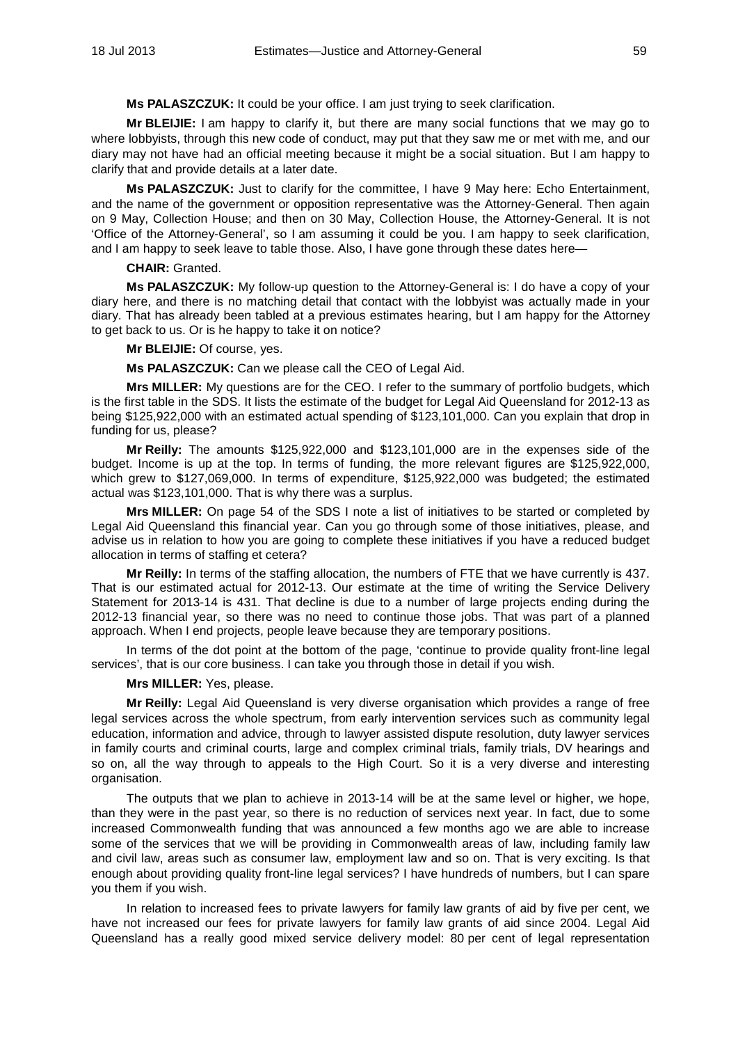**Ms PALASZCZUK:** It could be your office. I am just trying to seek clarification.

**Mr BLEIJIE:** I am happy to clarify it, but there are many social functions that we may go to where lobbyists, through this new code of conduct, may put that they saw me or met with me, and our diary may not have had an official meeting because it might be a social situation. But I am happy to clarify that and provide details at a later date.

**Ms PALASZCZUK:** Just to clarify for the committee, I have 9 May here: Echo Entertainment, and the name of the government or opposition representative was the Attorney-General. Then again on 9 May, Collection House; and then on 30 May, Collection House, the Attorney-General. It is not 'Office of the Attorney-General', so I am assuming it could be you. I am happy to seek clarification, and I am happy to seek leave to table those. Also, I have gone through these dates here—

**CHAIR:** Granted.

**Ms PALASZCZUK:** My follow-up question to the Attorney-General is: I do have a copy of your diary here, and there is no matching detail that contact with the lobbyist was actually made in your diary. That has already been tabled at a previous estimates hearing, but I am happy for the Attorney to get back to us. Or is he happy to take it on notice?

**Mr BLEIJIE:** Of course, yes.

**Ms PALASZCZUK:** Can we please call the CEO of Legal Aid.

**Mrs MILLER:** My questions are for the CEO. I refer to the summary of portfolio budgets, which is the first table in the SDS. It lists the estimate of the budget for Legal Aid Queensland for 2012-13 as being $125,922,000 with an estimated actual spending of $123,101,000. Can you explain that drop in funding for us, please?

**Mr Reilly:** The amounts $125,922,000 and $123,101,000 are in the expenses side of the budget. Income is up at the top. In terms of funding, the more relevant figures are $125,922,000, which grew to $127,069,000. In terms of expenditure, $125,922,000 was budgeted; the estimated actual was $123,101,000. That is why there was a surplus.

**Mrs MILLER:** On page 54 of the SDS I note a list of initiatives to be started or completed by Legal Aid Queensland this financial year. Can you go through some of those initiatives, please, and advise us in relation to how you are going to complete these initiatives if you have a reduced budget allocation in terms of staffing et cetera?

**Mr Reilly:** In terms of the staffing allocation, the numbers of FTE that we have currently is 437. That is our estimated actual for 2012-13. Our estimate at the time of writing the Service Delivery Statement for 2013-14 is 431. That decline is due to a number of large projects ending during the 2012-13 financial year, so there was no need to continue those jobs. That was part of a planned approach. When I end projects, people leave because they are temporary positions.

In terms of the dot point at the bottom of the page, 'continue to provide quality front-line legal services', that is our core business. I can take you through those in detail if you wish.

**Mrs MILLER:** Yes, please.

**Mr Reilly:** Legal Aid Queensland is very diverse organisation which provides a range of free legal services across the whole spectrum, from early intervention services such as community legal education, information and advice, through to lawyer assisted dispute resolution, duty lawyer services in family courts and criminal courts, large and complex criminal trials, family trials, DV hearings and so on, all the way through to appeals to the High Court. So it is a very diverse and interesting organisation.

The outputs that we plan to achieve in 2013-14 will be at the same level or higher, we hope, than they were in the past year, so there is no reduction of services next year. In fact, due to some increased Commonwealth funding that was announced a few months ago we are able to increase some of the services that we will be providing in Commonwealth areas of law, including family law and civil law, areas such as consumer law, employment law and so on. That is very exciting. Is that enough about providing quality front-line legal services? I have hundreds of numbers, but I can spare you them if you wish.

In relation to increased fees to private lawyers for family law grants of aid by five per cent, we have not increased our fees for private lawyers for family law grants of aid since 2004. Legal Aid Queensland has a really good mixed service delivery model: 80 per cent of legal representation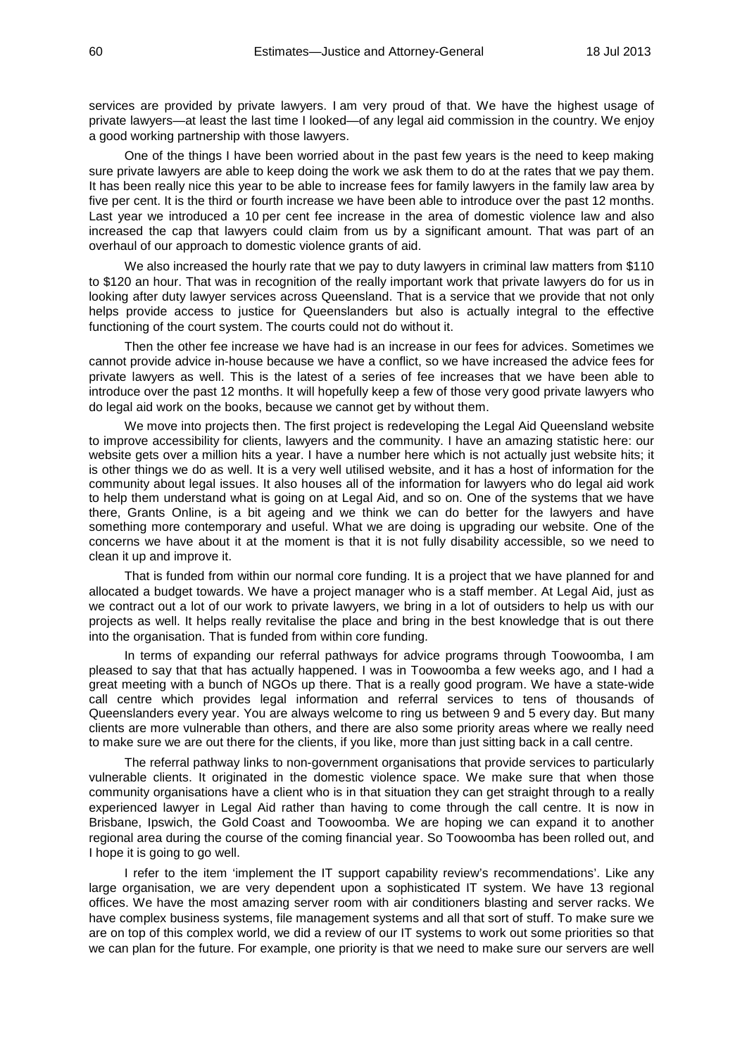services are provided by private lawyers. I am very proud of that. We have the highest usage of private lawyers—at least the last time I looked—of any legal aid commission in the country. We enjoy a good working partnership with those lawyers.

One of the things I have been worried about in the past few years is the need to keep making sure private lawyers are able to keep doing the work we ask them to do at the rates that we pay them. It has been really nice this year to be able to increase fees for family lawyers in the family law area by five per cent. It is the third or fourth increase we have been able to introduce over the past 12 months. Last year we introduced a 10 per cent fee increase in the area of domestic violence law and also increased the cap that lawyers could claim from us by a significant amount. That was part of an overhaul of our approach to domestic violence grants of aid.

We also increased the hourly rate that we pay to duty lawyers in criminal law matters from $110 to $120 an hour. That was in recognition of the really important work that private lawyers do for us in looking after duty lawyer services across Queensland. That is a service that we provide that not only helps provide access to justice for Queenslanders but also is actually integral to the effective functioning of the court system. The courts could not do without it.

Then the other fee increase we have had is an increase in our fees for advices. Sometimes we cannot provide advice in-house because we have a conflict, so we have increased the advice fees for private lawyers as well. This is the latest of a series of fee increases that we have been able to introduce over the past 12 months. It will hopefully keep a few of those very good private lawyers who do legal aid work on the books, because we cannot get by without them.

We move into projects then. The first project is redeveloping the Legal Aid Queensland website to improve accessibility for clients, lawyers and the community. I have an amazing statistic here: our website gets over a million hits a year. I have a number here which is not actually just website hits; it is other things we do as well. It is a very well utilised website, and it has a host of information for the community about legal issues. It also houses all of the information for lawyers who do legal aid work to help them understand what is going on at Legal Aid, and so on. One of the systems that we have there, Grants Online, is a bit ageing and we think we can do better for the lawyers and have something more contemporary and useful. What we are doing is upgrading our website. One of the concerns we have about it at the moment is that it is not fully disability accessible, so we need to clean it up and improve it.

That is funded from within our normal core funding. It is a project that we have planned for and allocated a budget towards. We have a project manager who is a staff member. At Legal Aid, just as we contract out a lot of our work to private lawyers, we bring in a lot of outsiders to help us with our projects as well. It helps really revitalise the place and bring in the best knowledge that is out there into the organisation. That is funded from within core funding.

In terms of expanding our referral pathways for advice programs through Toowoomba, I am pleased to say that that has actually happened. I was in Toowoomba a few weeks ago, and I had a great meeting with a bunch of NGOs up there. That is a really good program. We have a state-wide call centre which provides legal information and referral services to tens of thousands of Queenslanders every year. You are always welcome to ring us between 9 and 5 every day. But many clients are more vulnerable than others, and there are also some priority areas where we really need to make sure we are out there for the clients, if you like, more than just sitting back in a call centre.

The referral pathway links to non-government organisations that provide services to particularly vulnerable clients. It originated in the domestic violence space. We make sure that when those community organisations have a client who is in that situation they can get straight through to a really experienced lawyer in Legal Aid rather than having to come through the call centre. It is now in Brisbane, Ipswich, the Gold Coast and Toowoomba. We are hoping we can expand it to another regional area during the course of the coming financial year. So Toowoomba has been rolled out, and I hope it is going to go well.

I refer to the item 'implement the IT support capability review's recommendations'. Like any large organisation, we are very dependent upon a sophisticated IT system. We have 13 regional offices. We have the most amazing server room with air conditioners blasting and server racks. We have complex business systems, file management systems and all that sort of stuff. To make sure we are on top of this complex world, we did a review of our IT systems to work out some priorities so that we can plan for the future. For example, one priority is that we need to make sure our servers are well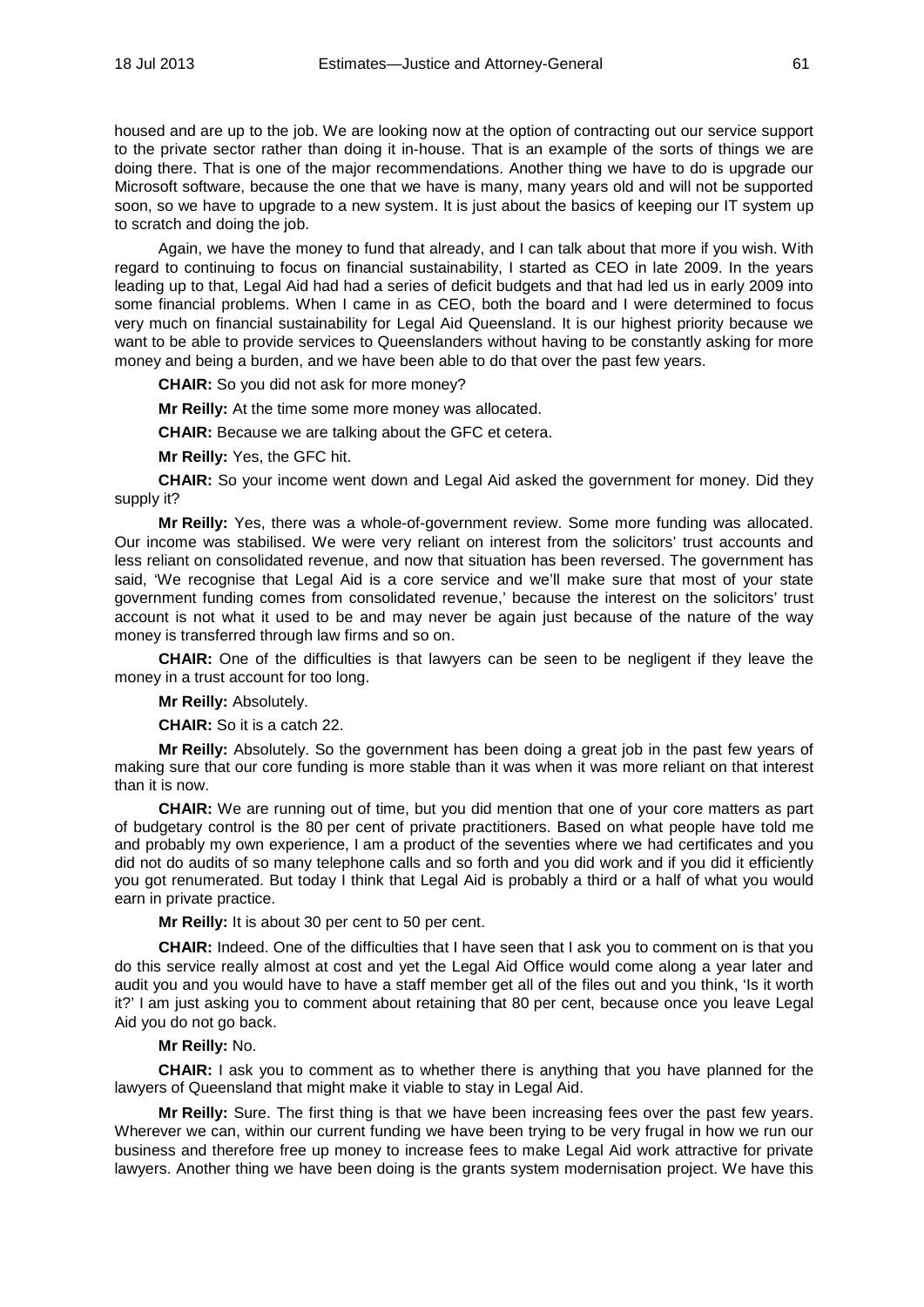housed and are up to the job. We are looking now at the option of contracting out our service support to the private sector rather than doing it in-house. That is an example of the sorts of things we are doing there. That is one of the major recommendations. Another thing we have to do is upgrade our Microsoft software, because the one that we have is many, many years old and will not be supported soon, so we have to upgrade to a new system. It is just about the basics of keeping our IT system up to scratch and doing the job.

Again, we have the money to fund that already, and I can talk about that more if you wish. With regard to continuing to focus on financial sustainability, I started as CEO in late 2009. In the years leading up to that, Legal Aid had had a series of deficit budgets and that had led us in early 2009 into some financial problems. When I came in as CEO, both the board and I were determined to focus very much on financial sustainability for Legal Aid Queensland. It is our highest priority because we want to be able to provide services to Queenslanders without having to be constantly asking for more money and being a burden, and we have been able to do that over the past few years.

**CHAIR:** So you did not ask for more money?

**Mr Reilly:** At the time some more money was allocated.

**CHAIR:** Because we are talking about the GFC et cetera.

**Mr Reilly:** Yes, the GFC hit.

**CHAIR:** So your income went down and Legal Aid asked the government for money. Did they supply it?

**Mr Reilly:** Yes, there was a whole-of-government review. Some more funding was allocated. Our income was stabilised. We were very reliant on interest from the solicitors' trust accounts and less reliant on consolidated revenue, and now that situation has been reversed. The government has said, 'We recognise that Legal Aid is a core service and we'll make sure that most of your state government funding comes from consolidated revenue,' because the interest on the solicitors' trust account is not what it used to be and may never be again just because of the nature of the way money is transferred through law firms and so on.

**CHAIR:** One of the difficulties is that lawyers can be seen to be negligent if they leave the money in a trust account for too long.

**Mr Reilly:** Absolutely.

**CHAIR:** So it is a catch 22.

**Mr Reilly:** Absolutely. So the government has been doing a great job in the past few years of making sure that our core funding is more stable than it was when it was more reliant on that interest than it is now.

**CHAIR:** We are running out of time, but you did mention that one of your core matters as part of budgetary control is the 80 per cent of private practitioners. Based on what people have told me and probably my own experience, I am a product of the seventies where we had certificates and you did not do audits of so many telephone calls and so forth and you did work and if you did it efficiently you got renumerated. But today I think that Legal Aid is probably a third or a half of what you would earn in private practice.

**Mr Reilly:** It is about 30 per cent to 50 per cent.

**CHAIR:** Indeed. One of the difficulties that I have seen that I ask you to comment on is that you do this service really almost at cost and yet the Legal Aid Office would come along a year later and audit you and you would have to have a staff member get all of the files out and you think, 'Is it worth it?' I am just asking you to comment about retaining that 80 per cent, because once you leave Legal Aid you do not go back.

**Mr Reilly:** No.

**CHAIR:** I ask you to comment as to whether there is anything that you have planned for the lawyers of Queensland that might make it viable to stay in Legal Aid.

**Mr Reilly:** Sure. The first thing is that we have been increasing fees over the past few years. Wherever we can, within our current funding we have been trying to be very frugal in how we run our business and therefore free up money to increase fees to make Legal Aid work attractive for private lawyers. Another thing we have been doing is the grants system modernisation project. We have this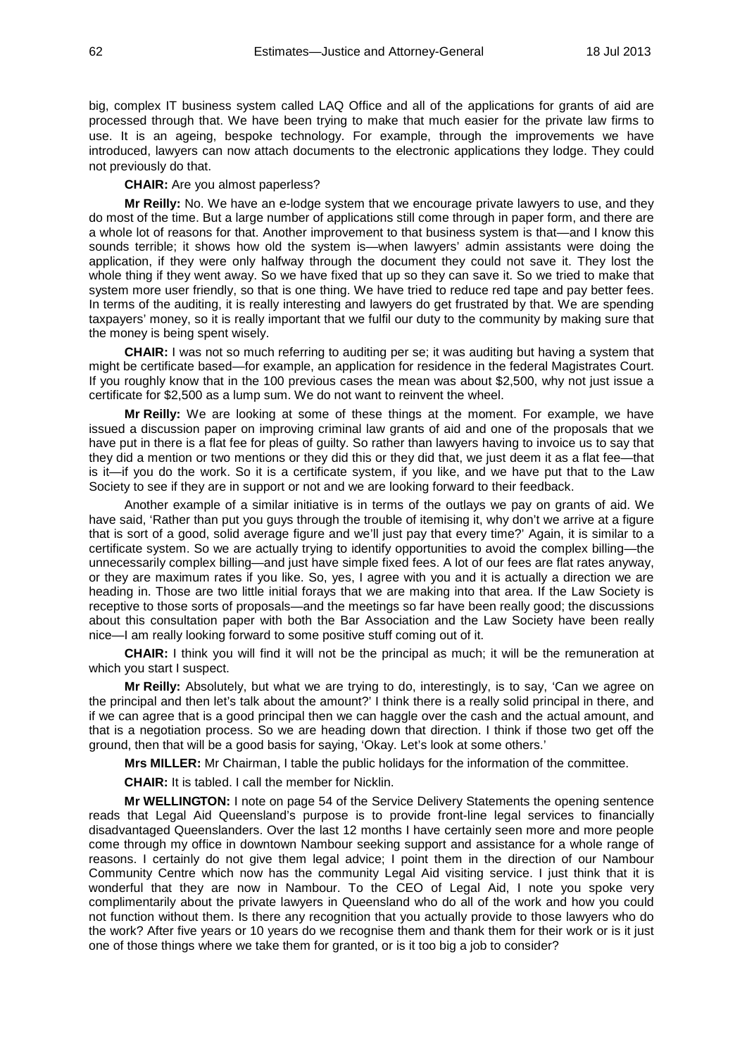big, complex IT business system called LAQ Office and all of the applications for grants of aid are processed through that. We have been trying to make that much easier for the private law firms to use. It is an ageing, bespoke technology. For example, through the improvements we have introduced, lawyers can now attach documents to the electronic applications they lodge. They could not previously do that.

**CHAIR:** Are you almost paperless?

**Mr Reilly:** No. We have an e-lodge system that we encourage private lawyers to use, and they do most of the time. But a large number of applications still come through in paper form, and there are a whole lot of reasons for that. Another improvement to that business system is that—and I know this sounds terrible; it shows how old the system is—when lawyers' admin assistants were doing the application, if they were only halfway through the document they could not save it. They lost the whole thing if they went away. So we have fixed that up so they can save it. So we tried to make that system more user friendly, so that is one thing. We have tried to reduce red tape and pay better fees. In terms of the auditing, it is really interesting and lawyers do get frustrated by that. We are spending taxpayers' money, so it is really important that we fulfil our duty to the community by making sure that the money is being spent wisely.

**CHAIR:** I was not so much referring to auditing per se; it was auditing but having a system that might be certificate based—for example, an application for residence in the federal Magistrates Court. If you roughly know that in the 100 previous cases the mean was about $2,500, why not just issue a certificate for $2,500 as a lump sum. We do not want to reinvent the wheel.

**Mr Reilly:** We are looking at some of these things at the moment. For example, we have issued a discussion paper on improving criminal law grants of aid and one of the proposals that we have put in there is a flat fee for pleas of guilty. So rather than lawyers having to invoice us to say that they did a mention or two mentions or they did this or they did that, we just deem it as a flat fee—that is it—if you do the work. So it is a certificate system, if you like, and we have put that to the Law Society to see if they are in support or not and we are looking forward to their feedback.

Another example of a similar initiative is in terms of the outlays we pay on grants of aid. We have said, 'Rather than put you guys through the trouble of itemising it, why don't we arrive at a figure that is sort of a good, solid average figure and we'll just pay that every time?' Again, it is similar to a certificate system. So we are actually trying to identify opportunities to avoid the complex billing—the unnecessarily complex billing—and just have simple fixed fees. A lot of our fees are flat rates anyway, or they are maximum rates if you like. So, yes, I agree with you and it is actually a direction we are heading in. Those are two little initial forays that we are making into that area. If the Law Society is receptive to those sorts of proposals—and the meetings so far have been really good; the discussions about this consultation paper with both the Bar Association and the Law Society have been really nice—I am really looking forward to some positive stuff coming out of it.

**CHAIR:** I think you will find it will not be the principal as much; it will be the remuneration at which you start I suspect.

**Mr Reilly:** Absolutely, but what we are trying to do, interestingly, is to say, 'Can we agree on the principal and then let's talk about the amount?' I think there is a really solid principal in there, and if we can agree that is a good principal then we can haggle over the cash and the actual amount, and that is a negotiation process. So we are heading down that direction. I think if those two get off the ground, then that will be a good basis for saying, 'Okay. Let's look at some others.'

**Mrs MILLER:** Mr Chairman, I table the public holidays for the information of the committee.

**CHAIR:** It is tabled. I call the member for Nicklin.

**Mr WELLINGTON:** I note on page 54 of the Service Delivery Statements the opening sentence reads that Legal Aid Queensland's purpose is to provide front-line legal services to financially disadvantaged Queenslanders. Over the last 12 months I have certainly seen more and more people come through my office in downtown Nambour seeking support and assistance for a whole range of reasons. I certainly do not give them legal advice; I point them in the direction of our Nambour Community Centre which now has the community Legal Aid visiting service. I just think that it is wonderful that they are now in Nambour. To the CEO of Legal Aid, I note you spoke very complimentarily about the private lawyers in Queensland who do all of the work and how you could not function without them. Is there any recognition that you actually provide to those lawyers who do the work? After five years or 10 years do we recognise them and thank them for their work or is it just one of those things where we take them for granted, or is it too big a job to consider?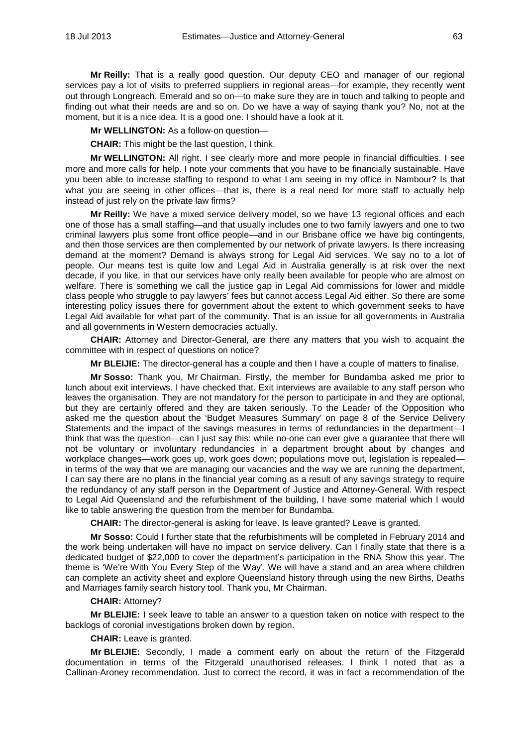**Mr Reilly:** That is a really good question. Our deputy CEO and manager of our regional services pay a lot of visits to preferred suppliers in regional areas—for example, they recently went out through Longreach, Emerald and so on—to make sure they are in touch and talking to people and finding out what their needs are and so on. Do we have a way of saying thank you? No, not at the moment, but it is a nice idea. It is a good one. I should have a look at it.

**Mr WELLINGTON:** As a follow-on question—

**CHAIR:** This might be the last question, I think.

**Mr WELLINGTON:** All right. I see clearly more and more people in financial difficulties. I see more and more calls for help. I note your comments that you have to be financially sustainable. Have you been able to increase staffing to respond to what I am seeing in my office in Nambour? Is that what you are seeing in other offices—that is, there is a real need for more staff to actually help instead of just rely on the private law firms?

**Mr Reilly:** We have a mixed service delivery model, so we have 13 regional offices and each one of those has a small staffing—and that usually includes one to two family lawyers and one to two criminal lawyers plus some front office people—and in our Brisbane office we have big contingents, and then those services are then complemented by our network of private lawyers. Is there increasing demand at the moment? Demand is always strong for Legal Aid services. We say no to a lot of people. Our means test is quite low and Legal Aid in Australia generally is at risk over the next decade, if you like, in that our services have only really been available for people who are almost on welfare. There is something we call the justice gap in Legal Aid commissions for lower and middle class people who struggle to pay lawyers' fees but cannot access Legal Aid either. So there are some interesting policy issues there for government about the extent to which government seeks to have Legal Aid available for what part of the community. That is an issue for all governments in Australia and all governments in Western democracies actually.

**CHAIR:** Attorney and Director-General, are there any matters that you wish to acquaint the committee with in respect of questions on notice?

**Mr BLEIJIE:** The director-general has a couple and then I have a couple of matters to finalise.

**Mr Sosso:** Thank you, Mr Chairman. Firstly, the member for Bundamba asked me prior to lunch about exit interviews. I have checked that. Exit interviews are available to any staff person who leaves the organisation. They are not mandatory for the person to participate in and they are optional, but they are certainly offered and they are taken seriously. To the Leader of the Opposition who asked me the question about the 'Budget Measures Summary' on page 8 of the Service Delivery Statements and the impact of the savings measures in terms of redundancies in the department—I think that was the question—can I just say this: while no-one can ever give a guarantee that there will not be voluntary or involuntary redundancies in a department brought about by changes and workplace changes—work goes up, work goes down; populations move out, legislation is repealed—in terms of the way that we are managing our vacancies and the way we are running the department, I can say there are no plans in the financial year coming as a result of any savings strategy to require the redundancy of any staff person in the Department of Justice and Attorney-General. With respect to Legal Aid Queensland and the refurbishment of the building, I have some material which I would like to table answering the question from the member for Bundamba.

**CHAIR:** The director-general is asking for leave. Is leave granted? Leave is granted.

**Mr Sosso:** Could I further state that the refurbishments will be completed in February 2014 and the work being undertaken will have no impact on service delivery. Can I finally state that there is a dedicated budget of $22,000 to cover the department's participation in the RNA Show this year. The theme is 'We're With You Every Step of the Way'. We will have a stand and an area where children can complete an activity sheet and explore Queensland history through using the new Births, Deaths and Marriages family search history tool. Thank you, Mr Chairman.

**CHAIR:** Attorney?

**Mr BLEIJIE:** I seek leave to table an answer to a question taken on notice with respect to the backlogs of coronial investigations broken down by region.

**CHAIR:** Leave is granted.

**Mr BLEIJIE:** Secondly, I made a comment early on about the return of the Fitzgerald documentation in terms of the Fitzgerald unauthorised releases. I think I noted that as a Callinan-Aroney recommendation. Just to correct the record, it was in fact a recommendation of the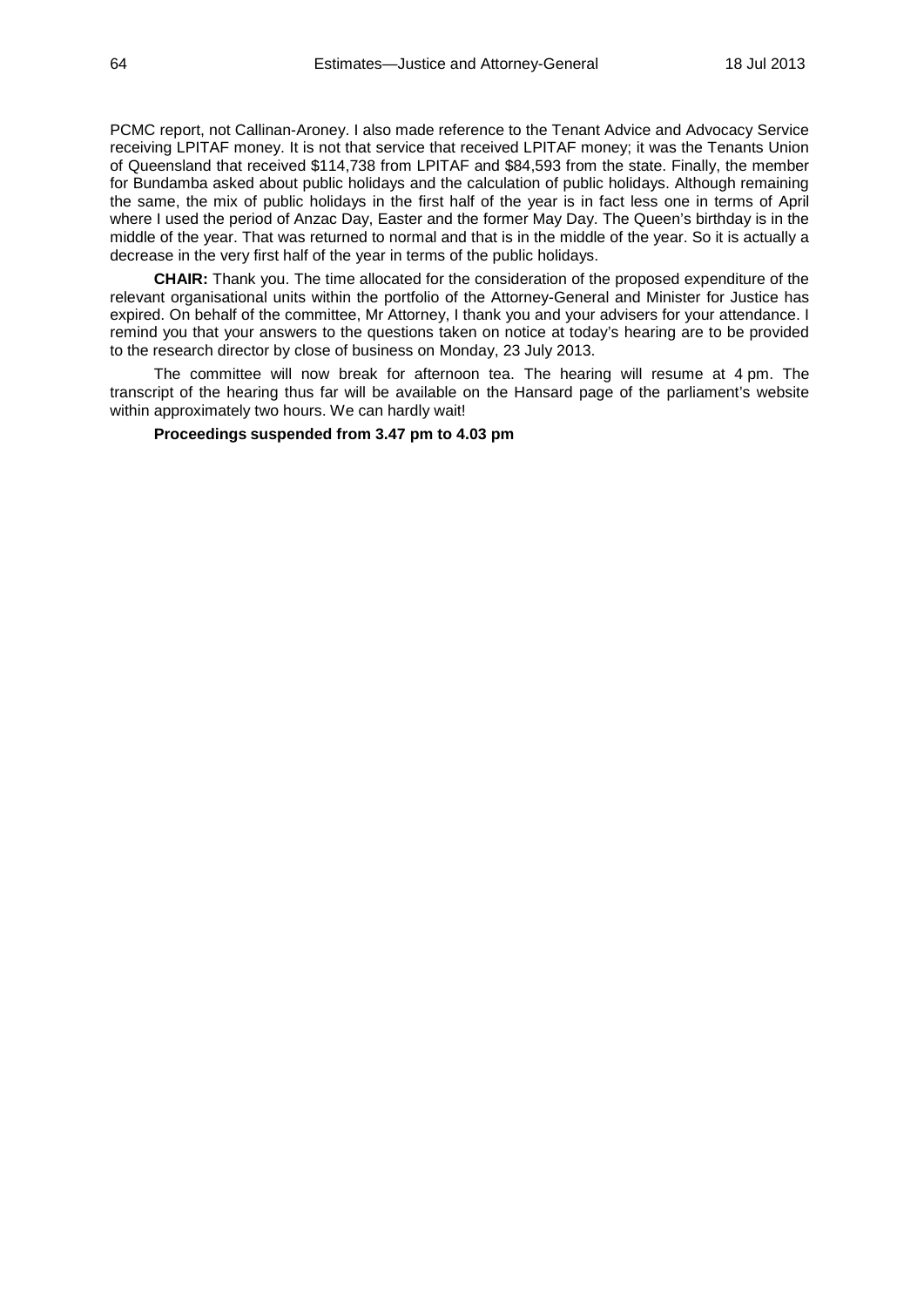PCMC report, not Callinan-Aroney. I also made reference to the Tenant Advice and Advocacy Service receiving LPITAF money. It is not that service that received LPITAF money; it was the Tenants Union of Queensland that received \$114,738 from LPITAF and \$84,593 from the state. Finally, the member for Bundamba asked about public holidays and the calculation of public holidays. Although remaining the same, the mix of public holidays in the first half of the year is in fact less one in terms of April where I used the period of Anzac Day, Easter and the former May Day. The Queen's birthday is in the middle of the year. That was returned to normal and that is in the middle of the year. So it is actually a decrease in the very first half of the year in terms of the public holidays.

**CHAIR:** Thank you. The time allocated for the consideration of the proposed expenditure of the relevant organisational units within the portfolio of the Attorney-General and Minister for Justice has expired. On behalf of the committee, Mr Attorney, I thank you and your advisers for your attendance. I remind you that your answers to the questions taken on notice at today's hearing are to be provided to the research director by close of business on Monday, 23 July 2013.

The committee will now break for afternoon tea. The hearing will resume at 4 pm. The transcript of the hearing thus far will be available on the Hansard page of the parliament's website within approximately two hours. We can hardly wait!

**Proceedings suspended from 3.47 pm to 4.03 pm**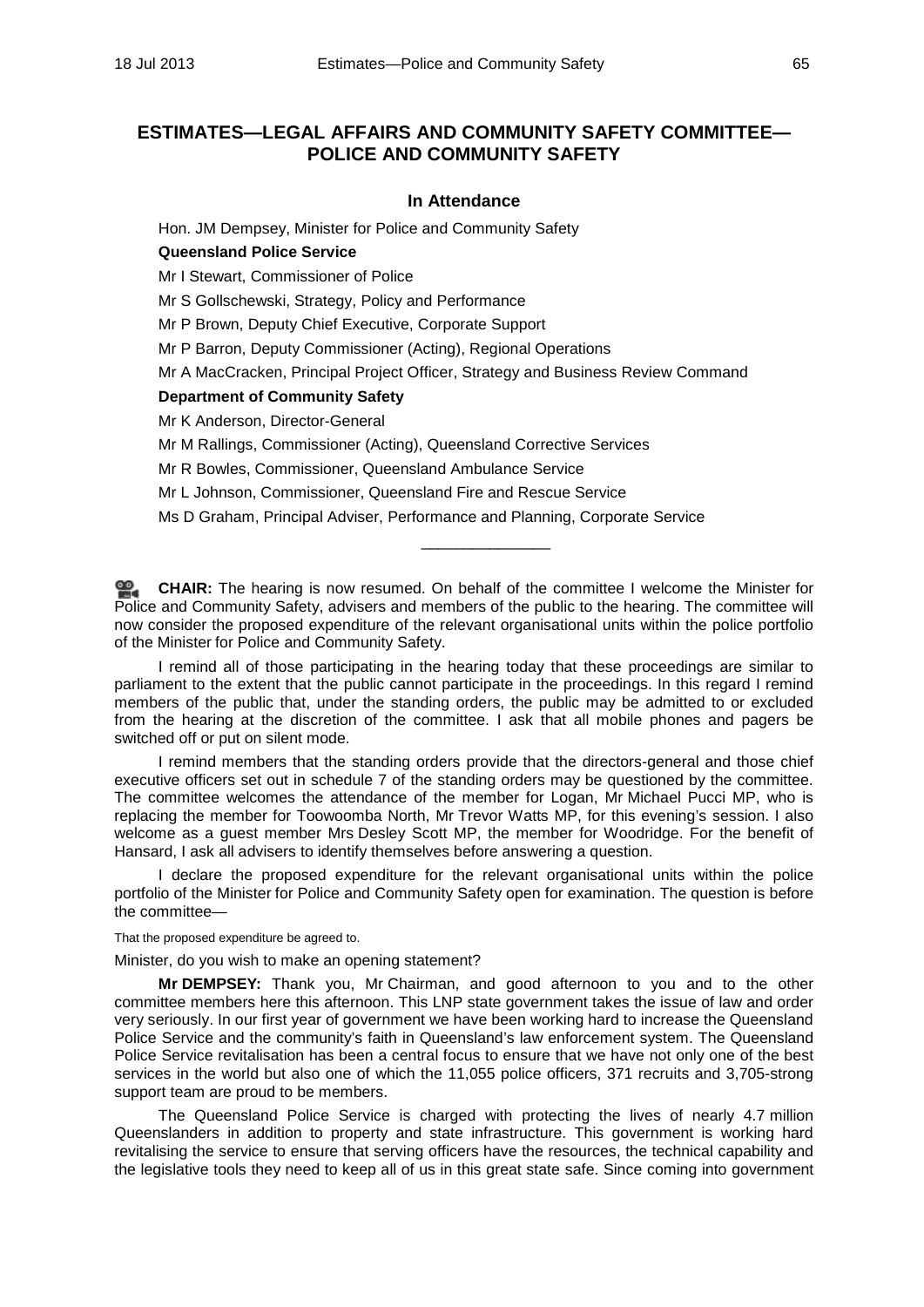## ESTIMATES—LEGAL AFFAIRS AND COMMUNITY SAFETY COMMITTEE—POLICE AND COMMUNITY SAFETY

### In Attendance

Hon. JM Dempsey, Minister for Police and Community Safety

**Queensland Police Service**

Mr I Stewart, Commissioner of Police

Mr S Gollschewski, Strategy, Policy and Performance

Mr P Brown, Deputy Chief Executive, Corporate Support

Mr P Barron, Deputy Commissioner (Acting), Regional Operations

Mr A MacCracken, Principal Project Officer, Strategy and Business Review Command

**Department of Community Safety**

Mr K Anderson, Director-General

Mr M Rallings, Commissioner (Acting), Queensland Corrective Services

Mr R Bowles, Commissioner, Queensland Ambulance Service

Mr L Johnson, Commissioner, Queensland Fire and Rescue Service

Ms D Graham, Principal Adviser, Performance and Planning, Corporate Service

---

**CHAIR:** The hearing is now resumed. On behalf of the committee I welcome the Minister for Police and Community Safety, advisers and members of the public to the hearing. The committee will now consider the proposed expenditure of the relevant organisational units within the police portfolio of the Minister for Police and Community Safety.

I remind all of those participating in the hearing today that these proceedings are similar to parliament to the extent that the public cannot participate in the proceedings. In this regard I remind members of the public that, under the standing orders, the public may be admitted to or excluded from the hearing at the discretion of the committee. I ask that all mobile phones and pagers be switched off or put on silent mode.

I remind members that the standing orders provide that the directors-general and those chief executive officers set out in schedule 7 of the standing orders may be questioned by the committee. The committee welcomes the attendance of the member for Logan, Mr Michael Pucci MP, who is replacing the member for Toowoomba North, Mr Trevor Watts MP, for this evening's session. I also welcome as a guest member Mrs Desley Scott MP, the member for Woodridge. For the benefit of Hansard, I ask all advisers to identify themselves before answering a question.

I declare the proposed expenditure for the relevant organisational units within the police portfolio of the Minister for Police and Community Safety open for examination. The question is before the committee—

That the proposed expenditure be agreed to.

Minister, do you wish to make an opening statement?

**Mr DEMPSEY:** Thank you, Mr Chairman, and good afternoon to you and to the other committee members here this afternoon. This LNP state government takes the issue of law and order very seriously. In our first year of government we have been working hard to increase the Queensland Police Service and the community's faith in Queensland's law enforcement system. The Queensland Police Service revitalisation has been a central focus to ensure that we have not only one of the best services in the world but also one of which the 11,055 police officers, 371 recruits and 3,705-strong support team are proud to be members.

The Queensland Police Service is charged with protecting the lives of nearly 4.7 million Queenslanders in addition to property and state infrastructure. This government is working hard revitalising the service to ensure that serving officers have the resources, the technical capability and the legislative tools they need to keep all of us in this great state safe. Since coming into government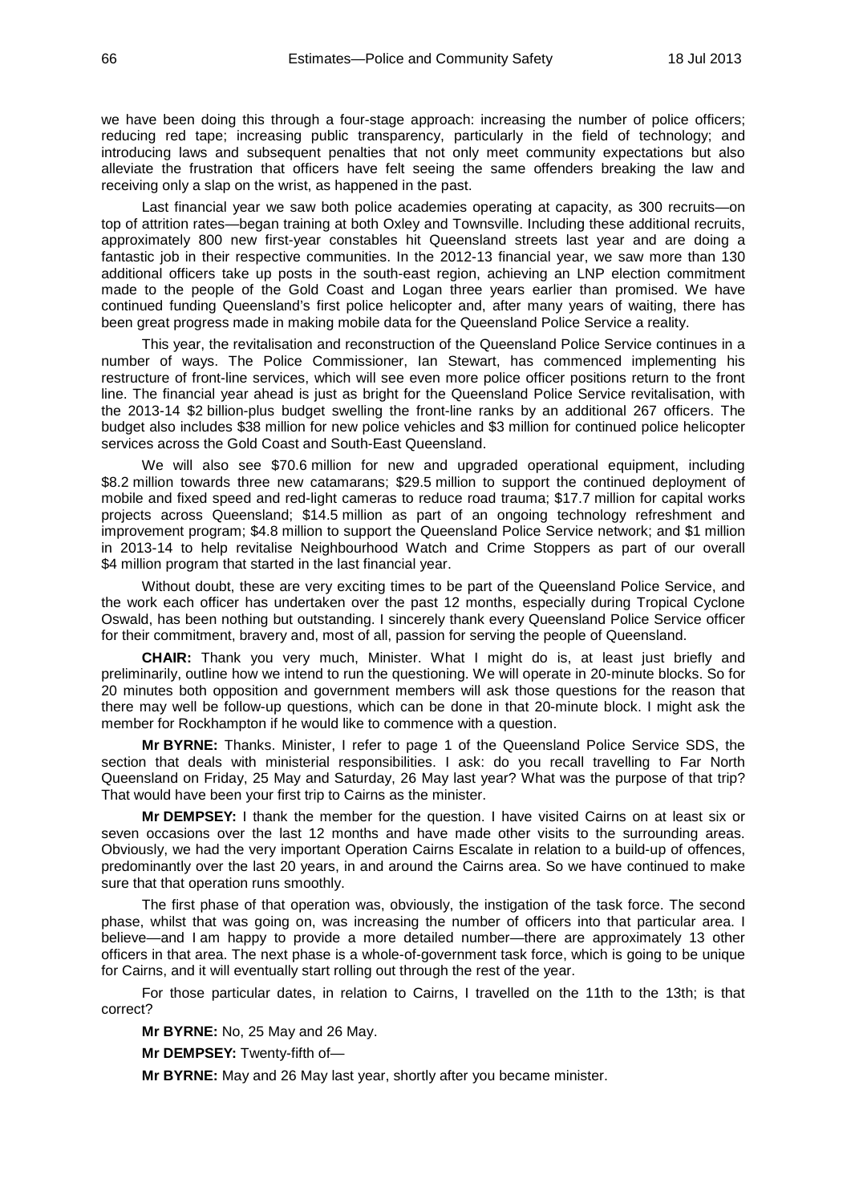we have been doing this through a four-stage approach: increasing the number of police officers; reducing red tape; increasing public transparency, particularly in the field of technology; and introducing laws and subsequent penalties that not only meet community expectations but also alleviate the frustration that officers have felt seeing the same offenders breaking the law and receiving only a slap on the wrist, as happened in the past.

Last financial year we saw both police academies operating at capacity, as 300 recruits—on top of attrition rates—began training at both Oxley and Townsville. Including these additional recruits, approximately 800 new first-year constables hit Queensland streets last year and are doing a fantastic job in their respective communities. In the 2012-13 financial year, we saw more than 130 additional officers take up posts in the south-east region, achieving an LNP election commitment made to the people of the Gold Coast and Logan three years earlier than promised. We have continued funding Queensland's first police helicopter and, after many years of waiting, there has been great progress made in making mobile data for the Queensland Police Service a reality.

This year, the revitalisation and reconstruction of the Queensland Police Service continues in a number of ways. The Police Commissioner, Ian Stewart, has commenced implementing his restructure of front-line services, which will see even more police officer positions return to the front line. The financial year ahead is just as bright for the Queensland Police Service revitalisation, with the 2013-14 $2 billion-plus budget swelling the front-line ranks by an additional 267 officers. The budget also includes $38 million for new police vehicles and $3 million for continued police helicopter services across the Gold Coast and South-East Queensland.

We will also see $70.6 million for new and upgraded operational equipment, including $8.2 million towards three new catamarans; $29.5 million to support the continued deployment of mobile and fixed speed and red-light cameras to reduce road trauma; $17.7 million for capital works projects across Queensland; $14.5 million as part of an ongoing technology refreshment and improvement program; $4.8 million to support the Queensland Police Service network; and $1 million in 2013-14 to help revitalise Neighbourhood Watch and Crime Stoppers as part of our overall $4 million program that started in the last financial year.

Without doubt, these are very exciting times to be part of the Queensland Police Service, and the work each officer has undertaken over the past 12 months, especially during Tropical Cyclone Oswald, has been nothing but outstanding. I sincerely thank every Queensland Police Service officer for their commitment, bravery and, most of all, passion for serving the people of Queensland.

**CHAIR:** Thank you very much, Minister. What I might do is, at least just briefly and preliminarily, outline how we intend to run the questioning. We will operate in 20-minute blocks. So for 20 minutes both opposition and government members will ask those questions for the reason that there may well be follow-up questions, which can be done in that 20-minute block. I might ask the member for Rockhampton if he would like to commence with a question.

**Mr BYRNE:** Thanks. Minister, I refer to page 1 of the Queensland Police Service SDS, the section that deals with ministerial responsibilities. I ask: do you recall travelling to Far North Queensland on Friday, 25 May and Saturday, 26 May last year? What was the purpose of that trip? That would have been your first trip to Cairns as the minister.

**Mr DEMPSEY:** I thank the member for the question. I have visited Cairns on at least six or seven occasions over the last 12 months and have made other visits to the surrounding areas. Obviously, we had the very important Operation Cairns Escalate in relation to a build-up of offences, predominantly over the last 20 years, in and around the Cairns area. So we have continued to make sure that that operation runs smoothly.

The first phase of that operation was, obviously, the instigation of the task force. The second phase, whilst that was going on, was increasing the number of officers into that particular area. I believe—and I am happy to provide a more detailed number—there are approximately 13 other officers in that area. The next phase is a whole-of-government task force, which is going to be unique for Cairns, and it will eventually start rolling out through the rest of the year.

For those particular dates, in relation to Cairns, I travelled on the 11th to the 13th; is that correct?

**Mr BYRNE:** No, 25 May and 26 May.

**Mr DEMPSEY:** Twenty-fifth of—

**Mr BYRNE:** May and 26 May last year, shortly after you became minister.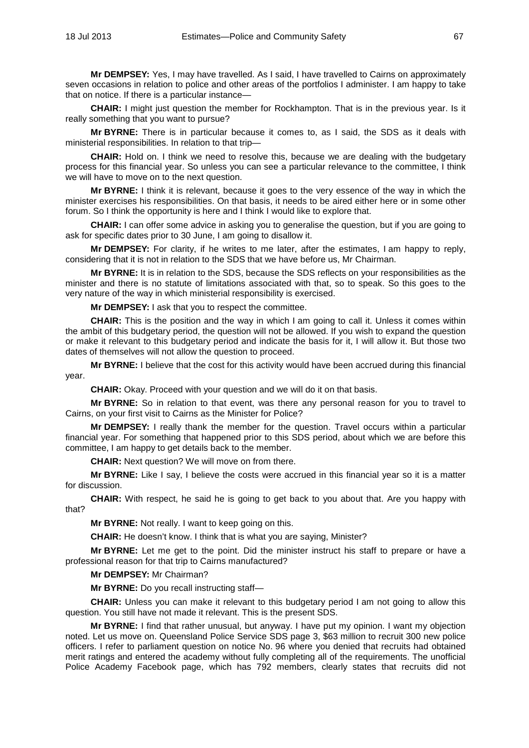**Mr DEMPSEY:** Yes, I may have travelled. As I said, I have travelled to Cairns on approximately seven occasions in relation to police and other areas of the portfolios I administer. I am happy to take that on notice. If there is a particular instance—

**CHAIR:** I might just question the member for Rockhampton. That is in the previous year. Is it really something that you want to pursue?

**Mr BYRNE:** There is in particular because it comes to, as I said, the SDS as it deals with ministerial responsibilities. In relation to that trip—

**CHAIR:** Hold on. I think we need to resolve this, because we are dealing with the budgetary process for this financial year. So unless you can see a particular relevance to the committee, I think we will have to move on to the next question.

**Mr BYRNE:** I think it is relevant, because it goes to the very essence of the way in which the minister exercises his responsibilities. On that basis, it needs to be aired either here or in some other forum. So I think the opportunity is here and I think I would like to explore that.

**CHAIR:** I can offer some advice in asking you to generalise the question, but if you are going to ask for specific dates prior to 30 June, I am going to disallow it.

**Mr DEMPSEY:** For clarity, if he writes to me later, after the estimates, I am happy to reply, considering that it is not in relation to the SDS that we have before us, Mr Chairman.

**Mr BYRNE:** It is in relation to the SDS, because the SDS reflects on your responsibilities as the minister and there is no statute of limitations associated with that, so to speak. So this goes to the very nature of the way in which ministerial responsibility is exercised.

**Mr DEMPSEY:** I ask that you to respect the committee.

**CHAIR:** This is the position and the way in which I am going to call it. Unless it comes within the ambit of this budgetary period, the question will not be allowed. If you wish to expand the question or make it relevant to this budgetary period and indicate the basis for it, I will allow it. But those two dates of themselves will not allow the question to proceed.

**Mr BYRNE:** I believe that the cost for this activity would have been accrued during this financial year.

**CHAIR:** Okay. Proceed with your question and we will do it on that basis.

**Mr BYRNE:** So in relation to that event, was there any personal reason for you to travel to Cairns, on your first visit to Cairns as the Minister for Police?

**Mr DEMPSEY:** I really thank the member for the question. Travel occurs within a particular financial year. For something that happened prior to this SDS period, about which we are before this committee, I am happy to get details back to the member.

**CHAIR:** Next question? We will move on from there.

**Mr BYRNE:** Like I say, I believe the costs were accrued in this financial year so it is a matter for discussion.

**CHAIR:** With respect, he said he is going to get back to you about that. Are you happy with that?

**Mr BYRNE:** Not really. I want to keep going on this.

**CHAIR:** He doesn't know. I think that is what you are saying, Minister?

**Mr BYRNE:** Let me get to the point. Did the minister instruct his staff to prepare or have a professional reason for that trip to Cairns manufactured?

**Mr DEMPSEY:** Mr Chairman?

**Mr BYRNE:** Do you recall instructing staff—

**CHAIR:** Unless you can make it relevant to this budgetary period I am not going to allow this question. You still have not made it relevant. This is the present SDS.

**Mr BYRNE:** I find that rather unusual, but anyway. I have put my opinion. I want my objection noted. Let us move on. Queensland Police Service SDS page 3, $63 million to recruit 300 new police officers. I refer to parliament question on notice No. 96 where you denied that recruits had obtained merit ratings and entered the academy without fully completing all of the requirements. The unofficial Police Academy Facebook page, which has 792 members, clearly states that recruits did not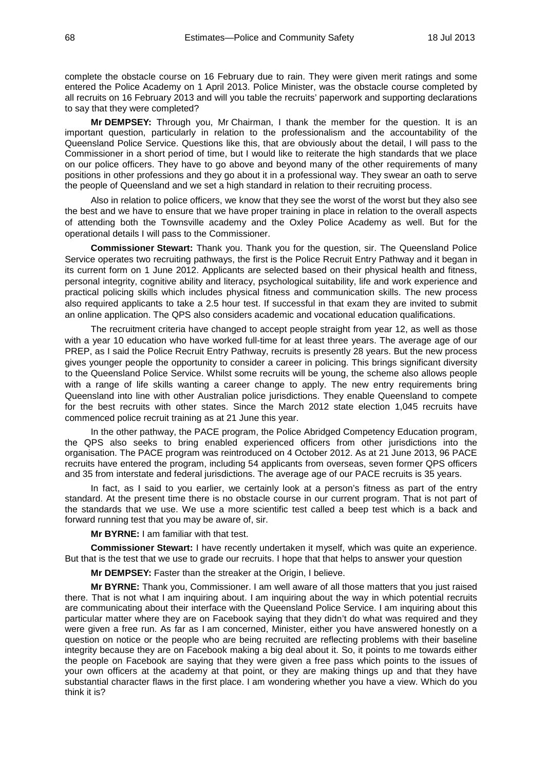complete the obstacle course on 16 February due to rain. They were given merit ratings and some entered the Police Academy on 1 April 2013. Police Minister, was the obstacle course completed by all recruits on 16 February 2013 and will you table the recruits' paperwork and supporting declarations to say that they were completed?

**Mr DEMPSEY:** Through you, Mr Chairman, I thank the member for the question. It is an important question, particularly in relation to the professionalism and the accountability of the Queensland Police Service. Questions like this, that are obviously about the detail, I will pass to the Commissioner in a short period of time, but I would like to reiterate the high standards that we place on our police officers. They have to go above and beyond many of the other requirements of many positions in other professions and they go about it in a professional way. They swear an oath to serve the people of Queensland and we set a high standard in relation to their recruiting process.

Also in relation to police officers, we know that they see the worst of the worst but they also see the best and we have to ensure that we have proper training in place in relation to the overall aspects of attending both the Townsville academy and the Oxley Police Academy as well. But for the operational details I will pass to the Commissioner.

**Commissioner Stewart:** Thank you. Thank you for the question, sir. The Queensland Police Service operates two recruiting pathways, the first is the Police Recruit Entry Pathway and it began in its current form on 1 June 2012. Applicants are selected based on their physical health and fitness, personal integrity, cognitive ability and literacy, psychological suitability, life and work experience and practical policing skills which includes physical fitness and communication skills. The new process also required applicants to take a 2.5 hour test. If successful in that exam they are invited to submit an online application. The QPS also considers academic and vocational education qualifications.

The recruitment criteria have changed to accept people straight from year 12, as well as those with a year 10 education who have worked full-time for at least three years. The average age of our PREP, as I said the Police Recruit Entry Pathway, recruits is presently 28 years. But the new process gives younger people the opportunity to consider a career in policing. This brings significant diversity to the Queensland Police Service. Whilst some recruits will be young, the scheme also allows people with a range of life skills wanting a career change to apply. The new entry requirements bring Queensland into line with other Australian police jurisdictions. They enable Queensland to compete for the best recruits with other states. Since the March 2012 state election 1,045 recruits have commenced police recruit training as at 21 June this year.

In the other pathway, the PACE program, the Police Abridged Competency Education program, the QPS also seeks to bring enabled experienced officers from other jurisdictions into the organisation. The PACE program was reintroduced on 4 October 2012. As at 21 June 2013, 96 PACE recruits have entered the program, including 54 applicants from overseas, seven former QPS officers and 35 from interstate and federal jurisdictions. The average age of our PACE recruits is 35 years.

In fact, as I said to you earlier, we certainly look at a person's fitness as part of the entry standard. At the present time there is no obstacle course in our current program. That is not part of the standards that we use. We use a more scientific test called a beep test which is a back and forward running test that you may be aware of, sir.

**Mr BYRNE:** I am familiar with that test.

**Commissioner Stewart:** I have recently undertaken it myself, which was quite an experience. But that is the test that we use to grade our recruits. I hope that that helps to answer your question

**Mr DEMPSEY:** Faster than the streaker at the Origin, I believe.

**Mr BYRNE:** Thank you, Commissioner. I am well aware of all those matters that you just raised there. That is not what I am inquiring about. I am inquiring about the way in which potential recruits are communicating about their interface with the Queensland Police Service. I am inquiring about this particular matter where they are on Facebook saying that they didn't do what was required and they were given a free run. As far as I am concerned, Minister, either you have answered honestly on a question on notice or the people who are being recruited are reflecting problems with their baseline integrity because they are on Facebook making a big deal about it. So, it points to me towards either the people on Facebook are saying that they were given a free pass which points to the issues of your own officers at the academy at that point, or they are making things up and that they have substantial character flaws in the first place. I am wondering whether you have a view. Which do you think it is?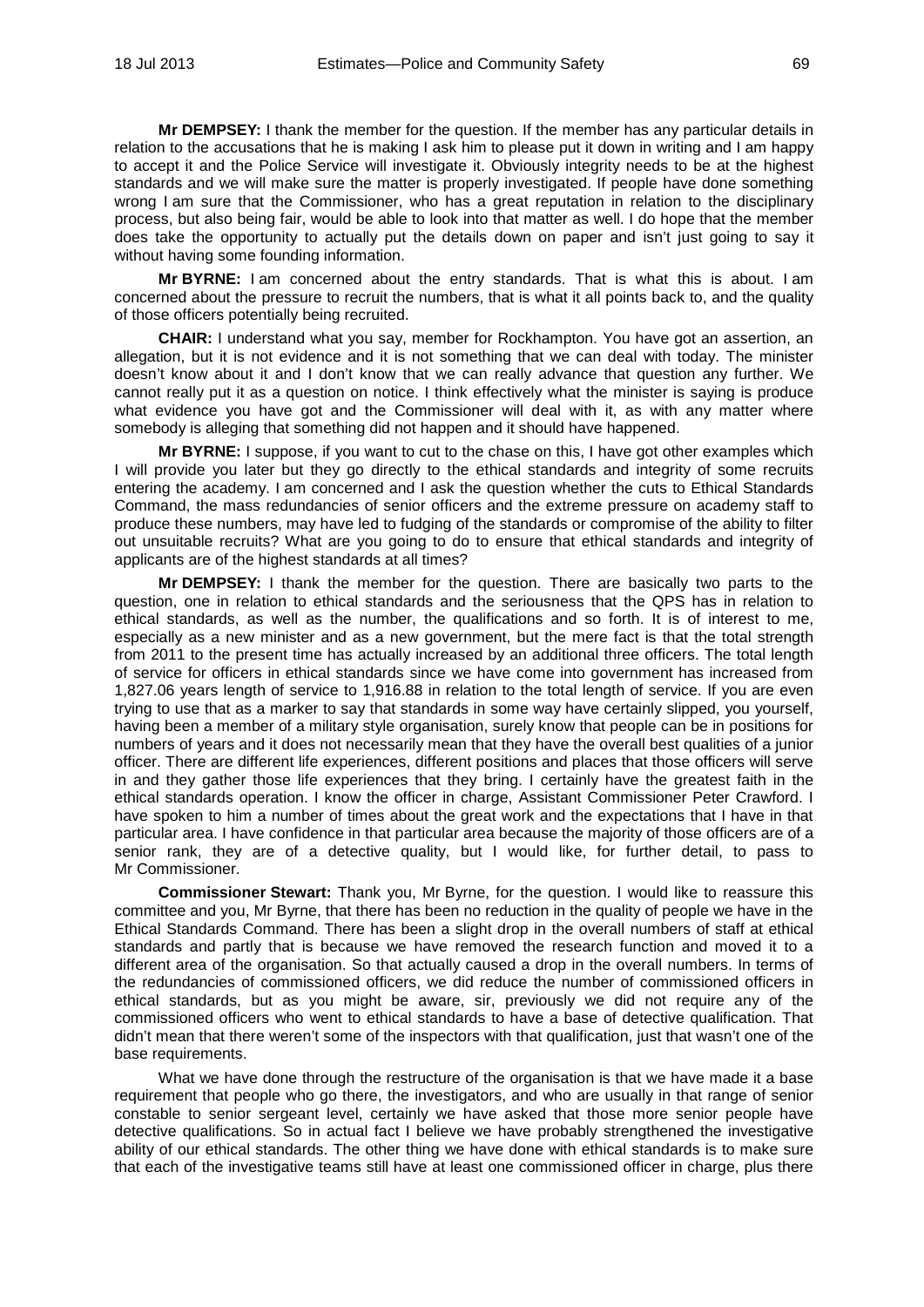**Mr DEMPSEY:** I thank the member for the question. If the member has any particular details in relation to the accusations that he is making I ask him to please put it down in writing and I am happy to accept it and the Police Service will investigate it. Obviously integrity needs to be at the highest standards and we will make sure the matter is properly investigated. If people have done something wrong I am sure that the Commissioner, who has a great reputation in relation to the disciplinary process, but also being fair, would be able to look into that matter as well. I do hope that the member does take the opportunity to actually put the details down on paper and isn't just going to say it without having some founding information.

**Mr BYRNE:** I am concerned about the entry standards. That is what this is about. I am concerned about the pressure to recruit the numbers, that is what it all points back to, and the quality of those officers potentially being recruited.

**CHAIR:** I understand what you say, member for Rockhampton. You have got an assertion, an allegation, but it is not evidence and it is not something that we can deal with today. The minister doesn't know about it and I don't know that we can really advance that question any further. We cannot really put it as a question on notice. I think effectively what the minister is saying is produce what evidence you have got and the Commissioner will deal with it, as with any matter where somebody is alleging that something did not happen and it should have happened.

**Mr BYRNE:** I suppose, if you want to cut to the chase on this, I have got other examples which I will provide you later but they go directly to the ethical standards and integrity of some recruits entering the academy. I am concerned and I ask the question whether the cuts to Ethical Standards Command, the mass redundancies of senior officers and the extreme pressure on academy staff to produce these numbers, may have led to fudging of the standards or compromise of the ability to filter out unsuitable recruits? What are you going to do to ensure that ethical standards and integrity of applicants are of the highest standards at all times?

**Mr DEMPSEY:** I thank the member for the question. There are basically two parts to the question, one in relation to ethical standards and the seriousness that the QPS has in relation to ethical standards, as well as the number, the qualifications and so forth. It is of interest to me, especially as a new minister and as a new government, but the mere fact is that the total strength from 2011 to the present time has actually increased by an additional three officers. The total length of service for officers in ethical standards since we have come into government has increased from 1,827.06 years length of service to 1,916.88 in relation to the total length of service. If you are even trying to use that as a marker to say that standards in some way have certainly slipped, you yourself, having been a member of a military style organisation, surely know that people can be in positions for numbers of years and it does not necessarily mean that they have the overall best qualities of a junior officer. There are different life experiences, different positions and places that those officers will serve in and they gather those life experiences that they bring. I certainly have the greatest faith in the ethical standards operation. I know the officer in charge, Assistant Commissioner Peter Crawford. I have spoken to him a number of times about the great work and the expectations that I have in that particular area. I have confidence in that particular area because the majority of those officers are of a senior rank, they are of a detective quality, but I would like, for further detail, to pass to Mr Commissioner.

**Commissioner Stewart:** Thank you, Mr Byrne, for the question. I would like to reassure this committee and you, Mr Byrne, that there has been no reduction in the quality of people we have in the Ethical Standards Command. There has been a slight drop in the overall numbers of staff at ethical standards and partly that is because we have removed the research function and moved it to a different area of the organisation. So that actually caused a drop in the overall numbers. In terms of the redundancies of commissioned officers, we did reduce the number of commissioned officers in ethical standards, but as you might be aware, sir, previously we did not require any of the commissioned officers who went to ethical standards to have a base of detective qualification. That didn't mean that there weren't some of the inspectors with that qualification, just that wasn't one of the base requirements.

What we have done through the restructure of the organisation is that we have made it a base requirement that people who go there, the investigators, and who are usually in that range of senior constable to senior sergeant level, certainly we have asked that those more senior people have detective qualifications. So in actual fact I believe we have probably strengthened the investigative ability of our ethical standards. The other thing we have done with ethical standards is to make sure that each of the investigative teams still have at least one commissioned officer in charge, plus there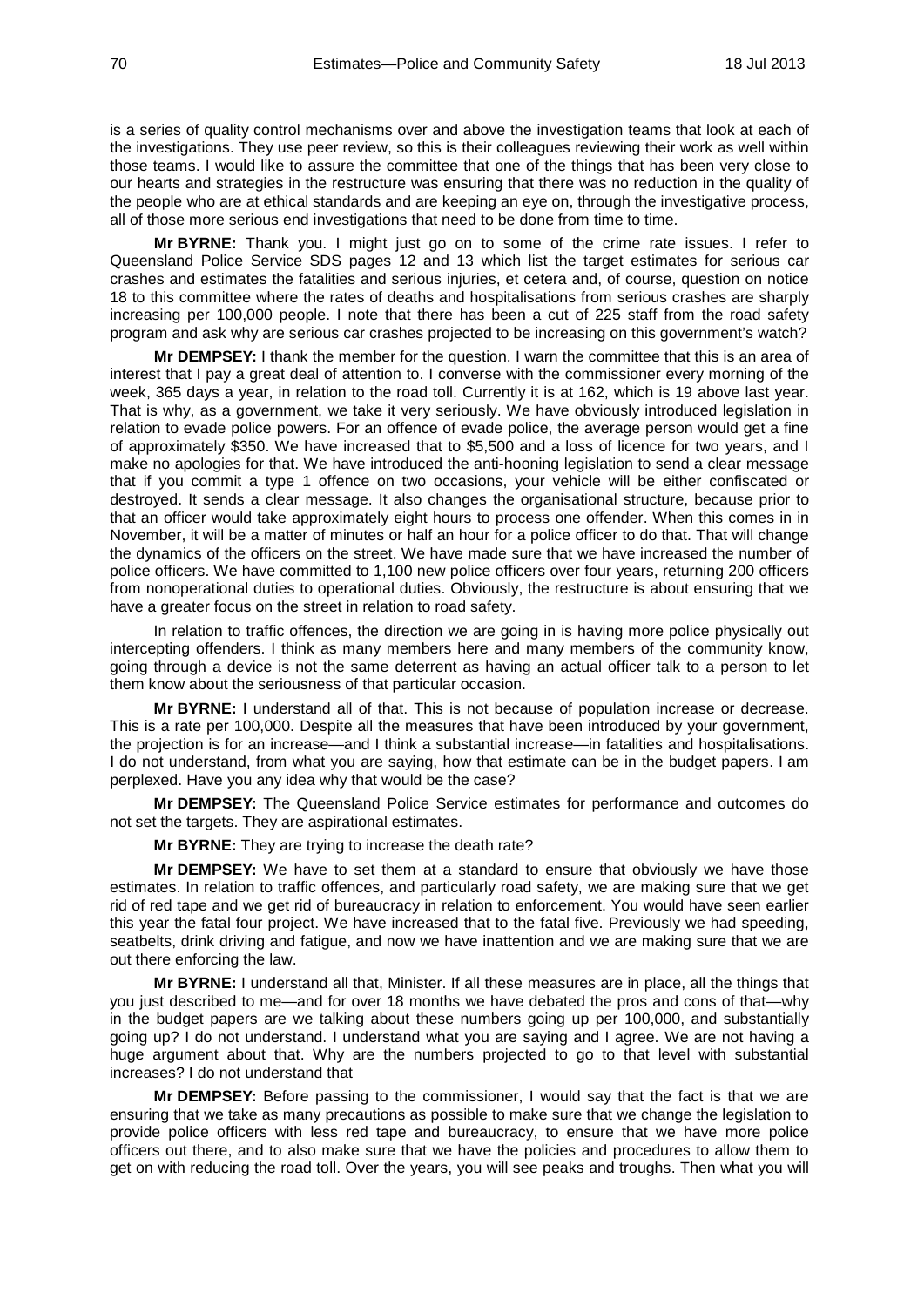is a series of quality control mechanisms over and above the investigation teams that look at each of the investigations. They use peer review, so this is their colleagues reviewing their work as well within those teams. I would like to assure the committee that one of the things that has been very close to our hearts and strategies in the restructure was ensuring that there was no reduction in the quality of the people who are at ethical standards and are keeping an eye on, through the investigative process, all of those more serious end investigations that need to be done from time to time.

**Mr BYRNE:** Thank you. I might just go on to some of the crime rate issues. I refer to Queensland Police Service SDS pages 12 and 13 which list the target estimates for serious car crashes and estimates the fatalities and serious injuries, et cetera and, of course, question on notice 18 to this committee where the rates of deaths and hospitalisations from serious crashes are sharply increasing per 100,000 people. I note that there has been a cut of 225 staff from the road safety program and ask why are serious car crashes projected to be increasing on this government's watch?

**Mr DEMPSEY:** I thank the member for the question. I warn the committee that this is an area of interest that I pay a great deal of attention to. I converse with the commissioner every morning of the week, 365 days a year, in relation to the road toll. Currently it is at 162, which is 19 above last year. That is why, as a government, we take it very seriously. We have obviously introduced legislation in relation to evade police powers. For an offence of evade police, the average person would get a fine of approximately $350. We have increased that to $5,500 and a loss of licence for two years, and I make no apologies for that. We have introduced the anti-hooning legislation to send a clear message that if you commit a type 1 offence on two occasions, your vehicle will be either confiscated or destroyed. It sends a clear message. It also changes the organisational structure, because prior to that an officer would take approximately eight hours to process one offender. When this comes in in November, it will be a matter of minutes or half an hour for a police officer to do that. That will change the dynamics of the officers on the street. We have made sure that we have increased the number of police officers. We have committed to 1,100 new police officers over four years, returning 200 officers from nonoperational duties to operational duties. Obviously, the restructure is about ensuring that we have a greater focus on the street in relation to road safety.

In relation to traffic offences, the direction we are going in is having more police physically out intercepting offenders. I think as many members here and many members of the community know, going through a device is not the same deterrent as having an actual officer talk to a person to let them know about the seriousness of that particular occasion.

**Mr BYRNE:** I understand all of that. This is not because of population increase or decrease. This is a rate per 100,000. Despite all the measures that have been introduced by your government, the projection is for an increase—and I think a substantial increase—in fatalities and hospitalisations. I do not understand, from what you are saying, how that estimate can be in the budget papers. I am perplexed. Have you any idea why that would be the case?

**Mr DEMPSEY:** The Queensland Police Service estimates for performance and outcomes do not set the targets. They are aspirational estimates.

**Mr BYRNE:** They are trying to increase the death rate?

**Mr DEMPSEY:** We have to set them at a standard to ensure that obviously we have those estimates. In relation to traffic offences, and particularly road safety, we are making sure that we get rid of red tape and we get rid of bureaucracy in relation to enforcement. You would have seen earlier this year the fatal four project. We have increased that to the fatal five. Previously we had speeding, seatbelts, drink driving and fatigue, and now we have inattention and we are making sure that we are out there enforcing the law.

**Mr BYRNE:** I understand all that, Minister. If all these measures are in place, all the things that you just described to me—and for over 18 months we have debated the pros and cons of that—why in the budget papers are we talking about these numbers going up per 100,000, and substantially going up? I do not understand. I understand what you are saying and I agree. We are not having a huge argument about that. Why are the numbers projected to go to that level with substantial increases? I do not understand that

**Mr DEMPSEY:** Before passing to the commissioner, I would say that the fact is that we are ensuring that we take as many precautions as possible to make sure that we change the legislation to provide police officers with less red tape and bureaucracy, to ensure that we have more police officers out there, and to also make sure that we have the policies and procedures to allow them to get on with reducing the road toll. Over the years, you will see peaks and troughs. Then what you will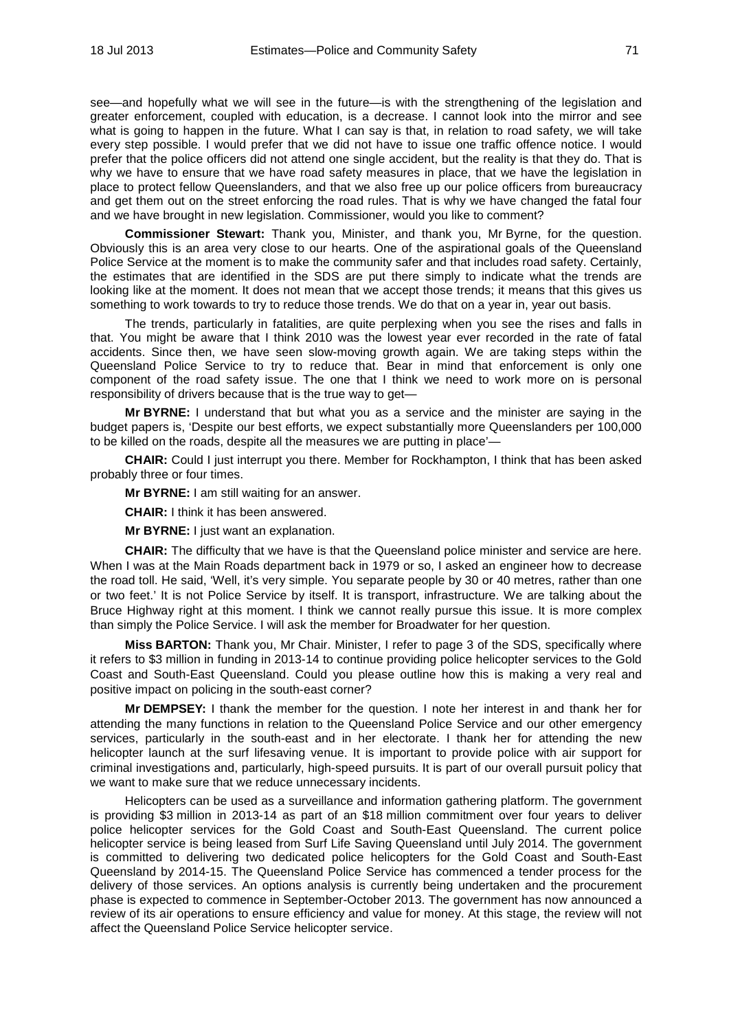see—and hopefully what we will see in the future—is with the strengthening of the legislation and greater enforcement, coupled with education, is a decrease. I cannot look into the mirror and see what is going to happen in the future. What I can say is that, in relation to road safety, we will take every step possible. I would prefer that we did not have to issue one traffic offence notice. I would prefer that the police officers did not attend one single accident, but the reality is that they do. That is why we have to ensure that we have road safety measures in place, that we have the legislation in place to protect fellow Queenslanders, and that we also free up our police officers from bureaucracy and get them out on the street enforcing the road rules. That is why we have changed the fatal four and we have brought in new legislation. Commissioner, would you like to comment?

**Commissioner Stewart:** Thank you, Minister, and thank you, Mr Byrne, for the question. Obviously this is an area very close to our hearts. One of the aspirational goals of the Queensland Police Service at the moment is to make the community safer and that includes road safety. Certainly, the estimates that are identified in the SDS are put there simply to indicate what the trends are looking like at the moment. It does not mean that we accept those trends; it means that this gives us something to work towards to try to reduce those trends. We do that on a year in, year out basis.

The trends, particularly in fatalities, are quite perplexing when you see the rises and falls in that. You might be aware that I think 2010 was the lowest year ever recorded in the rate of fatal accidents. Since then, we have seen slow-moving growth again. We are taking steps within the Queensland Police Service to try to reduce that. Bear in mind that enforcement is only one component of the road safety issue. The one that I think we need to work more on is personal responsibility of drivers because that is the true way to get—

**Mr BYRNE:** I understand that but what you as a service and the minister are saying in the budget papers is, 'Despite our best efforts, we expect substantially more Queenslanders per 100,000 to be killed on the roads, despite all the measures we are putting in place'—

**CHAIR:** Could I just interrupt you there. Member for Rockhampton, I think that has been asked probably three or four times.

**Mr BYRNE:** I am still waiting for an answer.

**CHAIR:** I think it has been answered.

**Mr BYRNE:** I just want an explanation.

**CHAIR:** The difficulty that we have is that the Queensland police minister and service are here. When I was at the Main Roads department back in 1979 or so, I asked an engineer how to decrease the road toll. He said, 'Well, it's very simple. You separate people by 30 or 40 metres, rather than one or two feet.' It is not Police Service by itself. It is transport, infrastructure. We are talking about the Bruce Highway right at this moment. I think we cannot really pursue this issue. It is more complex than simply the Police Service. I will ask the member for Broadwater for her question.

**Miss BARTON:** Thank you, Mr Chair. Minister, I refer to page 3 of the SDS, specifically where it refers to $3 million in funding in 2013-14 to continue providing police helicopter services to the Gold Coast and South-East Queensland. Could you please outline how this is making a very real and positive impact on policing in the south-east corner?

**Mr DEMPSEY:** I thank the member for the question. I note her interest in and thank her for attending the many functions in relation to the Queensland Police Service and our other emergency services, particularly in the south-east and in her electorate. I thank her for attending the new helicopter launch at the surf lifesaving venue. It is important to provide police with air support for criminal investigations and, particularly, high-speed pursuits. It is part of our overall pursuit policy that we want to make sure that we reduce unnecessary incidents.

Helicopters can be used as a surveillance and information gathering platform. The government is providing $3 million in 2013-14 as part of an $18 million commitment over four years to deliver police helicopter services for the Gold Coast and South-East Queensland. The current police helicopter service is being leased from Surf Life Saving Queensland until July 2014. The government is committed to delivering two dedicated police helicopters for the Gold Coast and South-East Queensland by 2014-15. The Queensland Police Service has commenced a tender process for the delivery of those services. An options analysis is currently being undertaken and the procurement phase is expected to commence in September-October 2013. The government has now announced a review of its air operations to ensure efficiency and value for money. At this stage, the review will not affect the Queensland Police Service helicopter service.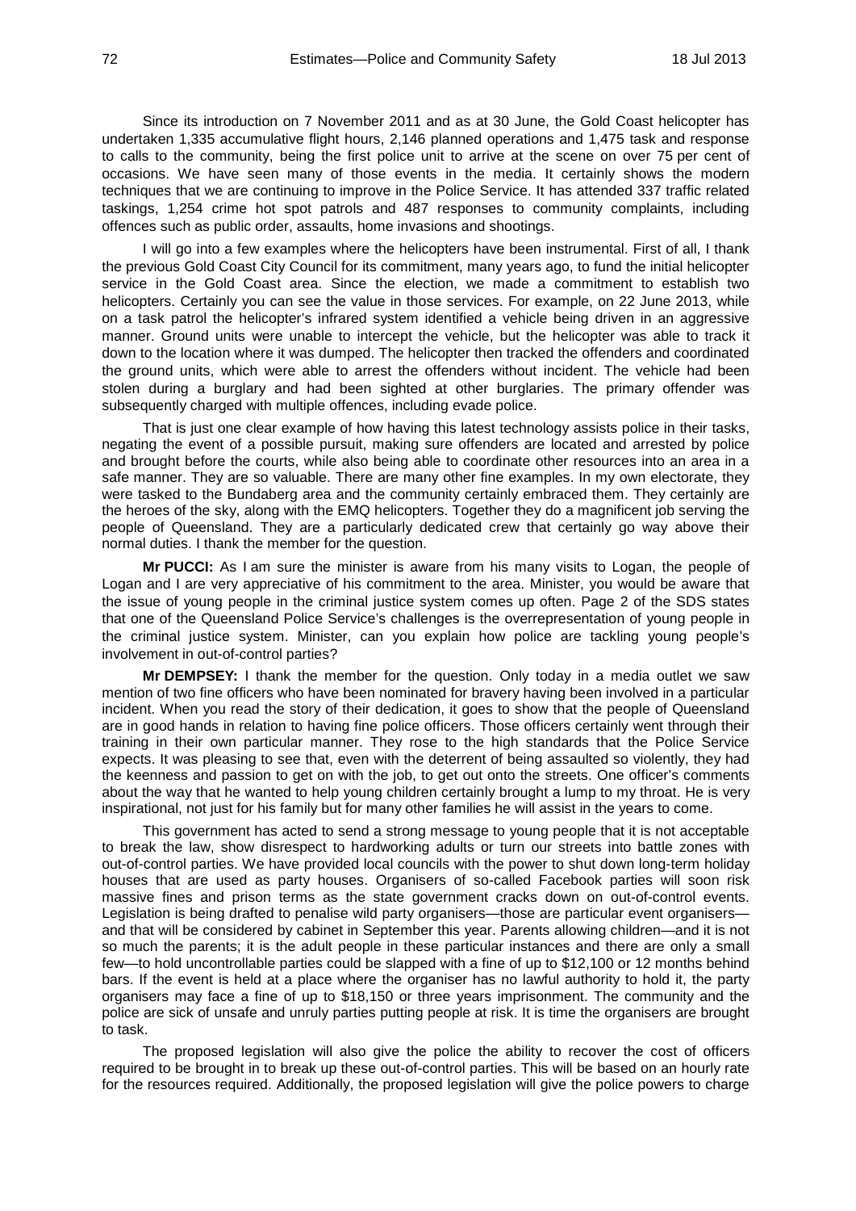Since its introduction on 7 November 2011 and as at 30 June, the Gold Coast helicopter has undertaken 1,335 accumulative flight hours, 2,146 planned operations and 1,475 task and response to calls to the community, being the first police unit to arrive at the scene on over 75 per cent of occasions. We have seen many of those events in the media. It certainly shows the modern techniques that we are continuing to improve in the Police Service. It has attended 337 traffic related taskings, 1,254 crime hot spot patrols and 487 responses to community complaints, including offences such as public order, assaults, home invasions and shootings.

I will go into a few examples where the helicopters have been instrumental. First of all, I thank the previous Gold Coast City Council for its commitment, many years ago, to fund the initial helicopter service in the Gold Coast area. Since the election, we made a commitment to establish two helicopters. Certainly you can see the value in those services. For example, on 22 June 2013, while on a task patrol the helicopter's infrared system identified a vehicle being driven in an aggressive manner. Ground units were unable to intercept the vehicle, but the helicopter was able to track it down to the location where it was dumped. The helicopter then tracked the offenders and coordinated the ground units, which were able to arrest the offenders without incident. The vehicle had been stolen during a burglary and had been sighted at other burglaries. The primary offender was subsequently charged with multiple offences, including evade police.

That is just one clear example of how having this latest technology assists police in their tasks, negating the event of a possible pursuit, making sure offenders are located and arrested by police and brought before the courts, while also being able to coordinate other resources into an area in a safe manner. They are so valuable. There are many other fine examples. In my own electorate, they were tasked to the Bundaberg area and the community certainly embraced them. They certainly are the heroes of the sky, along with the EMQ helicopters. Together they do a magnificent job serving the people of Queensland. They are a particularly dedicated crew that certainly go way above their normal duties. I thank the member for the question.

**Mr PUCCI:** As I am sure the minister is aware from his many visits to Logan, the people of Logan and I are very appreciative of his commitment to the area. Minister, you would be aware that the issue of young people in the criminal justice system comes up often. Page 2 of the SDS states that one of the Queensland Police Service's challenges is the overrepresentation of young people in the criminal justice system. Minister, can you explain how police are tackling young people's involvement in out-of-control parties?

**Mr DEMPSEY:** I thank the member for the question. Only today in a media outlet we saw mention of two fine officers who have been nominated for bravery having been involved in a particular incident. When you read the story of their dedication, it goes to show that the people of Queensland are in good hands in relation to having fine police officers. Those officers certainly went through their training in their own particular manner. They rose to the high standards that the Police Service expects. It was pleasing to see that, even with the deterrent of being assaulted so violently, they had the keenness and passion to get on with the job, to get out onto the streets. One officer's comments about the way that he wanted to help young children certainly brought a lump to my throat. He is very inspirational, not just for his family but for many other families he will assist in the years to come.

This government has acted to send a strong message to young people that it is not acceptable to break the law, show disrespect to hardworking adults or turn our streets into battle zones with out-of-control parties. We have provided local councils with the power to shut down long-term holiday houses that are used as party houses. Organisers of so-called Facebook parties will soon risk massive fines and prison terms as the state government cracks down on out-of-control events. Legislation is being drafted to penalise wild party organisers—those are particular event organisers—and that will be considered by cabinet in September this year. Parents allowing children—and it is not so much the parents; it is the adult people in these particular instances and there are only a small few—to hold uncontrollable parties could be slapped with a fine of up to $12,100 or 12 months behind bars. If the event is held at a place where the organiser has no lawful authority to hold it, the party organisers may face a fine of up to $18,150 or three years imprisonment. The community and the police are sick of unsafe and unruly parties putting people at risk. It is time the organisers are brought to task.

The proposed legislation will also give the police the ability to recover the cost of officers required to be brought in to break up these out-of-control parties. This will be based on an hourly rate for the resources required. Additionally, the proposed legislation will give the police powers to charge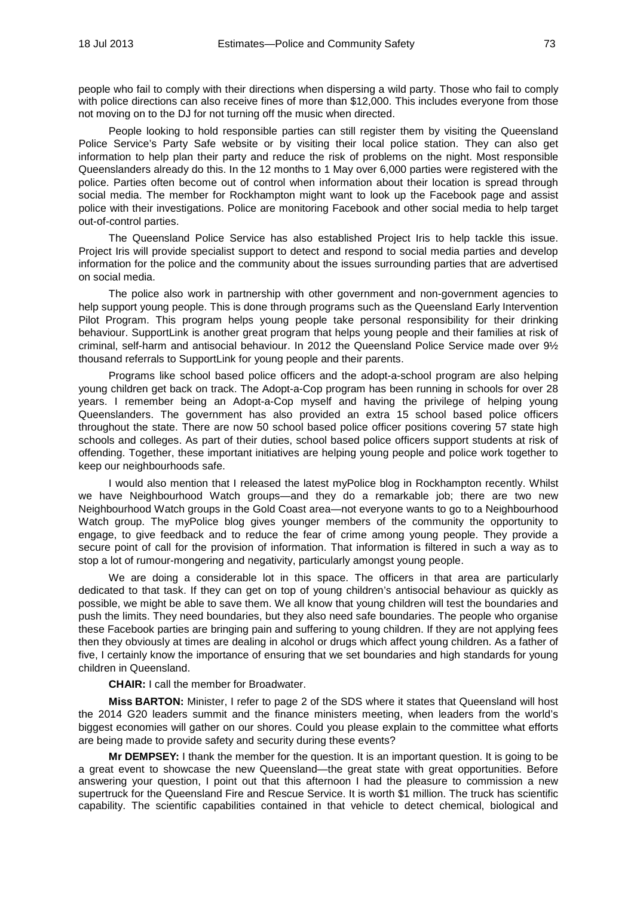people who fail to comply with their directions when dispersing a wild party. Those who fail to comply with police directions can also receive fines of more than $12,000. This includes everyone from those not moving on to the DJ for not turning off the music when directed.

People looking to hold responsible parties can still register them by visiting the Queensland Police Service's Party Safe website or by visiting their local police station. They can also get information to help plan their party and reduce the risk of problems on the night. Most responsible Queenslanders already do this. In the 12 months to 1 May over 6,000 parties were registered with the police. Parties often become out of control when information about their location is spread through social media. The member for Rockhampton might want to look up the Facebook page and assist police with their investigations. Police are monitoring Facebook and other social media to help target out-of-control parties.

The Queensland Police Service has also established Project Iris to help tackle this issue. Project Iris will provide specialist support to detect and respond to social media parties and develop information for the police and the community about the issues surrounding parties that are advertised on social media.

The police also work in partnership with other government and non-government agencies to help support young people. This is done through programs such as the Queensland Early Intervention Pilot Program. This program helps young people take personal responsibility for their drinking behaviour. SupportLink is another great program that helps young people and their families at risk of criminal, self-harm and antisocial behaviour. In 2012 the Queensland Police Service made over 9½ thousand referrals to SupportLink for young people and their parents.

Programs like school based police officers and the adopt-a-school program are also helping young children get back on track. The Adopt-a-Cop program has been running in schools for over 28 years. I remember being an Adopt-a-Cop myself and having the privilege of helping young Queenslanders. The government has also provided an extra 15 school based police officers throughout the state. There are now 50 school based police officer positions covering 57 state high schools and colleges. As part of their duties, school based police officers support students at risk of offending. Together, these important initiatives are helping young people and police work together to keep our neighbourhoods safe.

I would also mention that I released the latest myPolice blog in Rockhampton recently. Whilst we have Neighbourhood Watch groups—and they do a remarkable job; there are two new Neighbourhood Watch groups in the Gold Coast area—not everyone wants to go to a Neighbourhood Watch group. The myPolice blog gives younger members of the community the opportunity to engage, to give feedback and to reduce the fear of crime among young people. They provide a secure point of call for the provision of information. That information is filtered in such a way as to stop a lot of rumour-mongering and negativity, particularly amongst young people.

We are doing a considerable lot in this space. The officers in that area are particularly dedicated to that task. If they can get on top of young children's antisocial behaviour as quickly as possible, we might be able to save them. We all know that young children will test the boundaries and push the limits. They need boundaries, but they also need safe boundaries. The people who organise these Facebook parties are bringing pain and suffering to young children. If they are not applying fees then they obviously at times are dealing in alcohol or drugs which affect young children. As a father of five, I certainly know the importance of ensuring that we set boundaries and high standards for young children in Queensland.

**CHAIR:** I call the member for Broadwater.

**Miss BARTON:** Minister, I refer to page 2 of the SDS where it states that Queensland will host the 2014 G20 leaders summit and the finance ministers meeting, when leaders from the world's biggest economies will gather on our shores. Could you please explain to the committee what efforts are being made to provide safety and security during these events?

**Mr DEMPSEY:** I thank the member for the question. It is an important question. It is going to be a great event to showcase the new Queensland—the great state with great opportunities. Before answering your question, I point out that this afternoon I had the pleasure to commission a new supertruck for the Queensland Fire and Rescue Service. It is worth $1 million. The truck has scientific capability. The scientific capabilities contained in that vehicle to detect chemical, biological and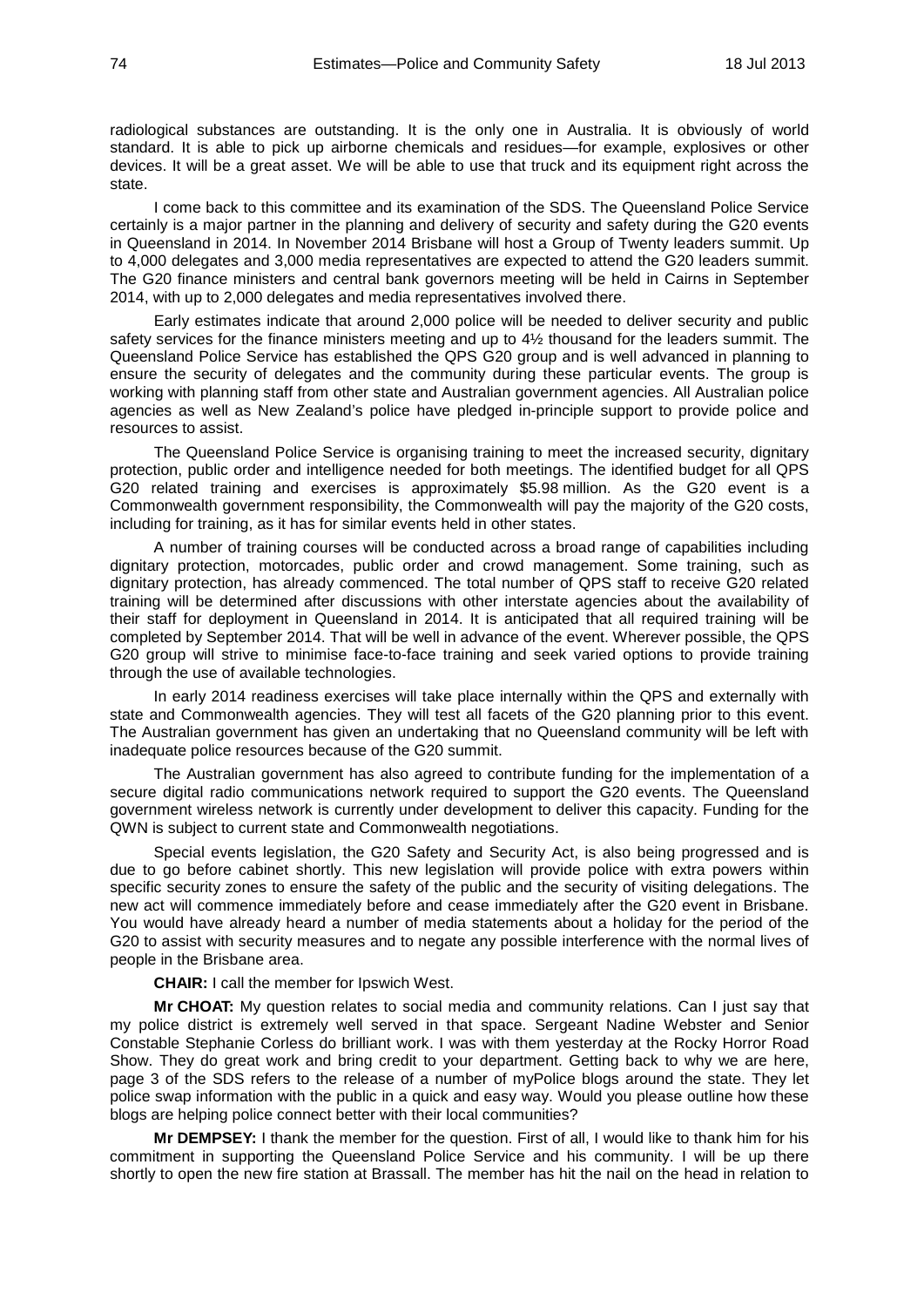radiological substances are outstanding. It is the only one in Australia. It is obviously of world standard. It is able to pick up airborne chemicals and residues—for example, explosives or other devices. It will be a great asset. We will be able to use that truck and its equipment right across the state.

I come back to this committee and its examination of the SDS. The Queensland Police Service certainly is a major partner in the planning and delivery of security and safety during the G20 events in Queensland in 2014. In November 2014 Brisbane will host a Group of Twenty leaders summit. Up to 4,000 delegates and 3,000 media representatives are expected to attend the G20 leaders summit. The G20 finance ministers and central bank governors meeting will be held in Cairns in September 2014, with up to 2,000 delegates and media representatives involved there.

Early estimates indicate that around 2,000 police will be needed to deliver security and public safety services for the finance ministers meeting and up to 4½ thousand for the leaders summit. The Queensland Police Service has established the QPS G20 group and is well advanced in planning to ensure the security of delegates and the community during these particular events. The group is working with planning staff from other state and Australian government agencies. All Australian police agencies as well as New Zealand's police have pledged in-principle support to provide police and resources to assist.

The Queensland Police Service is organising training to meet the increased security, dignitary protection, public order and intelligence needed for both meetings. The identified budget for all QPS G20 related training and exercises is approximately $5.98 million. As the G20 event is a Commonwealth government responsibility, the Commonwealth will pay the majority of the G20 costs, including for training, as it has for similar events held in other states.

A number of training courses will be conducted across a broad range of capabilities including dignitary protection, motorcades, public order and crowd management. Some training, such as dignitary protection, has already commenced. The total number of QPS staff to receive G20 related training will be determined after discussions with other interstate agencies about the availability of their staff for deployment in Queensland in 2014. It is anticipated that all required training will be completed by September 2014. That will be well in advance of the event. Wherever possible, the QPS G20 group will strive to minimise face-to-face training and seek varied options to provide training through the use of available technologies.

In early 2014 readiness exercises will take place internally within the QPS and externally with state and Commonwealth agencies. They will test all facets of the G20 planning prior to this event. The Australian government has given an undertaking that no Queensland community will be left with inadequate police resources because of the G20 summit.

The Australian government has also agreed to contribute funding for the implementation of a secure digital radio communications network required to support the G20 events. The Queensland government wireless network is currently under development to deliver this capacity. Funding for the QWN is subject to current state and Commonwealth negotiations.

Special events legislation, the G20 Safety and Security Act, is also being progressed and is due to go before cabinet shortly. This new legislation will provide police with extra powers within specific security zones to ensure the safety of the public and the security of visiting delegations. The new act will commence immediately before and cease immediately after the G20 event in Brisbane. You would have already heard a number of media statements about a holiday for the period of the G20 to assist with security measures and to negate any possible interference with the normal lives of people in the Brisbane area.

**CHAIR:** I call the member for Ipswich West.

**Mr CHOAT:** My question relates to social media and community relations. Can I just say that my police district is extremely well served in that space. Sergeant Nadine Webster and Senior Constable Stephanie Corless do brilliant work. I was with them yesterday at the Rocky Horror Road Show. They do great work and bring credit to your department. Getting back to why we are here, page 3 of the SDS refers to the release of a number of myPolice blogs around the state. They let police swap information with the public in a quick and easy way. Would you please outline how these blogs are helping police connect better with their local communities?

**Mr DEMPSEY:** I thank the member for the question. First of all, I would like to thank him for his commitment in supporting the Queensland Police Service and his community. I will be up there shortly to open the new fire station at Brassall. The member has hit the nail on the head in relation to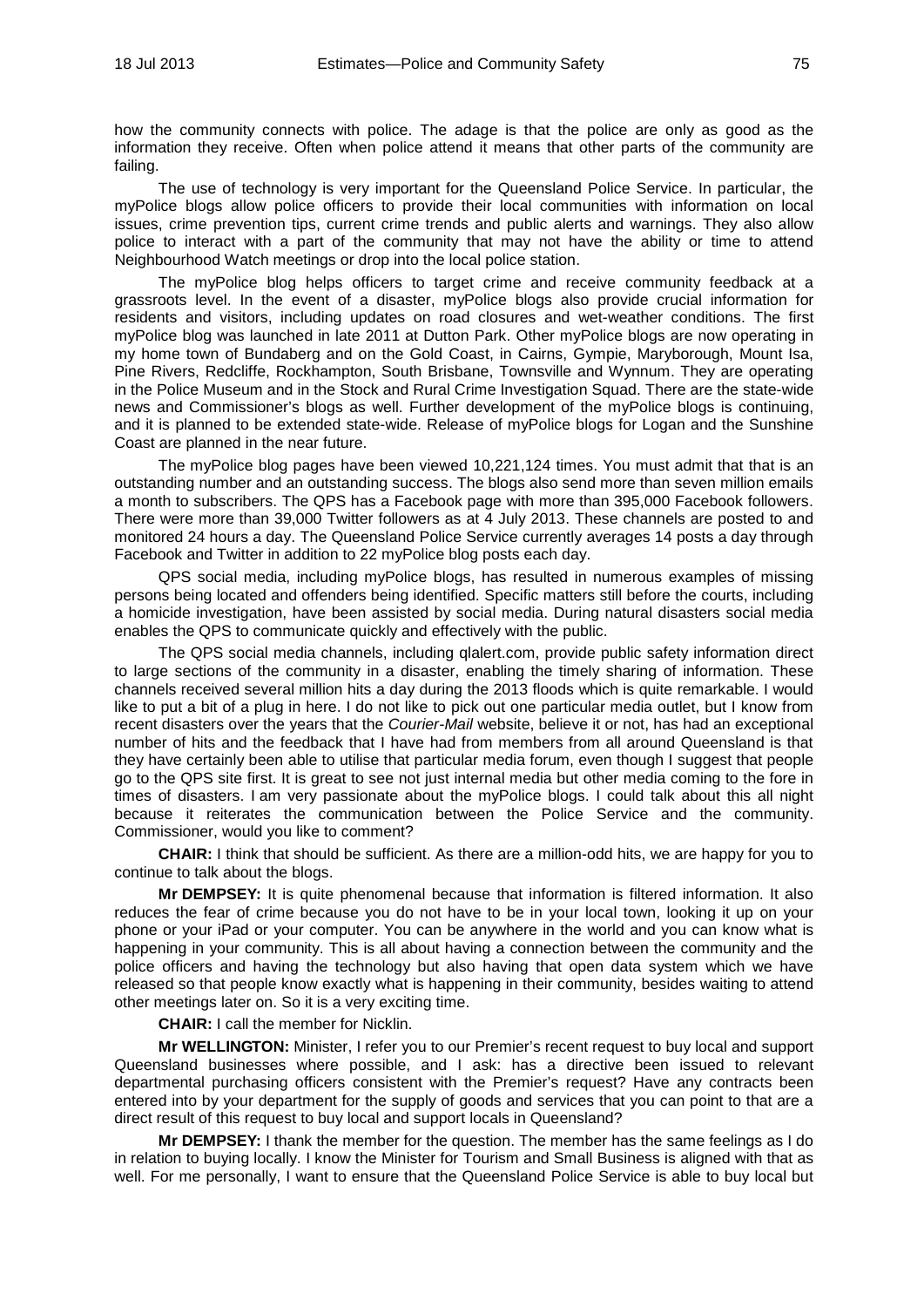how the community connects with police. The adage is that the police are only as good as the information they receive. Often when police attend it means that other parts of the community are failing.

The use of technology is very important for the Queensland Police Service. In particular, the myPolice blogs allow police officers to provide their local communities with information on local issues, crime prevention tips, current crime trends and public alerts and warnings. They also allow police to interact with a part of the community that may not have the ability or time to attend Neighbourhood Watch meetings or drop into the local police station.

The myPolice blog helps officers to target crime and receive community feedback at a grassroots level. In the event of a disaster, myPolice blogs also provide crucial information for residents and visitors, including updates on road closures and wet-weather conditions. The first myPolice blog was launched in late 2011 at Dutton Park. Other myPolice blogs are now operating in my home town of Bundaberg and on the Gold Coast, in Cairns, Gympie, Maryborough, Mount Isa, Pine Rivers, Redcliffe, Rockhampton, South Brisbane, Townsville and Wynnum. They are operating in the Police Museum and in the Stock and Rural Crime Investigation Squad. There are the state-wide news and Commissioner's blogs as well. Further development of the myPolice blogs is continuing, and it is planned to be extended state-wide. Release of myPolice blogs for Logan and the Sunshine Coast are planned in the near future.

The myPolice blog pages have been viewed 10,221,124 times. You must admit that that is an outstanding number and an outstanding success. The blogs also send more than seven million emails a month to subscribers. The QPS has a Facebook page with more than 395,000 Facebook followers. There were more than 39,000 Twitter followers as at 4 July 2013. These channels are posted to and monitored 24 hours a day. The Queensland Police Service currently averages 14 posts a day through Facebook and Twitter in addition to 22 myPolice blog posts each day.

QPS social media, including myPolice blogs, has resulted in numerous examples of missing persons being located and offenders being identified. Specific matters still before the courts, including a homicide investigation, have been assisted by social media. During natural disasters social media enables the QPS to communicate quickly and effectively with the public.

The QPS social media channels, including qlalert.com, provide public safety information direct to large sections of the community in a disaster, enabling the timely sharing of information. These channels received several million hits a day during the 2013 floods which is quite remarkable. I would like to put a bit of a plug in here. I do not like to pick out one particular media outlet, but I know from recent disasters over the years that the *Courier-Mail* website, believe it or not, has had an exceptional number of hits and the feedback that I have had from members from all around Queensland is that they have certainly been able to utilise that particular media forum, even though I suggest that people go to the QPS site first. It is great to see not just internal media but other media coming to the fore in times of disasters. I am very passionate about the myPolice blogs. I could talk about this all night because it reiterates the communication between the Police Service and the community. Commissioner, would you like to comment?

**CHAIR:** I think that should be sufficient. As there are a million-odd hits, we are happy for you to continue to talk about the blogs.

**Mr DEMPSEY:** It is quite phenomenal because that information is filtered information. It also reduces the fear of crime because you do not have to be in your local town, looking it up on your phone or your iPad or your computer. You can be anywhere in the world and you can know what is happening in your community. This is all about having a connection between the community and the police officers and having the technology but also having that open data system which we have released so that people know exactly what is happening in their community, besides waiting to attend other meetings later on. So it is a very exciting time.

**CHAIR:** I call the member for Nicklin.

**Mr WELLINGTON:** Minister, I refer you to our Premier's recent request to buy local and support Queensland businesses where possible, and I ask: has a directive been issued to relevant departmental purchasing officers consistent with the Premier's request? Have any contracts been entered into by your department for the supply of goods and services that you can point to that are a direct result of this request to buy local and support locals in Queensland?

**Mr DEMPSEY:** I thank the member for the question. The member has the same feelings as I do in relation to buying locally. I know the Minister for Tourism and Small Business is aligned with that as well. For me personally, I want to ensure that the Queensland Police Service is able to buy local but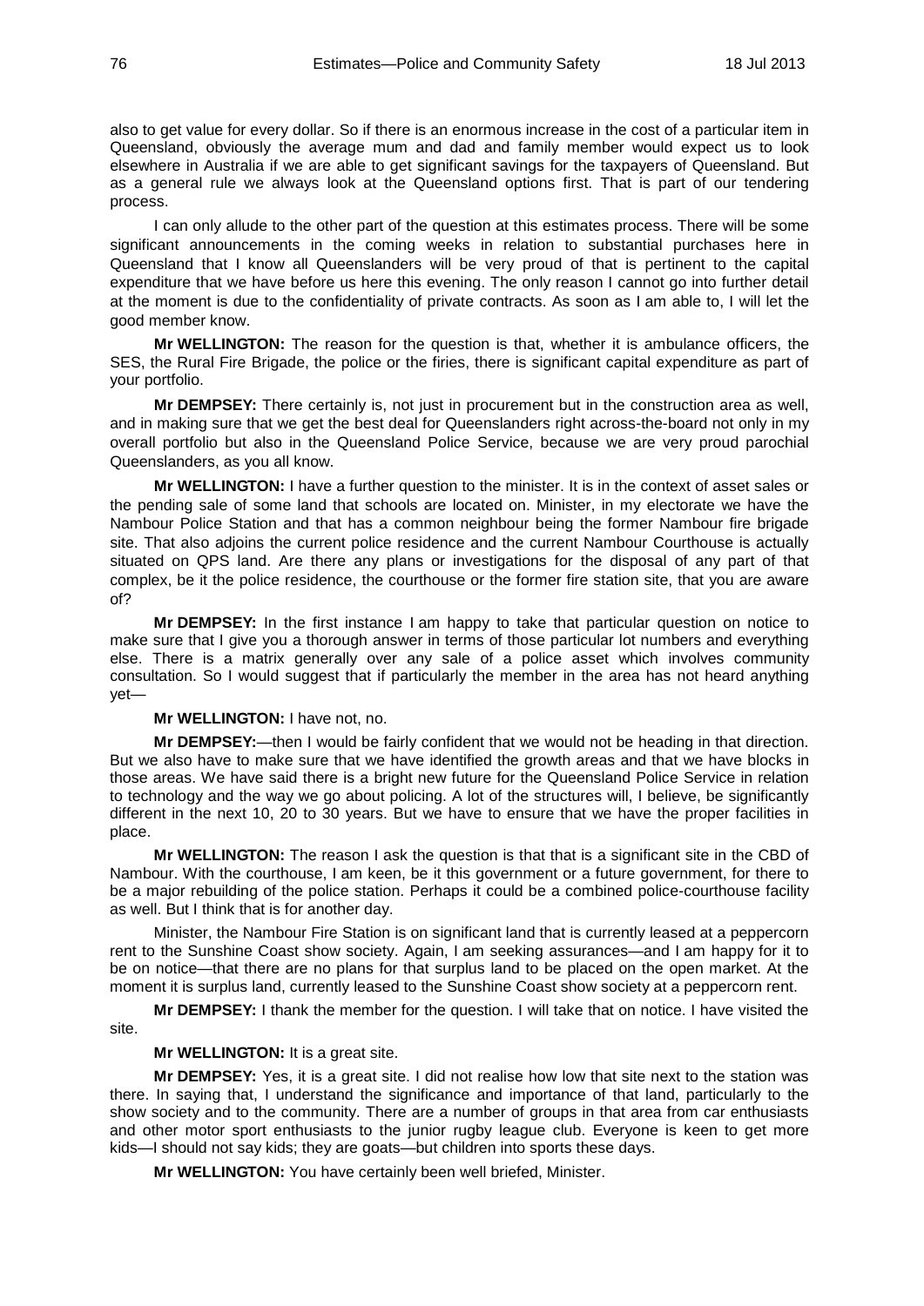also to get value for every dollar. So if there is an enormous increase in the cost of a particular item in Queensland, obviously the average mum and dad and family member would expect us to look elsewhere in Australia if we are able to get significant savings for the taxpayers of Queensland. But as a general rule we always look at the Queensland options first. That is part of our tendering process.

I can only allude to the other part of the question at this estimates process. There will be some significant announcements in the coming weeks in relation to substantial purchases here in Queensland that I know all Queenslanders will be very proud of that is pertinent to the capital expenditure that we have before us here this evening. The only reason I cannot go into further detail at the moment is due to the confidentiality of private contracts. As soon as I am able to, I will let the good member know.

**Mr WELLINGTON:** The reason for the question is that, whether it is ambulance officers, the SES, the Rural Fire Brigade, the police or the firies, there is significant capital expenditure as part of your portfolio.

**Mr DEMPSEY:** There certainly is, not just in procurement but in the construction area as well, and in making sure that we get the best deal for Queenslanders right across-the-board not only in my overall portfolio but also in the Queensland Police Service, because we are very proud parochial Queenslanders, as you all know.

**Mr WELLINGTON:** I have a further question to the minister. It is in the context of asset sales or the pending sale of some land that schools are located on. Minister, in my electorate we have the Nambour Police Station and that has a common neighbour being the former Nambour fire brigade site. That also adjoins the current police residence and the current Nambour Courthouse is actually situated on QPS land. Are there any plans or investigations for the disposal of any part of that complex, be it the police residence, the courthouse or the former fire station site, that you are aware of?

**Mr DEMPSEY:** In the first instance I am happy to take that particular question on notice to make sure that I give you a thorough answer in terms of those particular lot numbers and everything else. There is a matrix generally over any sale of a police asset which involves community consultation. So I would suggest that if particularly the member in the area has not heard anything yet—

**Mr WELLINGTON:** I have not, no.

**Mr DEMPSEY:**—then I would be fairly confident that we would not be heading in that direction. But we also have to make sure that we have identified the growth areas and that we have blocks in those areas. We have said there is a bright new future for the Queensland Police Service in relation to technology and the way we go about policing. A lot of the structures will, I believe, be significantly different in the next 10, 20 to 30 years. But we have to ensure that we have the proper facilities in place.

**Mr WELLINGTON:** The reason I ask the question is that that is a significant site in the CBD of Nambour. With the courthouse, I am keen, be it this government or a future government, for there to be a major rebuilding of the police station. Perhaps it could be a combined police-courthouse facility as well. But I think that is for another day.

Minister, the Nambour Fire Station is on significant land that is currently leased at a peppercorn rent to the Sunshine Coast show society. Again, I am seeking assurances—and I am happy for it to be on notice—that there are no plans for that surplus land to be placed on the open market. At the moment it is surplus land, currently leased to the Sunshine Coast show society at a peppercorn rent.

**Mr DEMPSEY:** I thank the member for the question. I will take that on notice. I have visited the site.

**Mr WELLINGTON:** It is a great site.

**Mr DEMPSEY:** Yes, it is a great site. I did not realise how low that site next to the station was there. In saying that, I understand the significance and importance of that land, particularly to the show society and to the community. There are a number of groups in that area from car enthusiasts and other motor sport enthusiasts to the junior rugby league club. Everyone is keen to get more kids—I should not say kids; they are goats—but children into sports these days.

**Mr WELLINGTON:** You have certainly been well briefed, Minister.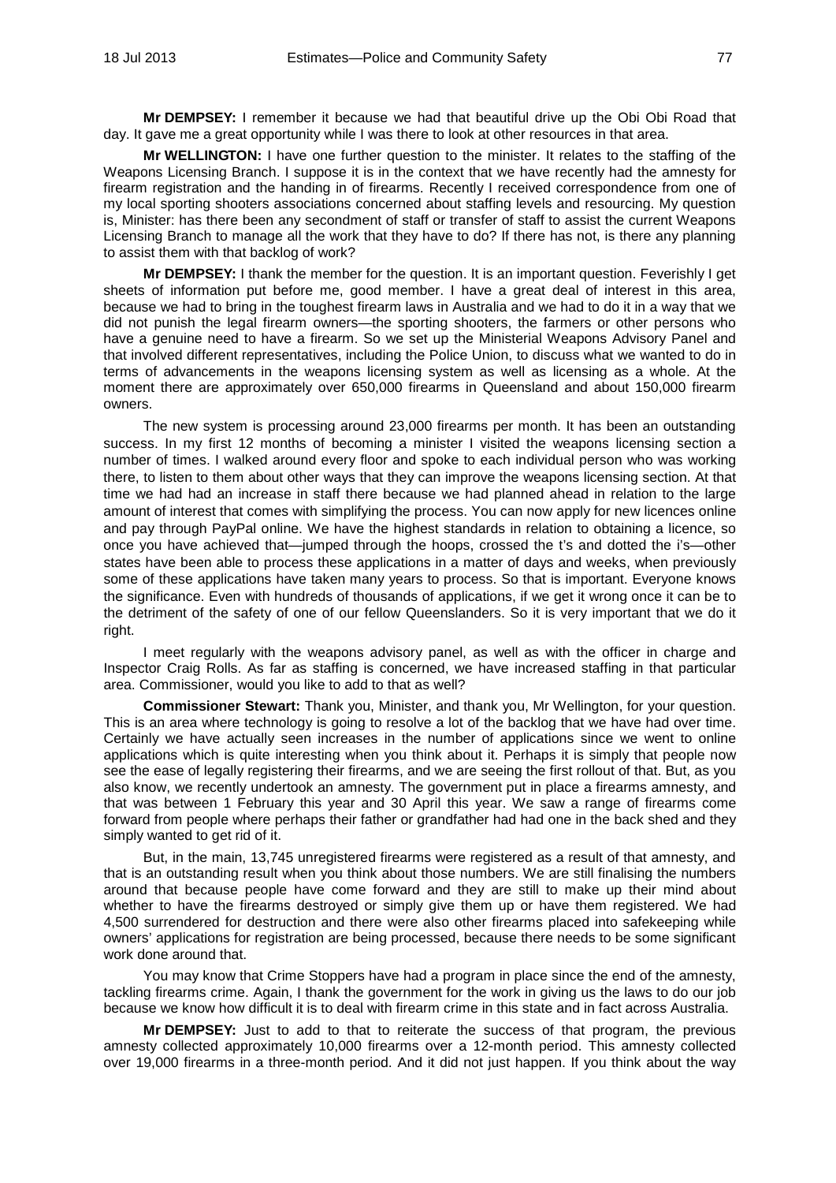**Mr DEMPSEY:** I remember it because we had that beautiful drive up the Obi Obi Road that day. It gave me a great opportunity while I was there to look at other resources in that area.

**Mr WELLINGTON:** I have one further question to the minister. It relates to the staffing of the Weapons Licensing Branch. I suppose it is in the context that we have recently had the amnesty for firearm registration and the handing in of firearms. Recently I received correspondence from one of my local sporting shooters associations concerned about staffing levels and resourcing. My question is, Minister: has there been any secondment of staff or transfer of staff to assist the current Weapons Licensing Branch to manage all the work that they have to do? If there has not, is there any planning to assist them with that backlog of work?

**Mr DEMPSEY:** I thank the member for the question. It is an important question. Feverishly I get sheets of information put before me, good member. I have a great deal of interest in this area, because we had to bring in the toughest firearm laws in Australia and we had to do it in a way that we did not punish the legal firearm owners—the sporting shooters, the farmers or other persons who have a genuine need to have a firearm. So we set up the Ministerial Weapons Advisory Panel and that involved different representatives, including the Police Union, to discuss what we wanted to do in terms of advancements in the weapons licensing system as well as licensing as a whole. At the moment there are approximately over 650,000 firearms in Queensland and about 150,000 firearm owners.

The new system is processing around 23,000 firearms per month. It has been an outstanding success. In my first 12 months of becoming a minister I visited the weapons licensing section a number of times. I walked around every floor and spoke to each individual person who was working there, to listen to them about other ways that they can improve the weapons licensing section. At that time we had had an increase in staff there because we had planned ahead in relation to the large amount of interest that comes with simplifying the process. You can now apply for new licences online and pay through PayPal online. We have the highest standards in relation to obtaining a licence, so once you have achieved that—jumped through the hoops, crossed the t's and dotted the i's—other states have been able to process these applications in a matter of days and weeks, when previously some of these applications have taken many years to process. So that is important. Everyone knows the significance. Even with hundreds of thousands of applications, if we get it wrong once it can be to the detriment of the safety of one of our fellow Queenslanders. So it is very important that we do it right.

I meet regularly with the weapons advisory panel, as well as with the officer in charge and Inspector Craig Rolls. As far as staffing is concerned, we have increased staffing in that particular area. Commissioner, would you like to add to that as well?

**Commissioner Stewart:** Thank you, Minister, and thank you, Mr Wellington, for your question. This is an area where technology is going to resolve a lot of the backlog that we have had over time. Certainly we have actually seen increases in the number of applications since we went to online applications which is quite interesting when you think about it. Perhaps it is simply that people now see the ease of legally registering their firearms, and we are seeing the first rollout of that. But, as you also know, we recently undertook an amnesty. The government put in place a firearms amnesty, and that was between 1 February this year and 30 April this year. We saw a range of firearms come forward from people where perhaps their father or grandfather had had one in the back shed and they simply wanted to get rid of it.

But, in the main, 13,745 unregistered firearms were registered as a result of that amnesty, and that is an outstanding result when you think about those numbers. We are still finalising the numbers around that because people have come forward and they are still to make up their mind about whether to have the firearms destroyed or simply give them up or have them registered. We had 4,500 surrendered for destruction and there were also other firearms placed into safekeeping while owners' applications for registration are being processed, because there needs to be some significant work done around that.

You may know that Crime Stoppers have had a program in place since the end of the amnesty, tackling firearms crime. Again, I thank the government for the work in giving us the laws to do our job because we know how difficult it is to deal with firearm crime in this state and in fact across Australia.

**Mr DEMPSEY:** Just to add to that to reiterate the success of that program, the previous amnesty collected approximately 10,000 firearms over a 12-month period. This amnesty collected over 19,000 firearms in a three-month period. And it did not just happen. If you think about the way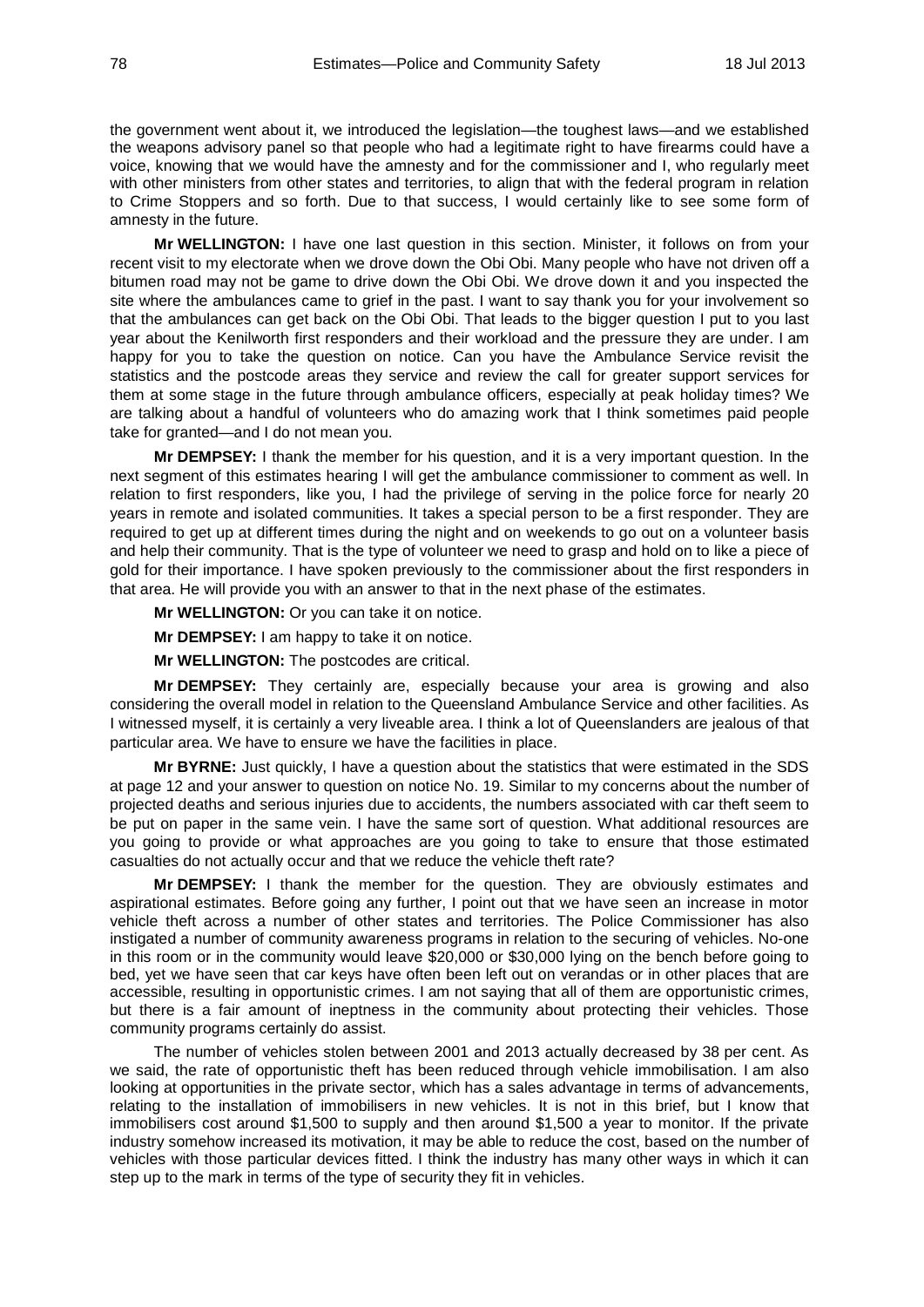the government went about it, we introduced the legislation—the toughest laws—and we established the weapons advisory panel so that people who had a legitimate right to have firearms could have a voice, knowing that we would have the amnesty and for the commissioner and I, who regularly meet with other ministers from other states and territories, to align that with the federal program in relation to Crime Stoppers and so forth. Due to that success, I would certainly like to see some form of amnesty in the future.

**Mr WELLINGTON:** I have one last question in this section. Minister, it follows on from your recent visit to my electorate when we drove down the Obi Obi. Many people who have not driven off a bitumen road may not be game to drive down the Obi Obi. We drove down it and you inspected the site where the ambulances came to grief in the past. I want to say thank you for your involvement so that the ambulances can get back on the Obi Obi. That leads to the bigger question I put to you last year about the Kenilworth first responders and their workload and the pressure they are under. I am happy for you to take the question on notice. Can you have the Ambulance Service revisit the statistics and the postcode areas they service and review the call for greater support services for them at some stage in the future through ambulance officers, especially at peak holiday times? We are talking about a handful of volunteers who do amazing work that I think sometimes paid people take for granted—and I do not mean you.

**Mr DEMPSEY:** I thank the member for his question, and it is a very important question. In the next segment of this estimates hearing I will get the ambulance commissioner to comment as well. In relation to first responders, like you, I had the privilege of serving in the police force for nearly 20 years in remote and isolated communities. It takes a special person to be a first responder. They are required to get up at different times during the night and on weekends to go out on a volunteer basis and help their community. That is the type of volunteer we need to grasp and hold on to like a piece of gold for their importance. I have spoken previously to the commissioner about the first responders in that area. He will provide you with an answer to that in the next phase of the estimates.

**Mr WELLINGTON:** Or you can take it on notice.

**Mr DEMPSEY:** I am happy to take it on notice.

**Mr WELLINGTON:** The postcodes are critical.

**Mr DEMPSEY:** They certainly are, especially because your area is growing and also considering the overall model in relation to the Queensland Ambulance Service and other facilities. As I witnessed myself, it is certainly a very liveable area. I think a lot of Queenslanders are jealous of that particular area. We have to ensure we have the facilities in place.

**Mr BYRNE:** Just quickly, I have a question about the statistics that were estimated in the SDS at page 12 and your answer to question on notice No. 19. Similar to my concerns about the number of projected deaths and serious injuries due to accidents, the numbers associated with car theft seem to be put on paper in the same vein. I have the same sort of question. What additional resources are you going to provide or what approaches are you going to take to ensure that those estimated casualties do not actually occur and that we reduce the vehicle theft rate?

**Mr DEMPSEY:** I thank the member for the question. They are obviously estimates and aspirational estimates. Before going any further, I point out that we have seen an increase in motor vehicle theft across a number of other states and territories. The Police Commissioner has also instigated a number of community awareness programs in relation to the securing of vehicles. No-one in this room or in the community would leave $20,000 or $30,000 lying on the bench before going to bed, yet we have seen that car keys have often been left out on verandas or in other places that are accessible, resulting in opportunistic crimes. I am not saying that all of them are opportunistic crimes, but there is a fair amount of ineptness in the community about protecting their vehicles. Those community programs certainly do assist.

The number of vehicles stolen between 2001 and 2013 actually decreased by 38 per cent. As we said, the rate of opportunistic theft has been reduced through vehicle immobilisation. I am also looking at opportunities in the private sector, which has a sales advantage in terms of advancements, relating to the installation of immobilisers in new vehicles. It is not in this brief, but I know that immobilisers cost around $1,500 to supply and then around $1,500 a year to monitor. If the private industry somehow increased its motivation, it may be able to reduce the cost, based on the number of vehicles with those particular devices fitted. I think the industry has many other ways in which it can step up to the mark in terms of the type of security they fit in vehicles.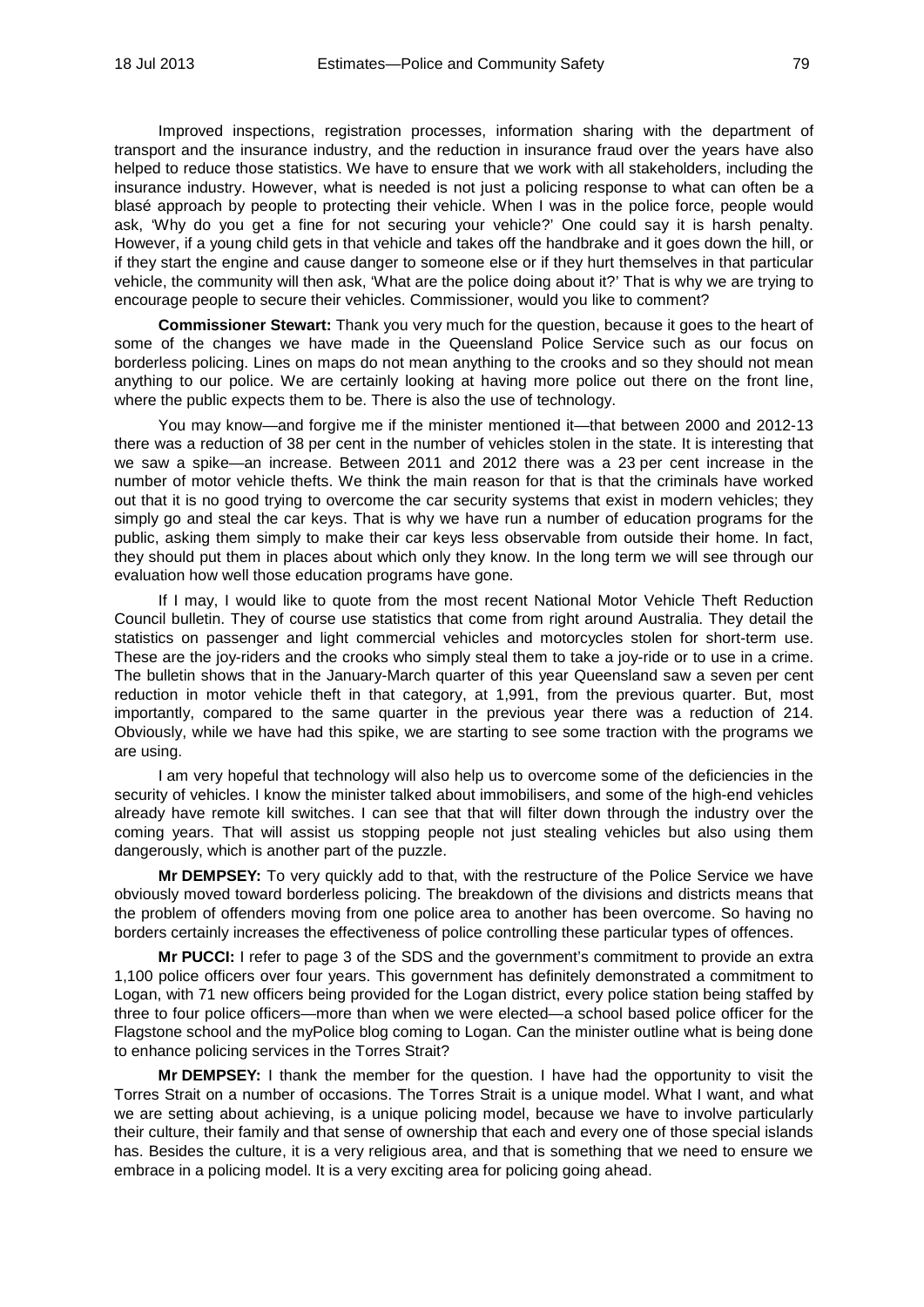Improved inspections, registration processes, information sharing with the department of transport and the insurance industry, and the reduction in insurance fraud over the years have also helped to reduce those statistics. We have to ensure that we work with all stakeholders, including the insurance industry. However, what is needed is not just a policing response to what can often be a blasé approach by people to protecting their vehicle. When I was in the police force, people would ask, 'Why do you get a fine for not securing your vehicle?' One could say it is harsh penalty. However, if a young child gets in that vehicle and takes off the handbrake and it goes down the hill, or if they start the engine and cause danger to someone else or if they hurt themselves in that particular vehicle, the community will then ask, 'What are the police doing about it?' That is why we are trying to encourage people to secure their vehicles. Commissioner, would you like to comment?

**Commissioner Stewart:** Thank you very much for the question, because it goes to the heart of some of the changes we have made in the Queensland Police Service such as our focus on borderless policing. Lines on maps do not mean anything to the crooks and so they should not mean anything to our police. We are certainly looking at having more police out there on the front line, where the public expects them to be. There is also the use of technology.

You may know—and forgive me if the minister mentioned it—that between 2000 and 2012-13 there was a reduction of 38 per cent in the number of vehicles stolen in the state. It is interesting that we saw a spike—an increase. Between 2011 and 2012 there was a 23 per cent increase in the number of motor vehicle thefts. We think the main reason for that is that the criminals have worked out that it is no good trying to overcome the car security systems that exist in modern vehicles; they simply go and steal the car keys. That is why we have run a number of education programs for the public, asking them simply to make their car keys less observable from outside their home. In fact, they should put them in places about which only they know. In the long term we will see through our evaluation how well those education programs have gone.

If I may, I would like to quote from the most recent National Motor Vehicle Theft Reduction Council bulletin. They of course use statistics that come from right around Australia. They detail the statistics on passenger and light commercial vehicles and motorcycles stolen for short-term use. These are the joy-riders and the crooks who simply steal them to take a joy-ride or to use in a crime. The bulletin shows that in the January-March quarter of this year Queensland saw a seven per cent reduction in motor vehicle theft in that category, at 1,991, from the previous quarter. But, most importantly, compared to the same quarter in the previous year there was a reduction of 214. Obviously, while we have had this spike, we are starting to see some traction with the programs we are using.

I am very hopeful that technology will also help us to overcome some of the deficiencies in the security of vehicles. I know the minister talked about immobilisers, and some of the high-end vehicles already have remote kill switches. I can see that that will filter down through the industry over the coming years. That will assist us stopping people not just stealing vehicles but also using them dangerously, which is another part of the puzzle.

**Mr DEMPSEY:** To very quickly add to that, with the restructure of the Police Service we have obviously moved toward borderless policing. The breakdown of the divisions and districts means that the problem of offenders moving from one police area to another has been overcome. So having no borders certainly increases the effectiveness of police controlling these particular types of offences.

**Mr PUCCI:** I refer to page 3 of the SDS and the government's commitment to provide an extra 1,100 police officers over four years. This government has definitely demonstrated a commitment to Logan, with 71 new officers being provided for the Logan district, every police station being staffed by three to four police officers—more than when we were elected—a school based police officer for the Flagstone school and the myPolice blog coming to Logan. Can the minister outline what is being done to enhance policing services in the Torres Strait?

**Mr DEMPSEY:** I thank the member for the question. I have had the opportunity to visit the Torres Strait on a number of occasions. The Torres Strait is a unique model. What I want, and what we are setting about achieving, is a unique policing model, because we have to involve particularly their culture, their family and that sense of ownership that each and every one of those special islands has. Besides the culture, it is a very religious area, and that is something that we need to ensure we embrace in a policing model. It is a very exciting area for policing going ahead.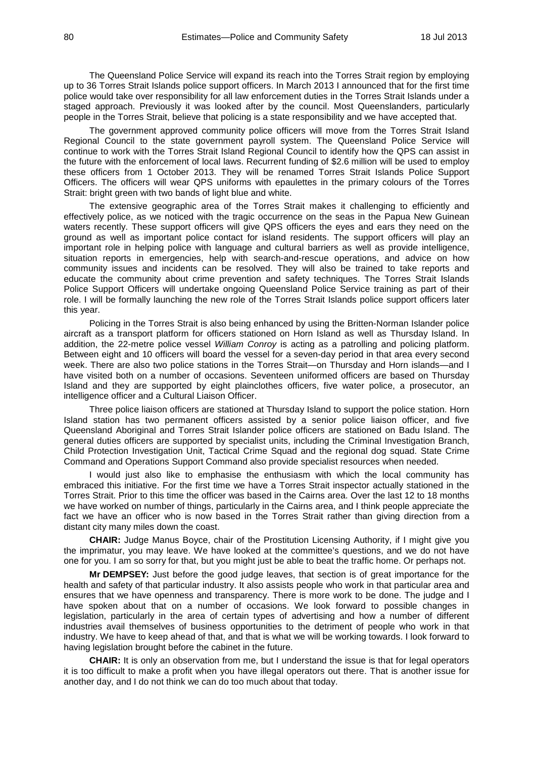The Queensland Police Service will expand its reach into the Torres Strait region by employing up to 36 Torres Strait Islands police support officers. In March 2013 I announced that for the first time police would take over responsibility for all law enforcement duties in the Torres Strait Islands under a staged approach. Previously it was looked after by the council. Most Queenslanders, particularly people in the Torres Strait, believe that policing is a state responsibility and we have accepted that.

The government approved community police officers will move from the Torres Strait Island Regional Council to the state government payroll system. The Queensland Police Service will continue to work with the Torres Strait Island Regional Council to identify how the QPS can assist in the future with the enforcement of local laws. Recurrent funding of $2.6 million will be used to employ these officers from 1 October 2013. They will be renamed Torres Strait Islands Police Support Officers. The officers will wear QPS uniforms with epaulettes in the primary colours of the Torres Strait: bright green with two bands of light blue and white.

The extensive geographic area of the Torres Strait makes it challenging to efficiently and effectively police, as we noticed with the tragic occurrence on the seas in the Papua New Guinean waters recently. These support officers will give QPS officers the eyes and ears they need on the ground as well as important police contact for island residents. The support officers will play an important role in helping police with language and cultural barriers as well as provide intelligence, situation reports in emergencies, help with search-and-rescue operations, and advice on how community issues and incidents can be resolved. They will also be trained to take reports and educate the community about crime prevention and safety techniques. The Torres Strait Islands Police Support Officers will undertake ongoing Queensland Police Service training as part of their role. I will be formally launching the new role of the Torres Strait Islands police support officers later this year.

Policing in the Torres Strait is also being enhanced by using the Britten-Norman Islander police aircraft as a transport platform for officers stationed on Horn Island as well as Thursday Island. In addition, the 22-metre police vessel *William Conroy* is acting as a patrolling and policing platform. Between eight and 10 officers will board the vessel for a seven-day period in that area every second week. There are also two police stations in the Torres Strait—on Thursday and Horn islands—and I have visited both on a number of occasions. Seventeen uniformed officers are based on Thursday Island and they are supported by eight plainclothes officers, five water police, a prosecutor, an intelligence officer and a Cultural Liaison Officer.

Three police liaison officers are stationed at Thursday Island to support the police station. Horn Island station has two permanent officers assisted by a senior police liaison officer, and five Queensland Aboriginal and Torres Strait Islander police officers are stationed on Badu Island. The general duties officers are supported by specialist units, including the Criminal Investigation Branch, Child Protection Investigation Unit, Tactical Crime Squad and the regional dog squad. State Crime Command and Operations Support Command also provide specialist resources when needed.

I would just also like to emphasise the enthusiasm with which the local community has embraced this initiative. For the first time we have a Torres Strait inspector actually stationed in the Torres Strait. Prior to this time the officer was based in the Cairns area. Over the last 12 to 18 months we have worked on number of things, particularly in the Cairns area, and I think people appreciate the fact we have an officer who is now based in the Torres Strait rather than giving direction from a distant city many miles down the coast.

**CHAIR:** Judge Manus Boyce, chair of the Prostitution Licensing Authority, if I might give you the imprimatur, you may leave. We have looked at the committee's questions, and we do not have one for you. I am so sorry for that, but you might just be able to beat the traffic home. Or perhaps not.

**Mr DEMPSEY:** Just before the good judge leaves, that section is of great importance for the health and safety of that particular industry. It also assists people who work in that particular area and ensures that we have openness and transparency. There is more work to be done. The judge and I have spoken about that on a number of occasions. We look forward to possible changes in legislation, particularly in the area of certain types of advertising and how a number of different industries avail themselves of business opportunities to the detriment of people who work in that industry. We have to keep ahead of that, and that is what we will be working towards. I look forward to having legislation brought before the cabinet in the future.

**CHAIR:** It is only an observation from me, but I understand the issue is that for legal operators it is too difficult to make a profit when you have illegal operators out there. That is another issue for another day, and I do not think we can do too much about that today.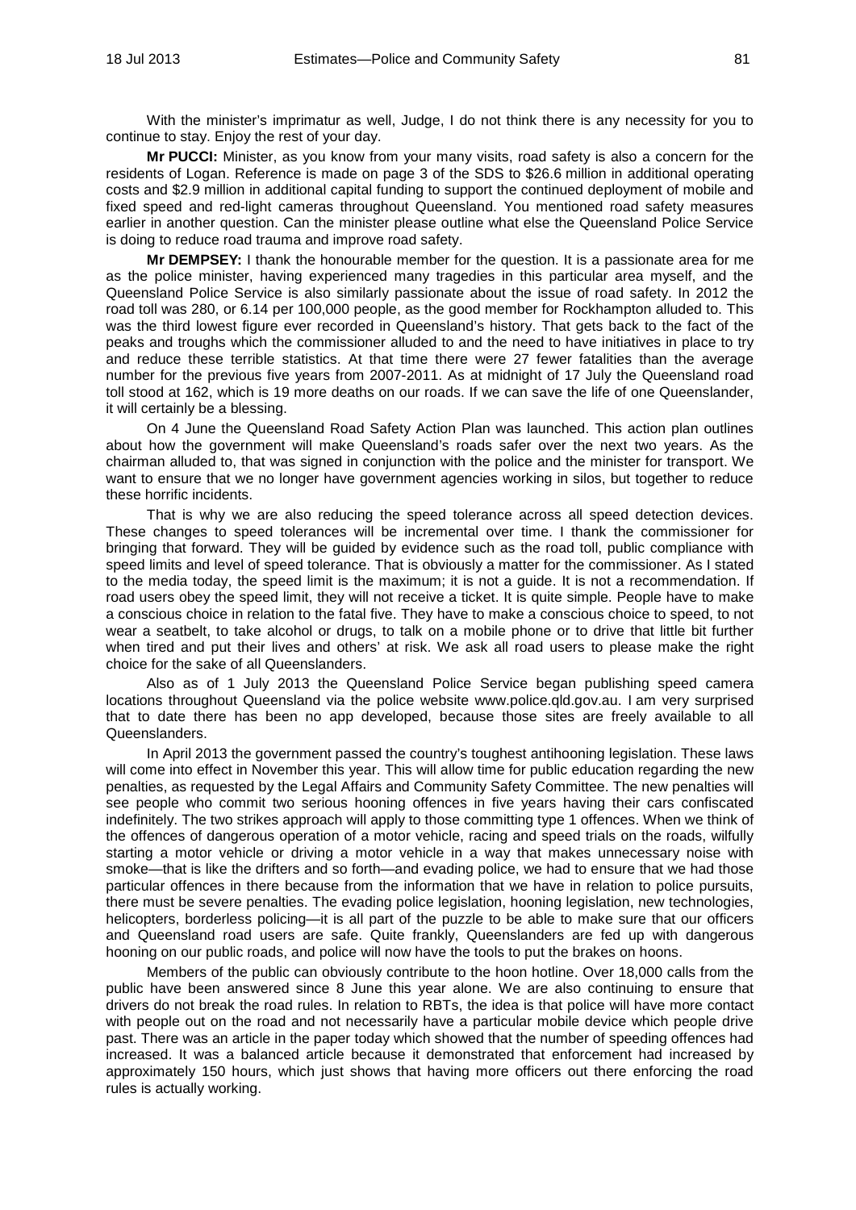With the minister's imprimatur as well, Judge, I do not think there is any necessity for you to continue to stay. Enjoy the rest of your day.

**Mr PUCCI:** Minister, as you know from your many visits, road safety is also a concern for the residents of Logan. Reference is made on page 3 of the SDS to $26.6 million in additional operating costs and $2.9 million in additional capital funding to support the continued deployment of mobile and fixed speed and red-light cameras throughout Queensland. You mentioned road safety measures earlier in another question. Can the minister please outline what else the Queensland Police Service is doing to reduce road trauma and improve road safety.

**Mr DEMPSEY:** I thank the honourable member for the question. It is a passionate area for me as the police minister, having experienced many tragedies in this particular area myself, and the Queensland Police Service is also similarly passionate about the issue of road safety. In 2012 the road toll was 280, or 6.14 per 100,000 people, as the good member for Rockhampton alluded to. This was the third lowest figure ever recorded in Queensland's history. That gets back to the fact of the peaks and troughs which the commissioner alluded to and the need to have initiatives in place to try and reduce these terrible statistics. At that time there were 27 fewer fatalities than the average number for the previous five years from 2007-2011. As at midnight of 17 July the Queensland road toll stood at 162, which is 19 more deaths on our roads. If we can save the life of one Queenslander, it will certainly be a blessing.

On 4 June the Queensland Road Safety Action Plan was launched. This action plan outlines about how the government will make Queensland's roads safer over the next two years. As the chairman alluded to, that was signed in conjunction with the police and the minister for transport. We want to ensure that we no longer have government agencies working in silos, but together to reduce these horrific incidents.

That is why we are also reducing the speed tolerance across all speed detection devices. These changes to speed tolerances will be incremental over time. I thank the commissioner for bringing that forward. They will be guided by evidence such as the road toll, public compliance with speed limits and level of speed tolerance. That is obviously a matter for the commissioner. As I stated to the media today, the speed limit is the maximum; it is not a guide. It is not a recommendation. If road users obey the speed limit, they will not receive a ticket. It is quite simple. People have to make a conscious choice in relation to the fatal five. They have to make a conscious choice to speed, to not wear a seatbelt, to take alcohol or drugs, to talk on a mobile phone or to drive that little bit further when tired and put their lives and others' at risk. We ask all road users to please make the right choice for the sake of all Queenslanders.

Also as of 1 July 2013 the Queensland Police Service began publishing speed camera locations throughout Queensland via the police website www.police.qld.gov.au. I am very surprised that to date there has been no app developed, because those sites are freely available to all Queenslanders.

In April 2013 the government passed the country's toughest antihooning legislation. These laws will come into effect in November this year. This will allow time for public education regarding the new penalties, as requested by the Legal Affairs and Community Safety Committee. The new penalties will see people who commit two serious hooning offences in five years having their cars confiscated indefinitely. The two strikes approach will apply to those committing type 1 offences. When we think of the offences of dangerous operation of a motor vehicle, racing and speed trials on the roads, wilfully starting a motor vehicle or driving a motor vehicle in a way that makes unnecessary noise with smoke—that is like the drifters and so forth—and evading police, we had to ensure that we had those particular offences in there because from the information that we have in relation to police pursuits, there must be severe penalties. The evading police legislation, hooning legislation, new technologies, helicopters, borderless policing—it is all part of the puzzle to be able to make sure that our officers and Queensland road users are safe. Quite frankly, Queenslanders are fed up with dangerous hooning on our public roads, and police will now have the tools to put the brakes on hoons.

Members of the public can obviously contribute to the hoon hotline. Over 18,000 calls from the public have been answered since 8 June this year alone. We are also continuing to ensure that drivers do not break the road rules. In relation to RBTs, the idea is that police will have more contact with people out on the road and not necessarily have a particular mobile device which people drive past. There was an article in the paper today which showed that the number of speeding offences had increased. It was a balanced article because it demonstrated that enforcement had increased by approximately 150 hours, which just shows that having more officers out there enforcing the road rules is actually working.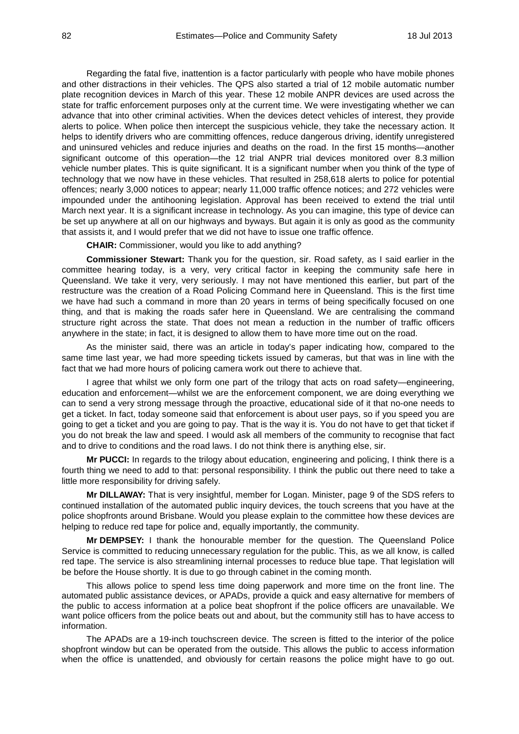Regarding the fatal five, inattention is a factor particularly with people who have mobile phones and other distractions in their vehicles. The QPS also started a trial of 12 mobile automatic number plate recognition devices in March of this year. These 12 mobile ANPR devices are used across the state for traffic enforcement purposes only at the current time. We were investigating whether we can advance that into other criminal activities. When the devices detect vehicles of interest, they provide alerts to police. When police then intercept the suspicious vehicle, they take the necessary action. It helps to identify drivers who are committing offences, reduce dangerous driving, identify unregistered and uninsured vehicles and reduce injuries and deaths on the road. In the first 15 months—another significant outcome of this operation—the 12 trial ANPR trial devices monitored over 8.3 million vehicle number plates. This is quite significant. It is a significant number when you think of the type of technology that we now have in these vehicles. That resulted in 258,618 alerts to police for potential offences; nearly 3,000 notices to appear; nearly 11,000 traffic offence notices; and 272 vehicles were impounded under the antihooning legislation. Approval has been received to extend the trial until March next year. It is a significant increase in technology. As you can imagine, this type of device can be set up anywhere at all on our highways and byways. But again it is only as good as the community that assists it, and I would prefer that we did not have to issue one traffic offence.

**CHAIR:** Commissioner, would you like to add anything?

**Commissioner Stewart:** Thank you for the question, sir. Road safety, as I said earlier in the committee hearing today, is a very, very critical factor in keeping the community safe here in Queensland. We take it very, very seriously. I may not have mentioned this earlier, but part of the restructure was the creation of a Road Policing Command here in Queensland. This is the first time we have had such a command in more than 20 years in terms of being specifically focused on one thing, and that is making the roads safer here in Queensland. We are centralising the command structure right across the state. That does not mean a reduction in the number of traffic officers anywhere in the state; in fact, it is designed to allow them to have more time out on the road.

As the minister said, there was an article in today's paper indicating how, compared to the same time last year, we had more speeding tickets issued by cameras, but that was in line with the fact that we had more hours of policing camera work out there to achieve that.

I agree that whilst we only form one part of the trilogy that acts on road safety—engineering, education and enforcement—whilst we are the enforcement component, we are doing everything we can to send a very strong message through the proactive, educational side of it that no-one needs to get a ticket. In fact, today someone said that enforcement is about user pays, so if you speed you are going to get a ticket and you are going to pay. That is the way it is. You do not have to get that ticket if you do not break the law and speed. I would ask all members of the community to recognise that fact and to drive to conditions and the road laws. I do not think there is anything else, sir.

**Mr PUCCI:** In regards to the trilogy about education, engineering and policing, I think there is a fourth thing we need to add to that: personal responsibility. I think the public out there need to take a little more responsibility for driving safely.

**Mr DILLAWAY:** That is very insightful, member for Logan. Minister, page 9 of the SDS refers to continued installation of the automated public inquiry devices, the touch screens that you have at the police shopfronts around Brisbane. Would you please explain to the committee how these devices are helping to reduce red tape for police and, equally importantly, the community.

**Mr DEMPSEY:** I thank the honourable member for the question. The Queensland Police Service is committed to reducing unnecessary regulation for the public. This, as we all know, is called red tape. The service is also streamlining internal processes to reduce blue tape. That legislation will be before the House shortly. It is due to go through cabinet in the coming month.

This allows police to spend less time doing paperwork and more time on the front line. The automated public assistance devices, or APADs, provide a quick and easy alternative for members of the public to access information at a police beat shopfront if the police officers are unavailable. We want police officers from the police beats out and about, but the community still has to have access to information.

The APADs are a 19-inch touchscreen device. The screen is fitted to the interior of the police shopfront window but can be operated from the outside. This allows the public to access information when the office is unattended, and obviously for certain reasons the police might have to go out.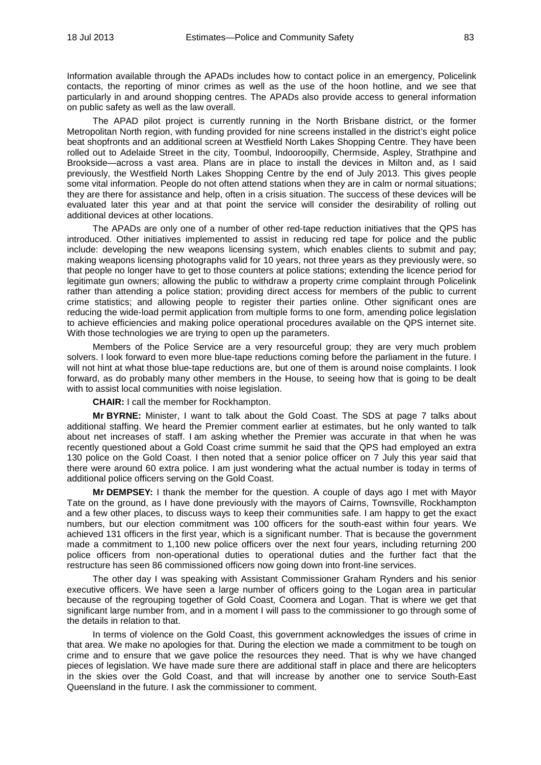Information available through the APADs includes how to contact police in an emergency, Policelink contacts, the reporting of minor crimes as well as the use of the hoon hotline, and we see that particularly in and around shopping centres. The APADs also provide access to general information on public safety as well as the law overall.

The APAD pilot project is currently running in the North Brisbane district, or the former Metropolitan North region, with funding provided for nine screens installed in the district's eight police beat shopfronts and an additional screen at Westfield North Lakes Shopping Centre. They have been rolled out to Adelaide Street in the city, Toombul, Indooroopilly, Chermside, Aspley, Strathpine and Brookside—across a vast area. Plans are in place to install the devices in Milton and, as I said previously, the Westfield North Lakes Shopping Centre by the end of July 2013. This gives people some vital information. People do not often attend stations when they are in calm or normal situations; they are there for assistance and help, often in a crisis situation. The success of these devices will be evaluated later this year and at that point the service will consider the desirability of rolling out additional devices at other locations.

The APADs are only one of a number of other red-tape reduction initiatives that the QPS has introduced. Other initiatives implemented to assist in reducing red tape for police and the public include: developing the new weapons licensing system, which enables clients to submit and pay; making weapons licensing photographs valid for 10 years, not three years as they previously were, so that people no longer have to get to those counters at police stations; extending the licence period for legitimate gun owners; allowing the public to withdraw a property crime complaint through Policelink rather than attending a police station; providing direct access for members of the public to current crime statistics; and allowing people to register their parties online. Other significant ones are reducing the wide-load permit application from multiple forms to one form, amending police legislation to achieve efficiencies and making police operational procedures available on the QPS internet site. With those technologies we are trying to open up the parameters.

Members of the Police Service are a very resourceful group; they are very much problem solvers. I look forward to even more blue-tape reductions coming before the parliament in the future. I will not hint at what those blue-tape reductions are, but one of them is around noise complaints. I look forward, as do probably many other members in the House, to seeing how that is going to be dealt with to assist local communities with noise legislation.

**CHAIR:** I call the member for Rockhampton.

**Mr BYRNE:** Minister, I want to talk about the Gold Coast. The SDS at page 7 talks about additional staffing. We heard the Premier comment earlier at estimates, but he only wanted to talk about net increases of staff. I am asking whether the Premier was accurate in that when he was recently questioned about a Gold Coast crime summit he said that the QPS had employed an extra 130 police on the Gold Coast. I then noted that a senior police officer on 7 July this year said that there were around 60 extra police. I am just wondering what the actual number is today in terms of additional police officers serving on the Gold Coast.

**Mr DEMPSEY:** I thank the member for the question. A couple of days ago I met with Mayor Tate on the ground, as I have done previously with the mayors of Cairns, Townsville, Rockhampton and a few other places, to discuss ways to keep their communities safe. I am happy to get the exact numbers, but our election commitment was 100 officers for the south-east within four years. We achieved 131 officers in the first year, which is a significant number. That is because the government made a commitment to 1,100 new police officers over the next four years, including returning 200 police officers from non-operational duties to operational duties and the further fact that the restructure has seen 86 commissioned officers now going down into front-line services.

The other day I was speaking with Assistant Commissioner Graham Rynders and his senior executive officers. We have seen a large number of officers going to the Logan area in particular because of the regrouping together of Gold Coast, Coomera and Logan. That is where we get that significant large number from, and in a moment I will pass to the commissioner to go through some of the details in relation to that.

In terms of violence on the Gold Coast, this government acknowledges the issues of crime in that area. We make no apologies for that. During the election we made a commitment to be tough on crime and to ensure that we gave police the resources they need. That is why we have changed pieces of legislation. We have made sure there are additional staff in place and there are helicopters in the skies over the Gold Coast, and that will increase by another one to service South-East Queensland in the future. I ask the commissioner to comment.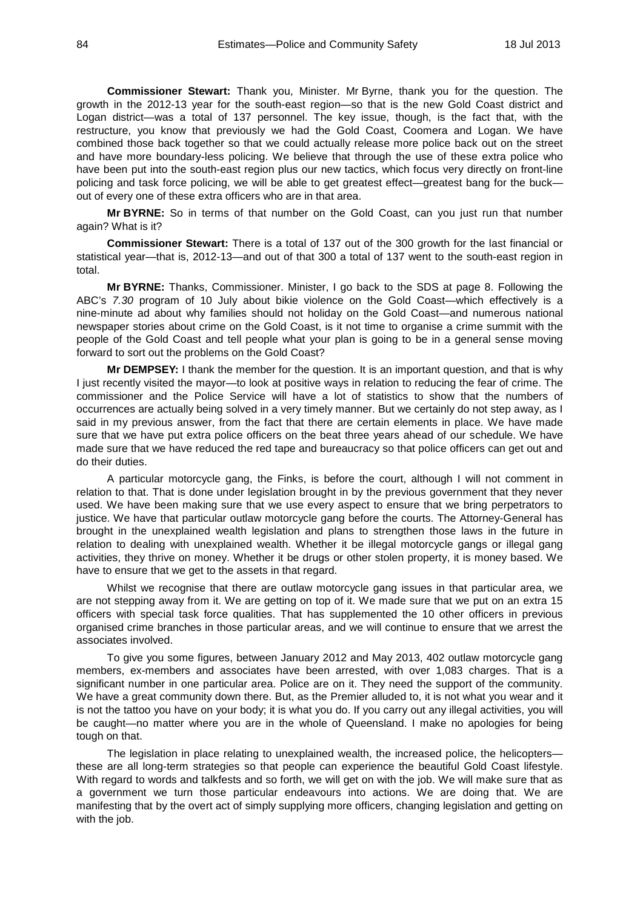**Commissioner Stewart:** Thank you, Minister. Mr Byrne, thank you for the question. The growth in the 2012-13 year for the south-east region—so that is the new Gold Coast district and Logan district—was a total of 137 personnel. The key issue, though, is the fact that, with the restructure, you know that previously we had the Gold Coast, Coomera and Logan. We have combined those back together so that we could actually release more police back out on the street and have more boundary-less policing. We believe that through the use of these extra police who have been put into the south-east region plus our new tactics, which focus very directly on front-line policing and task force policing, we will be able to get greatest effect—greatest bang for the buck—out of every one of these extra officers who are in that area.

**Mr BYRNE:** So in terms of that number on the Gold Coast, can you just run that number again? What is it?

**Commissioner Stewart:** There is a total of 137 out of the 300 growth for the last financial or statistical year—that is, 2012-13—and out of that 300 a total of 137 went to the south-east region in total.

**Mr BYRNE:** Thanks, Commissioner. Minister, I go back to the SDS at page 8. Following the ABC's *7.30* program of 10 July about bikie violence on the Gold Coast—which effectively is a nine-minute ad about why families should not holiday on the Gold Coast—and numerous national newspaper stories about crime on the Gold Coast, is it not time to organise a crime summit with the people of the Gold Coast and tell people what your plan is going to be in a general sense moving forward to sort out the problems on the Gold Coast?

**Mr DEMPSEY:** I thank the member for the question. It is an important question, and that is why I just recently visited the mayor—to look at positive ways in relation to reducing the fear of crime. The commissioner and the Police Service will have a lot of statistics to show that the numbers of occurrences are actually being solved in a very timely manner. But we certainly do not step away, as I said in my previous answer, from the fact that there are certain elements in place. We have made sure that we have put extra police officers on the beat three years ahead of our schedule. We have made sure that we have reduced the red tape and bureaucracy so that police officers can get out and do their duties.

A particular motorcycle gang, the Finks, is before the court, although I will not comment in relation to that. That is done under legislation brought in by the previous government that they never used. We have been making sure that we use every aspect to ensure that we bring perpetrators to justice. We have that particular outlaw motorcycle gang before the courts. The Attorney-General has brought in the unexplained wealth legislation and plans to strengthen those laws in the future in relation to dealing with unexplained wealth. Whether it be illegal motorcycle gangs or illegal gang activities, they thrive on money. Whether it be drugs or other stolen property, it is money based. We have to ensure that we get to the assets in that regard.

Whilst we recognise that there are outlaw motorcycle gang issues in that particular area, we are not stepping away from it. We are getting on top of it. We made sure that we put on an extra 15 officers with special task force qualities. That has supplemented the 10 other officers in previous organised crime branches in those particular areas, and we will continue to ensure that we arrest the associates involved.

To give you some figures, between January 2012 and May 2013, 402 outlaw motorcycle gang members, ex-members and associates have been arrested, with over 1,083 charges. That is a significant number in one particular area. Police are on it. They need the support of the community. We have a great community down there. But, as the Premier alluded to, it is not what you wear and it is not the tattoo you have on your body; it is what you do. If you carry out any illegal activities, you will be caught—no matter where you are in the whole of Queensland. I make no apologies for being tough on that.

The legislation in place relating to unexplained wealth, the increased police, the helicopters—these are all long-term strategies so that people can experience the beautiful Gold Coast lifestyle. With regard to words and talkfests and so forth, we will get on with the job. We will make sure that as a government we turn those particular endeavours into actions. We are doing that. We are manifesting that by the overt act of simply supplying more officers, changing legislation and getting on with the job.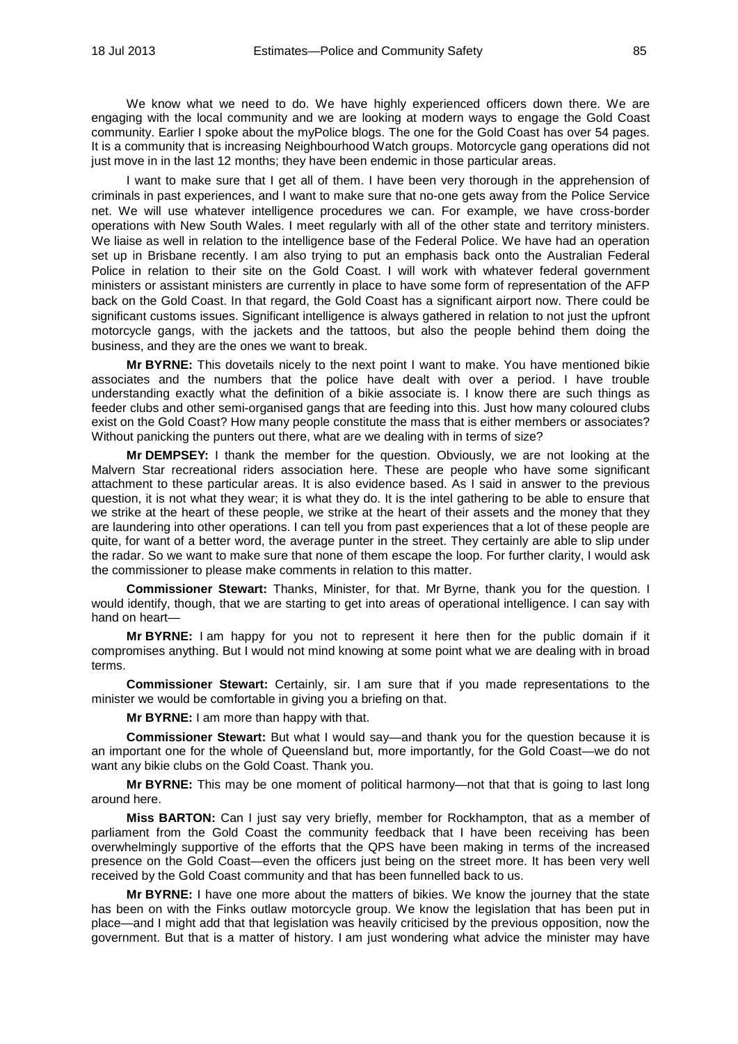We know what we need to do. We have highly experienced officers down there. We are engaging with the local community and we are looking at modern ways to engage the Gold Coast community. Earlier I spoke about the myPolice blogs. The one for the Gold Coast has over 54 pages. It is a community that is increasing Neighbourhood Watch groups. Motorcycle gang operations did not just move in in the last 12 months; they have been endemic in those particular areas.

I want to make sure that I get all of them. I have been very thorough in the apprehension of criminals in past experiences, and I want to make sure that no-one gets away from the Police Service net. We will use whatever intelligence procedures we can. For example, we have cross-border operations with New South Wales. I meet regularly with all of the other state and territory ministers. We liaise as well in relation to the intelligence base of the Federal Police. We have had an operation set up in Brisbane recently. I am also trying to put an emphasis back onto the Australian Federal Police in relation to their site on the Gold Coast. I will work with whatever federal government ministers or assistant ministers are currently in place to have some form of representation of the AFP back on the Gold Coast. In that regard, the Gold Coast has a significant airport now. There could be significant customs issues. Significant intelligence is always gathered in relation to not just the upfront motorcycle gangs, with the jackets and the tattoos, but also the people behind them doing the business, and they are the ones we want to break.

**Mr BYRNE:** This dovetails nicely to the next point I want to make. You have mentioned bikie associates and the numbers that the police have dealt with over a period. I have trouble understanding exactly what the definition of a bikie associate is. I know there are such things as feeder clubs and other semi-organised gangs that are feeding into this. Just how many coloured clubs exist on the Gold Coast? How many people constitute the mass that is either members or associates? Without panicking the punters out there, what are we dealing with in terms of size?

**Mr DEMPSEY:** I thank the member for the question. Obviously, we are not looking at the Malvern Star recreational riders association here. These are people who have some significant attachment to these particular areas. It is also evidence based. As I said in answer to the previous question, it is not what they wear; it is what they do. It is the intel gathering to be able to ensure that we strike at the heart of these people, we strike at the heart of their assets and the money that they are laundering into other operations. I can tell you from past experiences that a lot of these people are quite, for want of a better word, the average punter in the street. They certainly are able to slip under the radar. So we want to make sure that none of them escape the loop. For further clarity, I would ask the commissioner to please make comments in relation to this matter.

**Commissioner Stewart:** Thanks, Minister, for that. Mr Byrne, thank you for the question. I would identify, though, that we are starting to get into areas of operational intelligence. I can say with hand on heart—

**Mr BYRNE:** I am happy for you not to represent it here then for the public domain if it compromises anything. But I would not mind knowing at some point what we are dealing with in broad terms.

**Commissioner Stewart:** Certainly, sir. I am sure that if you made representations to the minister we would be comfortable in giving you a briefing on that.

**Mr BYRNE:** I am more than happy with that.

**Commissioner Stewart:** But what I would say—and thank you for the question because it is an important one for the whole of Queensland but, more importantly, for the Gold Coast—we do not want any bikie clubs on the Gold Coast. Thank you.

**Mr BYRNE:** This may be one moment of political harmony—not that that is going to last long around here.

**Miss BARTON:** Can I just say very briefly, member for Rockhampton, that as a member of parliament from the Gold Coast the community feedback that I have been receiving has been overwhelmingly supportive of the efforts that the QPS have been making in terms of the increased presence on the Gold Coast—even the officers just being on the street more. It has been very well received by the Gold Coast community and that has been funnelled back to us.

**Mr BYRNE:** I have one more about the matters of bikies. We know the journey that the state has been on with the Finks outlaw motorcycle group. We know the legislation that has been put in place—and I might add that that legislation was heavily criticised by the previous opposition, now the government. But that is a matter of history. I am just wondering what advice the minister may have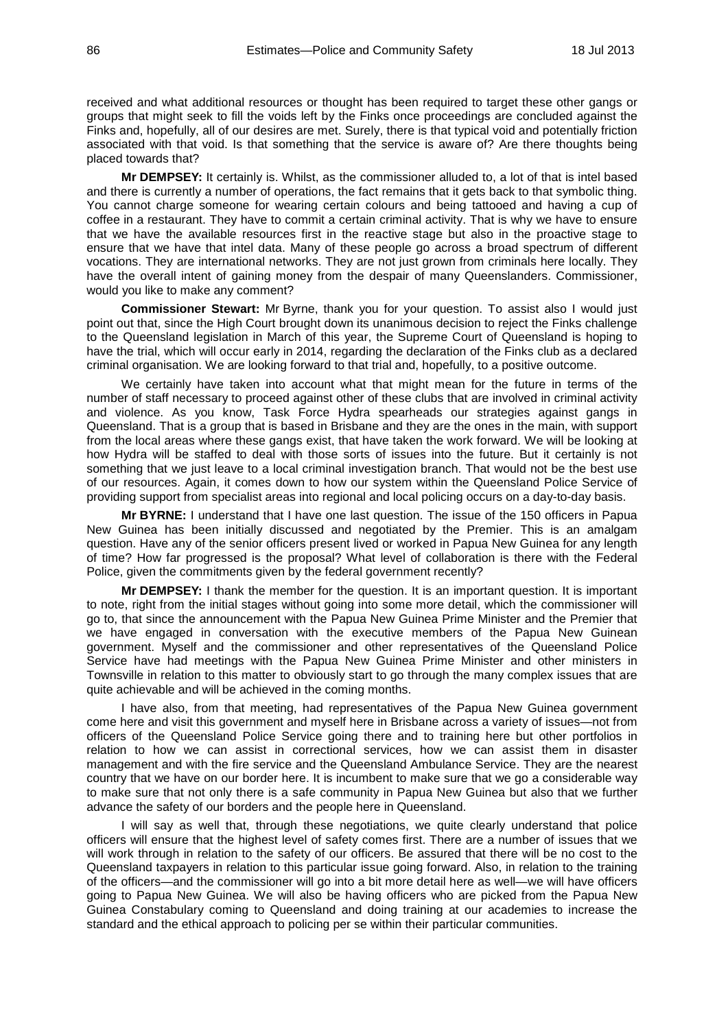received and what additional resources or thought has been required to target these other gangs or groups that might seek to fill the voids left by the Finks once proceedings are concluded against the Finks and, hopefully, all of our desires are met. Surely, there is that typical void and potentially friction associated with that void. Is that something that the service is aware of? Are there thoughts being placed towards that?

**Mr DEMPSEY:** It certainly is. Whilst, as the commissioner alluded to, a lot of that is intel based and there is currently a number of operations, the fact remains that it gets back to that symbolic thing. You cannot charge someone for wearing certain colours and being tattooed and having a cup of coffee in a restaurant. They have to commit a certain criminal activity. That is why we have to ensure that we have the available resources first in the reactive stage but also in the proactive stage to ensure that we have that intel data. Many of these people go across a broad spectrum of different vocations. They are international networks. They are not just grown from criminals here locally. They have the overall intent of gaining money from the despair of many Queenslanders. Commissioner, would you like to make any comment?

**Commissioner Stewart:** Mr Byrne, thank you for your question. To assist also I would just point out that, since the High Court brought down its unanimous decision to reject the Finks challenge to the Queensland legislation in March of this year, the Supreme Court of Queensland is hoping to have the trial, which will occur early in 2014, regarding the declaration of the Finks club as a declared criminal organisation. We are looking forward to that trial and, hopefully, to a positive outcome.

We certainly have taken into account what that might mean for the future in terms of the number of staff necessary to proceed against other of these clubs that are involved in criminal activity and violence. As you know, Task Force Hydra spearheads our strategies against gangs in Queensland. That is a group that is based in Brisbane and they are the ones in the main, with support from the local areas where these gangs exist, that have taken the work forward. We will be looking at how Hydra will be staffed to deal with those sorts of issues into the future. But it certainly is not something that we just leave to a local criminal investigation branch. That would not be the best use of our resources. Again, it comes down to how our system within the Queensland Police Service of providing support from specialist areas into regional and local policing occurs on a day-to-day basis.

**Mr BYRNE:** I understand that I have one last question. The issue of the 150 officers in Papua New Guinea has been initially discussed and negotiated by the Premier. This is an amalgam question. Have any of the senior officers present lived or worked in Papua New Guinea for any length of time? How far progressed is the proposal? What level of collaboration is there with the Federal Police, given the commitments given by the federal government recently?

**Mr DEMPSEY:** I thank the member for the question. It is an important question. It is important to note, right from the initial stages without going into some more detail, which the commissioner will go to, that since the announcement with the Papua New Guinea Prime Minister and the Premier that we have engaged in conversation with the executive members of the Papua New Guinean government. Myself and the commissioner and other representatives of the Queensland Police Service have had meetings with the Papua New Guinea Prime Minister and other ministers in Townsville in relation to this matter to obviously start to go through the many complex issues that are quite achievable and will be achieved in the coming months.

I have also, from that meeting, had representatives of the Papua New Guinea government come here and visit this government and myself here in Brisbane across a variety of issues—not from officers of the Queensland Police Service going there and to training here but other portfolios in relation to how we can assist in correctional services, how we can assist them in disaster management and with the fire service and the Queensland Ambulance Service. They are the nearest country that we have on our border here. It is incumbent to make sure that we go a considerable way to make sure that not only there is a safe community in Papua New Guinea but also that we further advance the safety of our borders and the people here in Queensland.

I will say as well that, through these negotiations, we quite clearly understand that police officers will ensure that the highest level of safety comes first. There are a number of issues that we will work through in relation to the safety of our officers. Be assured that there will be no cost to the Queensland taxpayers in relation to this particular issue going forward. Also, in relation to the training of the officers—and the commissioner will go into a bit more detail here as well—we will have officers going to Papua New Guinea. We will also be having officers who are picked from the Papua New Guinea Constabulary coming to Queensland and doing training at our academies to increase the standard and the ethical approach to policing per se within their particular communities.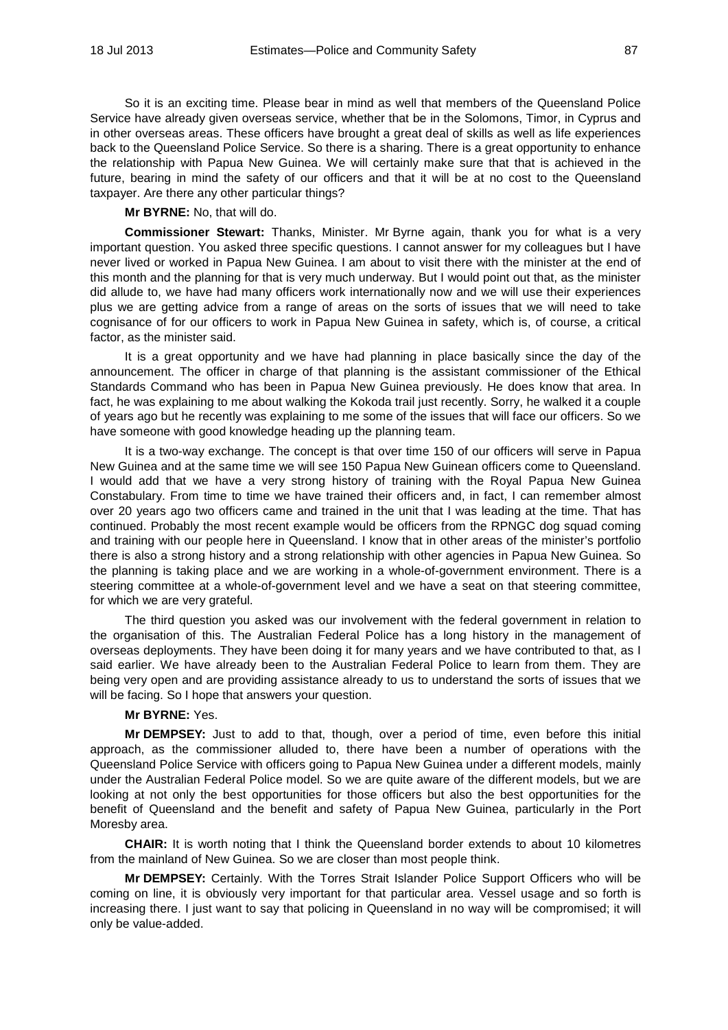So it is an exciting time. Please bear in mind as well that members of the Queensland Police Service have already given overseas service, whether that be in the Solomons, Timor, in Cyprus and in other overseas areas. These officers have brought a great deal of skills as well as life experiences back to the Queensland Police Service. So there is a sharing. There is a great opportunity to enhance the relationship with Papua New Guinea. We will certainly make sure that that is achieved in the future, bearing in mind the safety of our officers and that it will be at no cost to the Queensland taxpayer. Are there any other particular things?

**Mr BYRNE:** No, that will do.

**Commissioner Stewart:** Thanks, Minister. Mr Byrne again, thank you for what is a very important question. You asked three specific questions. I cannot answer for my colleagues but I have never lived or worked in Papua New Guinea. I am about to visit there with the minister at the end of this month and the planning for that is very much underway. But I would point out that, as the minister did allude to, we have had many officers work internationally now and we will use their experiences plus we are getting advice from a range of areas on the sorts of issues that we will need to take cognisance of for our officers to work in Papua New Guinea in safety, which is, of course, a critical factor, as the minister said.

It is a great opportunity and we have had planning in place basically since the day of the announcement. The officer in charge of that planning is the assistant commissioner of the Ethical Standards Command who has been in Papua New Guinea previously. He does know that area. In fact, he was explaining to me about walking the Kokoda trail just recently. Sorry, he walked it a couple of years ago but he recently was explaining to me some of the issues that will face our officers. So we have someone with good knowledge heading up the planning team.

It is a two-way exchange. The concept is that over time 150 of our officers will serve in Papua New Guinea and at the same time we will see 150 Papua New Guinean officers come to Queensland. I would add that we have a very strong history of training with the Royal Papua New Guinea Constabulary. From time to time we have trained their officers and, in fact, I can remember almost over 20 years ago two officers came and trained in the unit that I was leading at the time. That has continued. Probably the most recent example would be officers from the RPNGC dog squad coming and training with our people here in Queensland. I know that in other areas of the minister's portfolio there is also a strong history and a strong relationship with other agencies in Papua New Guinea. So the planning is taking place and we are working in a whole-of-government environment. There is a steering committee at a whole-of-government level and we have a seat on that steering committee, for which we are very grateful.

The third question you asked was our involvement with the federal government in relation to the organisation of this. The Australian Federal Police has a long history in the management of overseas deployments. They have been doing it for many years and we have contributed to that, as I said earlier. We have already been to the Australian Federal Police to learn from them. They are being very open and are providing assistance already to us to understand the sorts of issues that we will be facing. So I hope that answers your question.

**Mr BYRNE:** Yes.

**Mr DEMPSEY:** Just to add to that, though, over a period of time, even before this initial approach, as the commissioner alluded to, there have been a number of operations with the Queensland Police Service with officers going to Papua New Guinea under a different models, mainly under the Australian Federal Police model. So we are quite aware of the different models, but we are looking at not only the best opportunities for those officers but also the best opportunities for the benefit of Queensland and the benefit and safety of Papua New Guinea, particularly in the Port Moresby area.

**CHAIR:** It is worth noting that I think the Queensland border extends to about 10 kilometres from the mainland of New Guinea. So we are closer than most people think.

**Mr DEMPSEY:** Certainly. With the Torres Strait Islander Police Support Officers who will be coming on line, it is obviously very important for that particular area. Vessel usage and so forth is increasing there. I just want to say that policing in Queensland in no way will be compromised; it will only be value-added.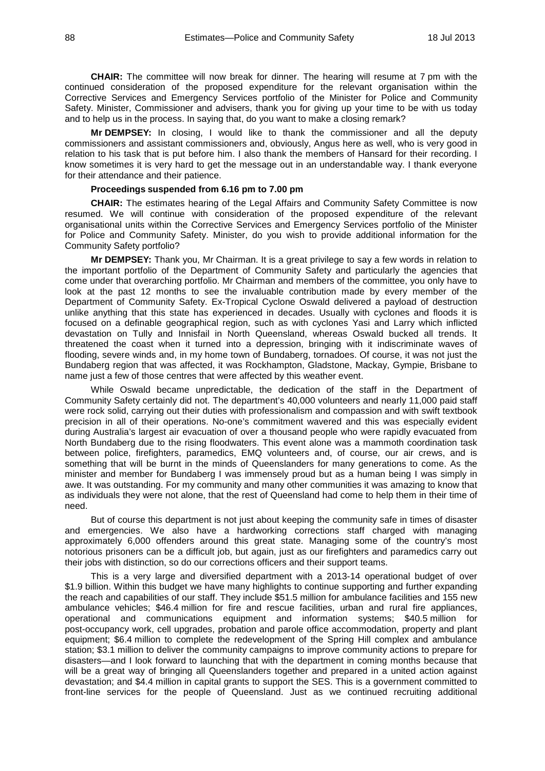**CHAIR:** The committee will now break for dinner. The hearing will resume at 7 pm with the continued consideration of the proposed expenditure for the relevant organisation within the Corrective Services and Emergency Services portfolio of the Minister for Police and Community Safety. Minister, Commissioner and advisers, thank you for giving up your time to be with us today and to help us in the process. In saying that, do you want to make a closing remark?

**Mr DEMPSEY:** In closing, I would like to thank the commissioner and all the deputy commissioners and assistant commissioners and, obviously, Angus here as well, who is very good in relation to his task that is put before him. I also thank the members of Hansard for their recording. I know sometimes it is very hard to get the message out in an understandable way. I thank everyone for their attendance and their patience.

**Proceedings suspended from 6.16 pm to 7.00 pm**

**CHAIR:** The estimates hearing of the Legal Affairs and Community Safety Committee is now resumed. We will continue with consideration of the proposed expenditure of the relevant organisational units within the Corrective Services and Emergency Services portfolio of the Minister for Police and Community Safety. Minister, do you wish to provide additional information for the Community Safety portfolio?

**Mr DEMPSEY:** Thank you, Mr Chairman. It is a great privilege to say a few words in relation to the important portfolio of the Department of Community Safety and particularly the agencies that come under that overarching portfolio. Mr Chairman and members of the committee, you only have to look at the past 12 months to see the invaluable contribution made by every member of the Department of Community Safety. Ex-Tropical Cyclone Oswald delivered a payload of destruction unlike anything that this state has experienced in decades. Usually with cyclones and floods it is focused on a definable geographical region, such as with cyclones Yasi and Larry which inflicted devastation on Tully and Innisfail in North Queensland, whereas Oswald bucked all trends. It threatened the coast when it turned into a depression, bringing with it indiscriminate waves of flooding, severe winds and, in my home town of Bundaberg, tornadoes. Of course, it was not just the Bundaberg region that was affected, it was Rockhampton, Gladstone, Mackay, Gympie, Brisbane to name just a few of those centres that were affected by this weather event.

While Oswald became unpredictable, the dedication of the staff in the Department of Community Safety certainly did not. The department's 40,000 volunteers and nearly 11,000 paid staff were rock solid, carrying out their duties with professionalism and compassion and with swift textbook precision in all of their operations. No-one's commitment wavered and this was especially evident during Australia's largest air evacuation of over a thousand people who were rapidly evacuated from North Bundaberg due to the rising floodwaters. This event alone was a mammoth coordination task between police, firefighters, paramedics, EMQ volunteers and, of course, our air crews, and is something that will be burnt in the minds of Queenslanders for many generations to come. As the minister and member for Bundaberg I was immensely proud but as a human being I was simply in awe. It was outstanding. For my community and many other communities it was amazing to know that as individuals they were not alone, that the rest of Queensland had come to help them in their time of need.

But of course this department is not just about keeping the community safe in times of disaster and emergencies. We also have a hardworking corrections staff charged with managing approximately 6,000 offenders around this great state. Managing some of the country's most notorious prisoners can be a difficult job, but again, just as our firefighters and paramedics carry out their jobs with distinction, so do our corrections officers and their support teams.

This is a very large and diversified department with a 2013-14 operational budget of over \$1.9 billion. Within this budget we have many highlights to continue supporting and further expanding the reach and capabilities of our staff. They include \$51.5 million for ambulance facilities and 155 new ambulance vehicles; \$46.4 million for fire and rescue facilities, urban and rural fire appliances, operational and communications equipment and information systems; \$40.5 million for post-occupancy work, cell upgrades, probation and parole office accommodation, property and plant equipment; \$6.4 million to complete the redevelopment of the Spring Hill complex and ambulance station; \$3.1 million to deliver the community campaigns to improve community actions to prepare for disasters—and I look forward to launching that with the department in coming months because that will be a great way of bringing all Queenslanders together and prepared in a united action against devastation; and \$4.4 million in capital grants to support the SES. This is a government committed to front-line services for the people of Queensland. Just as we continued recruiting additional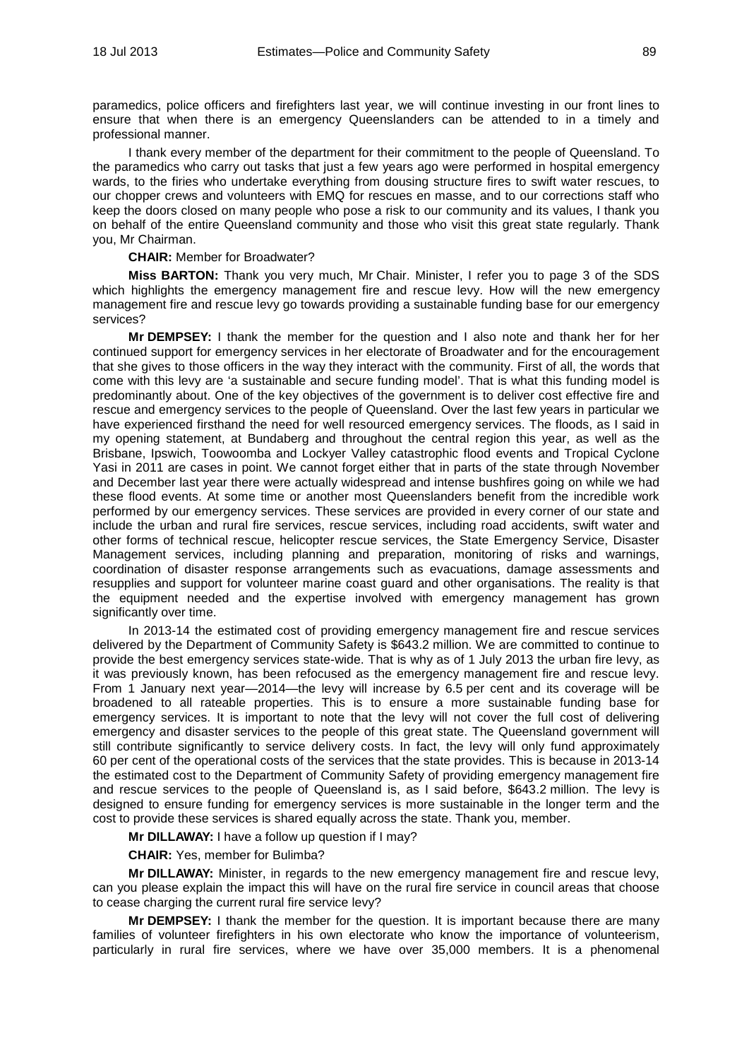paramedics, police officers and firefighters last year, we will continue investing in our front lines to ensure that when there is an emergency Queenslanders can be attended to in a timely and professional manner.

I thank every member of the department for their commitment to the people of Queensland. To the paramedics who carry out tasks that just a few years ago were performed in hospital emergency wards, to the firies who undertake everything from dousing structure fires to swift water rescues, to our chopper crews and volunteers with EMQ for rescues en masse, and to our corrections staff who keep the doors closed on many people who pose a risk to our community and its values, I thank you on behalf of the entire Queensland community and those who visit this great state regularly. Thank you, Mr Chairman.

**CHAIR:** Member for Broadwater?

**Miss BARTON:** Thank you very much, Mr Chair. Minister, I refer you to page 3 of the SDS which highlights the emergency management fire and rescue levy. How will the new emergency management fire and rescue levy go towards providing a sustainable funding base for our emergency services?

**Mr DEMPSEY:** I thank the member for the question and I also note and thank her for her continued support for emergency services in her electorate of Broadwater and for the encouragement that she gives to those officers in the way they interact with the community. First of all, the words that come with this levy are 'a sustainable and secure funding model'. That is what this funding model is predominantly about. One of the key objectives of the government is to deliver cost effective fire and rescue and emergency services to the people of Queensland. Over the last few years in particular we have experienced firsthand the need for well resourced emergency services. The floods, as I said in my opening statement, at Bundaberg and throughout the central region this year, as well as the Brisbane, Ipswich, Toowoomba and Lockyer Valley catastrophic flood events and Tropical Cyclone Yasi in 2011 are cases in point. We cannot forget either that in parts of the state through November and December last year there were actually widespread and intense bushfires going on while we had these flood events. At some time or another most Queenslanders benefit from the incredible work performed by our emergency services. These services are provided in every corner of our state and include the urban and rural fire services, rescue services, including road accidents, swift water and other forms of technical rescue, helicopter rescue services, the State Emergency Service, Disaster Management services, including planning and preparation, monitoring of risks and warnings, coordination of disaster response arrangements such as evacuations, damage assessments and resupplies and support for volunteer marine coast guard and other organisations. The reality is that the equipment needed and the expertise involved with emergency management has grown significantly over time.

In 2013-14 the estimated cost of providing emergency management fire and rescue services delivered by the Department of Community Safety is $643.2 million. We are committed to continue to provide the best emergency services state-wide. That is why as of 1 July 2013 the urban fire levy, as it was previously known, has been refocused as the emergency management fire and rescue levy. From 1 January next year—2014—the levy will increase by 6.5 per cent and its coverage will be broadened to all rateable properties. This is to ensure a more sustainable funding base for emergency services. It is important to note that the levy will not cover the full cost of delivering emergency and disaster services to the people of this great state. The Queensland government will still contribute significantly to service delivery costs. In fact, the levy will only fund approximately 60 per cent of the operational costs of the services that the state provides. This is because in 2013-14 the estimated cost to the Department of Community Safety of providing emergency management fire and rescue services to the people of Queensland is, as I said before, $643.2 million. The levy is designed to ensure funding for emergency services is more sustainable in the longer term and the cost to provide these services is shared equally across the state. Thank you, member.

**Mr DILLAWAY:** I have a follow up question if I may?

**CHAIR:** Yes, member for Bulimba?

**Mr DILLAWAY:** Minister, in regards to the new emergency management fire and rescue levy, can you please explain the impact this will have on the rural fire service in council areas that choose to cease charging the current rural fire service levy?

**Mr DEMPSEY:** I thank the member for the question. It is important because there are many families of volunteer firefighters in his own electorate who know the importance of volunteerism, particularly in rural fire services, where we have over 35,000 members. It is a phenomenal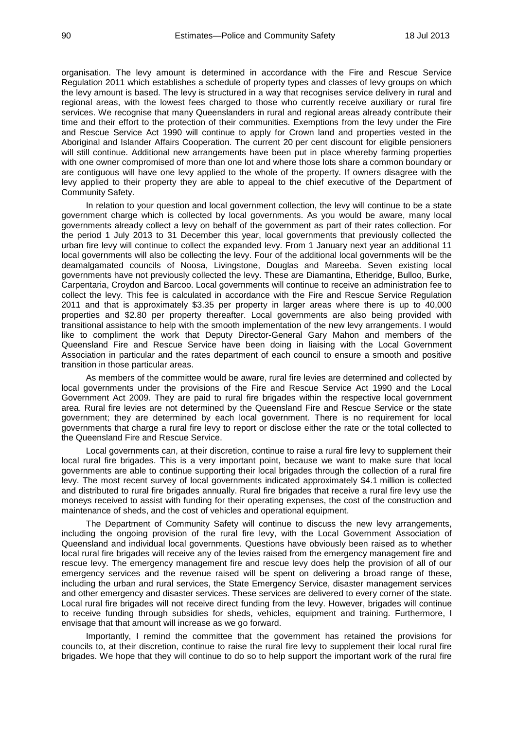organisation. The levy amount is determined in accordance with the Fire and Rescue Service Regulation 2011 which establishes a schedule of property types and classes of levy groups on which the levy amount is based. The levy is structured in a way that recognises service delivery in rural and regional areas, with the lowest fees charged to those who currently receive auxiliary or rural fire services. We recognise that many Queenslanders in rural and regional areas already contribute their time and their effort to the protection of their communities. Exemptions from the levy under the Fire and Rescue Service Act 1990 will continue to apply for Crown land and properties vested in the Aboriginal and Islander Affairs Cooperation. The current 20 per cent discount for eligible pensioners will still continue. Additional new arrangements have been put in place whereby farming properties with one owner compromised of more than one lot and where those lots share a common boundary or are contiguous will have one levy applied to the whole of the property. If owners disagree with the levy applied to their property they are able to appeal to the chief executive of the Department of Community Safety.

In relation to your question and local government collection, the levy will continue to be a state government charge which is collected by local governments. As you would be aware, many local governments already collect a levy on behalf of the government as part of their rates collection. For the period 1 July 2013 to 31 December this year, local governments that previously collected the urban fire levy will continue to collect the expanded levy. From 1 January next year an additional 11 local governments will also be collecting the levy. Four of the additional local governments will be the deamalgamated councils of Noosa, Livingstone, Douglas and Mareeba. Seven existing local governments have not previously collected the levy. These are Diamantina, Etheridge, Bulloo, Burke, Carpentaria, Croydon and Barcoo. Local governments will continue to receive an administration fee to collect the levy. This fee is calculated in accordance with the Fire and Rescue Service Regulation 2011 and that is approximately $3.35 per property in larger areas where there is up to 40,000 properties and $2.80 per property thereafter. Local governments are also being provided with transitional assistance to help with the smooth implementation of the new levy arrangements. I would like to compliment the work that Deputy Director-General Gary Mahon and members of the Queensland Fire and Rescue Service have been doing in liaising with the Local Government Association in particular and the rates department of each council to ensure a smooth and positive transition in those particular areas.

As members of the committee would be aware, rural fire levies are determined and collected by local governments under the provisions of the Fire and Rescue Service Act 1990 and the Local Government Act 2009. They are paid to rural fire brigades within the respective local government area. Rural fire levies are not determined by the Queensland Fire and Rescue Service or the state government; they are determined by each local government. There is no requirement for local governments that charge a rural fire levy to report or disclose either the rate or the total collected to the Queensland Fire and Rescue Service.

Local governments can, at their discretion, continue to raise a rural fire levy to supplement their local rural fire brigades. This is a very important point, because we want to make sure that local governments are able to continue supporting their local brigades through the collection of a rural fire levy. The most recent survey of local governments indicated approximately $4.1 million is collected and distributed to rural fire brigades annually. Rural fire brigades that receive a rural fire levy use the moneys received to assist with funding for their operating expenses, the cost of the construction and maintenance of sheds, and the cost of vehicles and operational equipment.

The Department of Community Safety will continue to discuss the new levy arrangements, including the ongoing provision of the rural fire levy, with the Local Government Association of Queensland and individual local governments. Questions have obviously been raised as to whether local rural fire brigades will receive any of the levies raised from the emergency management fire and rescue levy. The emergency management fire and rescue levy does help the provision of all of our emergency services and the revenue raised will be spent on delivering a broad range of these, including the urban and rural services, the State Emergency Service, disaster management services and other emergency and disaster services. These services are delivered to every corner of the state. Local rural fire brigades will not receive direct funding from the levy. However, brigades will continue to receive funding through subsidies for sheds, vehicles, equipment and training. Furthermore, I envisage that that amount will increase as we go forward.

Importantly, I remind the committee that the government has retained the provisions for councils to, at their discretion, continue to raise the rural fire levy to supplement their local rural fire brigades. We hope that they will continue to do so to help support the important work of the rural fire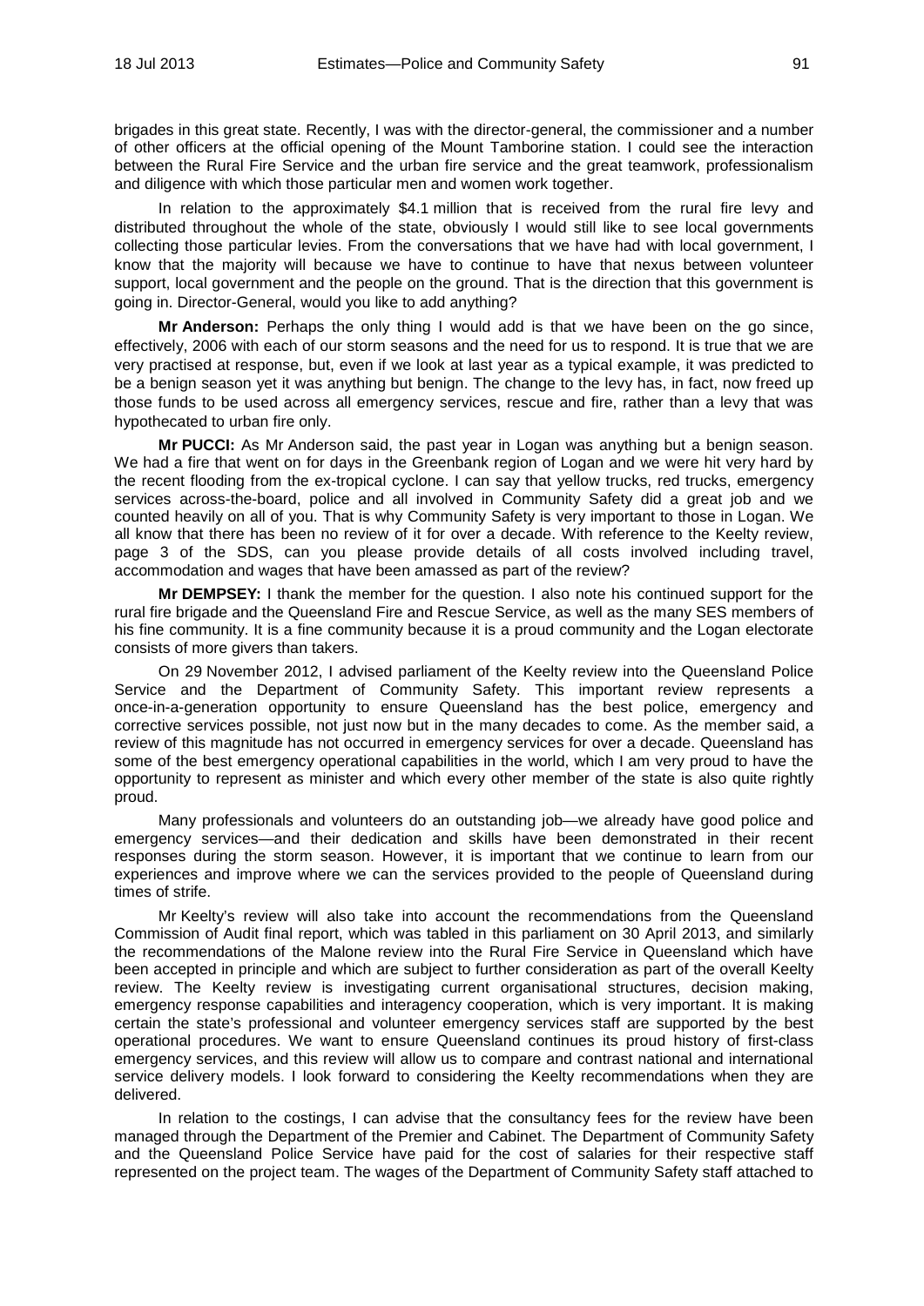brigades in this great state. Recently, I was with the director-general, the commissioner and a number of other officers at the official opening of the Mount Tamborine station. I could see the interaction between the Rural Fire Service and the urban fire service and the great teamwork, professionalism and diligence with which those particular men and women work together.

In relation to the approximately $4.1 million that is received from the rural fire levy and distributed throughout the whole of the state, obviously I would still like to see local governments collecting those particular levies. From the conversations that we have had with local government, I know that the majority will because we have to continue to have that nexus between volunteer support, local government and the people on the ground. That is the direction that this government is going in. Director-General, would you like to add anything?

**Mr Anderson:** Perhaps the only thing I would add is that we have been on the go since, effectively, 2006 with each of our storm seasons and the need for us to respond. It is true that we are very practised at response, but, even if we look at last year as a typical example, it was predicted to be a benign season yet it was anything but benign. The change to the levy has, in fact, now freed up those funds to be used across all emergency services, rescue and fire, rather than a levy that was hypothecated to urban fire only.

**Mr PUCCI:** As Mr Anderson said, the past year in Logan was anything but a benign season. We had a fire that went on for days in the Greenbank region of Logan and we were hit very hard by the recent flooding from the ex-tropical cyclone. I can say that yellow trucks, red trucks, emergency services across-the-board, police and all involved in Community Safety did a great job and we counted heavily on all of you. That is why Community Safety is very important to those in Logan. We all know that there has been no review of it for over a decade. With reference to the Keelty review, page 3 of the SDS, can you please provide details of all costs involved including travel, accommodation and wages that have been amassed as part of the review?

**Mr DEMPSEY:** I thank the member for the question. I also note his continued support for the rural fire brigade and the Queensland Fire and Rescue Service, as well as the many SES members of his fine community. It is a fine community because it is a proud community and the Logan electorate consists of more givers than takers.

On 29 November 2012, I advised parliament of the Keelty review into the Queensland Police Service and the Department of Community Safety. This important review represents a once-in-a-generation opportunity to ensure Queensland has the best police, emergency and corrective services possible, not just now but in the many decades to come. As the member said, a review of this magnitude has not occurred in emergency services for over a decade. Queensland has some of the best emergency operational capabilities in the world, which I am very proud to have the opportunity to represent as minister and which every other member of the state is also quite rightly proud.

Many professionals and volunteers do an outstanding job—we already have good police and emergency services—and their dedication and skills have been demonstrated in their recent responses during the storm season. However, it is important that we continue to learn from our experiences and improve where we can the services provided to the people of Queensland during times of strife.

Mr Keelty's review will also take into account the recommendations from the Queensland Commission of Audit final report, which was tabled in this parliament on 30 April 2013, and similarly the recommendations of the Malone review into the Rural Fire Service in Queensland which have been accepted in principle and which are subject to further consideration as part of the overall Keelty review. The Keelty review is investigating current organisational structures, decision making, emergency response capabilities and interagency cooperation, which is very important. It is making certain the state's professional and volunteer emergency services staff are supported by the best operational procedures. We want to ensure Queensland continues its proud history of first-class emergency services, and this review will allow us to compare and contrast national and international service delivery models. I look forward to considering the Keelty recommendations when they are delivered.

In relation to the costings, I can advise that the consultancy fees for the review have been managed through the Department of the Premier and Cabinet. The Department of Community Safety and the Queensland Police Service have paid for the cost of salaries for their respective staff represented on the project team. The wages of the Department of Community Safety staff attached to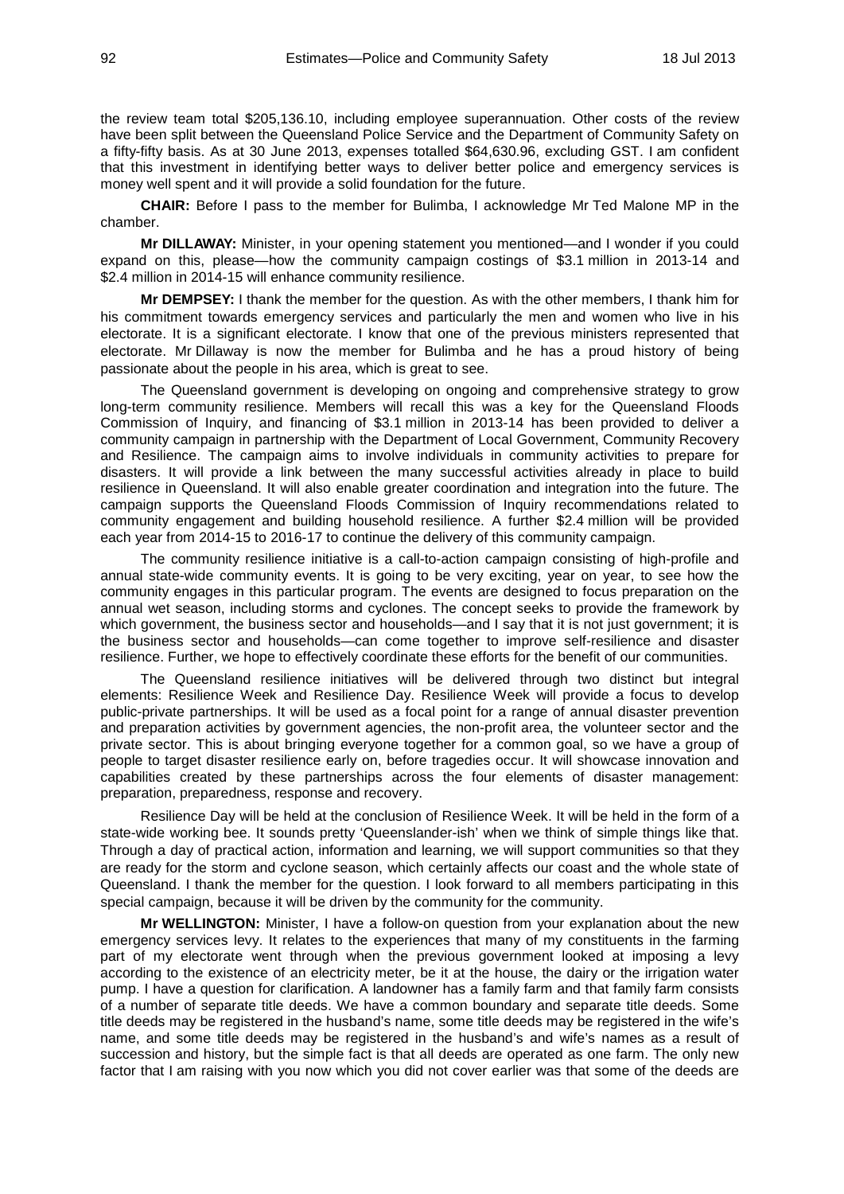the review team total $205,136.10, including employee superannuation. Other costs of the review have been split between the Queensland Police Service and the Department of Community Safety on a fifty-fifty basis. As at 30 June 2013, expenses totalled $64,630.96, excluding GST. I am confident that this investment in identifying better ways to deliver better police and emergency services is money well spent and it will provide a solid foundation for the future.

**CHAIR:** Before I pass to the member for Bulimba, I acknowledge Mr Ted Malone MP in the chamber.

**Mr DILLAWAY:** Minister, in your opening statement you mentioned—and I wonder if you could expand on this, please—how the community campaign costings of $3.1 million in 2013-14 and $2.4 million in 2014-15 will enhance community resilience.

**Mr DEMPSEY:** I thank the member for the question. As with the other members, I thank him for his commitment towards emergency services and particularly the men and women who live in his electorate. It is a significant electorate. I know that one of the previous ministers represented that electorate. Mr Dillaway is now the member for Bulimba and he has a proud history of being passionate about the people in his area, which is great to see.

The Queensland government is developing on ongoing and comprehensive strategy to grow long-term community resilience. Members will recall this was a key for the Queensland Floods Commission of Inquiry, and financing of $3.1 million in 2013-14 has been provided to deliver a community campaign in partnership with the Department of Local Government, Community Recovery and Resilience. The campaign aims to involve individuals in community activities to prepare for disasters. It will provide a link between the many successful activities already in place to build resilience in Queensland. It will also enable greater coordination and integration into the future. The campaign supports the Queensland Floods Commission of Inquiry recommendations related to community engagement and building household resilience. A further $2.4 million will be provided each year from 2014-15 to 2016-17 to continue the delivery of this community campaign.

The community resilience initiative is a call-to-action campaign consisting of high-profile and annual state-wide community events. It is going to be very exciting, year on year, to see how the community engages in this particular program. The events are designed to focus preparation on the annual wet season, including storms and cyclones. The concept seeks to provide the framework by which government, the business sector and households—and I say that it is not just government; it is the business sector and households—can come together to improve self-resilience and disaster resilience. Further, we hope to effectively coordinate these efforts for the benefit of our communities.

The Queensland resilience initiatives will be delivered through two distinct but integral elements: Resilience Week and Resilience Day. Resilience Week will provide a focus to develop public-private partnerships. It will be used as a focal point for a range of annual disaster prevention and preparation activities by government agencies, the non-profit area, the volunteer sector and the private sector. This is about bringing everyone together for a common goal, so we have a group of people to target disaster resilience early on, before tragedies occur. It will showcase innovation and capabilities created by these partnerships across the four elements of disaster management: preparation, preparedness, response and recovery.

Resilience Day will be held at the conclusion of Resilience Week. It will be held in the form of a state-wide working bee. It sounds pretty 'Queenslander-ish' when we think of simple things like that. Through a day of practical action, information and learning, we will support communities so that they are ready for the storm and cyclone season, which certainly affects our coast and the whole state of Queensland. I thank the member for the question. I look forward to all members participating in this special campaign, because it will be driven by the community for the community.

**Mr WELLINGTON:** Minister, I have a follow-on question from your explanation about the new emergency services levy. It relates to the experiences that many of my constituents in the farming part of my electorate went through when the previous government looked at imposing a levy according to the existence of an electricity meter, be it at the house, the dairy or the irrigation water pump. I have a question for clarification. A landowner has a family farm and that family farm consists of a number of separate title deeds. We have a common boundary and separate title deeds. Some title deeds may be registered in the husband's name, some title deeds may be registered in the wife's name, and some title deeds may be registered in the husband's and wife's names as a result of succession and history, but the simple fact is that all deeds are operated as one farm. The only new factor that I am raising with you now which you did not cover earlier was that some of the deeds are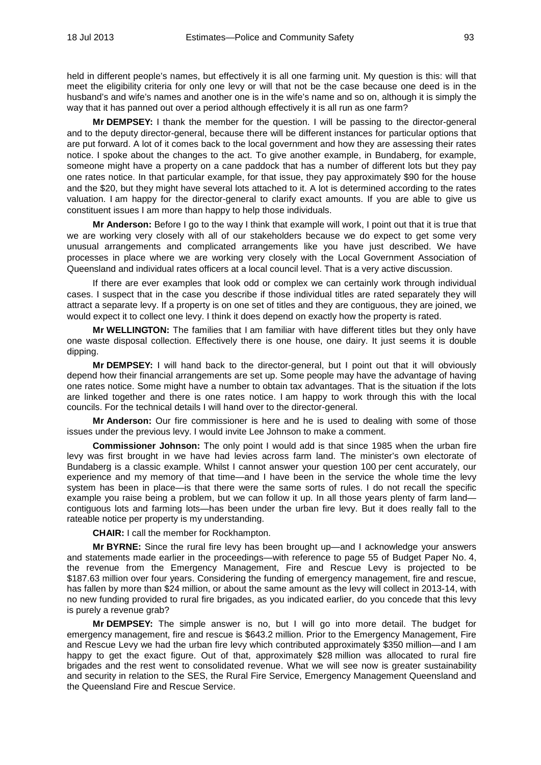held in different people's names, but effectively it is all one farming unit. My question is this: will that meet the eligibility criteria for only one levy or will that not be the case because one deed is in the husband's and wife's names and another one is in the wife's name and so on, although it is simply the way that it has panned out over a period although effectively it is all run as one farm?

**Mr DEMPSEY:** I thank the member for the question. I will be passing to the director-general and to the deputy director-general, because there will be different instances for particular options that are put forward. A lot of it comes back to the local government and how they are assessing their rates notice. I spoke about the changes to the act. To give another example, in Bundaberg, for example, someone might have a property on a cane paddock that has a number of different lots but they pay one rates notice. In that particular example, for that issue, they pay approximately $90 for the house and the $20, but they might have several lots attached to it. A lot is determined according to the rates valuation. I am happy for the director-general to clarify exact amounts. If you are able to give us constituent issues I am more than happy to help those individuals.

**Mr Anderson:** Before I go to the way I think that example will work, I point out that it is true that we are working very closely with all of our stakeholders because we do expect to get some very unusual arrangements and complicated arrangements like you have just described. We have processes in place where we are working very closely with the Local Government Association of Queensland and individual rates officers at a local council level. That is a very active discussion.

If there are ever examples that look odd or complex we can certainly work through individual cases. I suspect that in the case you describe if those individual titles are rated separately they will attract a separate levy. If a property is on one set of titles and they are contiguous, they are joined, we would expect it to collect one levy. I think it does depend on exactly how the property is rated.

**Mr WELLINGTON:** The families that I am familiar with have different titles but they only have one waste disposal collection. Effectively there is one house, one dairy. It just seems it is double dipping.

**Mr DEMPSEY:** I will hand back to the director-general, but I point out that it will obviously depend how their financial arrangements are set up. Some people may have the advantage of having one rates notice. Some might have a number to obtain tax advantages. That is the situation if the lots are linked together and there is one rates notice. I am happy to work through this with the local councils. For the technical details I will hand over to the director-general.

**Mr Anderson:** Our fire commissioner is here and he is used to dealing with some of those issues under the previous levy. I would invite Lee Johnson to make a comment.

**Commissioner Johnson:** The only point I would add is that since 1985 when the urban fire levy was first brought in we have had levies across farm land. The minister's own electorate of Bundaberg is a classic example. Whilst I cannot answer your question 100 per cent accurately, our experience and my memory of that time—and I have been in the service the whole time the levy system has been in place—is that there were the same sorts of rules. I do not recall the specific example you raise being a problem, but we can follow it up. In all those years plenty of farm land—contiguous lots and farming lots—has been under the urban fire levy. But it does really fall to the rateable notice per property is my understanding.

**CHAIR:** I call the member for Rockhampton.

**Mr BYRNE:** Since the rural fire levy has been brought up—and I acknowledge your answers and statements made earlier in the proceedings—with reference to page 55 of Budget Paper No. 4, the revenue from the Emergency Management, Fire and Rescue Levy is projected to be $187.63 million over four years. Considering the funding of emergency management, fire and rescue, has fallen by more than $24 million, or about the same amount as the levy will collect in 2013-14, with no new funding provided to rural fire brigades, as you indicated earlier, do you concede that this levy is purely a revenue grab?

**Mr DEMPSEY:** The simple answer is no, but I will go into more detail. The budget for emergency management, fire and rescue is $643.2 million. Prior to the Emergency Management, Fire and Rescue Levy we had the urban fire levy which contributed approximately $350 million—and I am happy to get the exact figure. Out of that, approximately $28 million was allocated to rural fire brigades and the rest went to consolidated revenue. What we will see now is greater sustainability and security in relation to the SES, the Rural Fire Service, Emergency Management Queensland and the Queensland Fire and Rescue Service.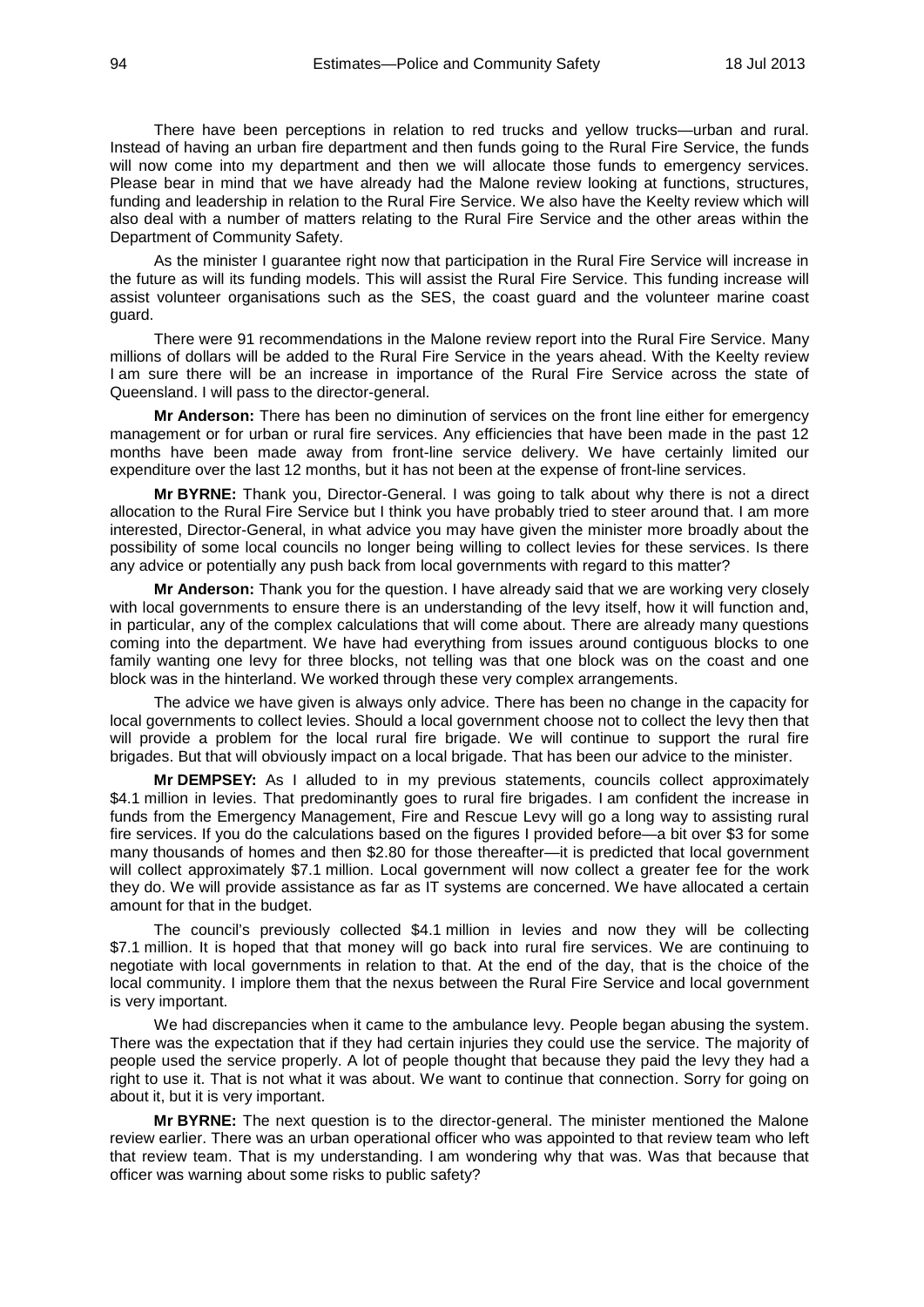There have been perceptions in relation to red trucks and yellow trucks—urban and rural. Instead of having an urban fire department and then funds going to the Rural Fire Service, the funds will now come into my department and then we will allocate those funds to emergency services. Please bear in mind that we have already had the Malone review looking at functions, structures, funding and leadership in relation to the Rural Fire Service. We also have the Keelty review which will also deal with a number of matters relating to the Rural Fire Service and the other areas within the Department of Community Safety.

As the minister I guarantee right now that participation in the Rural Fire Service will increase in the future as will its funding models. This will assist the Rural Fire Service. This funding increase will assist volunteer organisations such as the SES, the coast guard and the volunteer marine coast guard.

There were 91 recommendations in the Malone review report into the Rural Fire Service. Many millions of dollars will be added to the Rural Fire Service in the years ahead. With the Keelty review I am sure there will be an increase in importance of the Rural Fire Service across the state of Queensland. I will pass to the director-general.

**Mr Anderson:** There has been no diminution of services on the front line either for emergency management or for urban or rural fire services. Any efficiencies that have been made in the past 12 months have been made away from front-line service delivery. We have certainly limited our expenditure over the last 12 months, but it has not been at the expense of front-line services.

**Mr BYRNE:** Thank you, Director-General. I was going to talk about why there is not a direct allocation to the Rural Fire Service but I think you have probably tried to steer around that. I am more interested, Director-General, in what advice you may have given the minister more broadly about the possibility of some local councils no longer being willing to collect levies for these services. Is there any advice or potentially any push back from local governments with regard to this matter?

**Mr Anderson:** Thank you for the question. I have already said that we are working very closely with local governments to ensure there is an understanding of the levy itself, how it will function and, in particular, any of the complex calculations that will come about. There are already many questions coming into the department. We have had everything from issues around contiguous blocks to one family wanting one levy for three blocks, not telling was that one block was on the coast and one block was in the hinterland. We worked through these very complex arrangements.

The advice we have given is always only advice. There has been no change in the capacity for local governments to collect levies. Should a local government choose not to collect the levy then that will provide a problem for the local rural fire brigade. We will continue to support the rural fire brigades. But that will obviously impact on a local brigade. That has been our advice to the minister.

**Mr DEMPSEY:** As I alluded to in my previous statements, councils collect approximately $4.1 million in levies. That predominantly goes to rural fire brigades. I am confident the increase in funds from the Emergency Management, Fire and Rescue Levy will go a long way to assisting rural fire services. If you do the calculations based on the figures I provided before—a bit over $3 for some many thousands of homes and then $2.80 for those thereafter—it is predicted that local government will collect approximately $7.1 million. Local government will now collect a greater fee for the work they do. We will provide assistance as far as IT systems are concerned. We have allocated a certain amount for that in the budget.

The council's previously collected $4.1 million in levies and now they will be collecting $7.1 million. It is hoped that that money will go back into rural fire services. We are continuing to negotiate with local governments in relation to that. At the end of the day, that is the choice of the local community. I implore them that the nexus between the Rural Fire Service and local government is very important.

We had discrepancies when it came to the ambulance levy. People began abusing the system. There was the expectation that if they had certain injuries they could use the service. The majority of people used the service properly. A lot of people thought that because they paid the levy they had a right to use it. That is not what it was about. We want to continue that connection. Sorry for going on about it, but it is very important.

**Mr BYRNE:** The next question is to the director-general. The minister mentioned the Malone review earlier. There was an urban operational officer who was appointed to that review team who left that review team. That is my understanding. I am wondering why that was. Was that because that officer was warning about some risks to public safety?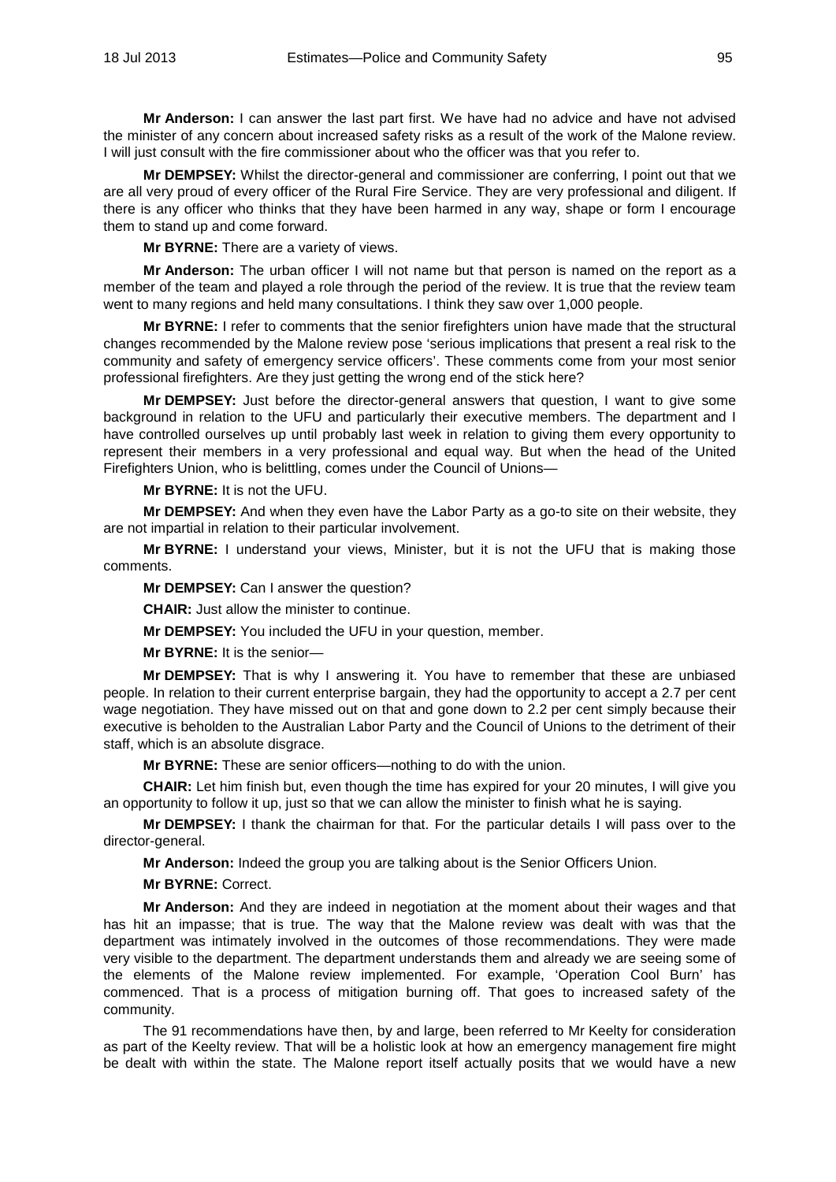**Mr Anderson:** I can answer the last part first. We have had no advice and have not advised the minister of any concern about increased safety risks as a result of the work of the Malone review. I will just consult with the fire commissioner about who the officer was that you refer to.

**Mr DEMPSEY:** Whilst the director-general and commissioner are conferring, I point out that we are all very proud of every officer of the Rural Fire Service. They are very professional and diligent. If there is any officer who thinks that they have been harmed in any way, shape or form I encourage them to stand up and come forward.

**Mr BYRNE:** There are a variety of views.

**Mr Anderson:** The urban officer I will not name but that person is named on the report as a member of the team and played a role through the period of the review. It is true that the review team went to many regions and held many consultations. I think they saw over 1,000 people.

**Mr BYRNE:** I refer to comments that the senior firefighters union have made that the structural changes recommended by the Malone review pose 'serious implications that present a real risk to the community and safety of emergency service officers'. These comments come from your most senior professional firefighters. Are they just getting the wrong end of the stick here?

**Mr DEMPSEY:** Just before the director-general answers that question, I want to give some background in relation to the UFU and particularly their executive members. The department and I have controlled ourselves up until probably last week in relation to giving them every opportunity to represent their members in a very professional and equal way. But when the head of the United Firefighters Union, who is belittling, comes under the Council of Unions—

**Mr BYRNE:** It is not the UFU.

**Mr DEMPSEY:** And when they even have the Labor Party as a go-to site on their website, they are not impartial in relation to their particular involvement.

**Mr BYRNE:** I understand your views, Minister, but it is not the UFU that is making those comments.

**Mr DEMPSEY:** Can I answer the question?

**CHAIR:** Just allow the minister to continue.

**Mr DEMPSEY:** You included the UFU in your question, member.

**Mr BYRNE:** It is the senior—

**Mr DEMPSEY:** That is why I answering it. You have to remember that these are unbiased people. In relation to their current enterprise bargain, they had the opportunity to accept a 2.7 per cent wage negotiation. They have missed out on that and gone down to 2.2 per cent simply because their executive is beholden to the Australian Labor Party and the Council of Unions to the detriment of their staff, which is an absolute disgrace.

**Mr BYRNE:** These are senior officers—nothing to do with the union.

**CHAIR:** Let him finish but, even though the time has expired for your 20 minutes, I will give you an opportunity to follow it up, just so that we can allow the minister to finish what he is saying.

**Mr DEMPSEY:** I thank the chairman for that. For the particular details I will pass over to the director-general.

**Mr Anderson:** Indeed the group you are talking about is the Senior Officers Union.

**Mr BYRNE:** Correct.

**Mr Anderson:** And they are indeed in negotiation at the moment about their wages and that has hit an impasse; that is true. The way that the Malone review was dealt with was that the department was intimately involved in the outcomes of those recommendations. They were made very visible to the department. The department understands them and already we are seeing some of the elements of the Malone review implemented. For example, 'Operation Cool Burn' has commenced. That is a process of mitigation burning off. That goes to increased safety of the community.

The 91 recommendations have then, by and large, been referred to Mr Keelty for consideration as part of the Keelty review. That will be a holistic look at how an emergency management fire might be dealt with within the state. The Malone report itself actually posits that we would have a new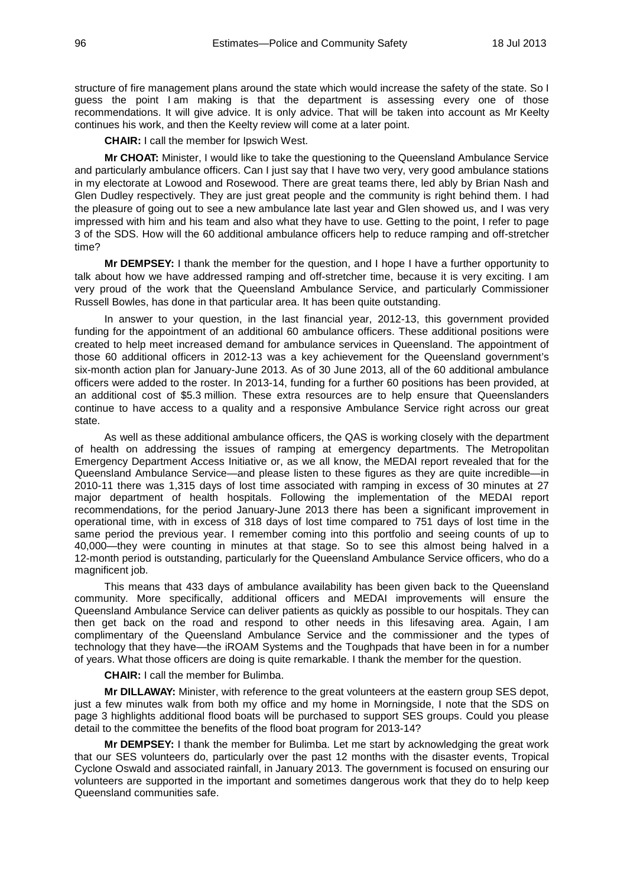structure of fire management plans around the state which would increase the safety of the state. So I guess the point I am making is that the department is assessing every one of those recommendations. It will give advice. It is only advice. That will be taken into account as Mr Keelty continues his work, and then the Keelty review will come at a later point.

**CHAIR:** I call the member for Ipswich West.

**Mr CHOAT:** Minister, I would like to take the questioning to the Queensland Ambulance Service and particularly ambulance officers. Can I just say that I have two very, very good ambulance stations in my electorate at Lowood and Rosewood. There are great teams there, led ably by Brian Nash and Glen Dudley respectively. They are just great people and the community is right behind them. I had the pleasure of going out to see a new ambulance late last year and Glen showed us, and I was very impressed with him and his team and also what they have to use. Getting to the point, I refer to page 3 of the SDS. How will the 60 additional ambulance officers help to reduce ramping and off-stretcher time?

**Mr DEMPSEY:** I thank the member for the question, and I hope I have a further opportunity to talk about how we have addressed ramping and off-stretcher time, because it is very exciting. I am very proud of the work that the Queensland Ambulance Service, and particularly Commissioner Russell Bowles, has done in that particular area. It has been quite outstanding.

In answer to your question, in the last financial year, 2012-13, this government provided funding for the appointment of an additional 60 ambulance officers. These additional positions were created to help meet increased demand for ambulance services in Queensland. The appointment of those 60 additional officers in 2012-13 was a key achievement for the Queensland government's six-month action plan for January-June 2013. As of 30 June 2013, all of the 60 additional ambulance officers were added to the roster. In 2013-14, funding for a further 60 positions has been provided, at an additional cost of $5.3 million. These extra resources are to help ensure that Queenslanders continue to have access to a quality and a responsive Ambulance Service right across our great state.

As well as these additional ambulance officers, the QAS is working closely with the department of health on addressing the issues of ramping at emergency departments. The Metropolitan Emergency Department Access Initiative or, as we all know, the MEDAI report revealed that for the Queensland Ambulance Service—and please listen to these figures as they are quite incredible—in 2010-11 there was 1,315 days of lost time associated with ramping in excess of 30 minutes at 27 major department of health hospitals. Following the implementation of the MEDAI report recommendations, for the period January-June 2013 there has been a significant improvement in operational time, with in excess of 318 days of lost time compared to 751 days of lost time in the same period the previous year. I remember coming into this portfolio and seeing counts of up to 40,000—they were counting in minutes at that stage. So to see this almost being halved in a 12-month period is outstanding, particularly for the Queensland Ambulance Service officers, who do a magnificent job.

This means that 433 days of ambulance availability has been given back to the Queensland community. More specifically, additional officers and MEDAI improvements will ensure the Queensland Ambulance Service can deliver patients as quickly as possible to our hospitals. They can then get back on the road and respond to other needs in this lifesaving area. Again, I am complimentary of the Queensland Ambulance Service and the commissioner and the types of technology that they have—the iROAM Systems and the Toughpads that have been in for a number of years. What those officers are doing is quite remarkable. I thank the member for the question.

**CHAIR:** I call the member for Bulimba.

**Mr DILLAWAY:** Minister, with reference to the great volunteers at the eastern group SES depot, just a few minutes walk from both my office and my home in Morningside, I note that the SDS on page 3 highlights additional flood boats will be purchased to support SES groups. Could you please detail to the committee the benefits of the flood boat program for 2013-14?

**Mr DEMPSEY:** I thank the member for Bulimba. Let me start by acknowledging the great work that our SES volunteers do, particularly over the past 12 months with the disaster events, Tropical Cyclone Oswald and associated rainfall, in January 2013. The government is focused on ensuring our volunteers are supported in the important and sometimes dangerous work that they do to help keep Queensland communities safe.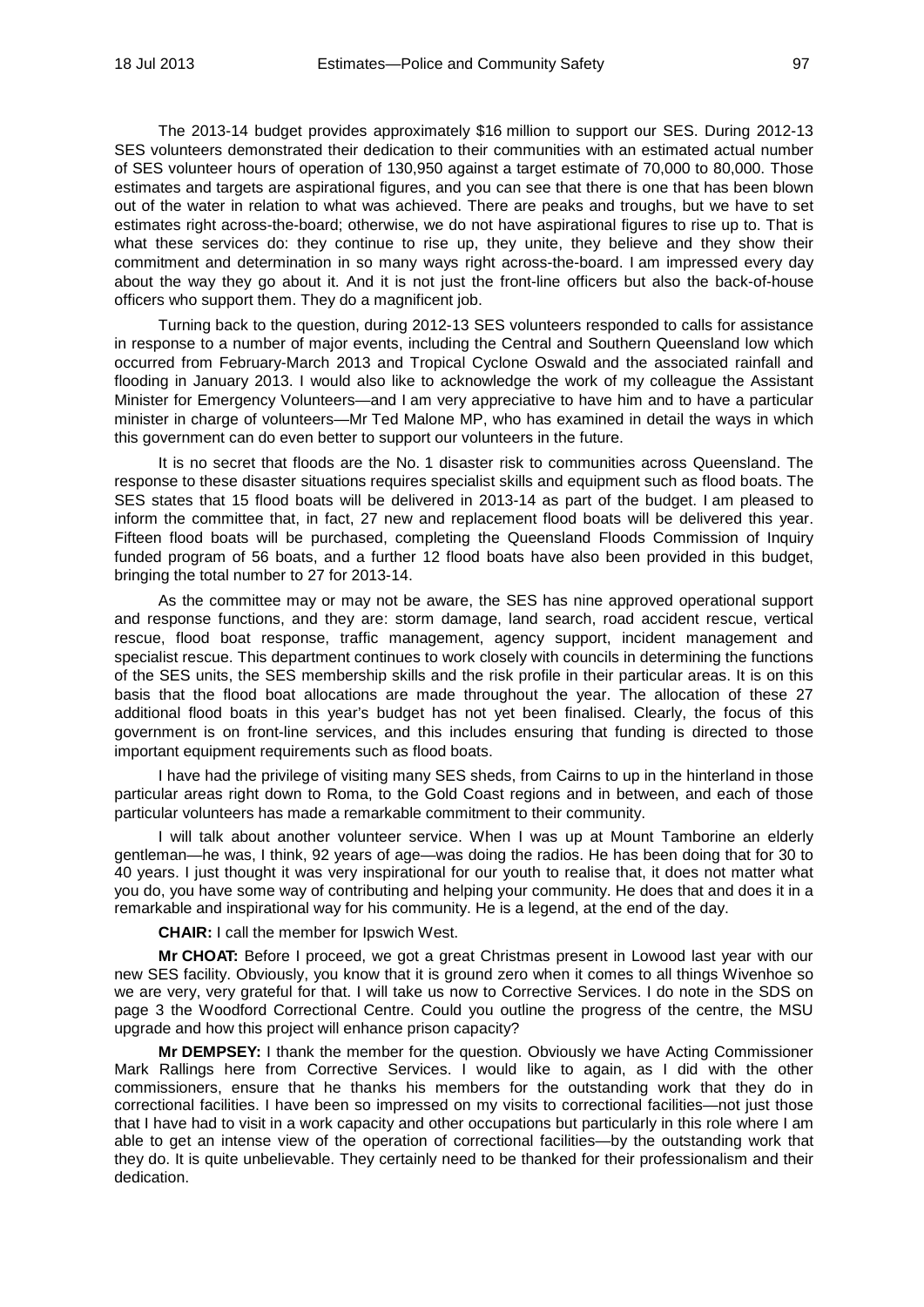The 2013-14 budget provides approximately $16 million to support our SES. During 2012-13 SES volunteers demonstrated their dedication to their communities with an estimated actual number of SES volunteer hours of operation of 130,950 against a target estimate of 70,000 to 80,000. Those estimates and targets are aspirational figures, and you can see that there is one that has been blown out of the water in relation to what was achieved. There are peaks and troughs, but we have to set estimates right across-the-board; otherwise, we do not have aspirational figures to rise up to. That is what these services do: they continue to rise up, they unite, they believe and they show their commitment and determination in so many ways right across-the-board. I am impressed every day about the way they go about it. And it is not just the front-line officers but also the back-of-house officers who support them. They do a magnificent job.

Turning back to the question, during 2012-13 SES volunteers responded to calls for assistance in response to a number of major events, including the Central and Southern Queensland low which occurred from February-March 2013 and Tropical Cyclone Oswald and the associated rainfall and flooding in January 2013. I would also like to acknowledge the work of my colleague the Assistant Minister for Emergency Volunteers—and I am very appreciative to have him and to have a particular minister in charge of volunteers—Mr Ted Malone MP, who has examined in detail the ways in which this government can do even better to support our volunteers in the future.

It is no secret that floods are the No. 1 disaster risk to communities across Queensland. The response to these disaster situations requires specialist skills and equipment such as flood boats. The SES states that 15 flood boats will be delivered in 2013-14 as part of the budget. I am pleased to inform the committee that, in fact, 27 new and replacement flood boats will be delivered this year. Fifteen flood boats will be purchased, completing the Queensland Floods Commission of Inquiry funded program of 56 boats, and a further 12 flood boats have also been provided in this budget, bringing the total number to 27 for 2013-14.

As the committee may or may not be aware, the SES has nine approved operational support and response functions, and they are: storm damage, land search, road accident rescue, vertical rescue, flood boat response, traffic management, agency support, incident management and specialist rescue. This department continues to work closely with councils in determining the functions of the SES units, the SES membership skills and the risk profile in their particular areas. It is on this basis that the flood boat allocations are made throughout the year. The allocation of these 27 additional flood boats in this year's budget has not yet been finalised. Clearly, the focus of this government is on front-line services, and this includes ensuring that funding is directed to those important equipment requirements such as flood boats.

I have had the privilege of visiting many SES sheds, from Cairns to up in the hinterland in those particular areas right down to Roma, to the Gold Coast regions and in between, and each of those particular volunteers has made a remarkable commitment to their community.

I will talk about another volunteer service. When I was up at Mount Tamborine an elderly gentleman—he was, I think, 92 years of age—was doing the radios. He has been doing that for 30 to 40 years. I just thought it was very inspirational for our youth to realise that, it does not matter what you do, you have some way of contributing and helping your community. He does that and does it in a remarkable and inspirational way for his community. He is a legend, at the end of the day.

**CHAIR:** I call the member for Ipswich West.

**Mr CHOAT:** Before I proceed, we got a great Christmas present in Lowood last year with our new SES facility. Obviously, you know that it is ground zero when it comes to all things Wivenhoe so we are very, very grateful for that. I will take us now to Corrective Services. I do note in the SDS on page 3 the Woodford Correctional Centre. Could you outline the progress of the centre, the MSU upgrade and how this project will enhance prison capacity?

**Mr DEMPSEY:** I thank the member for the question. Obviously we have Acting Commissioner Mark Rallings here from Corrective Services. I would like to again, as I did with the other commissioners, ensure that he thanks his members for the outstanding work that they do in correctional facilities. I have been so impressed on my visits to correctional facilities—not just those that I have had to visit in a work capacity and other occupations but particularly in this role where I am able to get an intense view of the operation of correctional facilities—by the outstanding work that they do. It is quite unbelievable. They certainly need to be thanked for their professionalism and their dedication.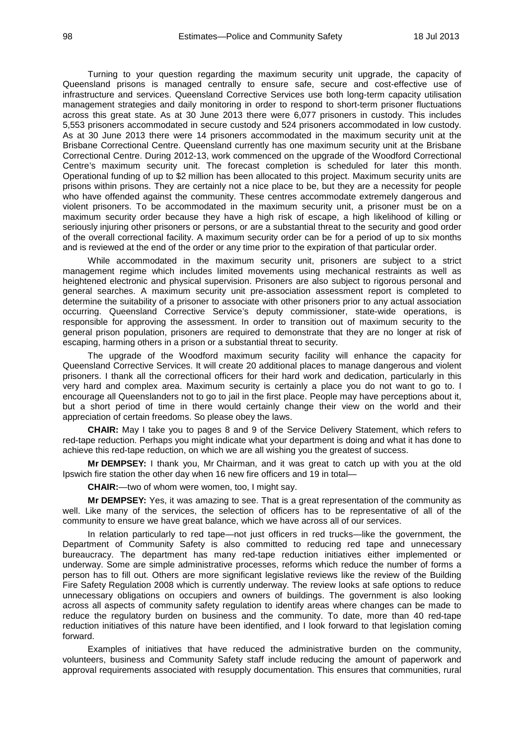Turning to your question regarding the maximum security unit upgrade, the capacity of Queensland prisons is managed centrally to ensure safe, secure and cost-effective use of infrastructure and services. Queensland Corrective Services use both long-term capacity utilisation management strategies and daily monitoring in order to respond to short-term prisoner fluctuations across this great state. As at 30 June 2013 there were 6,077 prisoners in custody. This includes 5,553 prisoners accommodated in secure custody and 524 prisoners accommodated in low custody. As at 30 June 2013 there were 14 prisoners accommodated in the maximum security unit at the Brisbane Correctional Centre. Queensland currently has one maximum security unit at the Brisbane Correctional Centre. During 2012-13, work commenced on the upgrade of the Woodford Correctional Centre's maximum security unit. The forecast completion is scheduled for later this month. Operational funding of up to $2 million has been allocated to this project. Maximum security units are prisons within prisons. They are certainly not a nice place to be, but they are a necessity for people who have offended against the community. These centres accommodate extremely dangerous and violent prisoners. To be accommodated in the maximum security unit, a prisoner must be on a maximum security order because they have a high risk of escape, a high likelihood of killing or seriously injuring other prisoners or persons, or are a substantial threat to the security and good order of the overall correctional facility. A maximum security order can be for a period of up to six months and is reviewed at the end of the order or any time prior to the expiration of that particular order.

While accommodated in the maximum security unit, prisoners are subject to a strict management regime which includes limited movements using mechanical restraints as well as heightened electronic and physical supervision. Prisoners are also subject to rigorous personal and general searches. A maximum security unit pre-association assessment report is completed to determine the suitability of a prisoner to associate with other prisoners prior to any actual association occurring. Queensland Corrective Service's deputy commissioner, state-wide operations, is responsible for approving the assessment. In order to transition out of maximum security to the general prison population, prisoners are required to demonstrate that they are no longer at risk of escaping, harming others in a prison or a substantial threat to security.

The upgrade of the Woodford maximum security facility will enhance the capacity for Queensland Corrective Services. It will create 20 additional places to manage dangerous and violent prisoners. I thank all the correctional officers for their hard work and dedication, particularly in this very hard and complex area. Maximum security is certainly a place you do not want to go to. I encourage all Queenslanders not to go to jail in the first place. People may have perceptions about it, but a short period of time in there would certainly change their view on the world and their appreciation of certain freedoms. So please obey the laws.

**CHAIR:** May I take you to pages 8 and 9 of the Service Delivery Statement, which refers to red-tape reduction. Perhaps you might indicate what your department is doing and what it has done to achieve this red-tape reduction, on which we are all wishing you the greatest of success.

**Mr DEMPSEY:** I thank you, Mr Chairman, and it was great to catch up with you at the old Ipswich fire station the other day when 16 new fire officers and 19 in total—

**CHAIR:**—two of whom were women, too, I might say.

**Mr DEMPSEY:** Yes, it was amazing to see. That is a great representation of the community as well. Like many of the services, the selection of officers has to be representative of all of the community to ensure we have great balance, which we have across all of our services.

In relation particularly to red tape—not just officers in red trucks—like the government, the Department of Community Safety is also committed to reducing red tape and unnecessary bureaucracy. The department has many red-tape reduction initiatives either implemented or underway. Some are simple administrative processes, reforms which reduce the number of forms a person has to fill out. Others are more significant legislative reviews like the review of the Building Fire Safety Regulation 2008 which is currently underway. The review looks at safe options to reduce unnecessary obligations on occupiers and owners of buildings. The government is also looking across all aspects of community safety regulation to identify areas where changes can be made to reduce the regulatory burden on business and the community. To date, more than 40 red-tape reduction initiatives of this nature have been identified, and I look forward to that legislation coming forward.

Examples of initiatives that have reduced the administrative burden on the community, volunteers, business and Community Safety staff include reducing the amount of paperwork and approval requirements associated with resupply documentation. This ensures that communities, rural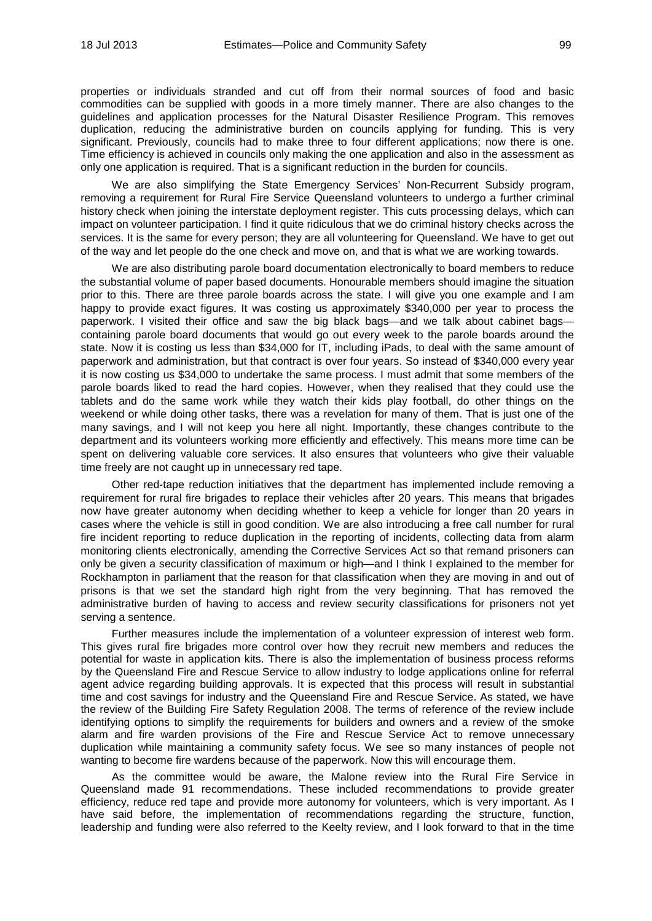properties or individuals stranded and cut off from their normal sources of food and basic commodities can be supplied with goods in a more timely manner. There are also changes to the guidelines and application processes for the Natural Disaster Resilience Program. This removes duplication, reducing the administrative burden on councils applying for funding. This is very significant. Previously, councils had to make three to four different applications; now there is one. Time efficiency is achieved in councils only making the one application and also in the assessment as only one application is required. That is a significant reduction in the burden for councils.

We are also simplifying the State Emergency Services' Non-Recurrent Subsidy program, removing a requirement for Rural Fire Service Queensland volunteers to undergo a further criminal history check when joining the interstate deployment register. This cuts processing delays, which can impact on volunteer participation. I find it quite ridiculous that we do criminal history checks across the services. It is the same for every person; they are all volunteering for Queensland. We have to get out of the way and let people do the one check and move on, and that is what we are working towards.

We are also distributing parole board documentation electronically to board members to reduce the substantial volume of paper based documents. Honourable members should imagine the situation prior to this. There are three parole boards across the state. I will give you one example and I am happy to provide exact figures. It was costing us approximately $340,000 per year to process the paperwork. I visited their office and saw the big black bags—and we talk about cabinet bags—containing parole board documents that would go out every week to the parole boards around the state. Now it is costing us less than $34,000 for IT, including iPads, to deal with the same amount of paperwork and administration, but that contract is over four years. So instead of $340,000 every year it is now costing us $34,000 to undertake the same process. I must admit that some members of the parole boards liked to read the hard copies. However, when they realised that they could use the tablets and do the same work while they watch their kids play football, do other things on the weekend or while doing other tasks, there was a revelation for many of them. That is just one of the many savings, and I will not keep you here all night. Importantly, these changes contribute to the department and its volunteers working more efficiently and effectively. This means more time can be spent on delivering valuable core services. It also ensures that volunteers who give their valuable time freely are not caught up in unnecessary red tape.

Other red-tape reduction initiatives that the department has implemented include removing a requirement for rural fire brigades to replace their vehicles after 20 years. This means that brigades now have greater autonomy when deciding whether to keep a vehicle for longer than 20 years in cases where the vehicle is still in good condition. We are also introducing a free call number for rural fire incident reporting to reduce duplication in the reporting of incidents, collecting data from alarm monitoring clients electronically, amending the Corrective Services Act so that remand prisoners can only be given a security classification of maximum or high—and I think I explained to the member for Rockhampton in parliament that the reason for that classification when they are moving in and out of prisons is that we set the standard high right from the very beginning. That has removed the administrative burden of having to access and review security classifications for prisoners not yet serving a sentence.

Further measures include the implementation of a volunteer expression of interest web form. This gives rural fire brigades more control over how they recruit new members and reduces the potential for waste in application kits. There is also the implementation of business process reforms by the Queensland Fire and Rescue Service to allow industry to lodge applications online for referral agent advice regarding building approvals. It is expected that this process will result in substantial time and cost savings for industry and the Queensland Fire and Rescue Service. As stated, we have the review of the Building Fire Safety Regulation 2008. The terms of reference of the review include identifying options to simplify the requirements for builders and owners and a review of the smoke alarm and fire warden provisions of the Fire and Rescue Service Act to remove unnecessary duplication while maintaining a community safety focus. We see so many instances of people not wanting to become fire wardens because of the paperwork. Now this will encourage them.

As the committee would be aware, the Malone review into the Rural Fire Service in Queensland made 91 recommendations. These included recommendations to provide greater efficiency, reduce red tape and provide more autonomy for volunteers, which is very important. As I have said before, the implementation of recommendations regarding the structure, function, leadership and funding were also referred to the Keelty review, and I look forward to that in the time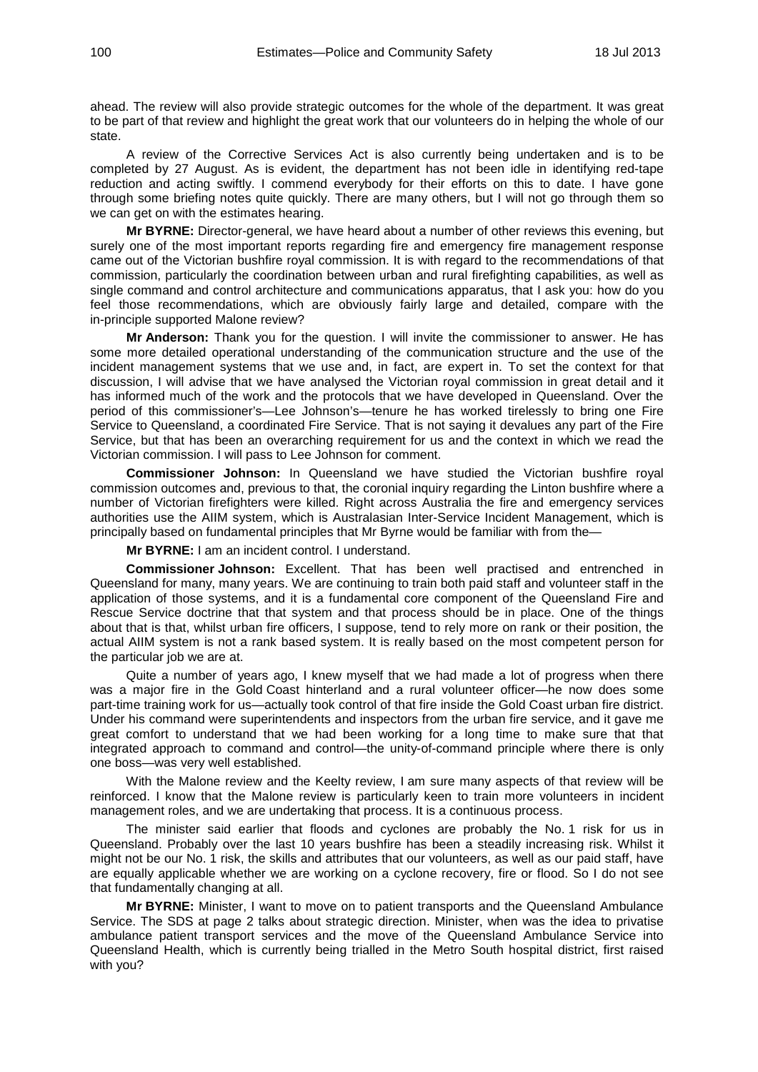ahead. The review will also provide strategic outcomes for the whole of the department. It was great to be part of that review and highlight the great work that our volunteers do in helping the whole of our state.

A review of the Corrective Services Act is also currently being undertaken and is to be completed by 27 August. As is evident, the department has not been idle in identifying red-tape reduction and acting swiftly. I commend everybody for their efforts on this to date. I have gone through some briefing notes quite quickly. There are many others, but I will not go through them so we can get on with the estimates hearing.

**Mr BYRNE:** Director-general, we have heard about a number of other reviews this evening, but surely one of the most important reports regarding fire and emergency fire management response came out of the Victorian bushfire royal commission. It is with regard to the recommendations of that commission, particularly the coordination between urban and rural firefighting capabilities, as well as single command and control architecture and communications apparatus, that I ask you: how do you feel those recommendations, which are obviously fairly large and detailed, compare with the in-principle supported Malone review?

**Mr Anderson:** Thank you for the question. I will invite the commissioner to answer. He has some more detailed operational understanding of the communication structure and the use of the incident management systems that we use and, in fact, are expert in. To set the context for that discussion, I will advise that we have analysed the Victorian royal commission in great detail and it has informed much of the work and the protocols that we have developed in Queensland. Over the period of this commissioner's—Lee Johnson's—tenure he has worked tirelessly to bring one Fire Service to Queensland, a coordinated Fire Service. That is not saying it devalues any part of the Fire Service, but that has been an overarching requirement for us and the context in which we read the Victorian commission. I will pass to Lee Johnson for comment.

**Commissioner Johnson:** In Queensland we have studied the Victorian bushfire royal commission outcomes and, previous to that, the coronial inquiry regarding the Linton bushfire where a number of Victorian firefighters were killed. Right across Australia the fire and emergency services authorities use the AIIM system, which is Australasian Inter-Service Incident Management, which is principally based on fundamental principles that Mr Byrne would be familiar with from the—

**Mr BYRNE:** I am an incident control. I understand.

**Commissioner Johnson:** Excellent. That has been well practised and entrenched in Queensland for many, many years. We are continuing to train both paid staff and volunteer staff in the application of those systems, and it is a fundamental core component of the Queensland Fire and Rescue Service doctrine that that system and that process should be in place. One of the things about that is that, whilst urban fire officers, I suppose, tend to rely more on rank or their position, the actual AIIM system is not a rank based system. It is really based on the most competent person for the particular job we are at.

Quite a number of years ago, I knew myself that we had made a lot of progress when there was a major fire in the Gold Coast hinterland and a rural volunteer officer—he now does some part-time training work for us—actually took control of that fire inside the Gold Coast urban fire district. Under his command were superintendents and inspectors from the urban fire service, and it gave me great comfort to understand that we had been working for a long time to make sure that that integrated approach to command and control—the unity-of-command principle where there is only one boss—was very well established.

With the Malone review and the Keelty review, I am sure many aspects of that review will be reinforced. I know that the Malone review is particularly keen to train more volunteers in incident management roles, and we are undertaking that process. It is a continuous process.

The minister said earlier that floods and cyclones are probably the No. 1 risk for us in Queensland. Probably over the last 10 years bushfire has been a steadily increasing risk. Whilst it might not be our No. 1 risk, the skills and attributes that our volunteers, as well as our paid staff, have are equally applicable whether we are working on a cyclone recovery, fire or flood. So I do not see that fundamentally changing at all.

**Mr BYRNE:** Minister, I want to move on to patient transports and the Queensland Ambulance Service. The SDS at page 2 talks about strategic direction. Minister, when was the idea to privatise ambulance patient transport services and the move of the Queensland Ambulance Service into Queensland Health, which is currently being trialled in the Metro South hospital district, first raised with you?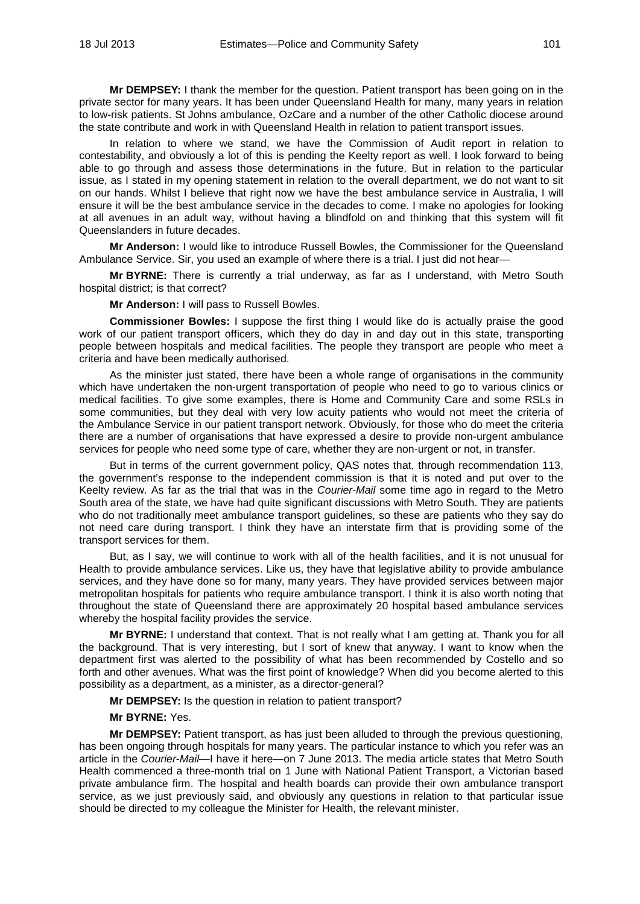**Mr DEMPSEY:** I thank the member for the question. Patient transport has been going on in the private sector for many years. It has been under Queensland Health for many, many years in relation to low-risk patients. St Johns ambulance, OzCare and a number of the other Catholic diocese around the state contribute and work in with Queensland Health in relation to patient transport issues.

In relation to where we stand, we have the Commission of Audit report in relation to contestability, and obviously a lot of this is pending the Keelty report as well. I look forward to being able to go through and assess those determinations in the future. But in relation to the particular issue, as I stated in my opening statement in relation to the overall department, we do not want to sit on our hands. Whilst I believe that right now we have the best ambulance service in Australia, I will ensure it will be the best ambulance service in the decades to come. I make no apologies for looking at all avenues in an adult way, without having a blindfold on and thinking that this system will fit Queenslanders in future decades.

**Mr Anderson:** I would like to introduce Russell Bowles, the Commissioner for the Queensland Ambulance Service. Sir, you used an example of where there is a trial. I just did not hear—

**Mr BYRNE:** There is currently a trial underway, as far as I understand, with Metro South hospital district; is that correct?

**Mr Anderson:** I will pass to Russell Bowles.

**Commissioner Bowles:** I suppose the first thing I would like do is actually praise the good work of our patient transport officers, which they do day in and day out in this state, transporting people between hospitals and medical facilities. The people they transport are people who meet a criteria and have been medically authorised.

As the minister just stated, there have been a whole range of organisations in the community which have undertaken the non-urgent transportation of people who need to go to various clinics or medical facilities. To give some examples, there is Home and Community Care and some RSLs in some communities, but they deal with very low acuity patients who would not meet the criteria of the Ambulance Service in our patient transport network. Obviously, for those who do meet the criteria there are a number of organisations that have expressed a desire to provide non-urgent ambulance services for people who need some type of care, whether they are non-urgent or not, in transfer.

But in terms of the current government policy, QAS notes that, through recommendation 113, the government's response to the independent commission is that it is noted and put over to the Keelty review. As far as the trial that was in the *Courier-Mail* some time ago in regard to the Metro South area of the state, we have had quite significant discussions with Metro South. They are patients who do not traditionally meet ambulance transport guidelines, so these are patients who they say do not need care during transport. I think they have an interstate firm that is providing some of the transport services for them.

But, as I say, we will continue to work with all of the health facilities, and it is not unusual for Health to provide ambulance services. Like us, they have that legislative ability to provide ambulance services, and they have done so for many, many years. They have provided services between major metropolitan hospitals for patients who require ambulance transport. I think it is also worth noting that throughout the state of Queensland there are approximately 20 hospital based ambulance services whereby the hospital facility provides the service.

**Mr BYRNE:** I understand that context. That is not really what I am getting at. Thank you for all the background. That is very interesting, but I sort of knew that anyway. I want to know when the department first was alerted to the possibility of what has been recommended by Costello and so forth and other avenues. What was the first point of knowledge? When did you become alerted to this possibility as a department, as a minister, as a director-general?

**Mr DEMPSEY:** Is the question in relation to patient transport?

**Mr BYRNE:** Yes.

**Mr DEMPSEY:** Patient transport, as has just been alluded to through the previous questioning, has been ongoing through hospitals for many years. The particular instance to which you refer was an article in the *Courier-Mail*—I have it here—on 7 June 2013. The media article states that Metro South Health commenced a three-month trial on 1 June with National Patient Transport, a Victorian based private ambulance firm. The hospital and health boards can provide their own ambulance transport service, as we just previously said, and obviously any questions in relation to that particular issue should be directed to my colleague the Minister for Health, the relevant minister.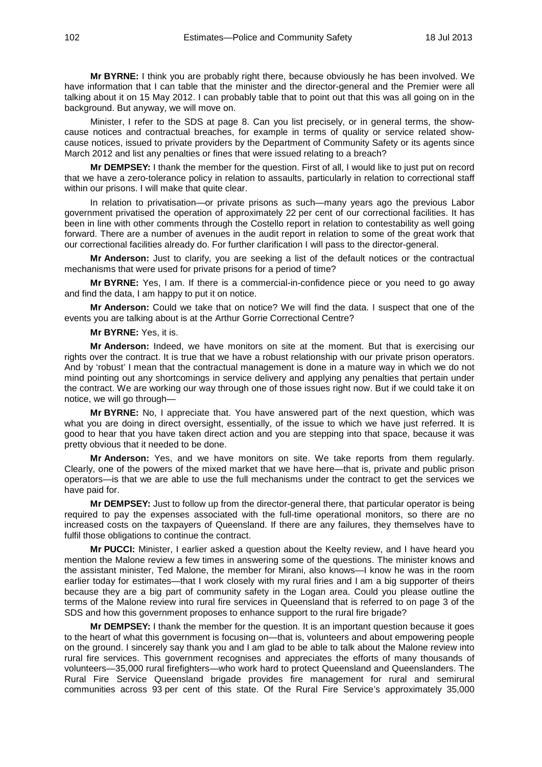**Mr BYRNE:** I think you are probably right there, because obviously he has been involved. We have information that I can table that the minister and the director-general and the Premier were all talking about it on 15 May 2012. I can probably table that to point out that this was all going on in the background. But anyway, we will move on.

Minister, I refer to the SDS at page 8. Can you list precisely, or in general terms, the show-cause notices and contractual breaches, for example in terms of quality or service related show-cause notices, issued to private providers by the Department of Community Safety or its agents since March 2012 and list any penalties or fines that were issued relating to a breach?

**Mr DEMPSEY:** I thank the member for the question. First of all, I would like to just put on record that we have a zero-tolerance policy in relation to assaults, particularly in relation to correctional staff within our prisons. I will make that quite clear.

In relation to privatisation—or private prisons as such—many years ago the previous Labor government privatised the operation of approximately 22 per cent of our correctional facilities. It has been in line with other comments through the Costello report in relation to contestability as well going forward. There are a number of avenues in the audit report in relation to some of the great work that our correctional facilities already do. For further clarification I will pass to the director-general.

**Mr Anderson:** Just to clarify, you are seeking a list of the default notices or the contractual mechanisms that were used for private prisons for a period of time?

**Mr BYRNE:** Yes, I am. If there is a commercial-in-confidence piece or you need to go away and find the data, I am happy to put it on notice.

**Mr Anderson:** Could we take that on notice? We will find the data. I suspect that one of the events you are talking about is at the Arthur Gorrie Correctional Centre?

**Mr BYRNE:** Yes, it is.

**Mr Anderson:** Indeed, we have monitors on site at the moment. But that is exercising our rights over the contract. It is true that we have a robust relationship with our private prison operators. And by 'robust' I mean that the contractual management is done in a mature way in which we do not mind pointing out any shortcomings in service delivery and applying any penalties that pertain under the contract. We are working our way through one of those issues right now. But if we could take it on notice, we will go through—

**Mr BYRNE:** No, I appreciate that. You have answered part of the next question, which was what you are doing in direct oversight, essentially, of the issue to which we have just referred. It is good to hear that you have taken direct action and you are stepping into that space, because it was pretty obvious that it needed to be done.

**Mr Anderson:** Yes, and we have monitors on site. We take reports from them regularly. Clearly, one of the powers of the mixed market that we have here—that is, private and public prison operators—is that we are able to use the full mechanisms under the contract to get the services we have paid for.

**Mr DEMPSEY:** Just to follow up from the director-general there, that particular operator is being required to pay the expenses associated with the full-time operational monitors, so there are no increased costs on the taxpayers of Queensland. If there are any failures, they themselves have to fulfil those obligations to continue the contract.

**Mr PUCCI:** Minister, I earlier asked a question about the Keelty review, and I have heard you mention the Malone review a few times in answering some of the questions. The minister knows and the assistant minister, Ted Malone, the member for Mirani, also knows—I know he was in the room earlier today for estimates—that I work closely with my rural firies and I am a big supporter of theirs because they are a big part of community safety in the Logan area. Could you please outline the terms of the Malone review into rural fire services in Queensland that is referred to on page 3 of the SDS and how this government proposes to enhance support to the rural fire brigade?

**Mr DEMPSEY:** I thank the member for the question. It is an important question because it goes to the heart of what this government is focusing on—that is, volunteers and about empowering people on the ground. I sincerely say thank you and I am glad to be able to talk about the Malone review into rural fire services. This government recognises and appreciates the efforts of many thousands of volunteers—35,000 rural firefighters—who work hard to protect Queensland and Queenslanders. The Rural Fire Service Queensland brigade provides fire management for rural and semirural communities across 93 per cent of this state. Of the Rural Fire Service's approximately 35,000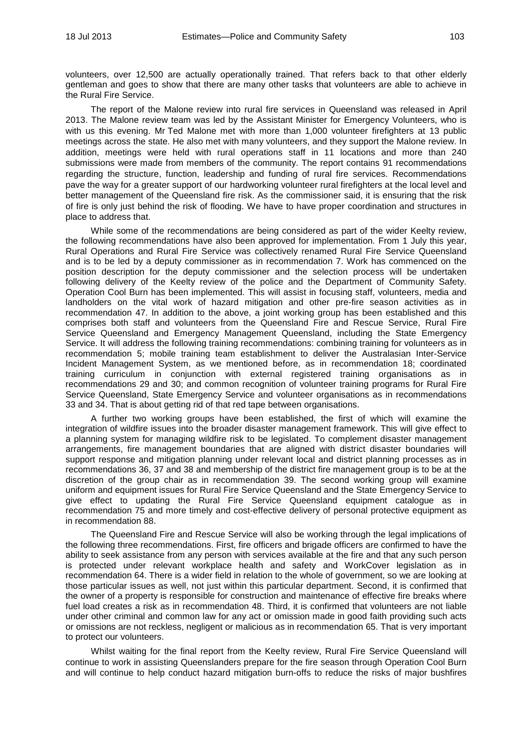volunteers, over 12,500 are actually operationally trained. That refers back to that other elderly gentleman and goes to show that there are many other tasks that volunteers are able to achieve in the Rural Fire Service.

The report of the Malone review into rural fire services in Queensland was released in April 2013. The Malone review team was led by the Assistant Minister for Emergency Volunteers, who is with us this evening. Mr Ted Malone met with more than 1,000 volunteer firefighters at 13 public meetings across the state. He also met with many volunteers, and they support the Malone review. In addition, meetings were held with rural operations staff in 11 locations and more than 240 submissions were made from members of the community. The report contains 91 recommendations regarding the structure, function, leadership and funding of rural fire services. Recommendations pave the way for a greater support of our hardworking volunteer rural firefighters at the local level and better management of the Queensland fire risk. As the commissioner said, it is ensuring that the risk of fire is only just behind the risk of flooding. We have to have proper coordination and structures in place to address that.

While some of the recommendations are being considered as part of the wider Keelty review, the following recommendations have also been approved for implementation. From 1 July this year, Rural Operations and Rural Fire Service was collectively renamed Rural Fire Service Queensland and is to be led by a deputy commissioner as in recommendation 7. Work has commenced on the position description for the deputy commissioner and the selection process will be undertaken following delivery of the Keelty review of the police and the Department of Community Safety. Operation Cool Burn has been implemented. This will assist in focusing staff, volunteers, media and landholders on the vital work of hazard mitigation and other pre-fire season activities as in recommendation 47. In addition to the above, a joint working group has been established and this comprises both staff and volunteers from the Queensland Fire and Rescue Service, Rural Fire Service Queensland and Emergency Management Queensland, including the State Emergency Service. It will address the following training recommendations: combining training for volunteers as in recommendation 5; mobile training team establishment to deliver the Australasian Inter-Service Incident Management System, as we mentioned before, as in recommendation 18; coordinated training curriculum in conjunction with external registered training organisations as in recommendations 29 and 30; and common recognition of volunteer training programs for Rural Fire Service Queensland, State Emergency Service and volunteer organisations as in recommendations 33 and 34. That is about getting rid of that red tape between organisations.

A further two working groups have been established, the first of which will examine the integration of wildfire issues into the broader disaster management framework. This will give effect to a planning system for managing wildfire risk to be legislated. To complement disaster management arrangements, fire management boundaries that are aligned with district disaster boundaries will support response and mitigation planning under relevant local and district planning processes as in recommendations 36, 37 and 38 and membership of the district fire management group is to be at the discretion of the group chair as in recommendation 39. The second working group will examine uniform and equipment issues for Rural Fire Service Queensland and the State Emergency Service to give effect to updating the Rural Fire Service Queensland equipment catalogue as in recommendation 75 and more timely and cost-effective delivery of personal protective equipment as in recommendation 88.

The Queensland Fire and Rescue Service will also be working through the legal implications of the following three recommendations. First, fire officers and brigade officers are confirmed to have the ability to seek assistance from any person with services available at the fire and that any such person is protected under relevant workplace health and safety and WorkCover legislation as in recommendation 64. There is a wider field in relation to the whole of government, so we are looking at those particular issues as well, not just within this particular department. Second, it is confirmed that the owner of a property is responsible for construction and maintenance of effective fire breaks where fuel load creates a risk as in recommendation 48. Third, it is confirmed that volunteers are not liable under other criminal and common law for any act or omission made in good faith providing such acts or omissions are not reckless, negligent or malicious as in recommendation 65. That is very important to protect our volunteers.

Whilst waiting for the final report from the Keelty review, Rural Fire Service Queensland will continue to work in assisting Queenslanders prepare for the fire season through Operation Cool Burn and will continue to help conduct hazard mitigation burn-offs to reduce the risks of major bushfires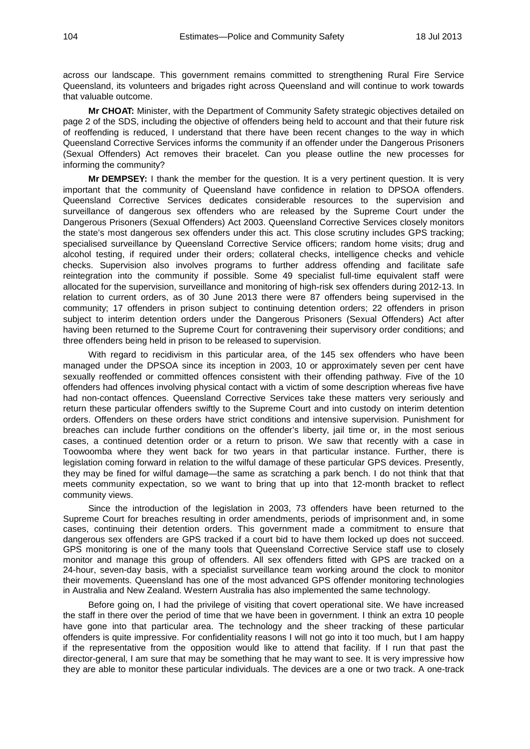across our landscape. This government remains committed to strengthening Rural Fire Service Queensland, its volunteers and brigades right across Queensland and will continue to work towards that valuable outcome.

**Mr CHOAT:** Minister, with the Department of Community Safety strategic objectives detailed on page 2 of the SDS, including the objective of offenders being held to account and that their future risk of reoffending is reduced, I understand that there have been recent changes to the way in which Queensland Corrective Services informs the community if an offender under the Dangerous Prisoners (Sexual Offenders) Act removes their bracelet. Can you please outline the new processes for informing the community?

**Mr DEMPSEY:** I thank the member for the question. It is a very pertinent question. It is very important that the community of Queensland have confidence in relation to DPSOA offenders. Queensland Corrective Services dedicates considerable resources to the supervision and surveillance of dangerous sex offenders who are released by the Supreme Court under the Dangerous Prisoners (Sexual Offenders) Act 2003. Queensland Corrective Services closely monitors the state's most dangerous sex offenders under this act. This close scrutiny includes GPS tracking; specialised surveillance by Queensland Corrective Service officers; random home visits; drug and alcohol testing, if required under their orders; collateral checks, intelligence checks and vehicle checks. Supervision also involves programs to further address offending and facilitate safe reintegration into the community if possible. Some 49 specialist full-time equivalent staff were allocated for the supervision, surveillance and monitoring of high-risk sex offenders during 2012-13. In relation to current orders, as of 30 June 2013 there were 87 offenders being supervised in the community; 17 offenders in prison subject to continuing detention orders; 22 offenders in prison subject to interim detention orders under the Dangerous Prisoners (Sexual Offenders) Act after having been returned to the Supreme Court for contravening their supervisory order conditions; and three offenders being held in prison to be released to supervision.

With regard to recidivism in this particular area, of the 145 sex offenders who have been managed under the DPSOA since its inception in 2003, 10 or approximately seven per cent have sexually reoffended or committed offences consistent with their offending pathway. Five of the 10 offenders had offences involving physical contact with a victim of some description whereas five have had non-contact offences. Queensland Corrective Services take these matters very seriously and return these particular offenders swiftly to the Supreme Court and into custody on interim detention orders. Offenders on these orders have strict conditions and intensive supervision. Punishment for breaches can include further conditions on the offender's liberty, jail time or, in the most serious cases, a continued detention order or a return to prison. We saw that recently with a case in Toowoomba where they went back for two years in that particular instance. Further, there is legislation coming forward in relation to the wilful damage of these particular GPS devices. Presently, they may be fined for wilful damage—the same as scratching a park bench. I do not think that that meets community expectation, so we want to bring that up into that 12-month bracket to reflect community views.

Since the introduction of the legislation in 2003, 73 offenders have been returned to the Supreme Court for breaches resulting in order amendments, periods of imprisonment and, in some cases, continuing their detention orders. This government made a commitment to ensure that dangerous sex offenders are GPS tracked if a court bid to have them locked up does not succeed. GPS monitoring is one of the many tools that Queensland Corrective Service staff use to closely monitor and manage this group of offenders. All sex offenders fitted with GPS are tracked on a 24-hour, seven-day basis, with a specialist surveillance team working around the clock to monitor their movements. Queensland has one of the most advanced GPS offender monitoring technologies in Australia and New Zealand. Western Australia has also implemented the same technology.

Before going on, I had the privilege of visiting that covert operational site. We have increased the staff in there over the period of time that we have been in government. I think an extra 10 people have gone into that particular area. The technology and the sheer tracking of these particular offenders is quite impressive. For confidentiality reasons I will not go into it too much, but I am happy if the representative from the opposition would like to attend that facility. If I run that past the director-general, I am sure that may be something that he may want to see. It is very impressive how they are able to monitor these particular individuals. The devices are a one or two track. A one-track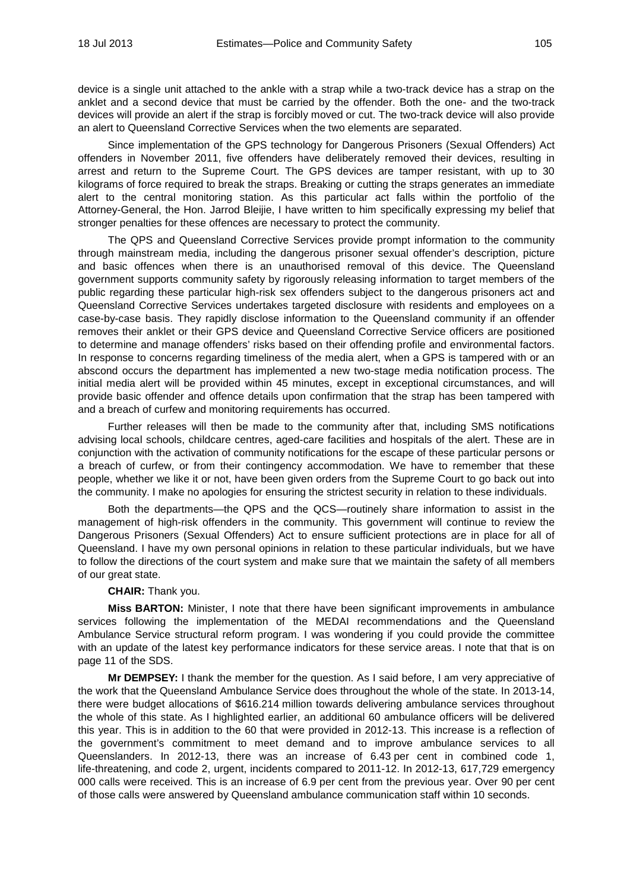device is a single unit attached to the ankle with a strap while a two-track device has a strap on the anklet and a second device that must be carried by the offender. Both the one- and the two-track devices will provide an alert if the strap is forcibly moved or cut. The two-track device will also provide an alert to Queensland Corrective Services when the two elements are separated.

Since implementation of the GPS technology for Dangerous Prisoners (Sexual Offenders) Act offenders in November 2011, five offenders have deliberately removed their devices, resulting in arrest and return to the Supreme Court. The GPS devices are tamper resistant, with up to 30 kilograms of force required to break the straps. Breaking or cutting the straps generates an immediate alert to the central monitoring station. As this particular act falls within the portfolio of the Attorney-General, the Hon. Jarrod Bleijie, I have written to him specifically expressing my belief that stronger penalties for these offences are necessary to protect the community.

The QPS and Queensland Corrective Services provide prompt information to the community through mainstream media, including the dangerous prisoner sexual offender's description, picture and basic offences when there is an unauthorised removal of this device. The Queensland government supports community safety by rigorously releasing information to target members of the public regarding these particular high-risk sex offenders subject to the dangerous prisoners act and Queensland Corrective Services undertakes targeted disclosure with residents and employees on a case-by-case basis. They rapidly disclose information to the Queensland community if an offender removes their anklet or their GPS device and Queensland Corrective Service officers are positioned to determine and manage offenders' risks based on their offending profile and environmental factors. In response to concerns regarding timeliness of the media alert, when a GPS is tampered with or an abscond occurs the department has implemented a new two-stage media notification process. The initial media alert will be provided within 45 minutes, except in exceptional circumstances, and will provide basic offender and offence details upon confirmation that the strap has been tampered with and a breach of curfew and monitoring requirements has occurred.

Further releases will then be made to the community after that, including SMS notifications advising local schools, childcare centres, aged-care facilities and hospitals of the alert. These are in conjunction with the activation of community notifications for the escape of these particular persons or a breach of curfew, or from their contingency accommodation. We have to remember that these people, whether we like it or not, have been given orders from the Supreme Court to go back out into the community. I make no apologies for ensuring the strictest security in relation to these individuals.

Both the departments—the QPS and the QCS—routinely share information to assist in the management of high-risk offenders in the community. This government will continue to review the Dangerous Prisoners (Sexual Offenders) Act to ensure sufficient protections are in place for all of Queensland. I have my own personal opinions in relation to these particular individuals, but we have to follow the directions of the court system and make sure that we maintain the safety of all members of our great state.

**CHAIR:** Thank you.

**Miss BARTON:** Minister, I note that there have been significant improvements in ambulance services following the implementation of the MEDAI recommendations and the Queensland Ambulance Service structural reform program. I was wondering if you could provide the committee with an update of the latest key performance indicators for these service areas. I note that that is on page 11 of the SDS.

**Mr DEMPSEY:** I thank the member for the question. As I said before, I am very appreciative of the work that the Queensland Ambulance Service does throughout the whole of the state. In 2013-14, there were budget allocations of $616.214 million towards delivering ambulance services throughout the whole of this state. As I highlighted earlier, an additional 60 ambulance officers will be delivered this year. This is in addition to the 60 that were provided in 2012-13. This increase is a reflection of the government's commitment to meet demand and to improve ambulance services to all Queenslanders. In 2012-13, there was an increase of 6.43 per cent in combined code 1, life-threatening, and code 2, urgent, incidents compared to 2011-12. In 2012-13, 617,729 emergency 000 calls were received. This is an increase of 6.9 per cent from the previous year. Over 90 per cent of those calls were answered by Queensland ambulance communication staff within 10 seconds.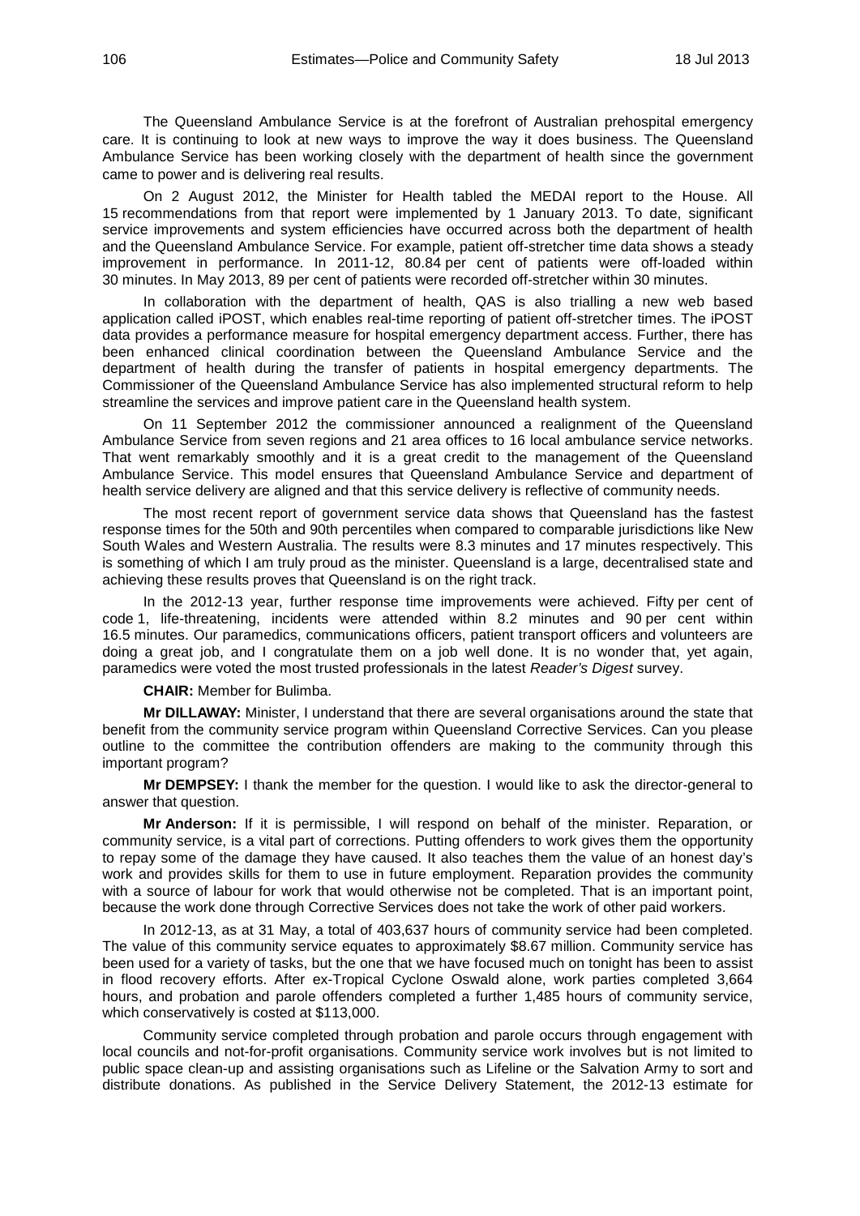The Queensland Ambulance Service is at the forefront of Australian prehospital emergency care. It is continuing to look at new ways to improve the way it does business. The Queensland Ambulance Service has been working closely with the department of health since the government came to power and is delivering real results.

On 2 August 2012, the Minister for Health tabled the MEDAI report to the House. All 15 recommendations from that report were implemented by 1 January 2013. To date, significant service improvements and system efficiencies have occurred across both the department of health and the Queensland Ambulance Service. For example, patient off-stretcher time data shows a steady improvement in performance. In 2011-12, 80.84 per cent of patients were off-loaded within 30 minutes. In May 2013, 89 per cent of patients were recorded off-stretcher within 30 minutes.

In collaboration with the department of health, QAS is also trialling a new web based application called iPOST, which enables real-time reporting of patient off-stretcher times. The iPOST data provides a performance measure for hospital emergency department access. Further, there has been enhanced clinical coordination between the Queensland Ambulance Service and the department of health during the transfer of patients in hospital emergency departments. The Commissioner of the Queensland Ambulance Service has also implemented structural reform to help streamline the services and improve patient care in the Queensland health system.

On 11 September 2012 the commissioner announced a realignment of the Queensland Ambulance Service from seven regions and 21 area offices to 16 local ambulance service networks. That went remarkably smoothly and it is a great credit to the management of the Queensland Ambulance Service. This model ensures that Queensland Ambulance Service and department of health service delivery are aligned and that this service delivery is reflective of community needs.

The most recent report of government service data shows that Queensland has the fastest response times for the 50th and 90th percentiles when compared to comparable jurisdictions like New South Wales and Western Australia. The results were 8.3 minutes and 17 minutes respectively. This is something of which I am truly proud as the minister. Queensland is a large, decentralised state and achieving these results proves that Queensland is on the right track.

In the 2012-13 year, further response time improvements were achieved. Fifty per cent of code 1, life-threatening, incidents were attended within 8.2 minutes and 90 per cent within 16.5 minutes. Our paramedics, communications officers, patient transport officers and volunteers are doing a great job, and I congratulate them on a job well done. It is no wonder that, yet again, paramedics were voted the most trusted professionals in the latest *Reader's Digest* survey.

**CHAIR:** Member for Bulimba.

**Mr DILLAWAY:** Minister, I understand that there are several organisations around the state that benefit from the community service program within Queensland Corrective Services. Can you please outline to the committee the contribution offenders are making to the community through this important program?

**Mr DEMPSEY:** I thank the member for the question. I would like to ask the director-general to answer that question.

**Mr Anderson:** If it is permissible, I will respond on behalf of the minister. Reparation, or community service, is a vital part of corrections. Putting offenders to work gives them the opportunity to repay some of the damage they have caused. It also teaches them the value of an honest day's work and provides skills for them to use in future employment. Reparation provides the community with a source of labour for work that would otherwise not be completed. That is an important point, because the work done through Corrective Services does not take the work of other paid workers.

In 2012-13, as at 31 May, a total of 403,637 hours of community service had been completed. The value of this community service equates to approximately $8.67 million. Community service has been used for a variety of tasks, but the one that we have focused much on tonight has been to assist in flood recovery efforts. After ex-Tropical Cyclone Oswald alone, work parties completed 3,664 hours, and probation and parole offenders completed a further 1,485 hours of community service, which conservatively is costed at $113,000.

Community service completed through probation and parole occurs through engagement with local councils and not-for-profit organisations. Community service work involves but is not limited to public space clean-up and assisting organisations such as Lifeline or the Salvation Army to sort and distribute donations. As published in the Service Delivery Statement, the 2012-13 estimate for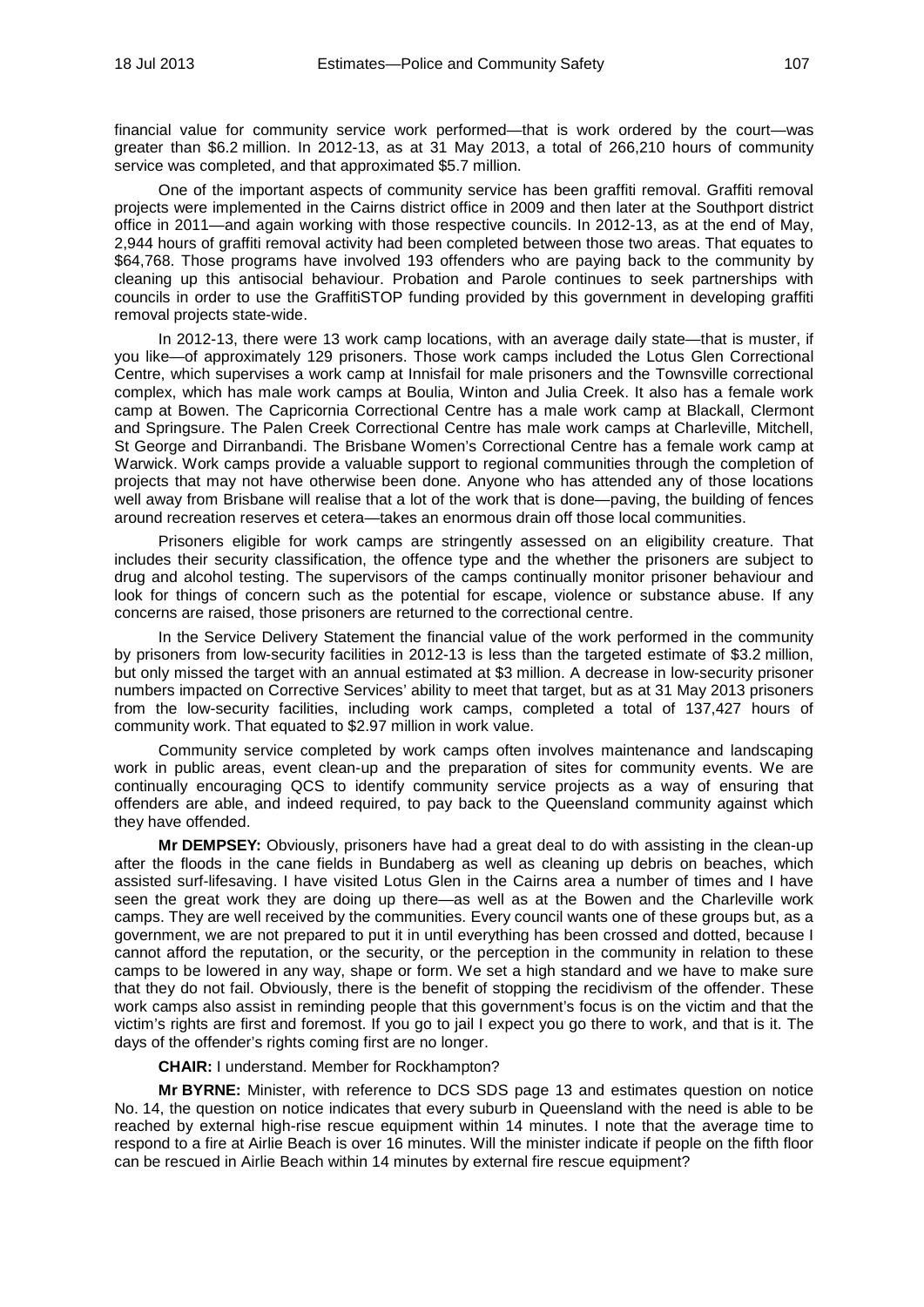financial value for community service work performed—that is work ordered by the court—was greater than $6.2 million. In 2012-13, as at 31 May 2013, a total of 266,210 hours of community service was completed, and that approximated $5.7 million.

One of the important aspects of community service has been graffiti removal. Graffiti removal projects were implemented in the Cairns district office in 2009 and then later at the Southport district office in 2011—and again working with those respective councils. In 2012-13, as at the end of May, 2,944 hours of graffiti removal activity had been completed between those two areas. That equates to $64,768. Those programs have involved 193 offenders who are paying back to the community by cleaning up this antisocial behaviour. Probation and Parole continues to seek partnerships with councils in order to use the GraffitiSTOP funding provided by this government in developing graffiti removal projects state-wide.

In 2012-13, there were 13 work camp locations, with an average daily state—that is muster, if you like—of approximately 129 prisoners. Those work camps included the Lotus Glen Correctional Centre, which supervises a work camp at Innisfail for male prisoners and the Townsville correctional complex, which has male work camps at Boulia, Winton and Julia Creek. It also has a female work camp at Bowen. The Capricornia Correctional Centre has a male work camp at Blackall, Clermont and Springsure. The Palen Creek Correctional Centre has male work camps at Charleville, Mitchell, St George and Dirranbandi. The Brisbane Women's Correctional Centre has a female work camp at Warwick. Work camps provide a valuable support to regional communities through the completion of projects that may not have otherwise been done. Anyone who has attended any of those locations well away from Brisbane will realise that a lot of the work that is done—paving, the building of fences around recreation reserves et cetera—takes an enormous drain off those local communities.

Prisoners eligible for work camps are stringently assessed on an eligibility creature. That includes their security classification, the offence type and the whether the prisoners are subject to drug and alcohol testing. The supervisors of the camps continually monitor prisoner behaviour and look for things of concern such as the potential for escape, violence or substance abuse. If any concerns are raised, those prisoners are returned to the correctional centre.

In the Service Delivery Statement the financial value of the work performed in the community by prisoners from low-security facilities in 2012-13 is less than the targeted estimate of $3.2 million, but only missed the target with an annual estimated at $3 million. A decrease in low-security prisoner numbers impacted on Corrective Services' ability to meet that target, but as at 31 May 2013 prisoners from the low-security facilities, including work camps, completed a total of 137,427 hours of community work. That equated to $2.97 million in work value.

Community service completed by work camps often involves maintenance and landscaping work in public areas, event clean-up and the preparation of sites for community events. We are continually encouraging QCS to identify community service projects as a way of ensuring that offenders are able, and indeed required, to pay back to the Queensland community against which they have offended.

**Mr DEMPSEY:** Obviously, prisoners have had a great deal to do with assisting in the clean-up after the floods in the cane fields in Bundaberg as well as cleaning up debris on beaches, which assisted surf-lifesaving. I have visited Lotus Glen in the Cairns area a number of times and I have seen the great work they are doing up there—as well as at the Bowen and the Charleville work camps. They are well received by the communities. Every council wants one of these groups but, as a government, we are not prepared to put it in until everything has been crossed and dotted, because I cannot afford the reputation, or the security, or the perception in the community in relation to these camps to be lowered in any way, shape or form. We set a high standard and we have to make sure that they do not fail. Obviously, there is the benefit of stopping the recidivism of the offender. These work camps also assist in reminding people that this government's focus is on the victim and that the victim's rights are first and foremost. If you go to jail I expect you go there to work, and that is it. The days of the offender's rights coming first are no longer.

**CHAIR:** I understand. Member for Rockhampton?

**Mr BYRNE:** Minister, with reference to DCS SDS page 13 and estimates question on notice No. 14, the question on notice indicates that every suburb in Queensland with the need is able to be reached by external high-rise rescue equipment within 14 minutes. I note that the average time to respond to a fire at Airlie Beach is over 16 minutes. Will the minister indicate if people on the fifth floor can be rescued in Airlie Beach within 14 minutes by external fire rescue equipment?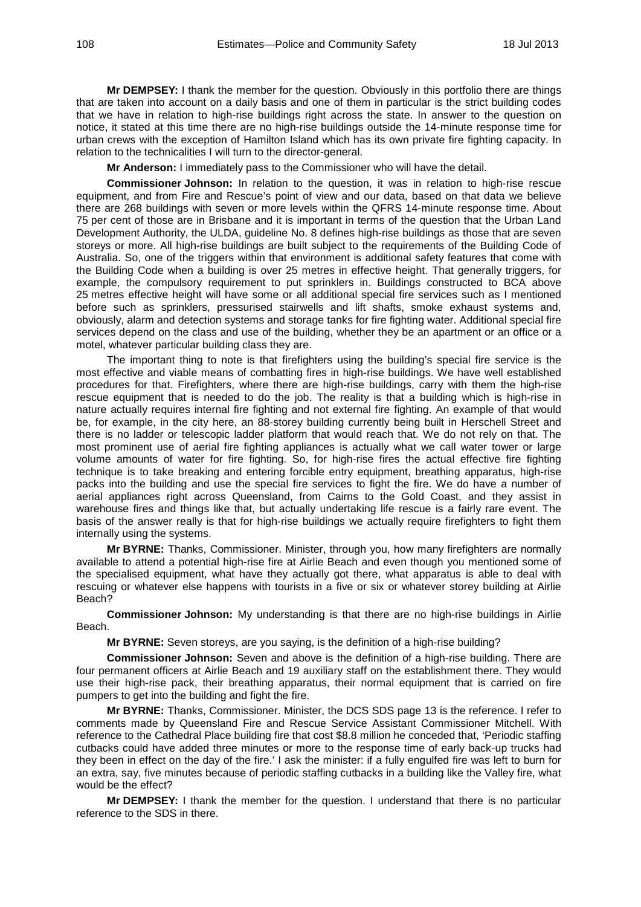**Mr DEMPSEY:** I thank the member for the question. Obviously in this portfolio there are things that are taken into account on a daily basis and one of them in particular is the strict building codes that we have in relation to high-rise buildings right across the state. In answer to the question on notice, it stated at this time there are no high-rise buildings outside the 14-minute response time for urban crews with the exception of Hamilton Island which has its own private fire fighting capacity. In relation to the technicalities I will turn to the director-general.

**Mr Anderson:** I immediately pass to the Commissioner who will have the detail.

**Commissioner Johnson:** In relation to the question, it was in relation to high-rise rescue equipment, and from Fire and Rescue's point of view and our data, based on that data we believe there are 268 buildings with seven or more levels within the QFRS 14-minute response time. About 75 per cent of those are in Brisbane and it is important in terms of the question that the Urban Land Development Authority, the ULDA, guideline No. 8 defines high-rise buildings as those that are seven storeys or more. All high-rise buildings are built subject to the requirements of the Building Code of Australia. So, one of the triggers within that environment is additional safety features that come with the Building Code when a building is over 25 metres in effective height. That generally triggers, for example, the compulsory requirement to put sprinklers in. Buildings constructed to BCA above 25 metres effective height will have some or all additional special fire services such as I mentioned before such as sprinklers, pressurised stairwells and lift shafts, smoke exhaust systems and, obviously, alarm and detection systems and storage tanks for fire fighting water. Additional special fire services depend on the class and use of the building, whether they be an apartment or an office or a motel, whatever particular building class they are.

The important thing to note is that firefighters using the building's special fire service is the most effective and viable means of combatting fires in high-rise buildings. We have well established procedures for that. Firefighters, where there are high-rise buildings, carry with them the high-rise rescue equipment that is needed to do the job. The reality is that a building which is high-rise in nature actually requires internal fire fighting and not external fire fighting. An example of that would be, for example, in the city here, an 88-storey building currently being built in Herschell Street and there is no ladder or telescopic ladder platform that would reach that. We do not rely on that. The most prominent use of aerial fire fighting appliances is actually what we call water tower or large volume amounts of water for fire fighting. So, for high-rise fires the actual effective fire fighting technique is to take breaking and entering forcible entry equipment, breathing apparatus, high-rise packs into the building and use the special fire services to fight the fire. We do have a number of aerial appliances right across Queensland, from Cairns to the Gold Coast, and they assist in warehouse fires and things like that, but actually undertaking life rescue is a fairly rare event. The basis of the answer really is that for high-rise buildings we actually require firefighters to fight them internally using the systems.

**Mr BYRNE:** Thanks, Commissioner. Minister, through you, how many firefighters are normally available to attend a potential high-rise fire at Airlie Beach and even though you mentioned some of the specialised equipment, what have they actually got there, what apparatus is able to deal with rescuing or whatever else happens with tourists in a five or six or whatever storey building at Airlie Beach?

**Commissioner Johnson:** My understanding is that there are no high-rise buildings in Airlie Beach.

**Mr BYRNE:** Seven storeys, are you saying, is the definition of a high-rise building?

**Commissioner Johnson:** Seven and above is the definition of a high-rise building. There are four permanent officers at Airlie Beach and 19 auxiliary staff on the establishment there. They would use their high-rise pack, their breathing apparatus, their normal equipment that is carried on fire pumpers to get into the building and fight the fire.

**Mr BYRNE:** Thanks, Commissioner. Minister, the DCS SDS page 13 is the reference. I refer to comments made by Queensland Fire and Rescue Service Assistant Commissioner Mitchell. With reference to the Cathedral Place building fire that cost $8.8 million he conceded that, 'Periodic staffing cutbacks could have added three minutes or more to the response time of early back-up trucks had they been in effect on the day of the fire.' I ask the minister: if a fully engulfed fire was left to burn for an extra, say, five minutes because of periodic staffing cutbacks in a building like the Valley fire, what would be the effect?

**Mr DEMPSEY:** I thank the member for the question. I understand that there is no particular reference to the SDS in there.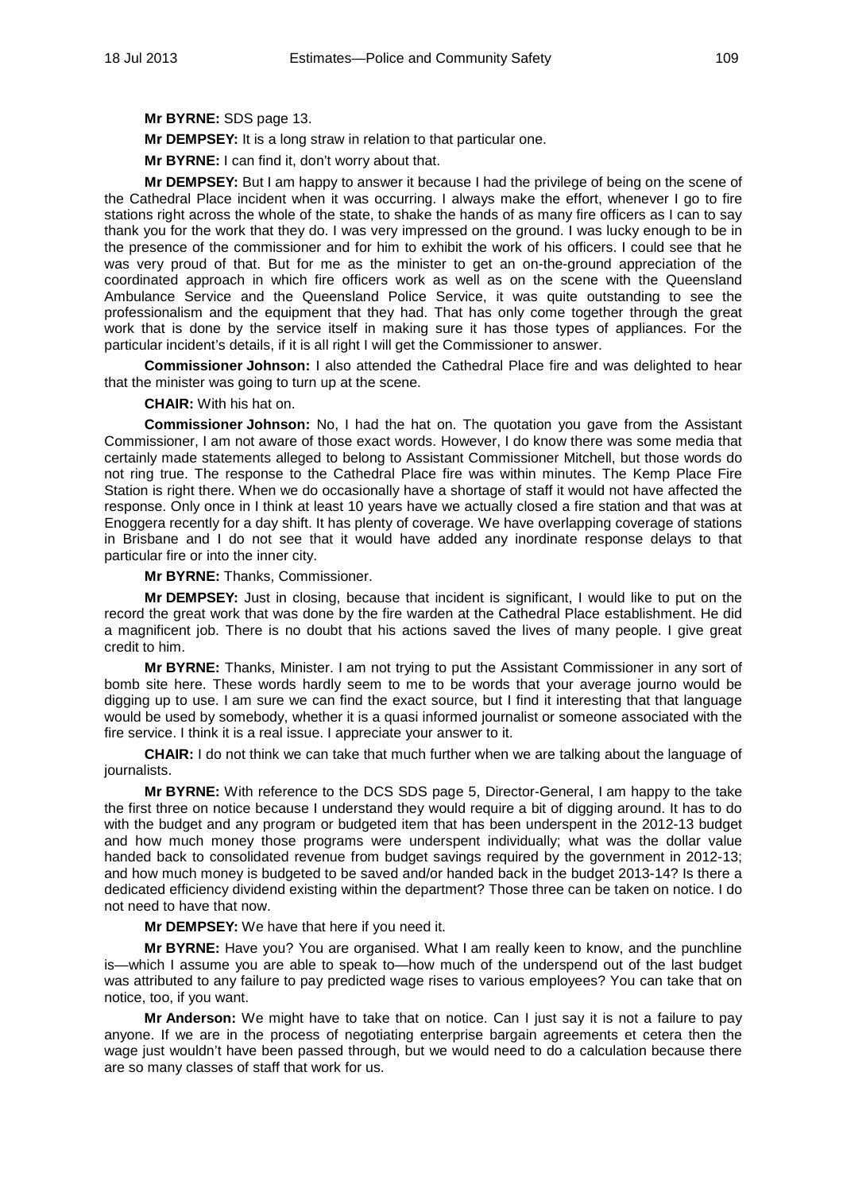**Mr BYRNE:** SDS page 13.

**Mr DEMPSEY:** It is a long straw in relation to that particular one.

**Mr BYRNE:** I can find it, don't worry about that.

**Mr DEMPSEY:** But I am happy to answer it because I had the privilege of being on the scene of the Cathedral Place incident when it was occurring. I always make the effort, whenever I go to fire stations right across the whole of the state, to shake the hands of as many fire officers as I can to say thank you for the work that they do. I was very impressed on the ground. I was lucky enough to be in the presence of the commissioner and for him to exhibit the work of his officers. I could see that he was very proud of that. But for me as the minister to get an on-the-ground appreciation of the coordinated approach in which fire officers work as well as on the scene with the Queensland Ambulance Service and the Queensland Police Service, it was quite outstanding to see the professionalism and the equipment that they had. That has only come together through the great work that is done by the service itself in making sure it has those types of appliances. For the particular incident's details, if it is all right I will get the Commissioner to answer.

**Commissioner Johnson:** I also attended the Cathedral Place fire and was delighted to hear that the minister was going to turn up at the scene.

**CHAIR:** With his hat on.

**Commissioner Johnson:** No, I had the hat on. The quotation you gave from the Assistant Commissioner, I am not aware of those exact words. However, I do know there was some media that certainly made statements alleged to belong to Assistant Commissioner Mitchell, but those words do not ring true. The response to the Cathedral Place fire was within minutes. The Kemp Place Fire Station is right there. When we do occasionally have a shortage of staff it would not have affected the response. Only once in I think at least 10 years have we actually closed a fire station and that was at Enoggera recently for a day shift. It has plenty of coverage. We have overlapping coverage of stations in Brisbane and I do not see that it would have added any inordinate response delays to that particular fire or into the inner city.

**Mr BYRNE:** Thanks, Commissioner.

**Mr DEMPSEY:** Just in closing, because that incident is significant, I would like to put on the record the great work that was done by the fire warden at the Cathedral Place establishment. He did a magnificent job. There is no doubt that his actions saved the lives of many people. I give great credit to him.

**Mr BYRNE:** Thanks, Minister. I am not trying to put the Assistant Commissioner in any sort of bomb site here. These words hardly seem to me to be words that your average journo would be digging up to use. I am sure we can find the exact source, but I find it interesting that that language would be used by somebody, whether it is a quasi informed journalist or someone associated with the fire service. I think it is a real issue. I appreciate your answer to it.

**CHAIR:** I do not think we can take that much further when we are talking about the language of journalists.

**Mr BYRNE:** With reference to the DCS SDS page 5, Director-General, I am happy to the take the first three on notice because I understand they would require a bit of digging around. It has to do with the budget and any program or budgeted item that has been underspent in the 2012-13 budget and how much money those programs were underspent individually; what was the dollar value handed back to consolidated revenue from budget savings required by the government in 2012-13; and how much money is budgeted to be saved and/or handed back in the budget 2013-14? Is there a dedicated efficiency dividend existing within the department? Those three can be taken on notice. I do not need to have that now.

**Mr DEMPSEY:** We have that here if you need it.

**Mr BYRNE:** Have you? You are organised. What I am really keen to know, and the punchline is—which I assume you are able to speak to—how much of the underspend out of the last budget was attributed to any failure to pay predicted wage rises to various employees? You can take that on notice, too, if you want.

**Mr Anderson:** We might have to take that on notice. Can I just say it is not a failure to pay anyone. If we are in the process of negotiating enterprise bargain agreements et cetera then the wage just wouldn't have been passed through, but we would need to do a calculation because there are so many classes of staff that work for us.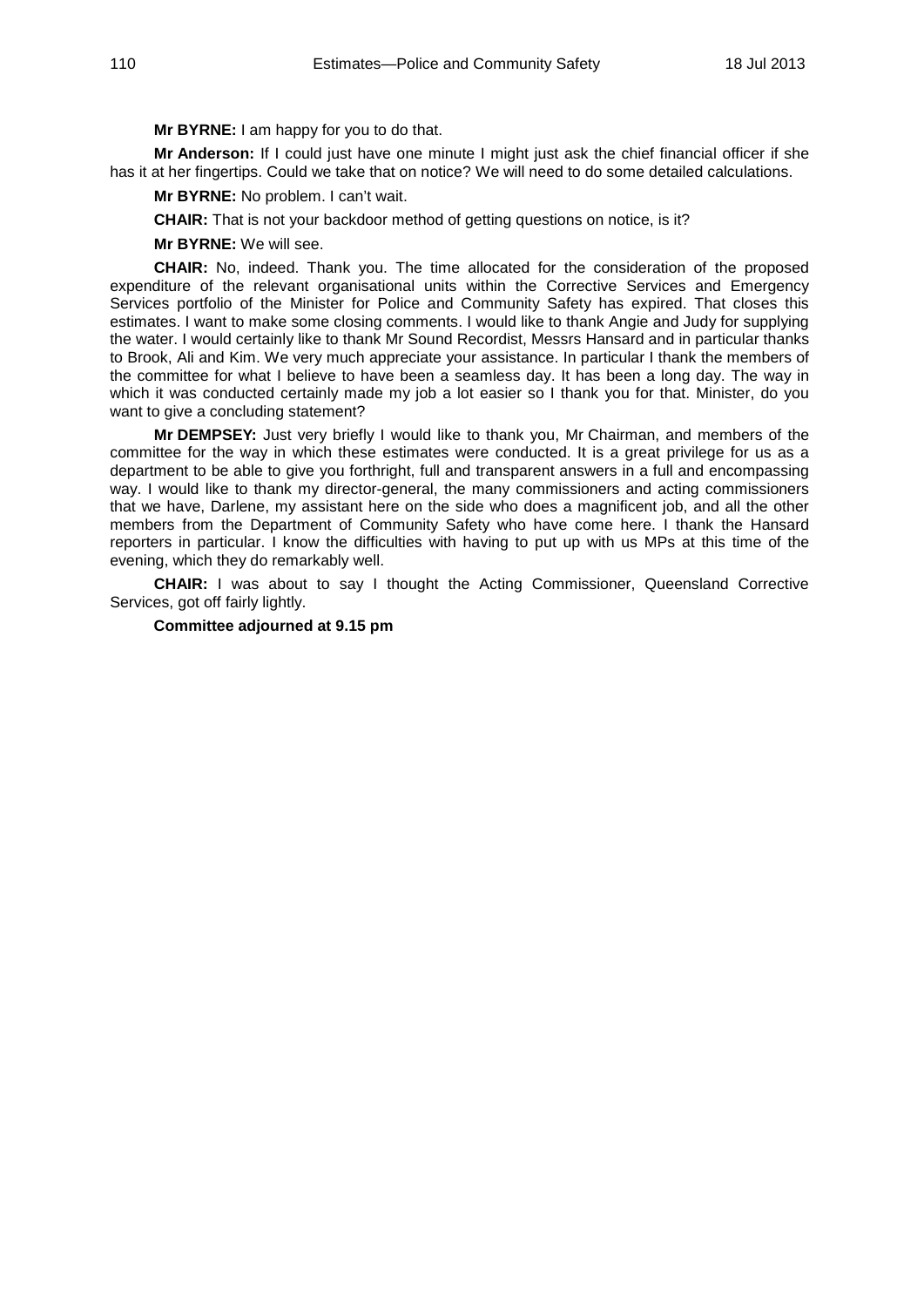**Mr BYRNE:** I am happy for you to do that.

**Mr Anderson:** If I could just have one minute I might just ask the chief financial officer if she has it at her fingertips. Could we take that on notice? We will need to do some detailed calculations.

**Mr BYRNE:** No problem. I can't wait.

**CHAIR:** That is not your backdoor method of getting questions on notice, is it?

**Mr BYRNE:** We will see.

**CHAIR:** No, indeed. Thank you. The time allocated for the consideration of the proposed expenditure of the relevant organisational units within the Corrective Services and Emergency Services portfolio of the Minister for Police and Community Safety has expired. That closes this estimates. I want to make some closing comments. I would like to thank Angie and Judy for supplying the water. I would certainly like to thank Mr Sound Recordist, Messrs Hansard and in particular thanks to Brook, Ali and Kim. We very much appreciate your assistance. In particular I thank the members of the committee for what I believe to have been a seamless day. It has been a long day. The way in which it was conducted certainly made my job a lot easier so I thank you for that. Minister, do you want to give a concluding statement?

**Mr DEMPSEY:** Just very briefly I would like to thank you, Mr Chairman, and members of the committee for the way in which these estimates were conducted. It is a great privilege for us as a department to be able to give you forthright, full and transparent answers in a full and encompassing way. I would like to thank my director-general, the many commissioners and acting commissioners that we have, Darlene, my assistant here on the side who does a magnificent job, and all the other members from the Department of Community Safety who have come here. I thank the Hansard reporters in particular. I know the difficulties with having to put up with us MPs at this time of the evening, which they do remarkably well.

**CHAIR:** I was about to say I thought the Acting Commissioner, Queensland Corrective Services, got off fairly lightly.

**Committee adjourned at 9.15 pm**